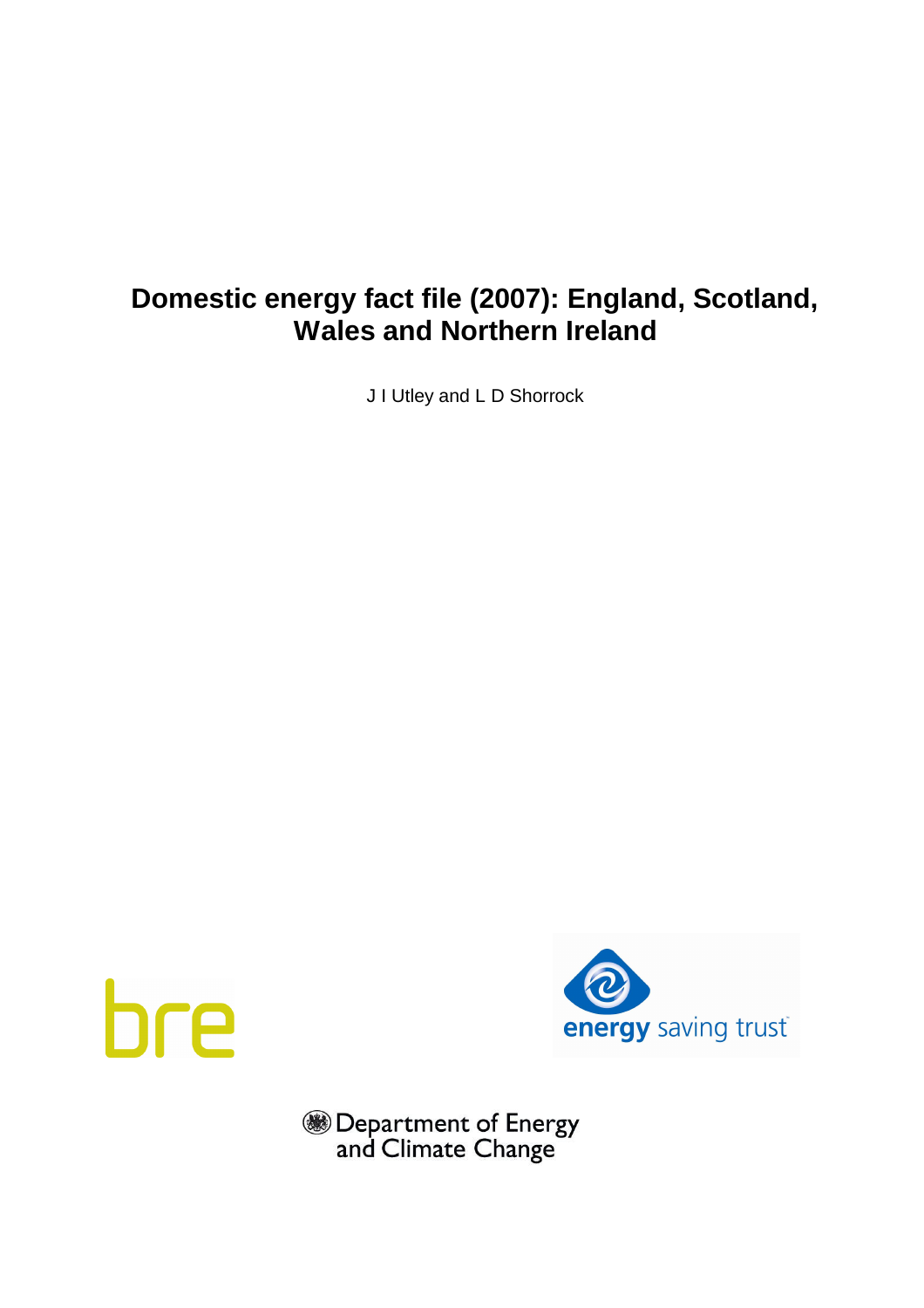# Domestic energy fact file (2007): England, Scotland, Wales and Northern Ireland

J I Utley and L D Shorrock

bre

energy saving trust

Department of Energy and Climate Change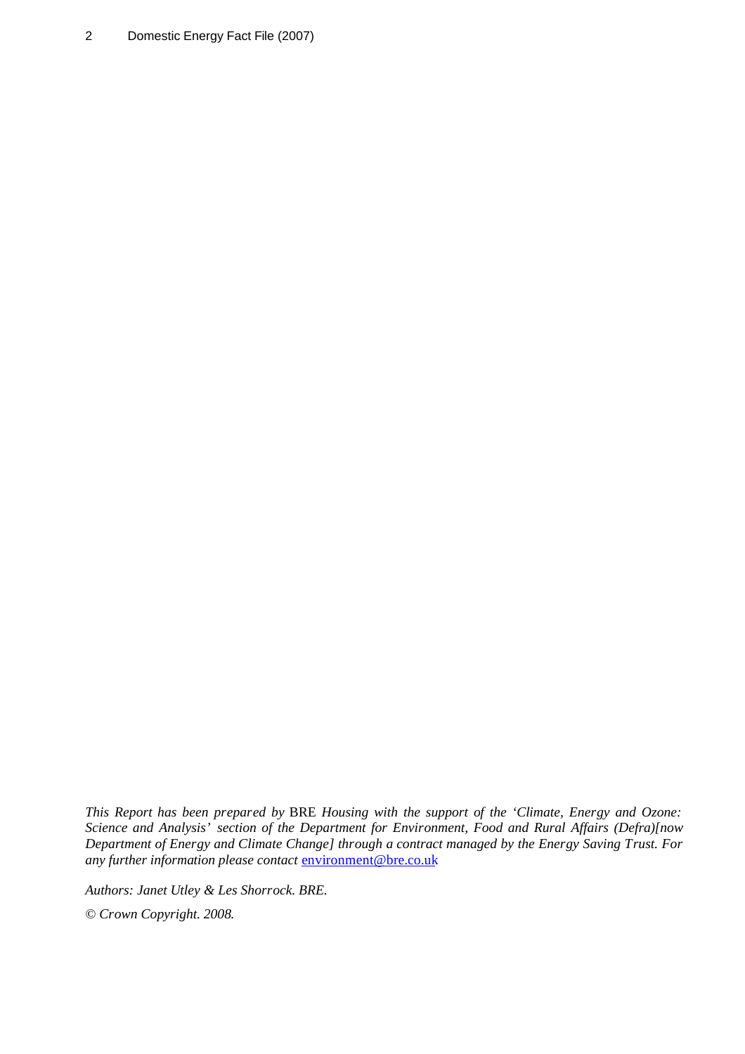*This Report has been prepared by* BRE *Housing with the support of the 'Climate, Energy and Ozone: Science and Analysis' section of the Department for Environment, Food and Rural Affairs (Defra)[now Department of Energy and Climate Change] through a contract managed by the Energy Saving Trust. For any further information please contact* environment@bre.co.uk

*Authors: Janet Utley & Les Shorrock. BRE.*

*© Crown Copyright. 2008.*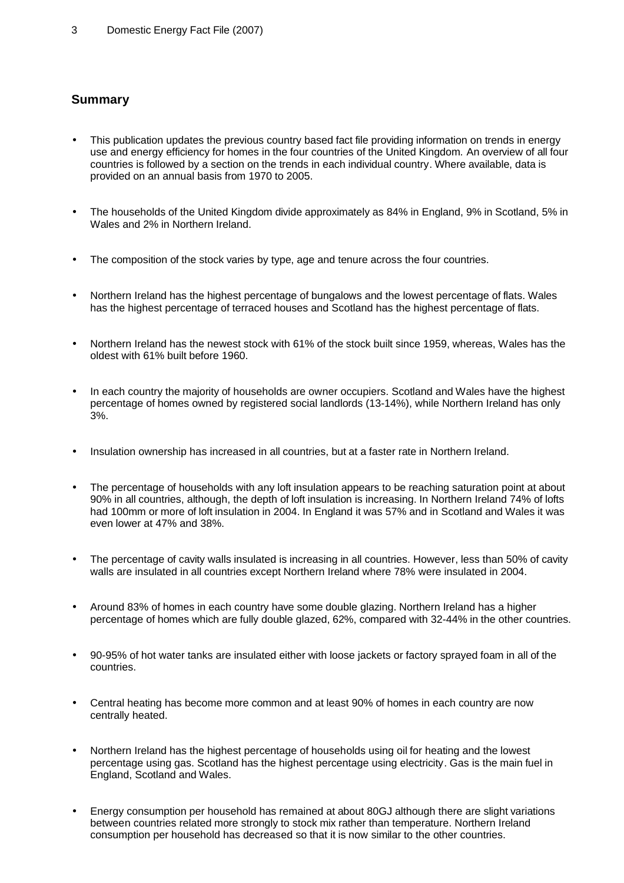## Summary

- This publication updates the previous country based fact file providing information on trends in energy use and energy efficiency for homes in the four countries of the United Kingdom. An overview of all four countries is followed by a section on the trends in each individual country. Where available, data is provided on an annual basis from 1970 to 2005.

- The households of the United Kingdom divide approximately as 84% in England, 9% in Scotland, 5% in Wales and 2% in Northern Ireland.

- The composition of the stock varies by type, age and tenure across the four countries.

- Northern Ireland has the highest percentage of bungalows and the lowest percentage of flats. Wales has the highest percentage of terraced houses and Scotland has the highest percentage of flats.

- Northern Ireland has the newest stock with 61% of the stock built since 1959, whereas, Wales has the oldest with 61% built before 1960.

- In each country the majority of households are owner occupiers. Scotland and Wales have the highest percentage of homes owned by registered social landlords (13-14%), while Northern Ireland has only 3%.

- Insulation ownership has increased in all countries, but at a faster rate in Northern Ireland.

- The percentage of households with any loft insulation appears to be reaching saturation point at about 90% in all countries, although, the depth of loft insulation is increasing. In Northern Ireland 74% of lofts had 100mm or more of loft insulation in 2004. In England it was 57% and in Scotland and Wales it was even lower at 47% and 38%.

- The percentage of cavity walls insulated is increasing in all countries. However, less than 50% of cavity walls are insulated in all countries except Northern Ireland where 78% were insulated in 2004.

- Around 83% of homes in each country have some double glazing. Northern Ireland has a higher percentage of homes which are fully double glazed, 62%, compared with 32-44% in the other countries.

- 90-95% of hot water tanks are insulated either with loose jackets or factory sprayed foam in all of the countries.

- Central heating has become more common and at least 90% of homes in each country are now centrally heated.

- Northern Ireland has the highest percentage of households using oil for heating and the lowest percentage using gas. Scotland has the highest percentage using electricity. Gas is the main fuel in England, Scotland and Wales.

- Energy consumption per household has remained at about 80GJ although there are slight variations between countries related more strongly to stock mix rather than temperature. Northern Ireland consumption per household has decreased so that it is now similar to the other countries.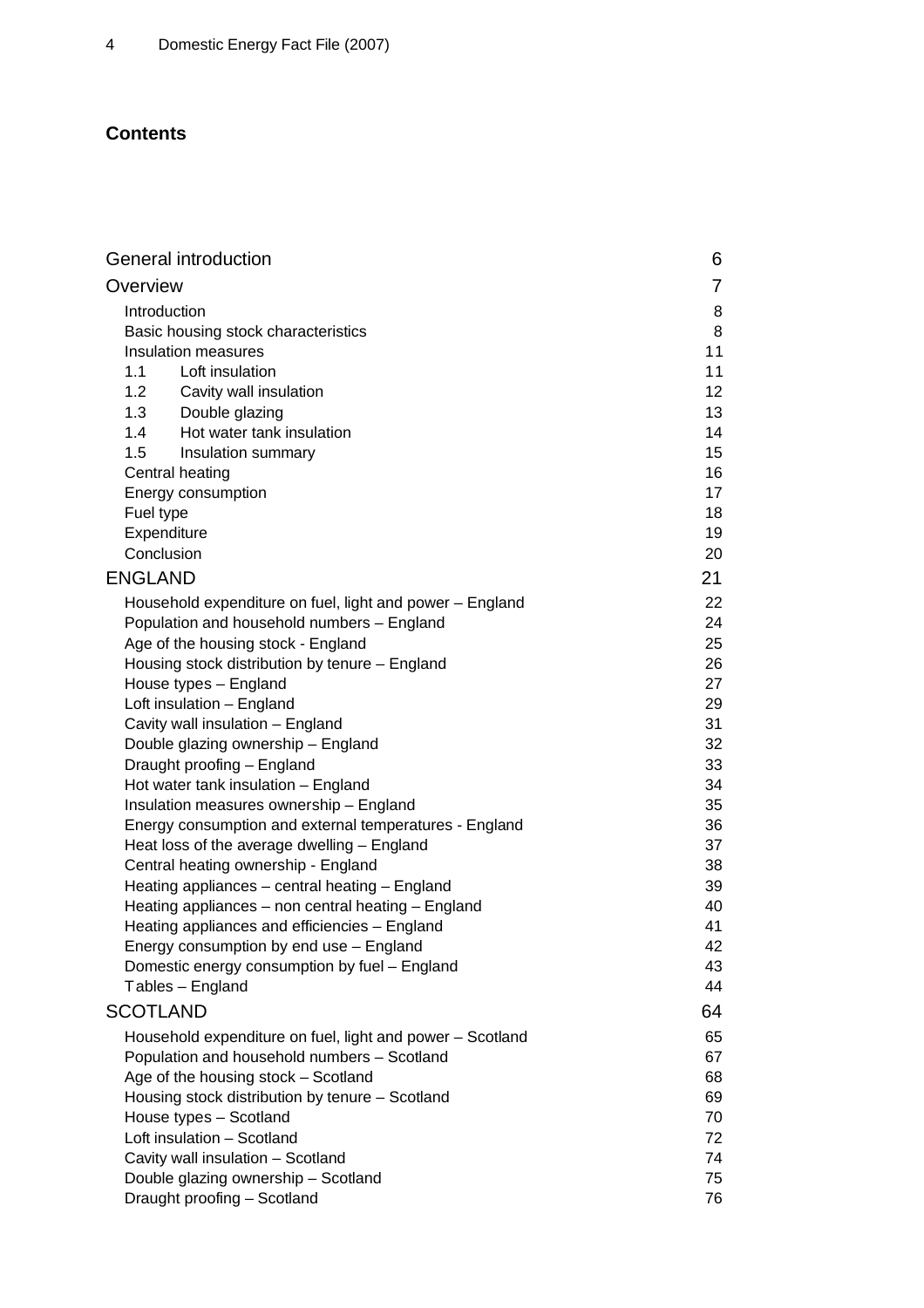## Contents

| | |
|---|---|
| General introduction | 6 |
| Overview | 7 |
| Introduction | 8 |
| Basic housing stock characteristics | 8 |
| Insulation measures | 11 |
| 1.1 Loft insulation | 11 |
| 1.2 Cavity wall insulation | 12 |
| 1.3 Double glazing | 13 |
| 1.4 Hot water tank insulation | 14 |
| 1.5 Insulation summary | 15 |
| Central heating | 16 |
| Energy consumption | 17 |
| Fuel type | 18 |
| Expenditure | 19 |
| Conclusion | 20 |
| ENGLAND | 21 |
| Household expenditure on fuel, light and power – England | 22 |
| Population and household numbers – England | 24 |
| Age of the housing stock - England | 25 |
| Housing stock distribution by tenure – England | 26 |
| House types – England | 27 |
| Loft insulation – England | 29 |
| Cavity wall insulation – England | 31 |
| Double glazing ownership – England | 32 |
| Draught proofing – England | 33 |
| Hot water tank insulation – England | 34 |
| Insulation measures ownership – England | 35 |
| Energy consumption and external temperatures - England | 36 |
| Heat loss of the average dwelling – England | 37 |
| Central heating ownership - England | 38 |
| Heating appliances – central heating – England | 39 |
| Heating appliances – non central heating – England | 40 |
| Heating appliances and efficiencies – England | 41 |
| Energy consumption by end use – England | 42 |
| Domestic energy consumption by fuel – England | 43 |
| Tables – England | 44 |
| SCOTLAND | 64 |
| Household expenditure on fuel, light and power – Scotland | 65 |
| Population and household numbers – Scotland | 67 |
| Age of the housing stock – Scotland | 68 |
| Housing stock distribution by tenure – Scotland | 69 |
| House types – Scotland | 70 |
| Loft insulation – Scotland | 72 |
| Cavity wall insulation – Scotland | 74 |
| Double glazing ownership – Scotland | 75 |
| Draught proofing – Scotland | 76 |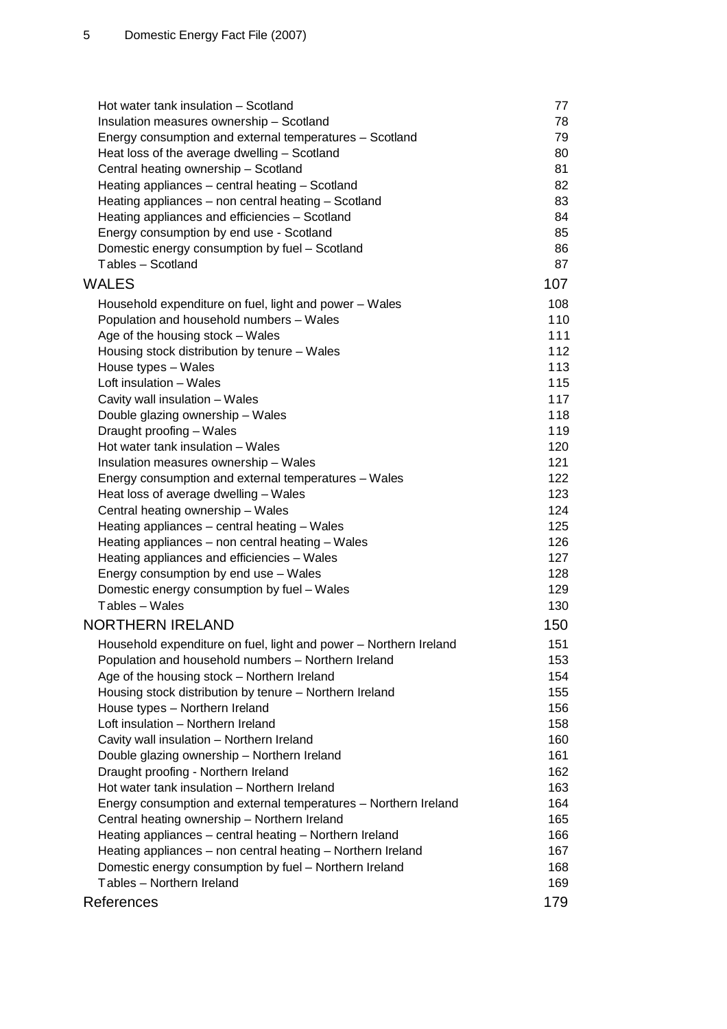| | |
|---|---|
| Hot water tank insulation – Scotland | 77 |
| Insulation measures ownership – Scotland | 78 |
| Energy consumption and external temperatures – Scotland | 79 |
| Heat loss of the average dwelling – Scotland | 80 |
| Central heating ownership – Scotland | 81 |
| Heating appliances – central heating – Scotland | 82 |
| Heating appliances – non central heating – Scotland | 83 |
| Heating appliances and efficiencies – Scotland | 84 |
| Energy consumption by end use - Scotland | 85 |
| Domestic energy consumption by fuel – Scotland | 86 |
| Tables – Scotland | 87 |
| **WALES** | **107** |
| Household expenditure on fuel, light and power – Wales | 108 |
| Population and household numbers – Wales | 110 |
| Age of the housing stock – Wales | 111 |
| Housing stock distribution by tenure – Wales | 112 |
| House types – Wales | 113 |
| Loft insulation – Wales | 115 |
| Cavity wall insulation – Wales | 117 |
| Double glazing ownership – Wales | 118 |
| Draught proofing – Wales | 119 |
| Hot water tank insulation – Wales | 120 |
| Insulation measures ownership – Wales | 121 |
| Energy consumption and external temperatures – Wales | 122 |
| Heat loss of average dwelling – Wales | 123 |
| Central heating ownership – Wales | 124 |
| Heating appliances – central heating – Wales | 125 |
| Heating appliances – non central heating – Wales | 126 |
| Heating appliances and efficiencies – Wales | 127 |
| Energy consumption by end use – Wales | 128 |
| Domestic energy consumption by fuel – Wales | 129 |
| Tables – Wales | 130 |
| **NORTHERN IRELAND** | **150** |
| Household expenditure on fuel, light and power – Northern Ireland | 151 |
| Population and household numbers – Northern Ireland | 153 |
| Age of the housing stock – Northern Ireland | 154 |
| Housing stock distribution by tenure – Northern Ireland | 155 |
| House types – Northern Ireland | 156 |
| Loft insulation – Northern Ireland | 158 |
| Cavity wall insulation – Northern Ireland | 160 |
| Double glazing ownership – Northern Ireland | 161 |
| Draught proofing - Northern Ireland | 162 |
| Hot water tank insulation – Northern Ireland | 163 |
| Energy consumption and external temperatures – Northern Ireland | 164 |
| Central heating ownership – Northern Ireland | 165 |
| Heating appliances – central heating – Northern Ireland | 166 |
| Heating appliances – non central heating – Northern Ireland | 167 |
| Domestic energy consumption by fuel – Northern Ireland | 168 |
| Tables – Northern Ireland | 169 |
| **References** | **179** |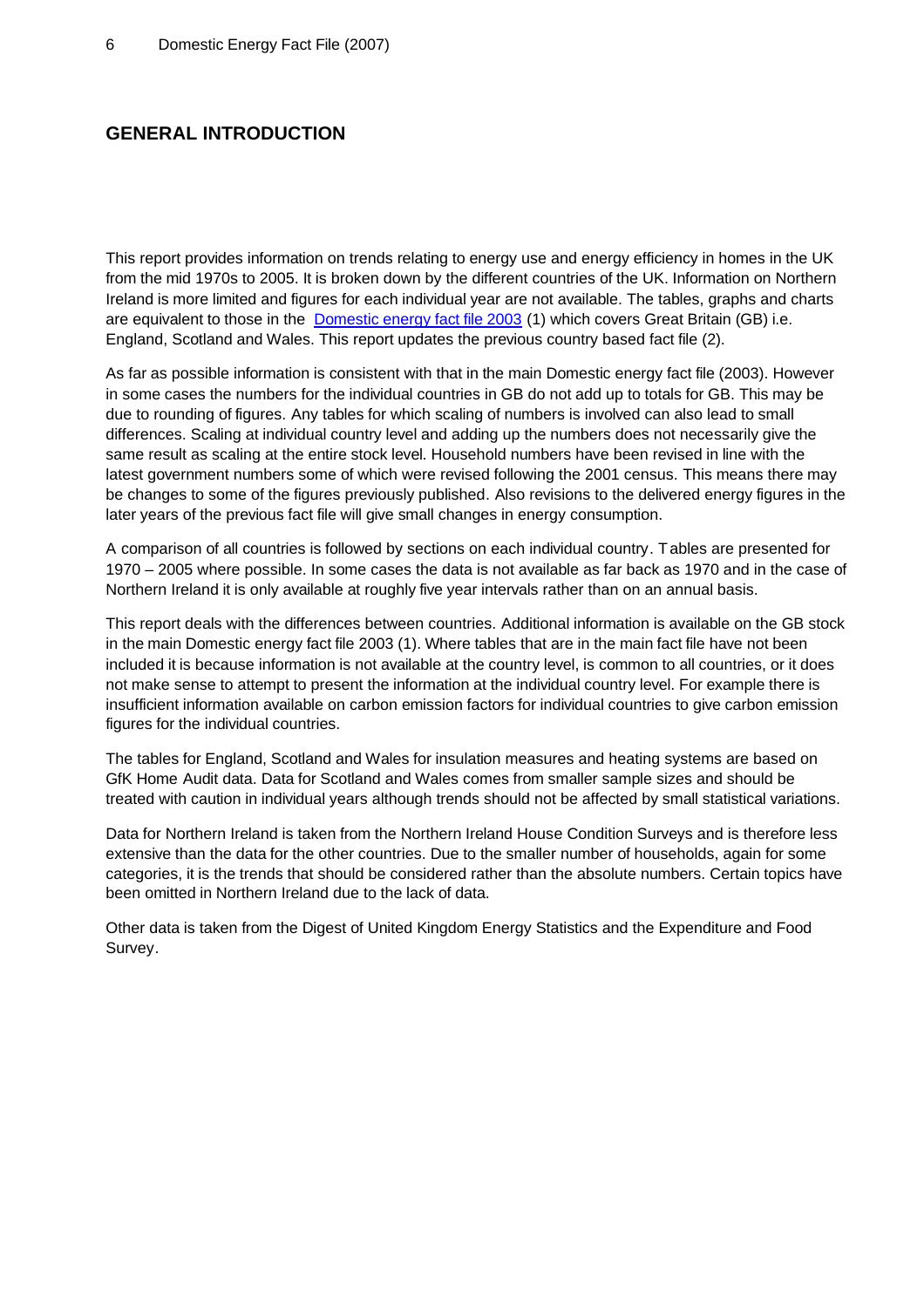## GENERAL INTRODUCTION

This report provides information on trends relating to energy use and energy efficiency in homes in the UK from the mid 1970s to 2005. It is broken down by the different countries of the UK. Information on Northern Ireland is more limited and figures for each individual year are not available. The tables, graphs and charts are equivalent to those in the Domestic energy fact file 2003 (1) which covers Great Britain (GB) i.e. England, Scotland and Wales. This report updates the previous country based fact file (2).

As far as possible information is consistent with that in the main Domestic energy fact file (2003). However in some cases the numbers for the individual countries in GB do not add up to totals for GB. This may be due to rounding of figures. Any tables for which scaling of numbers is involved can also lead to small differences. Scaling at individual country level and adding up the numbers does not necessarily give the same result as scaling at the entire stock level. Household numbers have been revised in line with the latest government numbers some of which were revised following the 2001 census. This means there may be changes to some of the figures previously published. Also revisions to the delivered energy figures in the later years of the previous fact file will give small changes in energy consumption.

A comparison of all countries is followed by sections on each individual country. Tables are presented for 1970 – 2005 where possible. In some cases the data is not available as far back as 1970 and in the case of Northern Ireland it is only available at roughly five year intervals rather than on an annual basis.

This report deals with the differences between countries. Additional information is available on the GB stock in the main Domestic energy fact file 2003 (1). Where tables that are in the main fact file have not been included it is because information is not available at the country level, is common to all countries, or it does not make sense to attempt to present the information at the individual country level. For example there is insufficient information available on carbon emission factors for individual countries to give carbon emission figures for the individual countries.

The tables for England, Scotland and Wales for insulation measures and heating systems are based on GfK Home Audit data. Data for Scotland and Wales comes from smaller sample sizes and should be treated with caution in individual years although trends should not be affected by small statistical variations.

Data for Northern Ireland is taken from the Northern Ireland House Condition Surveys and is therefore less extensive than the data for the other countries. Due to the smaller number of households, again for some categories, it is the trends that should be considered rather than the absolute numbers. Certain topics have been omitted in Northern Ireland due to the lack of data.

Other data is taken from the Digest of United Kingdom Energy Statistics and the Expenditure and Food Survey.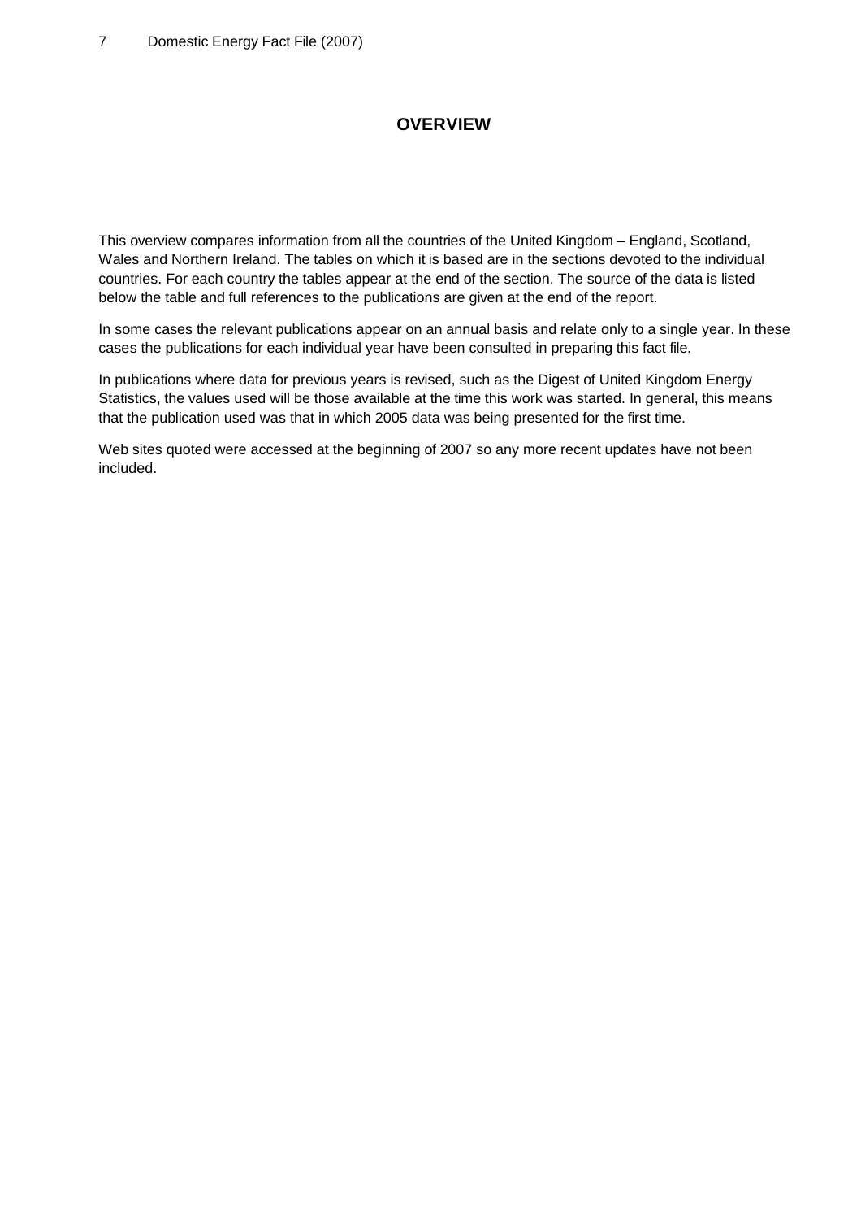# OVERVIEW

This overview compares information from all the countries of the United Kingdom – England, Scotland, Wales and Northern Ireland. The tables on which it is based are in the sections devoted to the individual countries. For each country the tables appear at the end of the section. The source of the data is listed below the table and full references to the publications are given at the end of the report.

In some cases the relevant publications appear on an annual basis and relate only to a single year. In these cases the publications for each individual year have been consulted in preparing this fact file.

In publications where data for previous years is revised, such as the Digest of United Kingdom Energy Statistics, the values used will be those available at the time this work was started. In general, this means that the publication used was that in which 2005 data was being presented for the first time.

Web sites quoted were accessed at the beginning of 2007 so any more recent updates have not been included.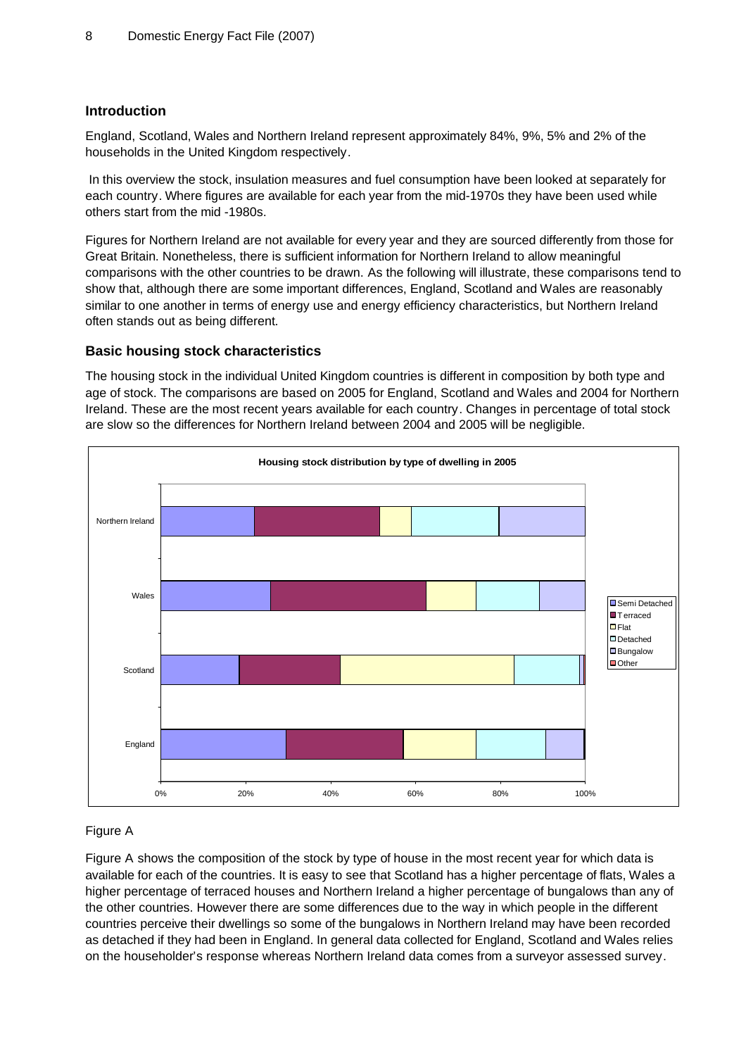## Introduction

England, Scotland, Wales and Northern Ireland represent approximately 84%, 9%, 5% and 2% of the households in the United Kingdom respectively.

In this overview the stock, insulation measures and fuel consumption have been looked at separately for each country. Where figures are available for each year from the mid-1970s they have been used while others start from the mid -1980s.

Figures for Northern Ireland are not available for every year and they are sourced differently from those for Great Britain. Nonetheless, there is sufficient information for Northern Ireland to allow meaningful comparisons with the other countries to be drawn. As the following will illustrate, these comparisons tend to show that, although there are some important differences, England, Scotland and Wales are reasonably similar to one another in terms of energy use and energy efficiency characteristics, but Northern Ireland often stands out as being different.

## Basic housing stock characteristics

The housing stock in the individual United Kingdom countries is different in composition by both type and age of stock. The comparisons are based on 2005 for England, Scotland and Wales and 2004 for Northern Ireland. These are the most recent years available for each country. Changes in percentage of total stock are slow so the differences for Northern Ireland between 2004 and 2005 will be negligible.

**Housing stock distribution by type of dwelling in 2005**

Figure A

Figure A shows the composition of the stock by type of house in the most recent year for which data is available for each of the countries. It is easy to see that Scotland has a higher percentage of flats, Wales a higher percentage of terraced houses and Northern Ireland a higher percentage of bungalows than any of the other countries. However there are some differences due to the way in which people in the different countries perceive their dwellings so some of the bungalows in Northern Ireland may have been recorded as detached if they had been in England. In general data collected for England, Scotland and Wales relies on the householder's response whereas Northern Ireland data comes from a surveyor assessed survey.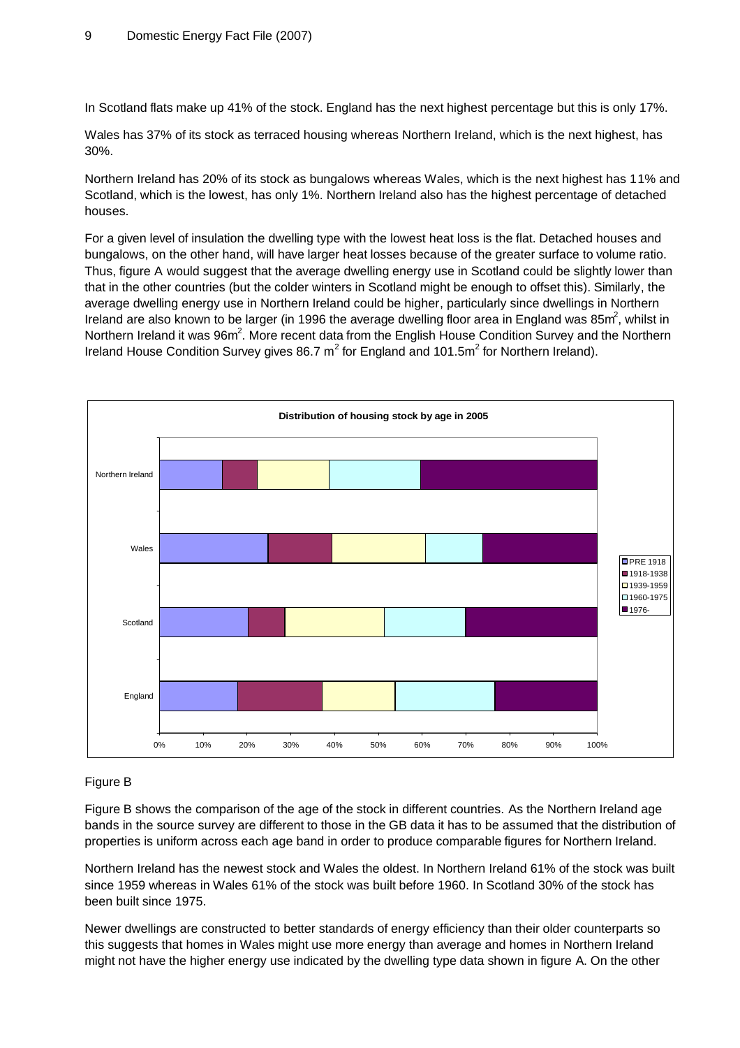In Scotland flats make up 41% of the stock. England has the next highest percentage but this is only 17%.

Wales has 37% of its stock as terraced housing whereas Northern Ireland, which is the next highest, has 30%.

Northern Ireland has 20% of its stock as bungalows whereas Wales, which is the next highest has 11% and Scotland, which is the lowest, has only 1%. Northern Ireland also has the highest percentage of detached houses.

For a given level of insulation the dwelling type with the lowest heat loss is the flat. Detached houses and bungalows, on the other hand, will have larger heat losses because of the greater surface to volume ratio. Thus, figure A would suggest that the average dwelling energy use in Scotland could be slightly lower than that in the other countries (but the colder winters in Scotland might be enough to offset this). Similarly, the average dwelling energy use in Northern Ireland could be higher, particularly since dwellings in Northern Ireland are also known to be larger (in 1996 the average dwelling floor area in England was $85m^2$, whilst in Northern Ireland it was $96m^2$. More recent data from the English House Condition Survey and the Northern Ireland House Condition Survey gives 86.7 $m^2$ for England and $101.5m^2$ for Northern Ireland).

**Distribution of housing stock by age in 2005**

Figure B

Figure B shows the comparison of the age of the stock in different countries. As the Northern Ireland age bands in the source survey are different to those in the GB data it has to be assumed that the distribution of properties is uniform across each age band in order to produce comparable figures for Northern Ireland.

Northern Ireland has the newest stock and Wales the oldest. In Northern Ireland 61% of the stock was built since 1959 whereas in Wales 61% of the stock was built before 1960. In Scotland 30% of the stock has been built since 1975.

Newer dwellings are constructed to better standards of energy efficiency than their older counterparts so this suggests that homes in Wales might use more energy than average and homes in Northern Ireland might not have the higher energy use indicated by the dwelling type data shown in figure A. On the other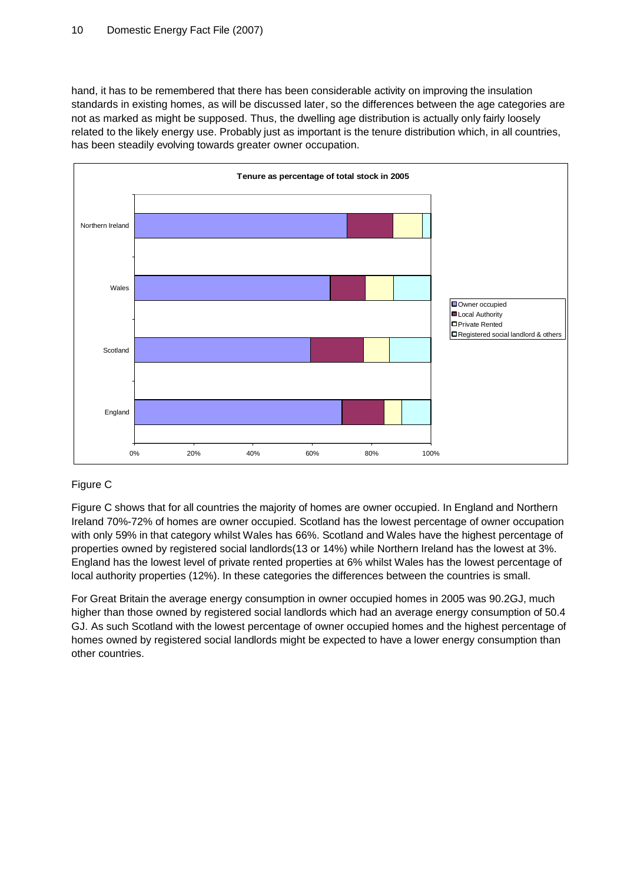hand, it has to be remembered that there has been considerable activity on improving the insulation standards in existing homes, as will be discussed later, so the differences between the age categories are not as marked as might be supposed. Thus, the dwelling age distribution is actually only fairly loosely related to the likely energy use. Probably just as important is the tenure distribution which, in all countries, has been steadily evolving towards greater owner occupation.

Figure C

Figure C shows that for all countries the majority of homes are owner occupied. In England and Northern Ireland 70%-72% of homes are owner occupied. Scotland has the lowest percentage of owner occupation with only 59% in that category whilst Wales has 66%. Scotland and Wales have the highest percentage of properties owned by registered social landlords(13 or 14%) while Northern Ireland has the lowest at 3%. England has the lowest level of private rented properties at 6% whilst Wales has the lowest percentage of local authority properties (12%). In these categories the differences between the countries is small.

For Great Britain the average energy consumption in owner occupied homes in 2005 was 90.2GJ, much higher than those owned by registered social landlords which had an average energy consumption of 50.4 GJ. As such Scotland with the lowest percentage of owner occupied homes and the highest percentage of homes owned by registered social landlords might be expected to have a lower energy consumption than other countries.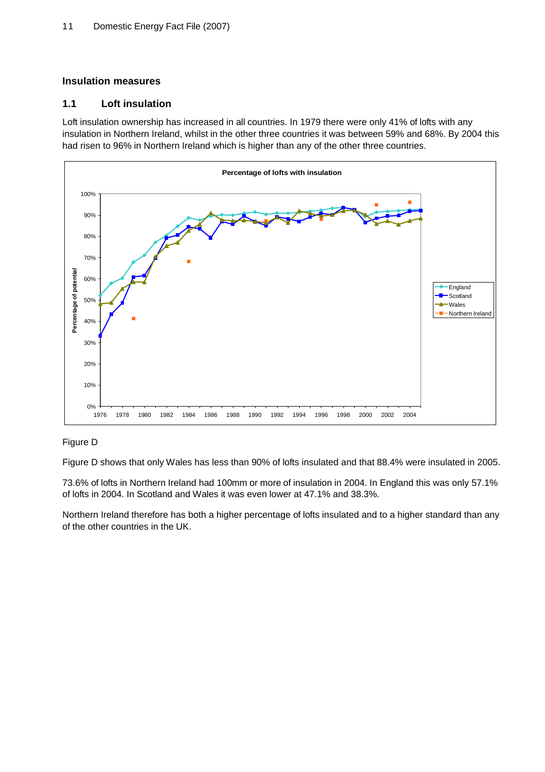## Insulation measures

### 1.1 Loft insulation

Loft insulation ownership has increased in all countries. In 1979 there were only 41% of lofts with any insulation in Northern Ireland, whilst in the other three countries it was between 59% and 68%. By 2004 this had risen to 96% in Northern Ireland which is higher than any of the other three countries.

Figure D

Figure D shows that only Wales has less than 90% of lofts insulated and that 88.4% were insulated in 2005.

73.6% of lofts in Northern Ireland had 100mm or more of insulation in 2004. In England this was only 57.1% of lofts in 2004. In Scotland and Wales it was even lower at 47.1% and 38.3%.

Northern Ireland therefore has both a higher percentage of lofts insulated and to a higher standard than any of the other countries in the UK.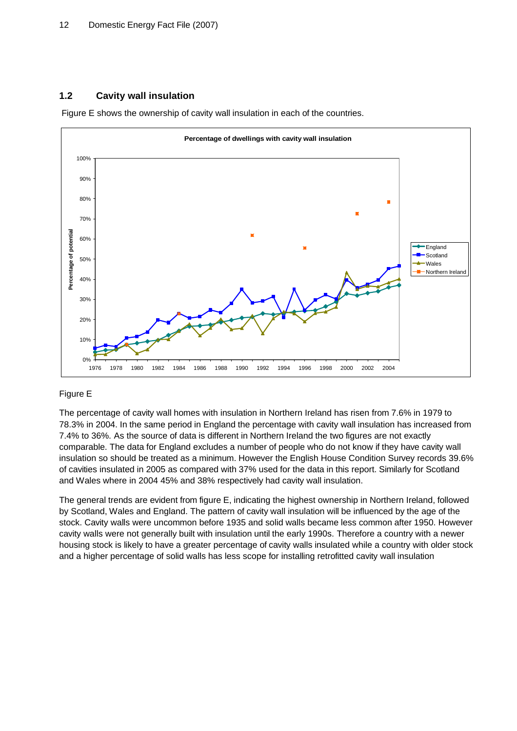## 1.2 Cavity wall insulation

Figure E shows the ownership of cavity wall insulation in each of the countries.

Figure E

The percentage of cavity wall homes with insulation in Northern Ireland has risen from 7.6% in 1979 to 78.3% in 2004. In the same period in England the percentage with cavity wall insulation has increased from 7.4% to 36%. As the source of data is different in Northern Ireland the two figures are not exactly comparable. The data for England excludes a number of people who do not know if they have cavity wall insulation so should be treated as a minimum. However the English House Condition Survey records 39.6% of cavities insulated in 2005 as compared with 37% used for the data in this report. Similarly for Scotland and Wales where in 2004 45% and 38% respectively had cavity wall insulation.

The general trends are evident from figure E, indicating the highest ownership in Northern Ireland, followed by Scotland, Wales and England. The pattern of cavity wall insulation will be influenced by the age of the stock. Cavity walls were uncommon before 1935 and solid walls became less common after 1950. However cavity walls were not generally built with insulation until the early 1990s. Therefore a country with a newer housing stock is likely to have a greater percentage of cavity walls insulated while a country with older stock and a higher percentage of solid walls has less scope for installing retrofitted cavity wall insulation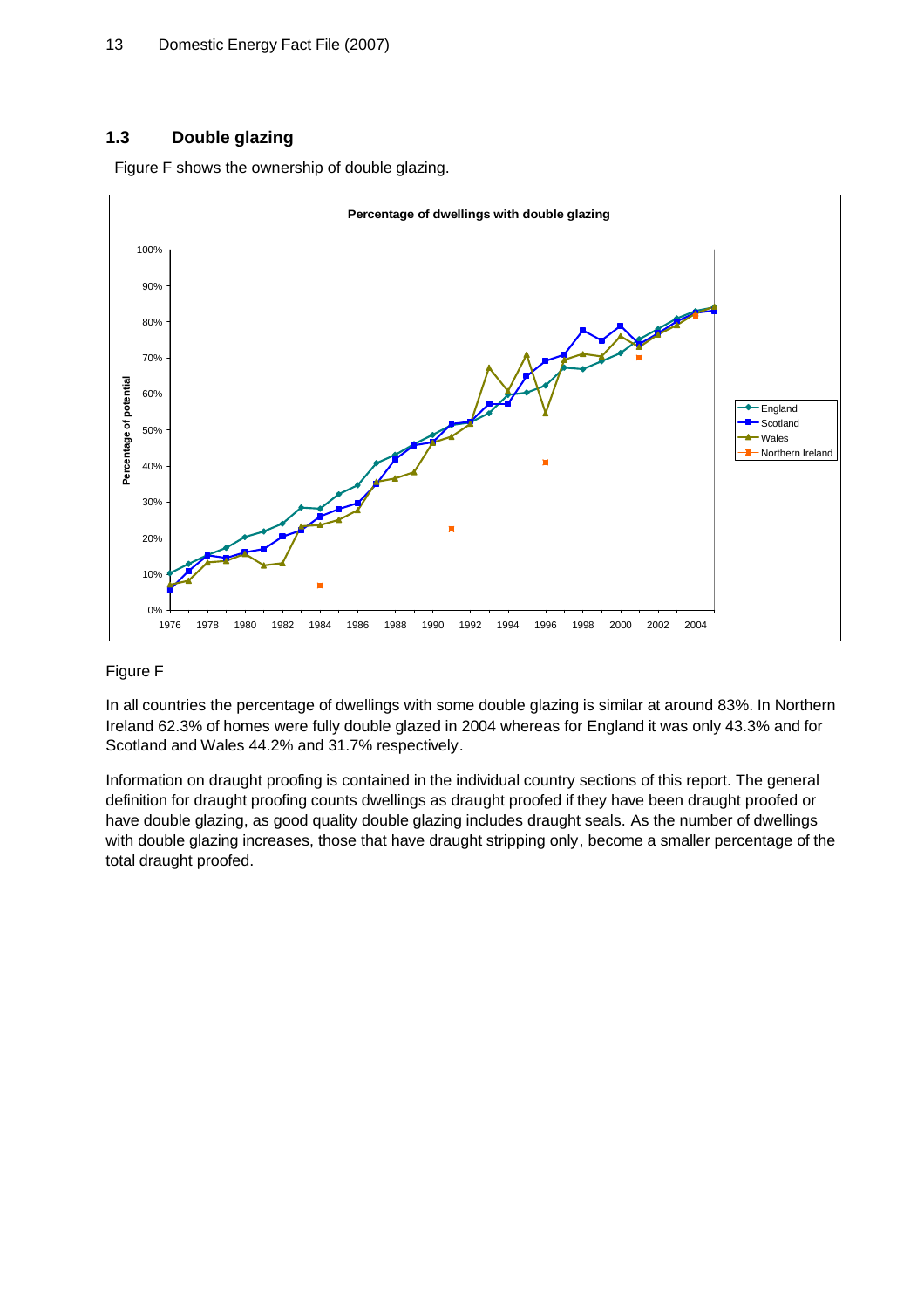## 1.3 Double glazing

Figure F shows the ownership of double glazing.

Figure F

In all countries the percentage of dwellings with some double glazing is similar at around 83%. In Northern Ireland 62.3% of homes were fully double glazed in 2004 whereas for England it was only 43.3% and for Scotland and Wales 44.2% and 31.7% respectively.

Information on draught proofing is contained in the individual country sections of this report. The general definition for draught proofing counts dwellings as draught proofed if they have been draught proofed or have double glazing, as good quality double glazing includes draught seals. As the number of dwellings with double glazing increases, those that have draught stripping only, become a smaller percentage of the total draught proofed.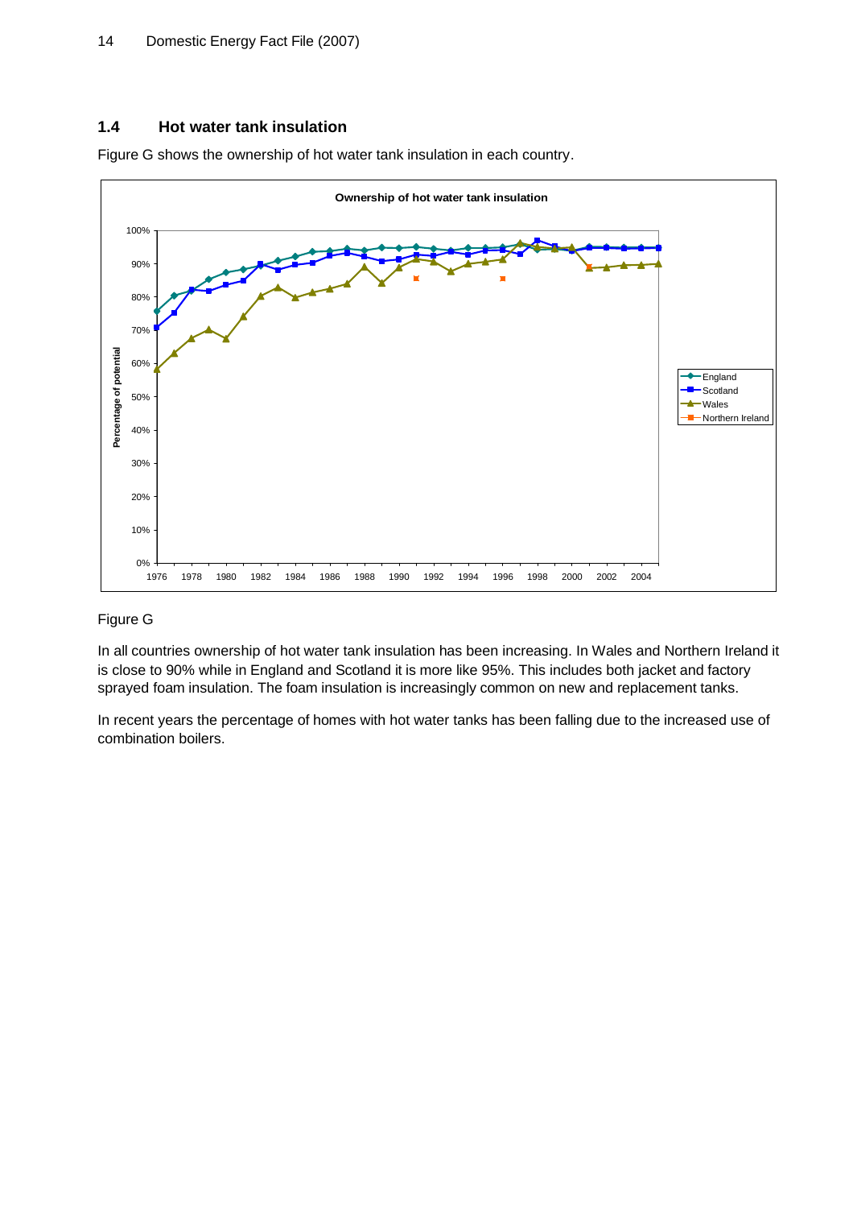## 1.4 Hot water tank insulation

Figure G shows the ownership of hot water tank insulation in each country.

Figure G

In all countries ownership of hot water tank insulation has been increasing. In Wales and Northern Ireland it is close to 90% while in England and Scotland it is more like 95%. This includes both jacket and factory sprayed foam insulation. The foam insulation is increasingly common on new and replacement tanks.

In recent years the percentage of homes with hot water tanks has been falling due to the increased use of combination boilers.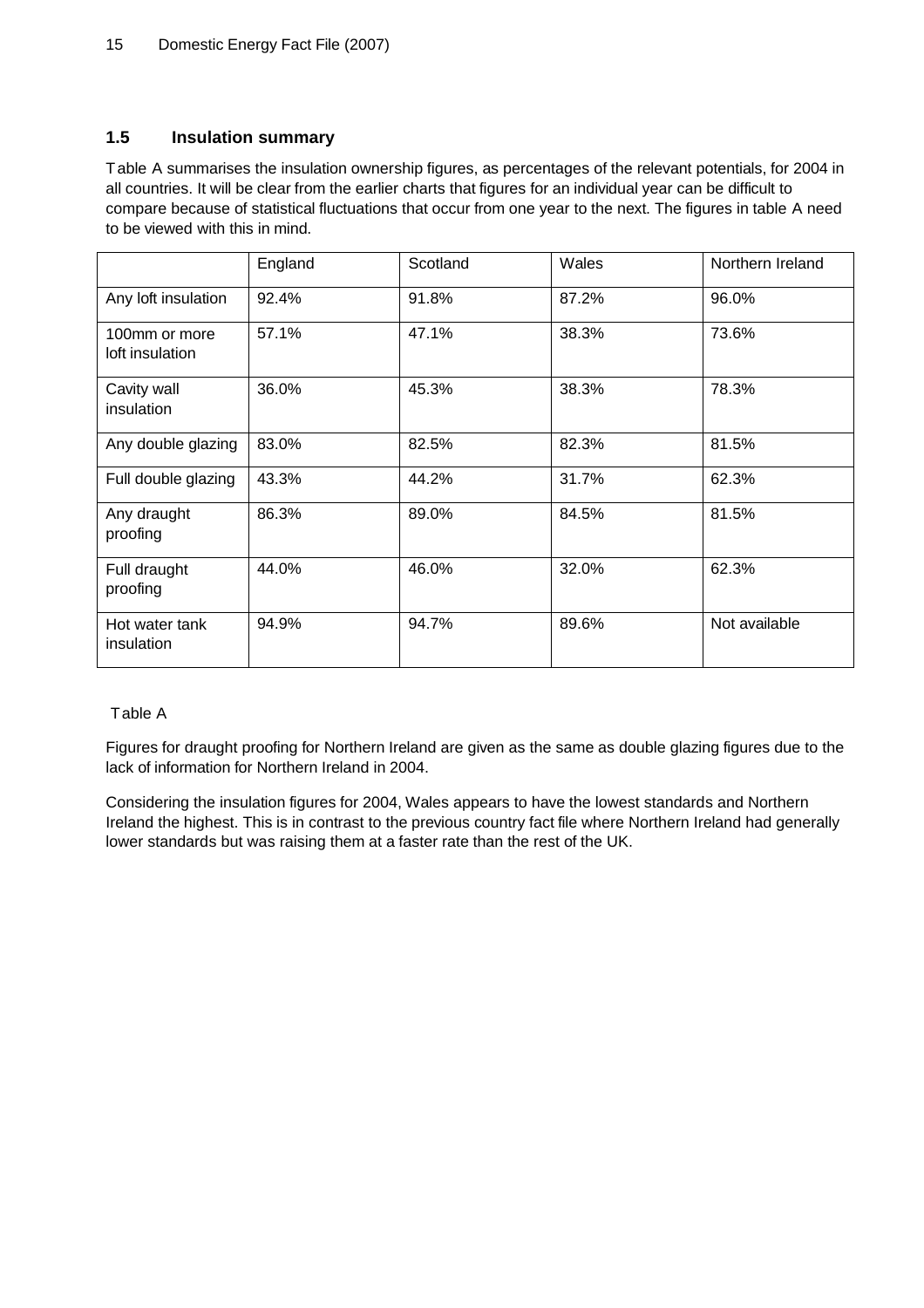## 1.5 Insulation summary

Table A summarises the insulation ownership figures, as percentages of the relevant potentials, for 2004 in all countries. It will be clear from the earlier charts that figures for an individual year can be difficult to compare because of statistical fluctuations that occur from one year to the next. The figures in table A need to be viewed with this in mind.

| | England | Scotland | Wales | Northern Ireland |
|---|---|---|---|---|
| Any loft insulation | 92.4% | 91.8% | 87.2% | 96.0% |
| 100mm or more loft insulation | 57.1% | 47.1% | 38.3% | 73.6% |
| Cavity wall insulation | 36.0% | 45.3% | 38.3% | 78.3% |
| Any double glazing | 83.0% | 82.5% | 82.3% | 81.5% |
| Full double glazing | 43.3% | 44.2% | 31.7% | 62.3% |
| Any draught proofing | 86.3% | 89.0% | 84.5% | 81.5% |
| Full draught proofing | 44.0% | 46.0% | 32.0% | 62.3% |
| Hot water tank insulation | 94.9% | 94.7% | 89.6% | Not available |

Table A

Figures for draught proofing for Northern Ireland are given as the same as double glazing figures due to the lack of information for Northern Ireland in 2004.

Considering the insulation figures for 2004, Wales appears to have the lowest standards and Northern Ireland the highest. This is in contrast to the previous country fact file where Northern Ireland had generally lower standards but was raising them at a faster rate than the rest of the UK.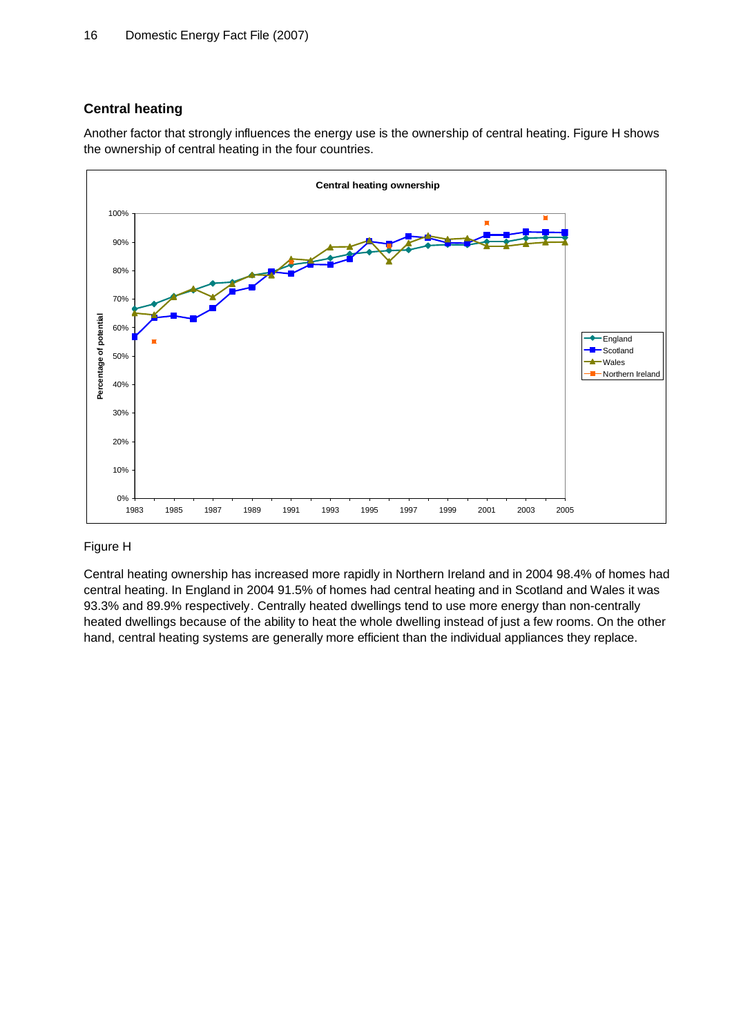## Central heating

Another factor that strongly influences the energy use is the ownership of central heating. Figure H shows the ownership of central heating in the four countries.

Figure H

Central heating ownership has increased more rapidly in Northern Ireland and in 2004 98.4% of homes had central heating. In England in 2004 91.5% of homes had central heating and in Scotland and Wales it was 93.3% and 89.9% respectively. Centrally heated dwellings tend to use more energy than non-centrally heated dwellings because of the ability to heat the whole dwelling instead of just a few rooms. On the other hand, central heating systems are generally more efficient than the individual appliances they replace.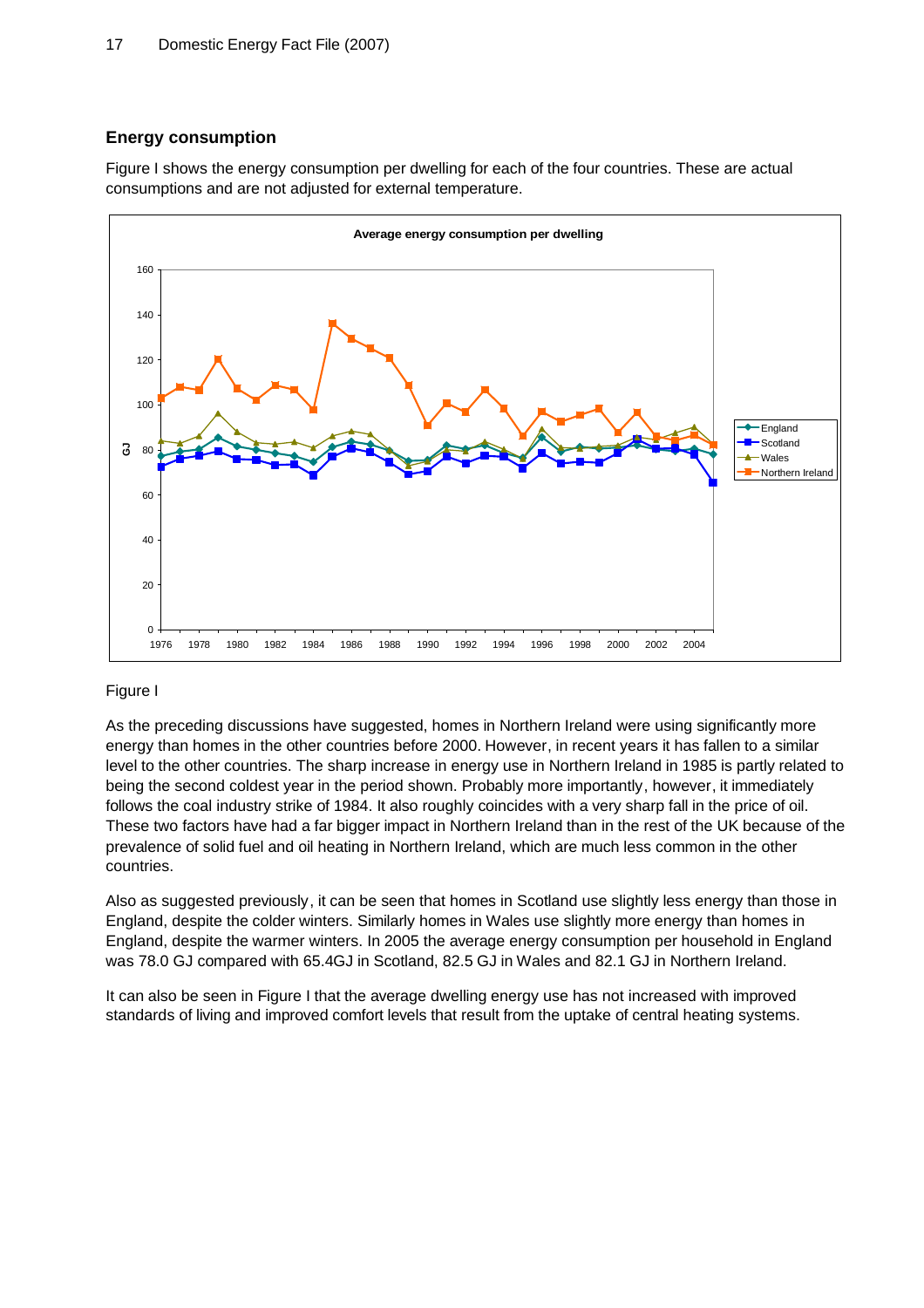## Energy consumption

Figure I shows the energy consumption per dwelling for each of the four countries. These are actual consumptions and are not adjusted for external temperature.

Figure I

As the preceding discussions have suggested, homes in Northern Ireland were using significantly more energy than homes in the other countries before 2000. However, in recent years it has fallen to a similar level to the other countries. The sharp increase in energy use in Northern Ireland in 1985 is partly related to being the second coldest year in the period shown. Probably more importantly, however, it immediately follows the coal industry strike of 1984. It also roughly coincides with a very sharp fall in the price of oil. These two factors have had a far bigger impact in Northern Ireland than in the rest of the UK because of the prevalence of solid fuel and oil heating in Northern Ireland, which are much less common in the other countries.

Also as suggested previously, it can be seen that homes in Scotland use slightly less energy than those in England, despite the colder winters. Similarly homes in Wales use slightly more energy than homes in England, despite the warmer winters. In 2005 the average energy consumption per household in England was 78.0 GJ compared with 65.4GJ in Scotland, 82.5 GJ in Wales and 82.1 GJ in Northern Ireland.

It can also be seen in Figure I that the average dwelling energy use has not increased with improved standards of living and improved comfort levels that result from the uptake of central heating systems.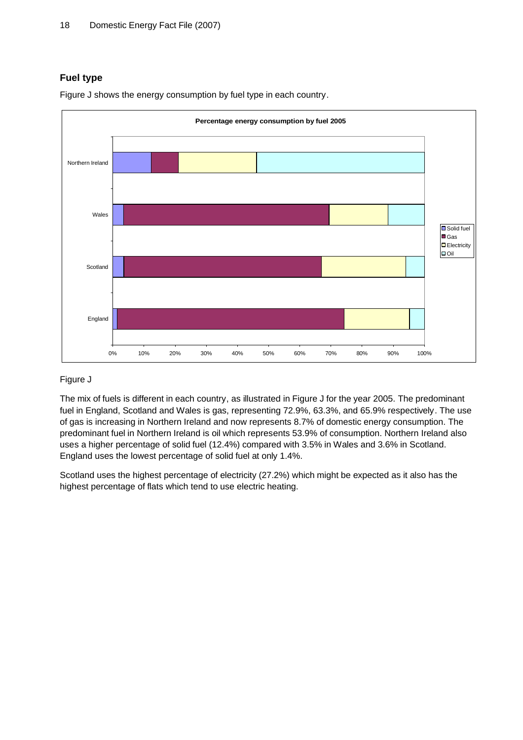## Fuel type

Figure J shows the energy consumption by fuel type in each country.

Figure J

The mix of fuels is different in each country, as illustrated in Figure J for the year 2005. The predominant fuel in England, Scotland and Wales is gas, representing 72.9%, 63.3%, and 65.9% respectively. The use of gas is increasing in Northern Ireland and now represents 8.7% of domestic energy consumption. The predominant fuel in Northern Ireland is oil which represents 53.9% of consumption. Northern Ireland also uses a higher percentage of solid fuel (12.4%) compared with 3.5% in Wales and 3.6% in Scotland. England uses the lowest percentage of solid fuel at only 1.4%.

Scotland uses the highest percentage of electricity (27.2%) which might be expected as it also has the highest percentage of flats which tend to use electric heating.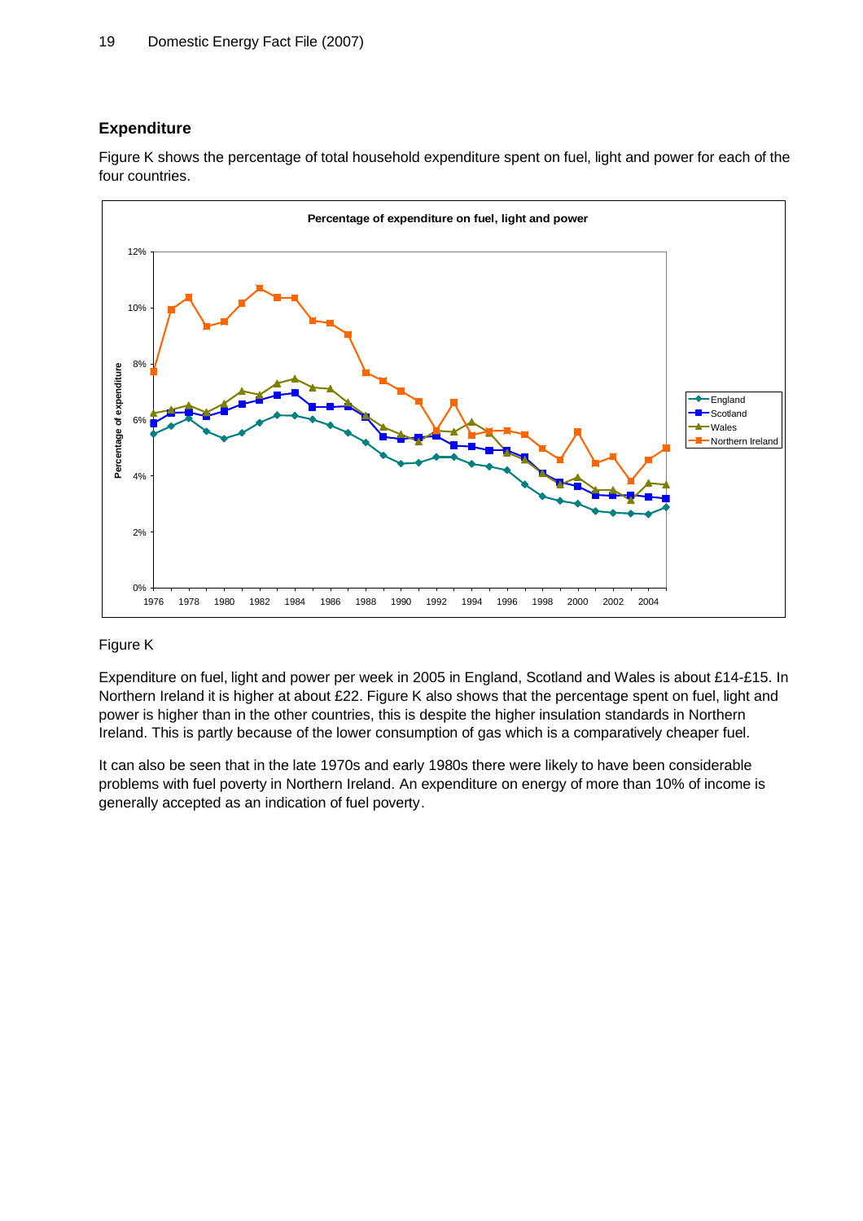## Expenditure

Figure K shows the percentage of total household expenditure spent on fuel, light and power for each of the four countries.

Figure K

Expenditure on fuel, light and power per week in 2005 in England, Scotland and Wales is about £14-£15. In Northern Ireland it is higher at about £22. Figure K also shows that the percentage spent on fuel, light and power is higher than in the other countries, this is despite the higher insulation standards in Northern Ireland. This is partly because of the lower consumption of gas which is a comparatively cheaper fuel.

It can also be seen that in the late 1970s and early 1980s there were likely to have been considerable problems with fuel poverty in Northern Ireland. An expenditure on energy of more than 10% of income is generally accepted as an indication of fuel poverty.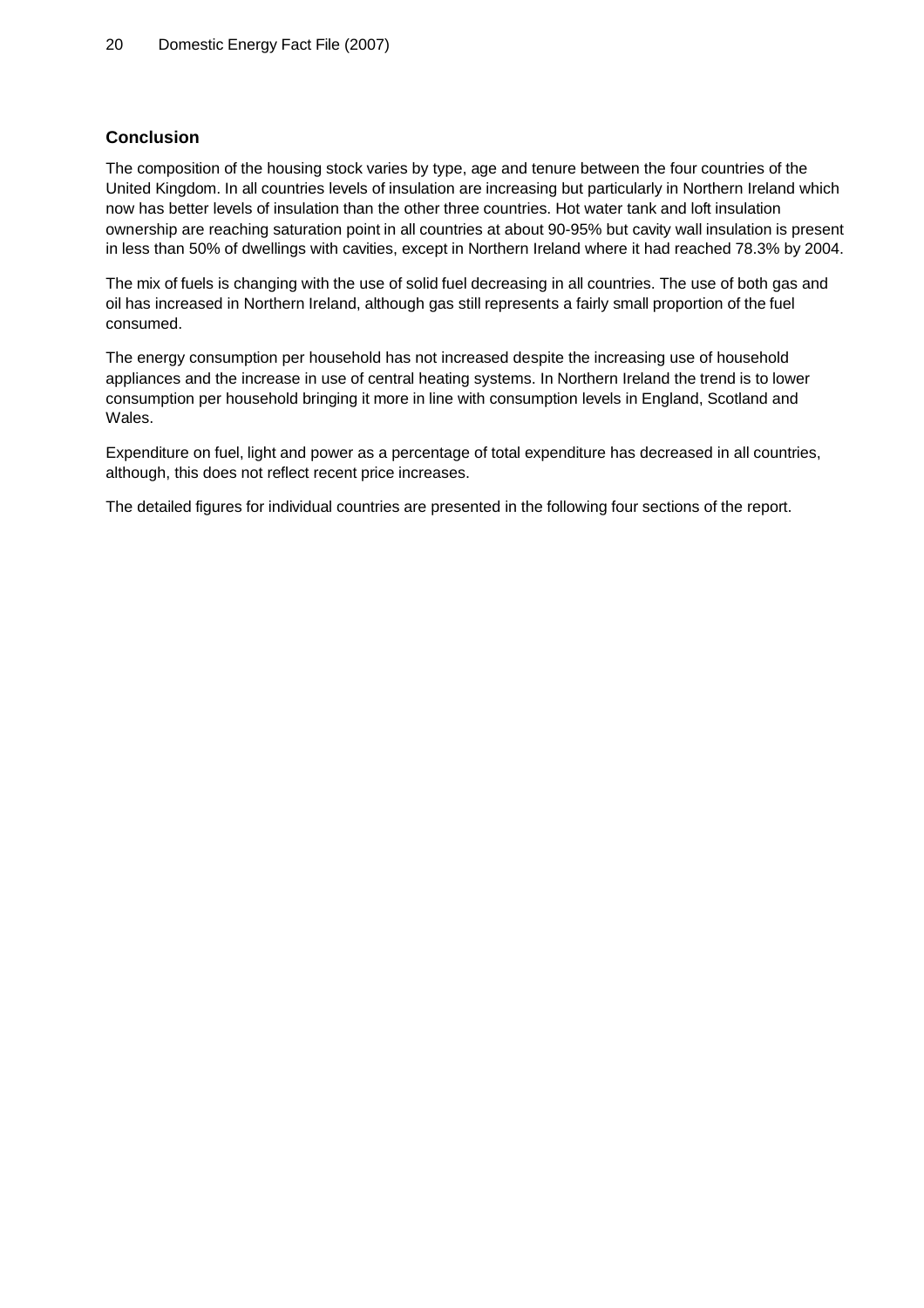## Conclusion

The composition of the housing stock varies by type, age and tenure between the four countries of the United Kingdom. In all countries levels of insulation are increasing but particularly in Northern Ireland which now has better levels of insulation than the other three countries. Hot water tank and loft insulation ownership are reaching saturation point in all countries at about 90-95% but cavity wall insulation is present in less than 50% of dwellings with cavities, except in Northern Ireland where it had reached 78.3% by 2004.

The mix of fuels is changing with the use of solid fuel decreasing in all countries. The use of both gas and oil has increased in Northern Ireland, although gas still represents a fairly small proportion of the fuel consumed.

The energy consumption per household has not increased despite the increasing use of household appliances and the increase in use of central heating systems. In Northern Ireland the trend is to lower consumption per household bringing it more in line with consumption levels in England, Scotland and Wales.

Expenditure on fuel, light and power as a percentage of total expenditure has decreased in all countries, although, this does not reflect recent price increases.

The detailed figures for individual countries are presented in the following four sections of the report.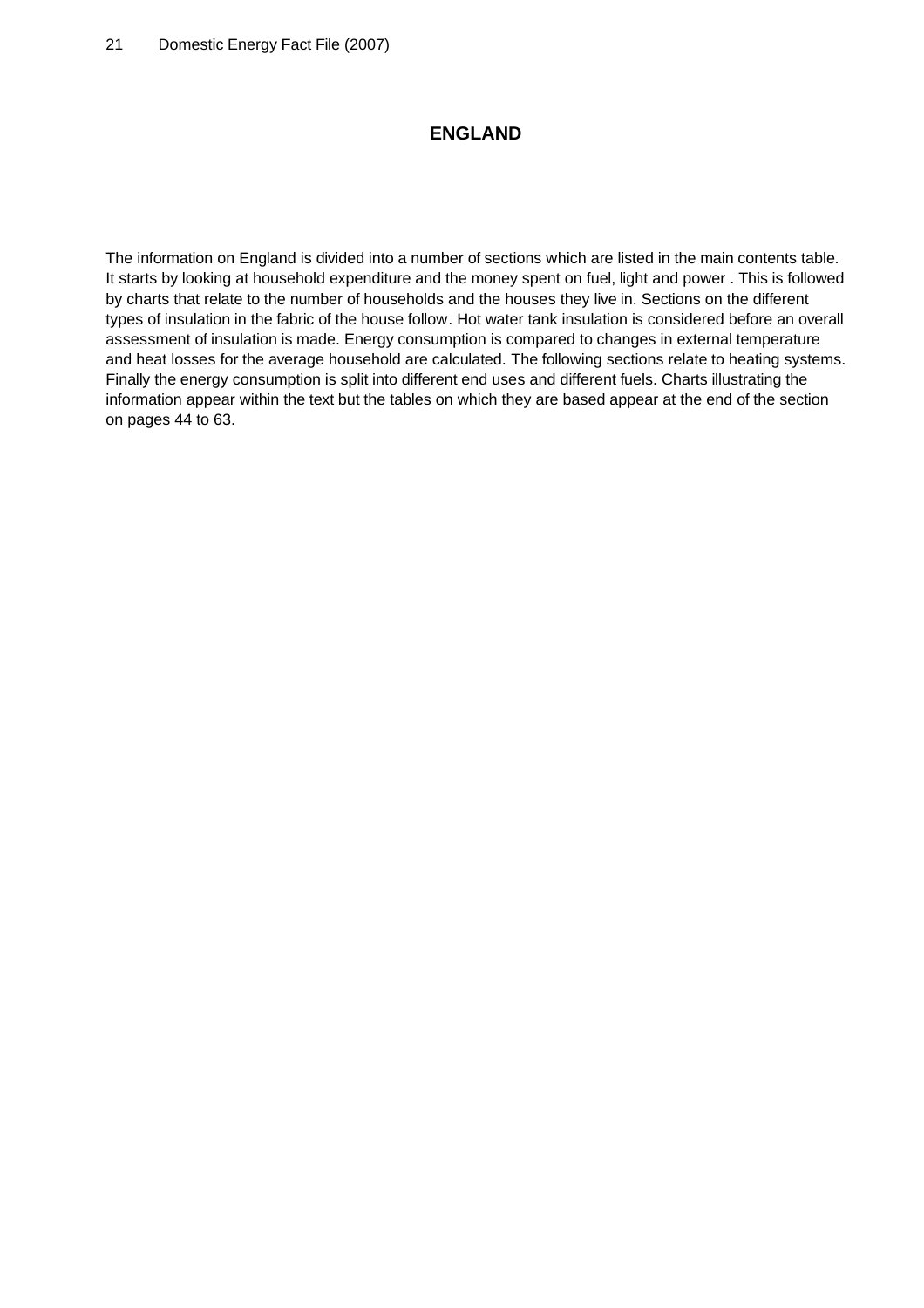# ENGLAND

The information on England is divided into a number of sections which are listed in the main contents table. It starts by looking at household expenditure and the money spent on fuel, light and power . This is followed by charts that relate to the number of households and the houses they live in. Sections on the different types of insulation in the fabric of the house follow. Hot water tank insulation is considered before an overall assessment of insulation is made. Energy consumption is compared to changes in external temperature and heat losses for the average household are calculated. The following sections relate to heating systems. Finally the energy consumption is split into different end uses and different fuels. Charts illustrating the information appear within the text but the tables on which they are based appear at the end of the section on pages 44 to 63.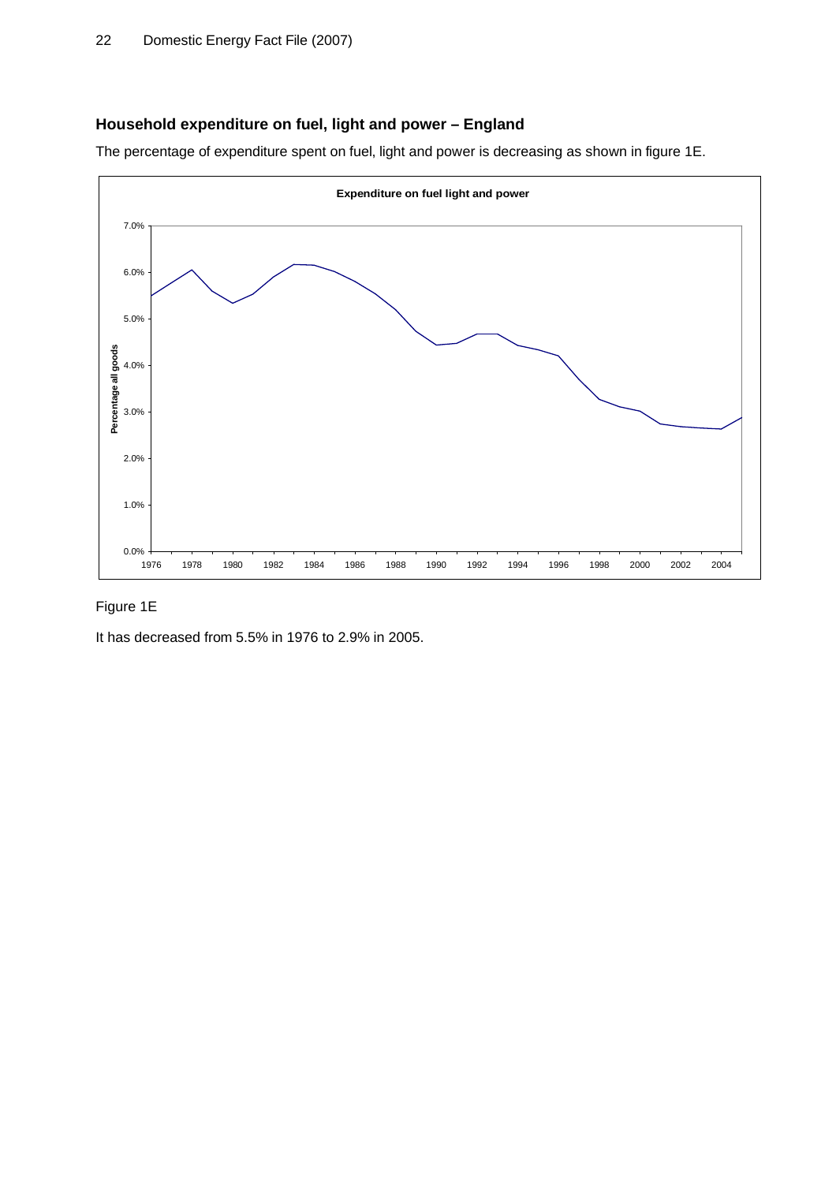## Household expenditure on fuel, light and power – England

The percentage of expenditure spent on fuel, light and power is decreasing as shown in figure 1E.

Figure 1E

It has decreased from 5.5% in 1976 to 2.9% in 2005.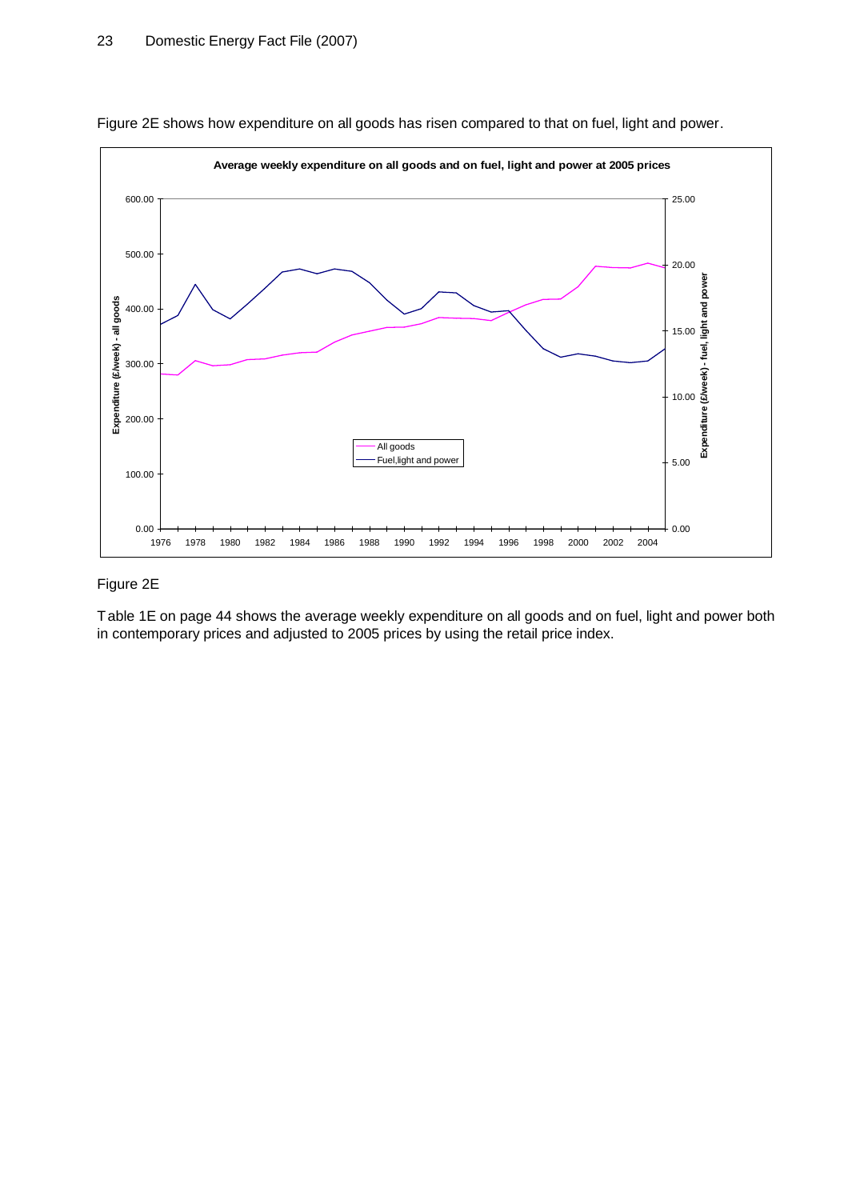Figure 2E shows how expenditure on all goods has risen compared to that on fuel, light and power.

Figure 2E

Table 1E on page 44 shows the average weekly expenditure on all goods and on fuel, light and power both in contemporary prices and adjusted to 2005 prices by using the retail price index.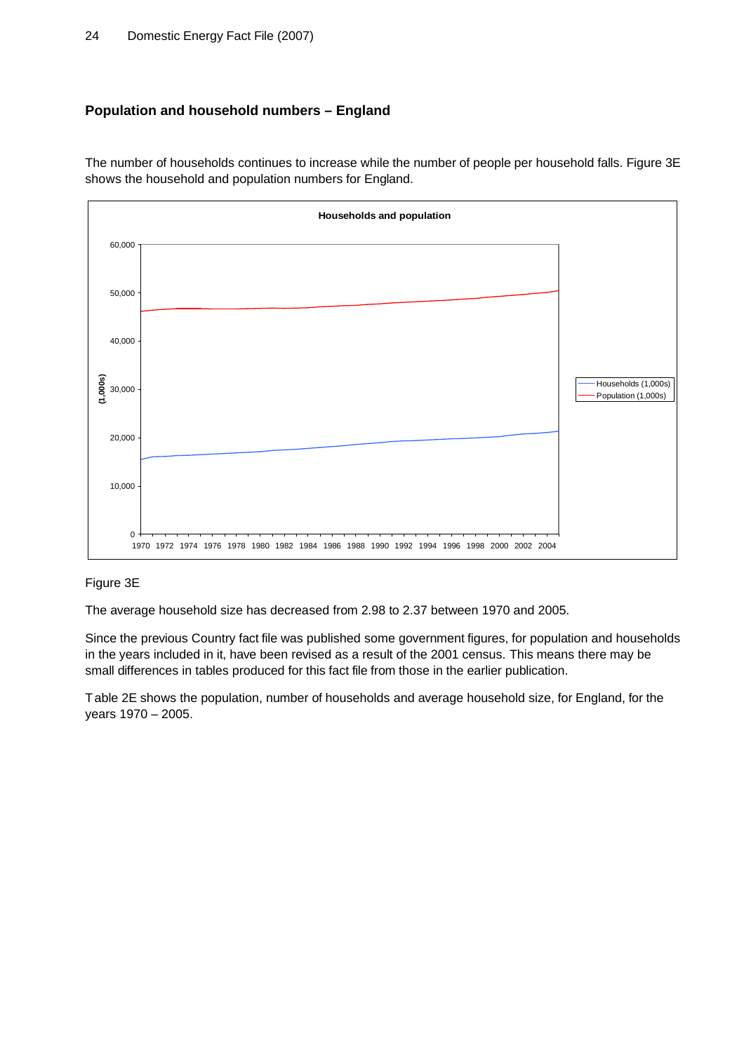## Population and household numbers – England

The number of households continues to increase while the number of people per household falls. Figure 3E shows the household and population numbers for England.

Figure 3E

The average household size has decreased from 2.98 to 2.37 between 1970 and 2005.

Since the previous Country fact file was published some government figures, for population and households in the years included in it, have been revised as a result of the 2001 census. This means there may be small differences in tables produced for this fact file from those in the earlier publication.

Table 2E shows the population, number of households and average household size, for England, for the years 1970 – 2005.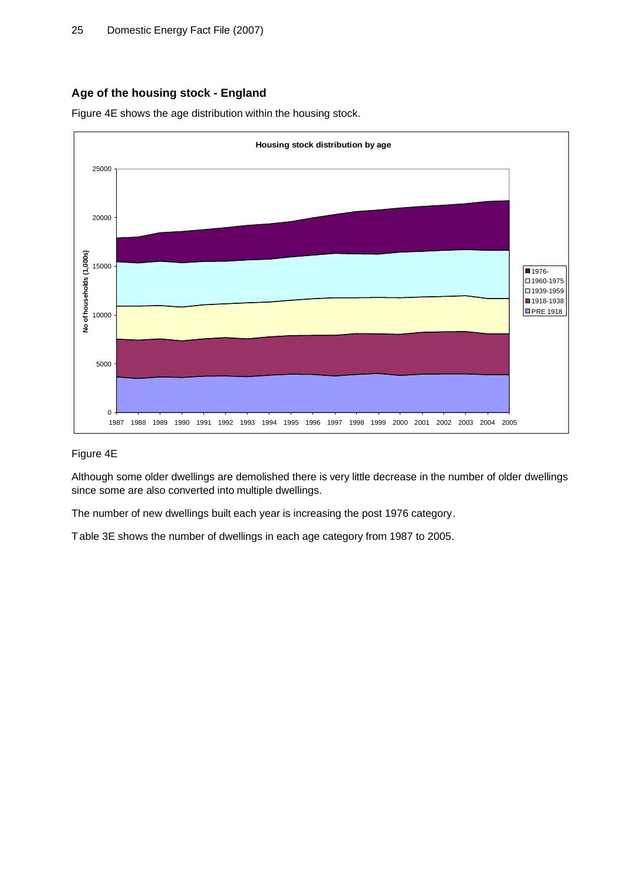## Age of the housing stock - England

Figure 4E shows the age distribution within the housing stock.

Figure 4E

Although some older dwellings are demolished there is very little decrease in the number of older dwellings since some are also converted into multiple dwellings.

The number of new dwellings built each year is increasing the post 1976 category.

Table 3E shows the number of dwellings in each age category from 1987 to 2005.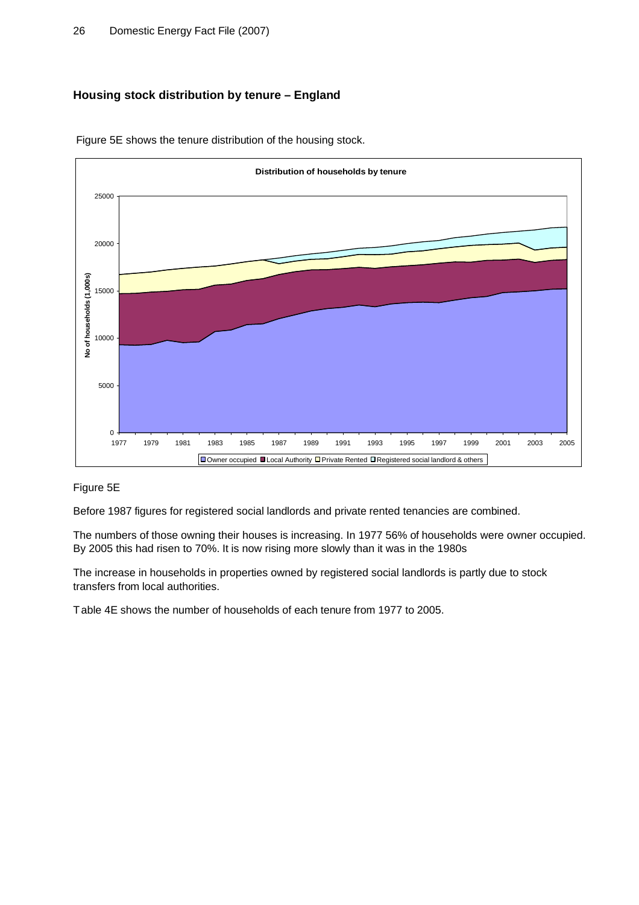## Housing stock distribution by tenure – England

Figure 5E shows the tenure distribution of the housing stock.

Figure 5E

Before 1987 figures for registered social landlords and private rented tenancies are combined.

The numbers of those owning their houses is increasing. In 1977 56% of households were owner occupied. By 2005 this had risen to 70%. It is now rising more slowly than it was in the 1980s

The increase in households in properties owned by registered social landlords is partly due to stock transfers from local authorities.

Table 4E shows the number of households of each tenure from 1977 to 2005.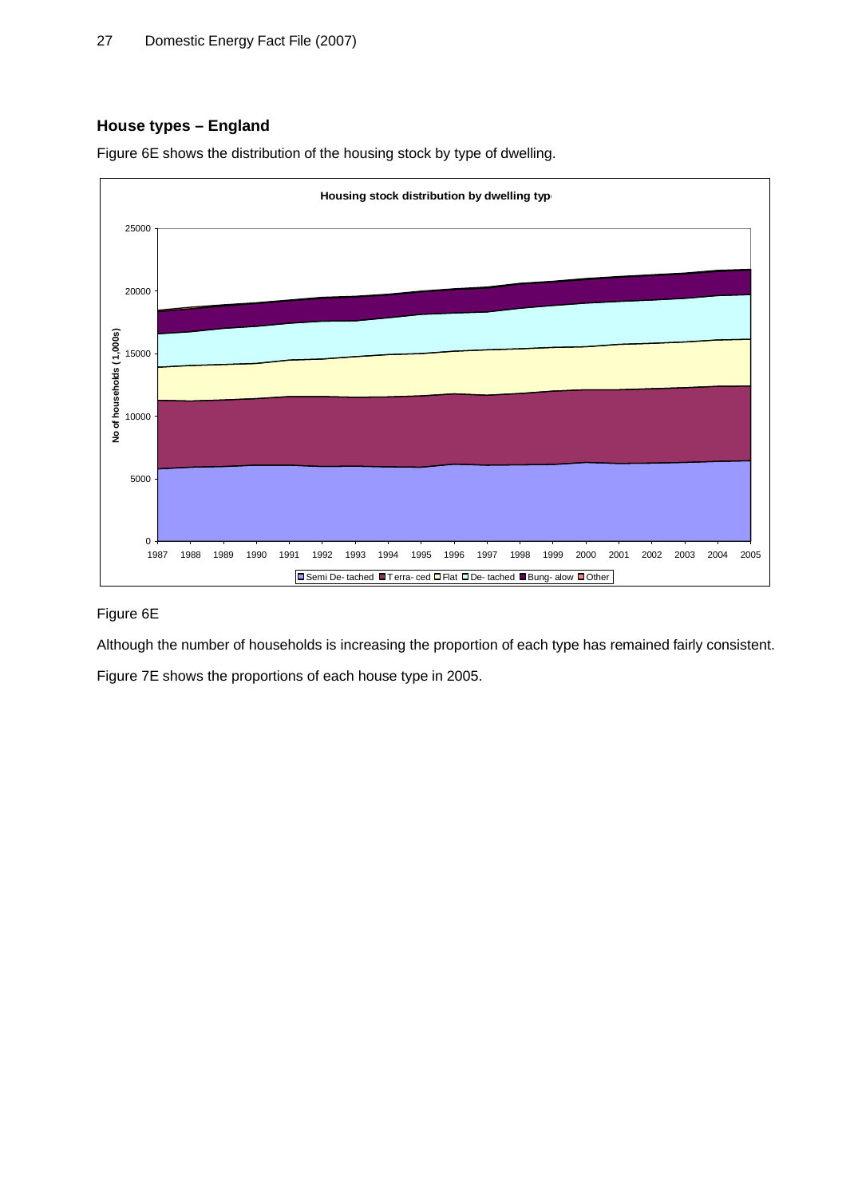## House types – England

Figure 6E shows the distribution of the housing stock by type of dwelling.

Figure 6E

Although the number of households is increasing the proportion of each type has remained fairly consistent.

Figure 7E shows the proportions of each house type in 2005.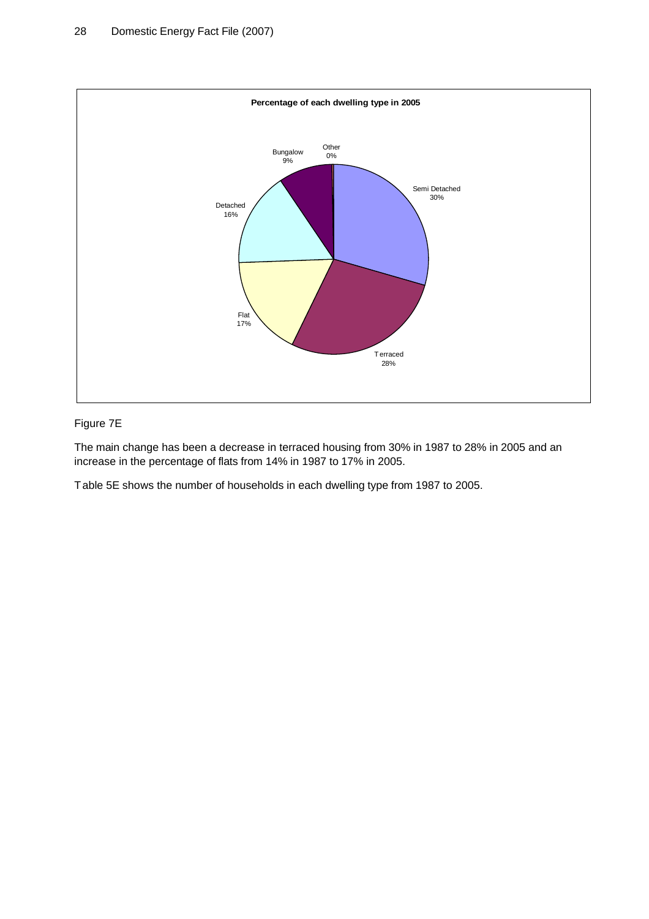**Percentage of each dwelling type in 2005**

| Dwelling type | Percentage |
|---|---|
| Semi Detached | 30% |
| Terraced | 28% |
| Flat | 17% |
| Detached | 16% |
| Bungalow | 9% |
| Other | 0% |

Figure 7E

The main change has been a decrease in terraced housing from 30% in 1987 to 28% in 2005 and an increase in the percentage of flats from 14% in 1987 to 17% in 2005.

Table 5E shows the number of households in each dwelling type from 1987 to 2005.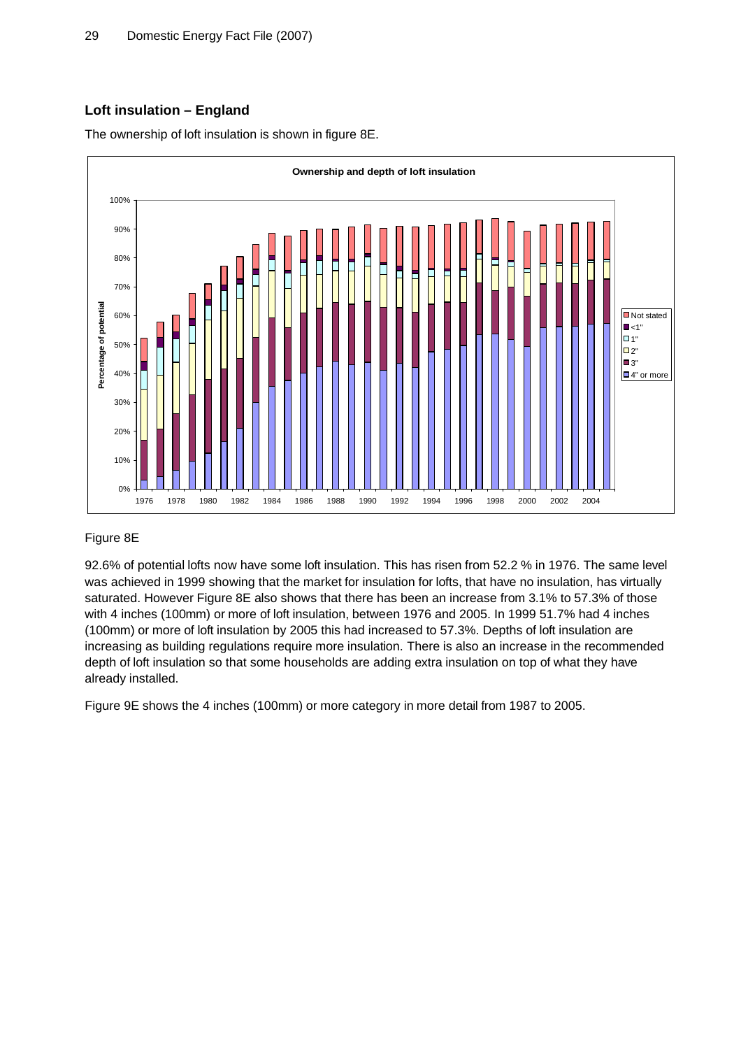## Loft insulation – England

The ownership of loft insulation is shown in figure 8E.

Figure 8E

92.6% of potential lofts now have some loft insulation. This has risen from 52.2 % in 1976. The same level was achieved in 1999 showing that the market for insulation for lofts, that have no insulation, has virtually saturated. However Figure 8E also shows that there has been an increase from 3.1% to 57.3% of those with 4 inches (100mm) or more of loft insulation, between 1976 and 2005. In 1999 51.7% had 4 inches (100mm) or more of loft insulation by 2005 this had increased to 57.3%. Depths of loft insulation are increasing as building regulations require more insulation. There is also an increase in the recommended depth of loft insulation so that some households are adding extra insulation on top of what they have already installed.

Figure 9E shows the 4 inches (100mm) or more category in more detail from 1987 to 2005.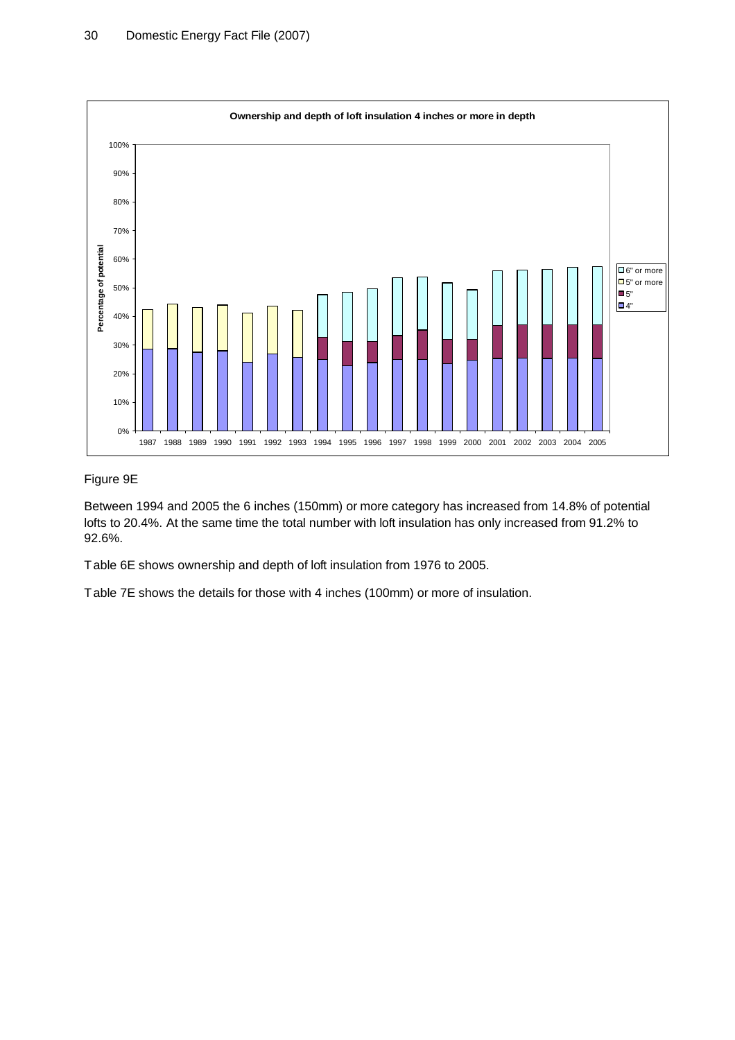Figure 9E

Between 1994 and 2005 the 6 inches (150mm) or more category has increased from 14.8% of potential lofts to 20.4%. At the same time the total number with loft insulation has only increased from 91.2% to 92.6%.

Table 6E shows ownership and depth of loft insulation from 1976 to 2005.

Table 7E shows the details for those with 4 inches (100mm) or more of insulation.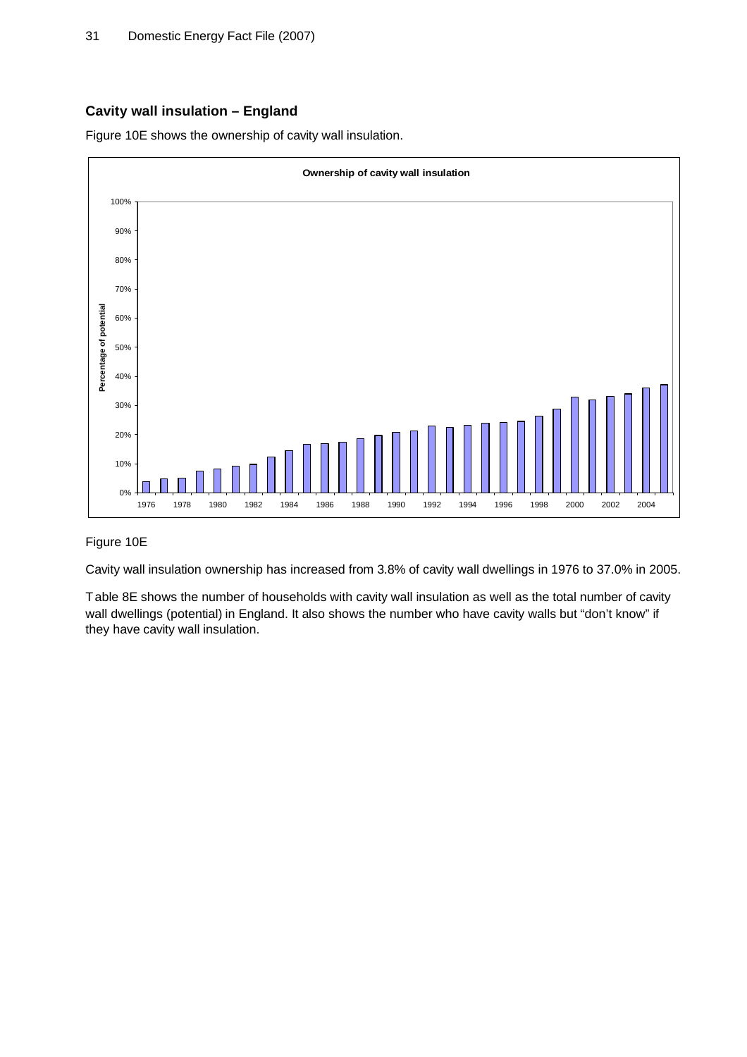## Cavity wall insulation – England

Figure 10E shows the ownership of cavity wall insulation.

Figure 10E

Cavity wall insulation ownership has increased from 3.8% of cavity wall dwellings in 1976 to 37.0% in 2005.

Table 8E shows the number of households with cavity wall insulation as well as the total number of cavity wall dwellings (potential) in England. It also shows the number who have cavity walls but "don't know" if they have cavity wall insulation.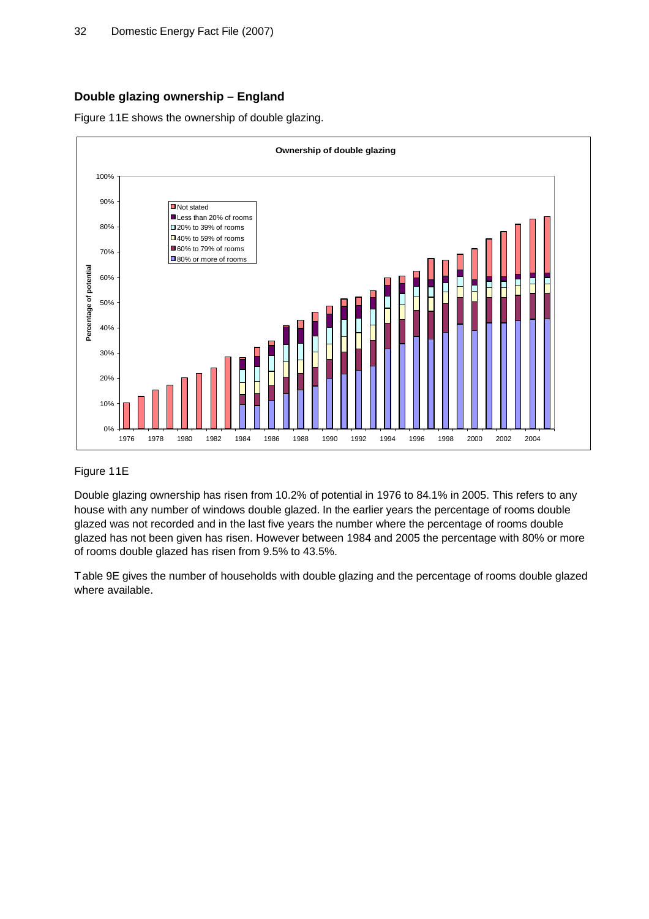## Double glazing ownership – England

Figure 11E shows the ownership of double glazing.

Figure 11E

Double glazing ownership has risen from 10.2% of potential in 1976 to 84.1% in 2005. This refers to any house with any number of windows double glazed. In the earlier years the percentage of rooms double glazed was not recorded and in the last five years the number where the percentage of rooms double glazed has not been given has risen. However between 1984 and 2005 the percentage with 80% or more of rooms double glazed has risen from 9.5% to 43.5%.

Table 9E gives the number of households with double glazing and the percentage of rooms double glazed where available.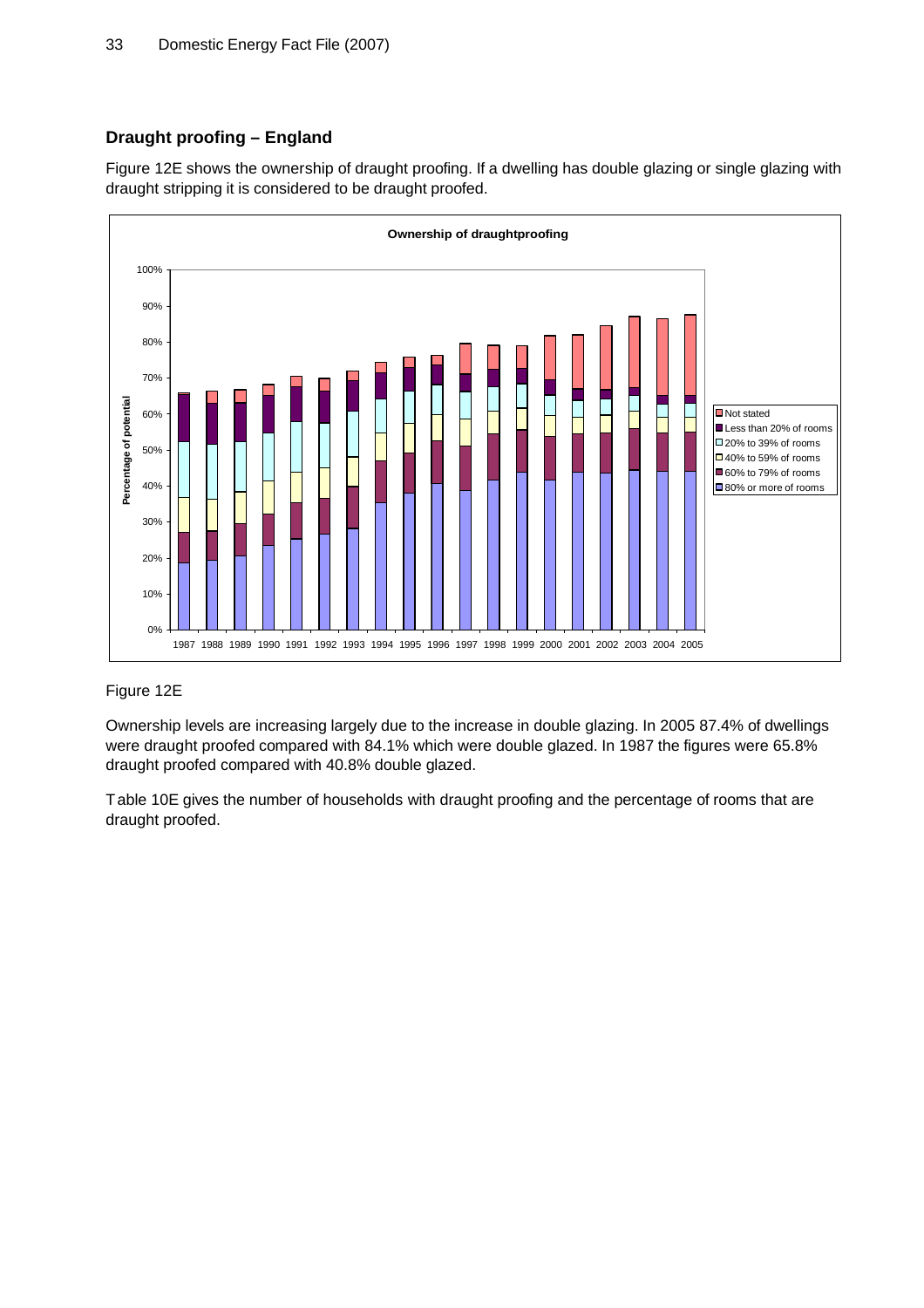## Draught proofing – England

Figure 12E shows the ownership of draught proofing. If a dwelling has double glazing or single glazing with draught stripping it is considered to be draught proofed.

Figure 12E

Ownership levels are increasing largely due to the increase in double glazing. In 2005 87.4% of dwellings were draught proofed compared with 84.1% which were double glazed. In 1987 the figures were 65.8% draught proofed compared with 40.8% double glazed.

Table 10E gives the number of households with draught proofing and the percentage of rooms that are draught proofed.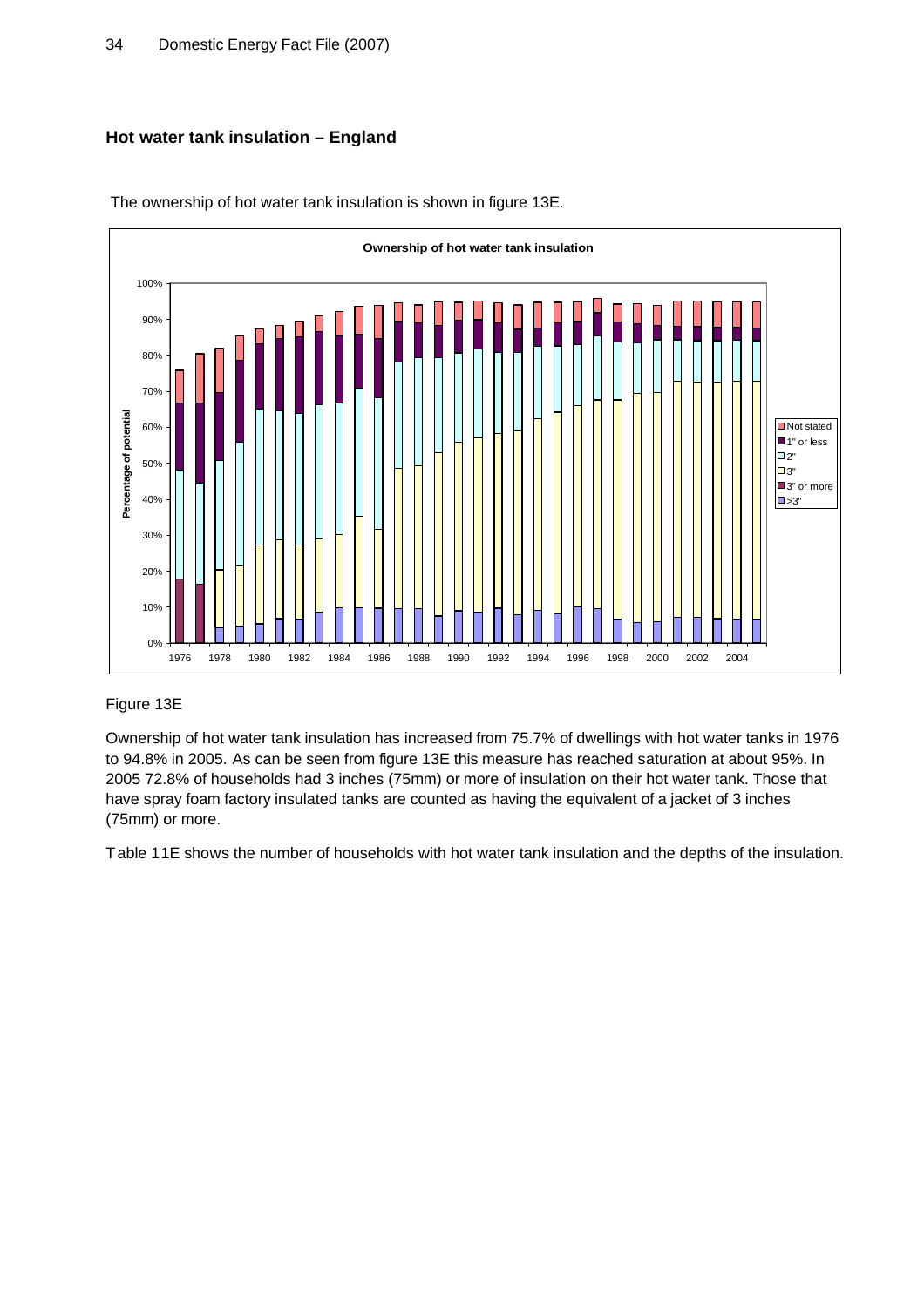## Hot water tank insulation – England

The ownership of hot water tank insulation is shown in figure 13E.

Figure 13E

Ownership of hot water tank insulation has increased from 75.7% of dwellings with hot water tanks in 1976 to 94.8% in 2005. As can be seen from figure 13E this measure has reached saturation at about 95%. In 2005 72.8% of households had 3 inches (75mm) or more of insulation on their hot water tank. Those that have spray foam factory insulated tanks are counted as having the equivalent of a jacket of 3 inches (75mm) or more.

Table 11E shows the number of households with hot water tank insulation and the depths of the insulation.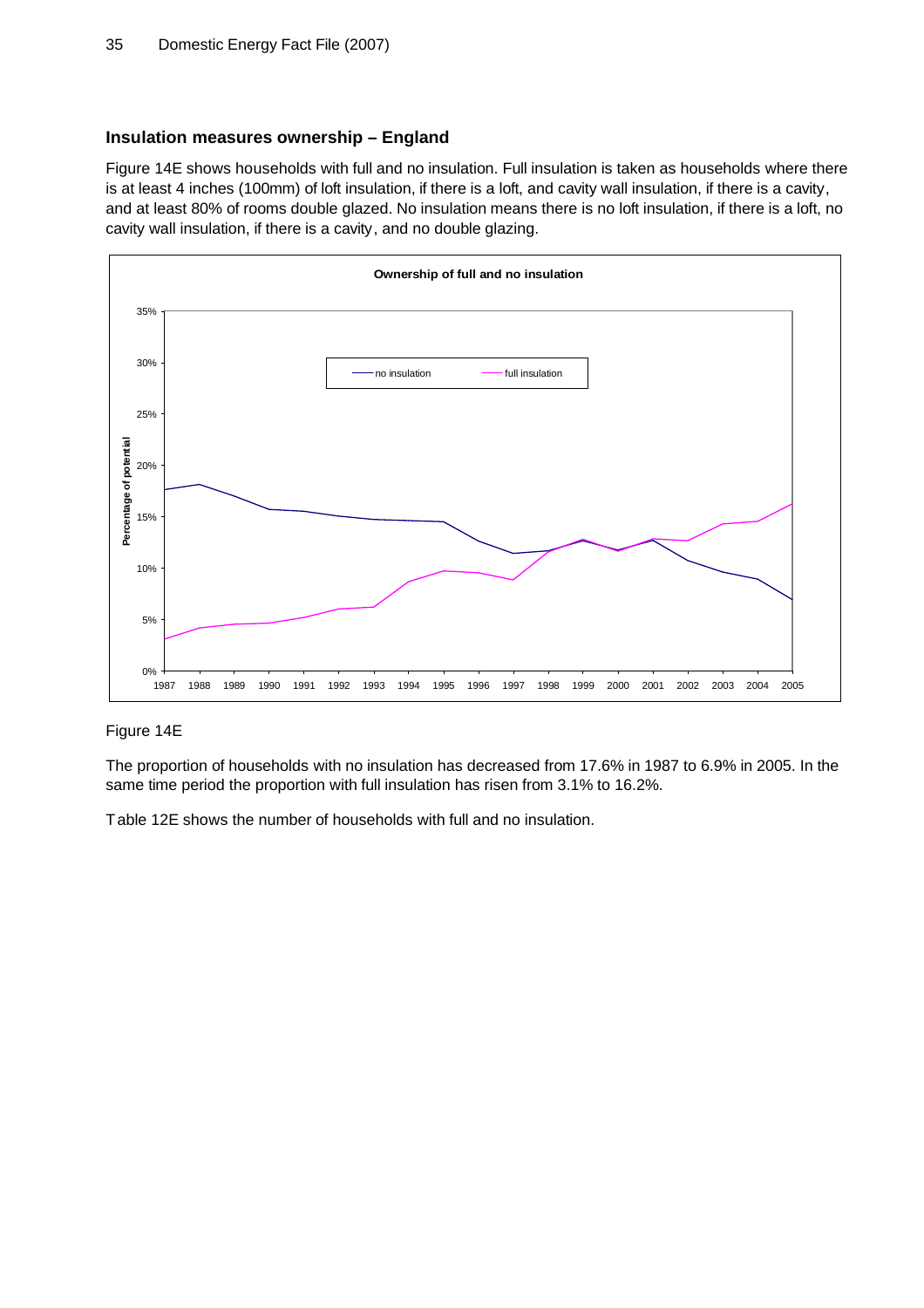## Insulation measures ownership – England

Figure 14E shows households with full and no insulation. Full insulation is taken as households where there is at least 4 inches (100mm) of loft insulation, if there is a loft, and cavity wall insulation, if there is a cavity, and at least 80% of rooms double glazed. No insulation means there is no loft insulation, if there is a loft, no cavity wall insulation, if there is a cavity, and no double glazing.

Figure 14E

The proportion of households with no insulation has decreased from 17.6% in 1987 to 6.9% in 2005. In the same time period the proportion with full insulation has risen from 3.1% to 16.2%.

Table 12E shows the number of households with full and no insulation.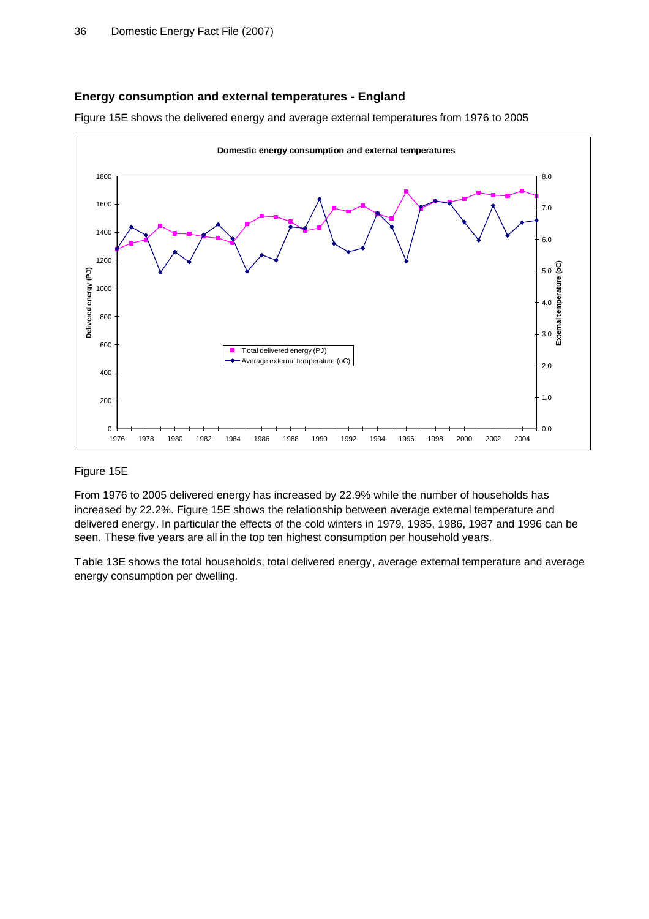## Energy consumption and external temperatures - England

Figure 15E shows the delivered energy and average external temperatures from 1976 to 2005

Figure 15E

From 1976 to 2005 delivered energy has increased by 22.9% while the number of households has increased by 22.2%. Figure 15E shows the relationship between average external temperature and delivered energy. In particular the effects of the cold winters in 1979, 1985, 1986, 1987 and 1996 can be seen. These five years are all in the top ten highest consumption per household years.

Table 13E shows the total households, total delivered energy, average external temperature and average energy consumption per dwelling.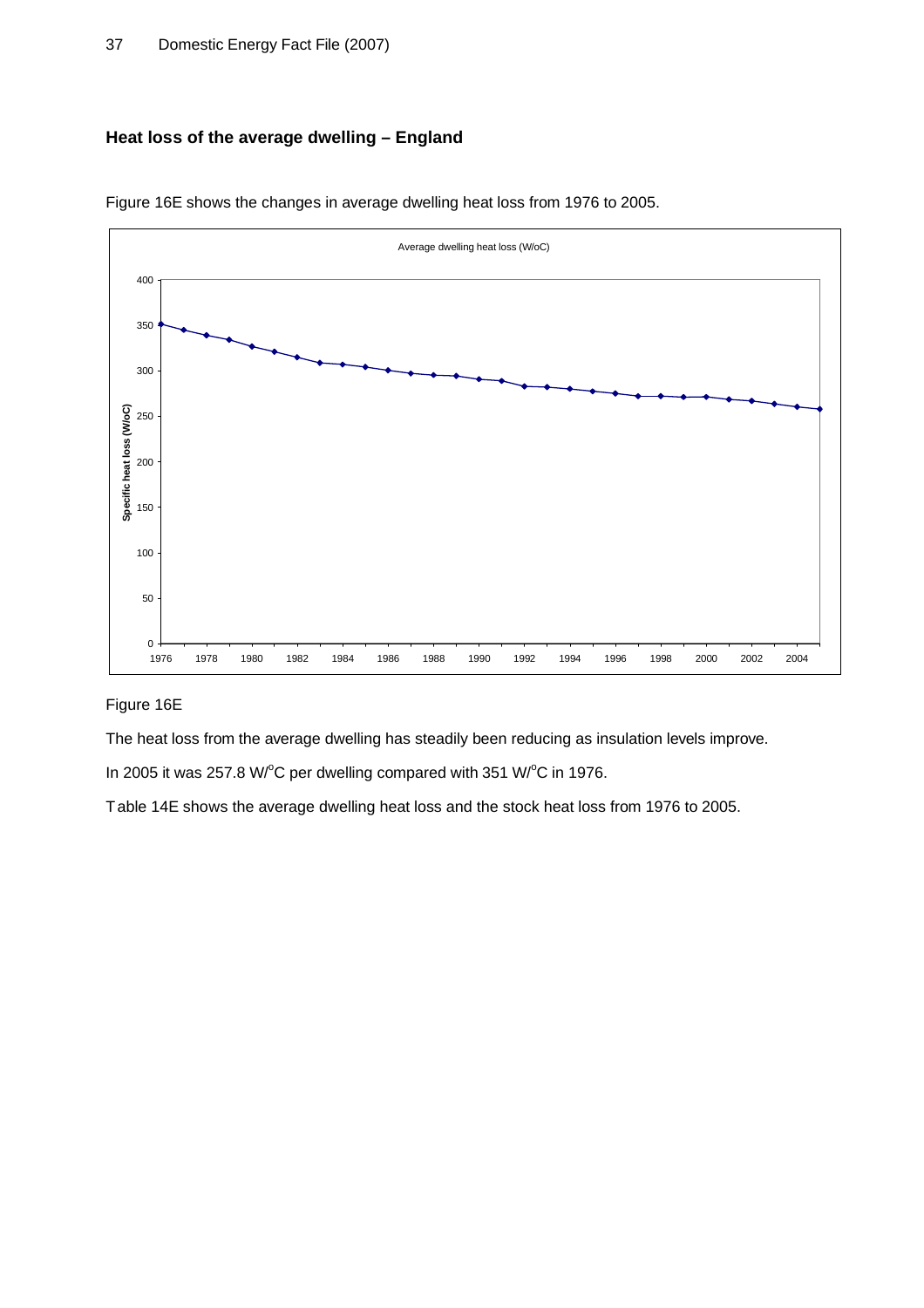## Heat loss of the average dwelling – England

Figure 16E shows the changes in average dwelling heat loss from 1976 to 2005.

Figure 16E

The heat loss from the average dwelling has steadily been reducing as insulation levels improve.

In 2005 it was 257.8 W/$^{o}$C per dwelling compared with 351 W/$^{o}$C in 1976.

Table 14E shows the average dwelling heat loss and the stock heat loss from 1976 to 2005.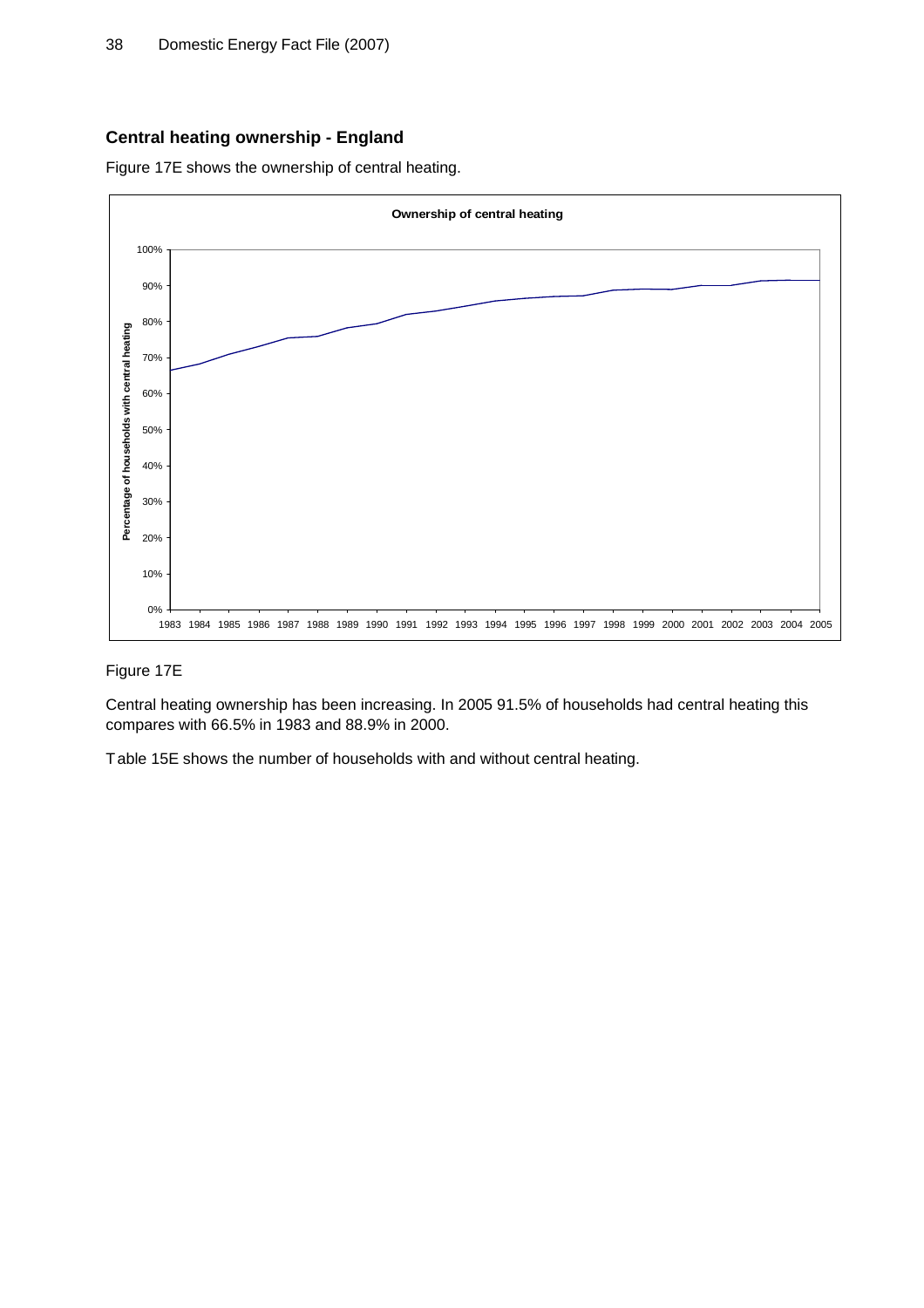## Central heating ownership - England

Figure 17E shows the ownership of central heating.

Figure 17E

Central heating ownership has been increasing. In 2005 91.5% of households had central heating this compares with 66.5% in 1983 and 88.9% in 2000.

Table 15E shows the number of households with and without central heating.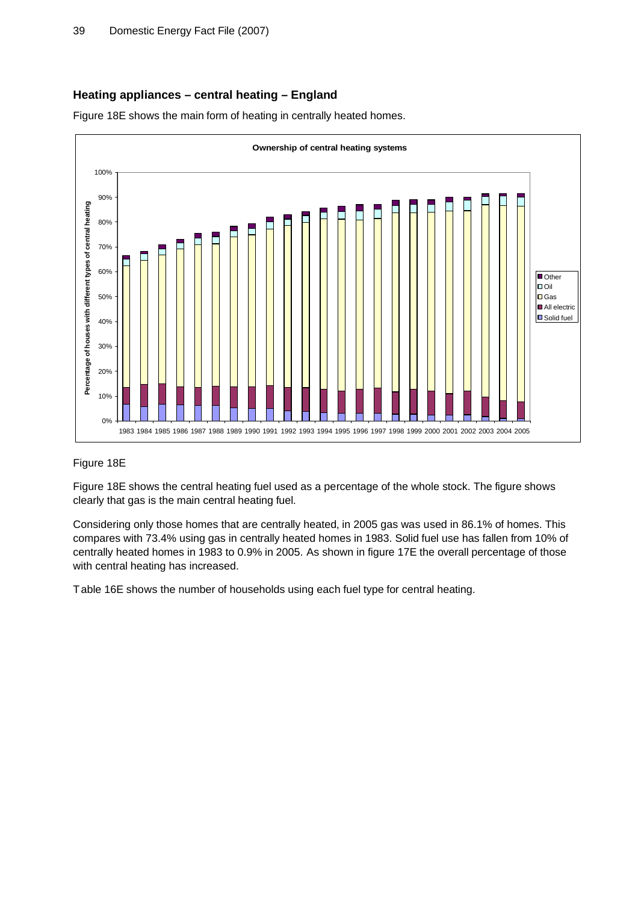## Heating appliances – central heating – England

Figure 18E shows the main form of heating in centrally heated homes.

Figure 18E

Figure 18E shows the central heating fuel used as a percentage of the whole stock. The figure shows clearly that gas is the main central heating fuel.

Considering only those homes that are centrally heated, in 2005 gas was used in 86.1% of homes. This compares with 73.4% using gas in centrally heated homes in 1983. Solid fuel use has fallen from 10% of centrally heated homes in 1983 to 0.9% in 2005. As shown in figure 17E the overall percentage of those with central heating has increased.

Table 16E shows the number of households using each fuel type for central heating.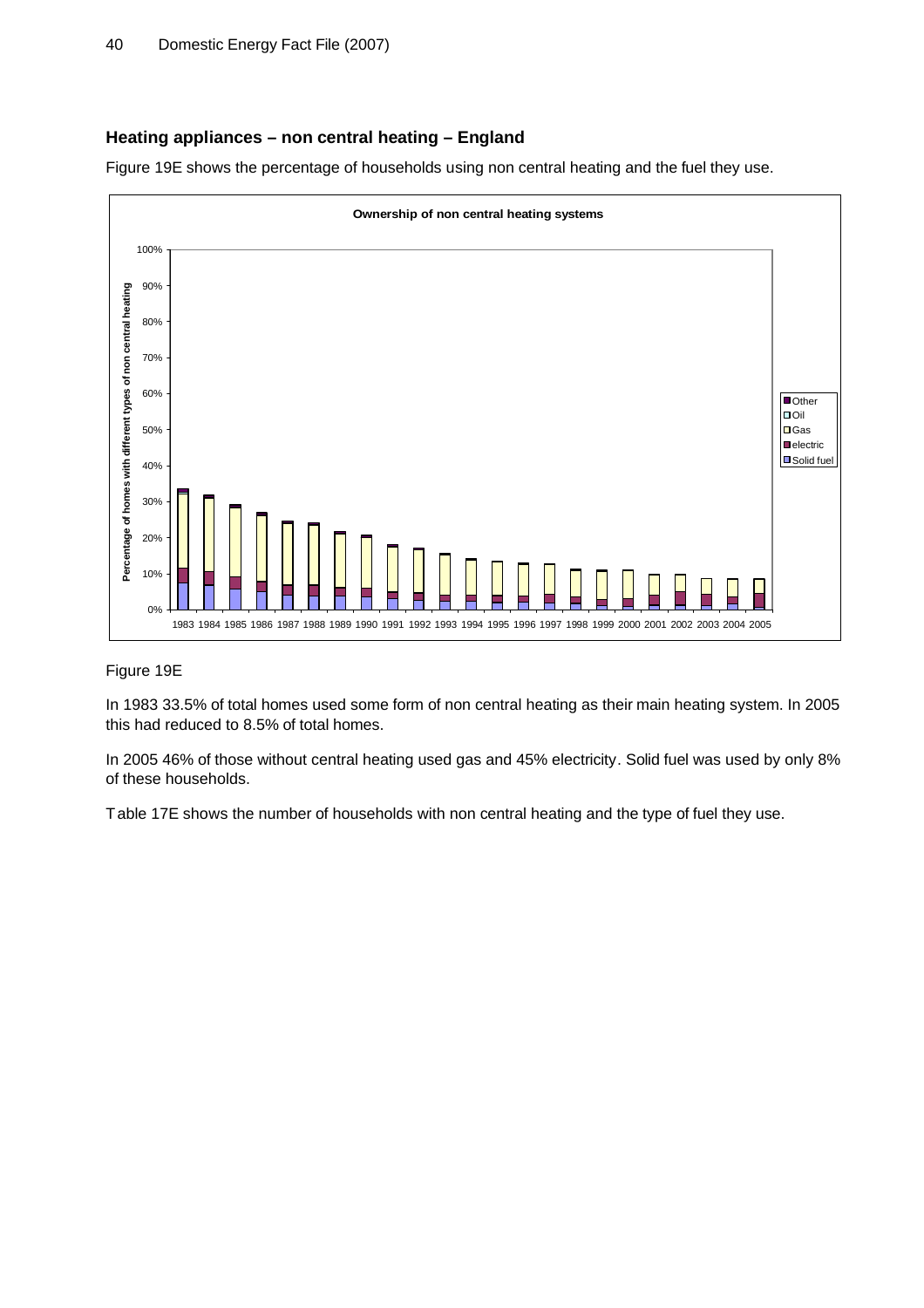## Heating appliances – non central heating – England

Figure 19E shows the percentage of households using non central heating and the fuel they use.

Figure 19E

In 1983 33.5% of total homes used some form of non central heating as their main heating system. In 2005 this had reduced to 8.5% of total homes.

In 2005 46% of those without central heating used gas and 45% electricity. Solid fuel was used by only 8% of these households.

Table 17E shows the number of households with non central heating and the type of fuel they use.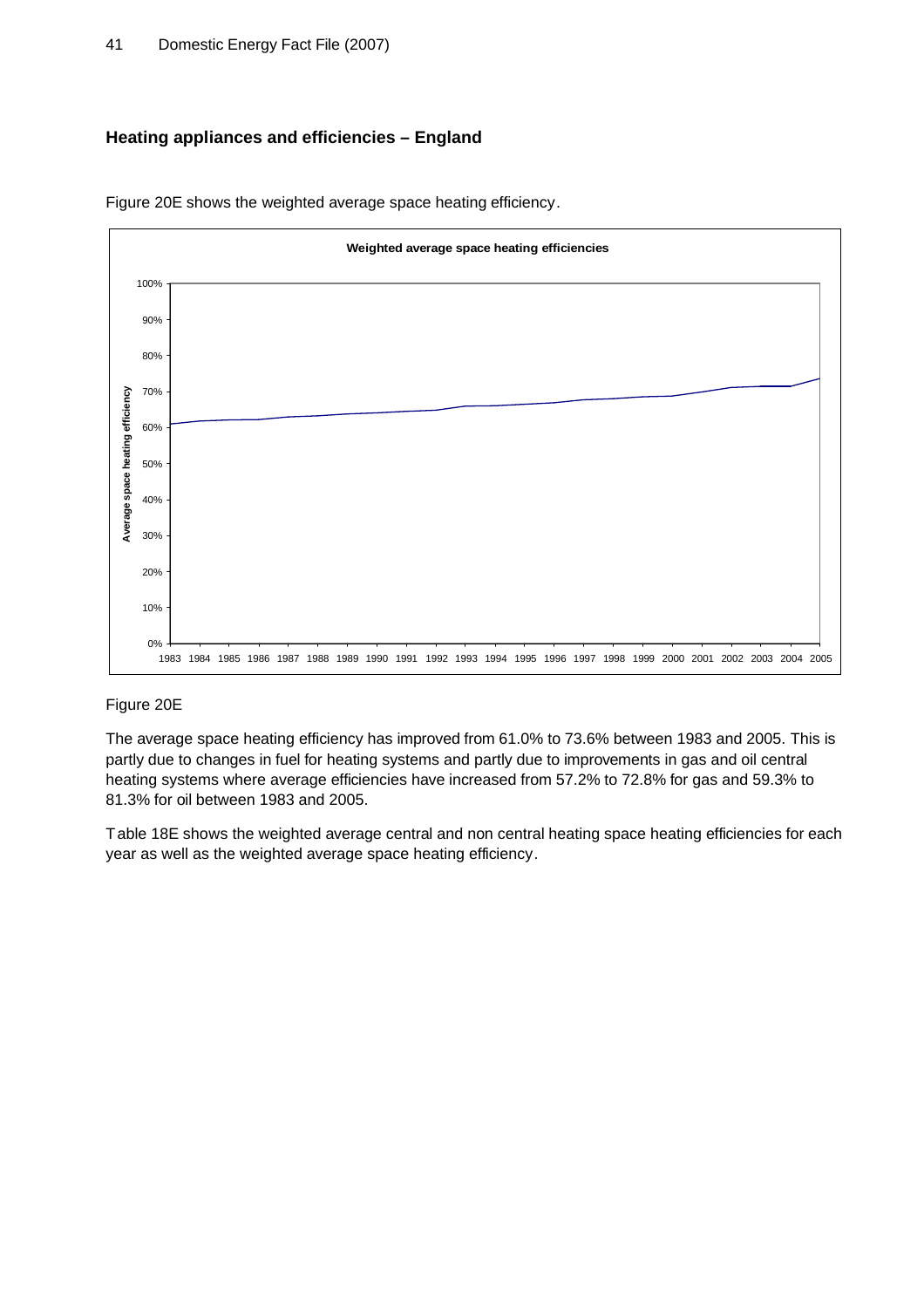## Heating appliances and efficiencies – England

Figure 20E shows the weighted average space heating efficiency.

Figure 20E

The average space heating efficiency has improved from 61.0% to 73.6% between 1983 and 2005. This is partly due to changes in fuel for heating systems and partly due to improvements in gas and oil central heating systems where average efficiencies have increased from 57.2% to 72.8% for gas and 59.3% to 81.3% for oil between 1983 and 2005.

Table 18E shows the weighted average central and non central heating space heating efficiencies for each year as well as the weighted average space heating efficiency.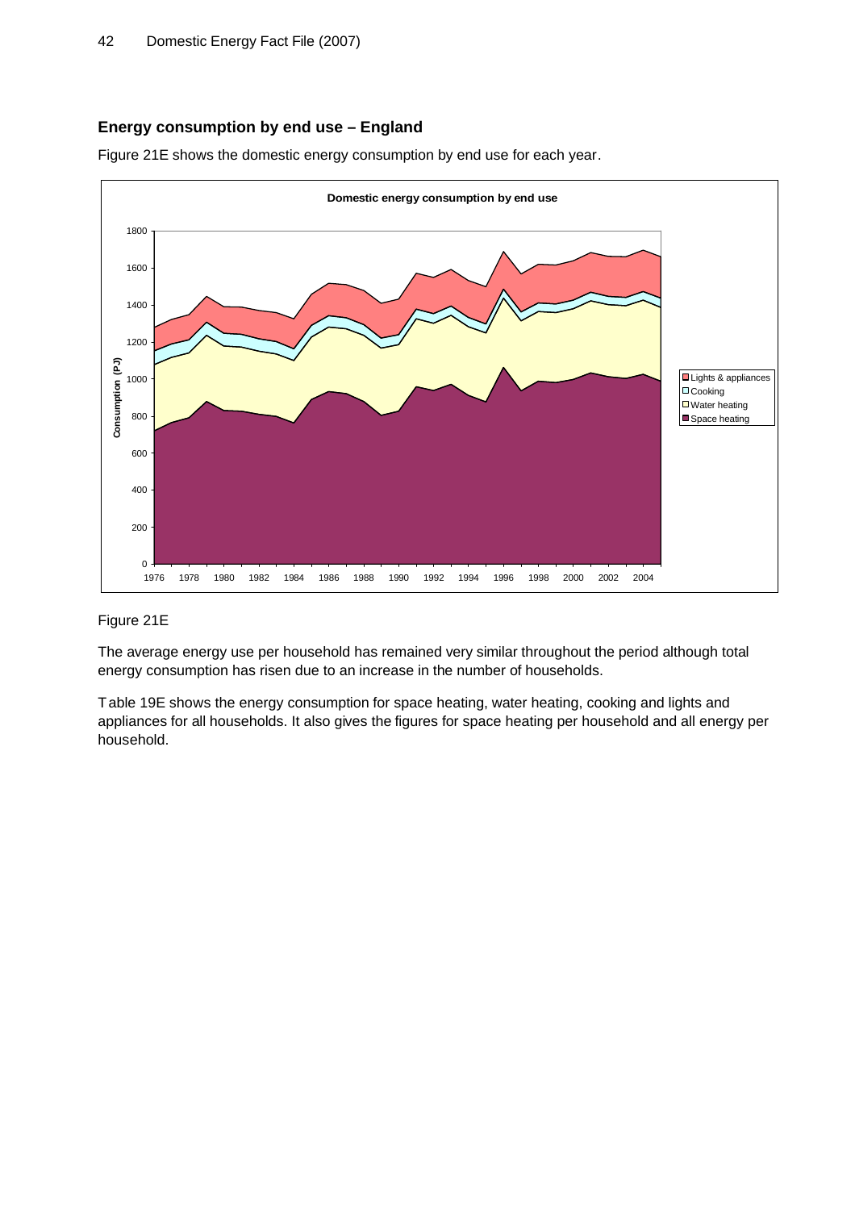## Energy consumption by end use – England

Figure 21E shows the domestic energy consumption by end use for each year.

Figure 21E

The average energy use per household has remained very similar throughout the period although total energy consumption has risen due to an increase in the number of households.

Table 19E shows the energy consumption for space heating, water heating, cooking and lights and appliances for all households. It also gives the figures for space heating per household and all energy per household.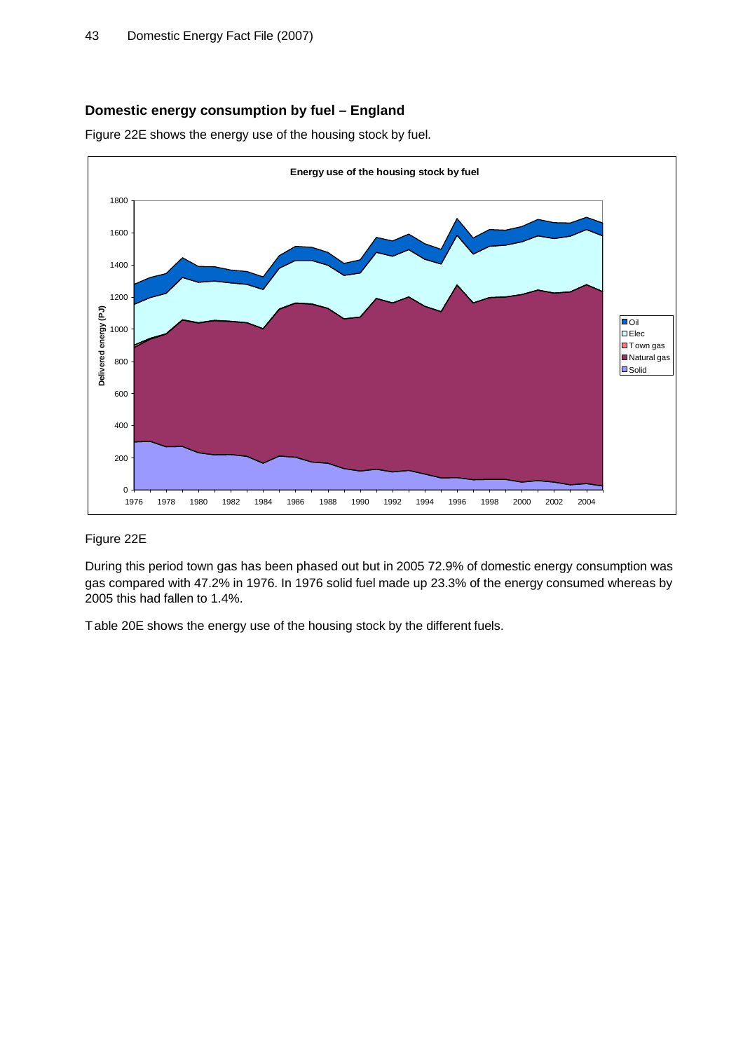## Domestic energy consumption by fuel – England

Figure 22E shows the energy use of the housing stock by fuel.

Figure 22E

During this period town gas has been phased out but in 2005 72.9% of domestic energy consumption was gas compared with 47.2% in 1976. In 1976 solid fuel made up 23.3% of the energy consumed whereas by 2005 this had fallen to 1.4%.

Table 20E shows the energy use of the housing stock by the different fuels.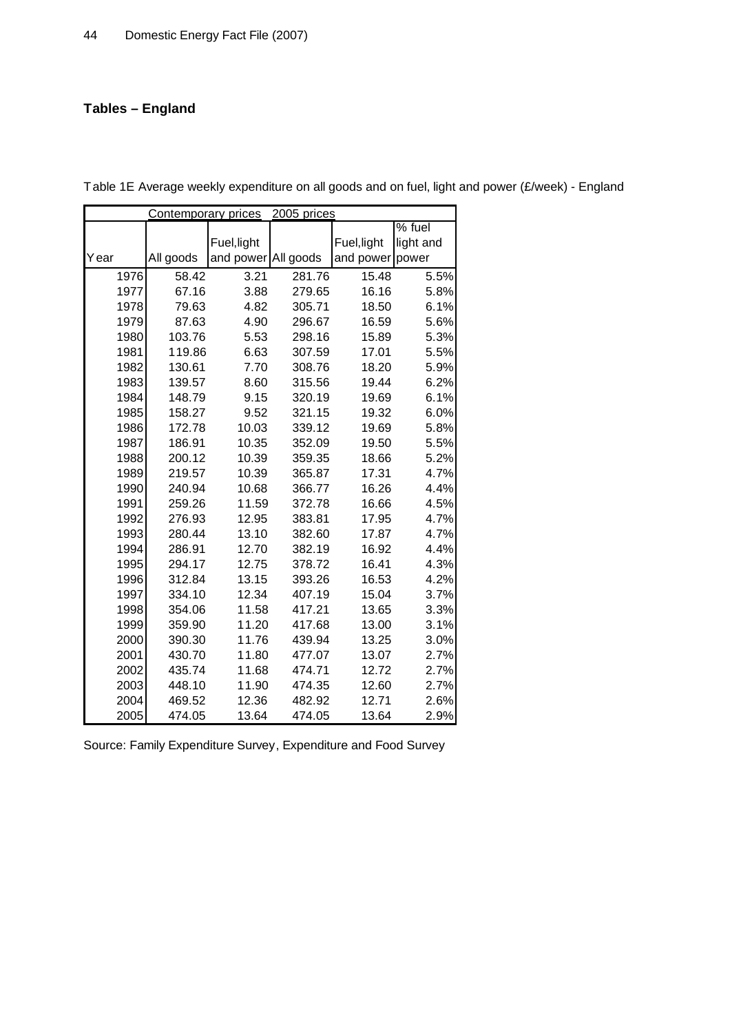## Tables – England

Table 1E Average weekly expenditure on all goods and on fuel, light and power (£/week) - England

| | Contemporary prices | | 2005 prices | | |
|---|---|---|---|---|---|
| Year | All goods | Fuel,light and power | All goods | Fuel,light and power | % fuel light and power |
| 1976 | 58.42 | 3.21 | 281.76 | 15.48 | 5.5% |
| 1977 | 67.16 | 3.88 | 279.65 | 16.16 | 5.8% |
| 1978 | 79.63 | 4.82 | 305.71 | 18.50 | 6.1% |
| 1979 | 87.63 | 4.90 | 296.67 | 16.59 | 5.6% |
| 1980 | 103.76 | 5.53 | 298.16 | 15.89 | 5.3% |
| 1981 | 119.86 | 6.63 | 307.59 | 17.01 | 5.5% |
| 1982 | 130.61 | 7.70 | 308.76 | 18.20 | 5.9% |
| 1983 | 139.57 | 8.60 | 315.56 | 19.44 | 6.2% |
| 1984 | 148.79 | 9.15 | 320.19 | 19.69 | 6.1% |
| 1985 | 158.27 | 9.52 | 321.15 | 19.32 | 6.0% |
| 1986 | 172.78 | 10.03 | 339.12 | 19.69 | 5.8% |
| 1987 | 186.91 | 10.35 | 352.09 | 19.50 | 5.5% |
| 1988 | 200.12 | 10.39 | 359.35 | 18.66 | 5.2% |
| 1989 | 219.57 | 10.39 | 365.87 | 17.31 | 4.7% |
| 1990 | 240.94 | 10.68 | 366.77 | 16.26 | 4.4% |
| 1991 | 259.26 | 11.59 | 372.78 | 16.66 | 4.5% |
| 1992 | 276.93 | 12.95 | 383.81 | 17.95 | 4.7% |
| 1993 | 280.44 | 13.10 | 382.60 | 17.87 | 4.7% |
| 1994 | 286.91 | 12.70 | 382.19 | 16.92 | 4.4% |
| 1995 | 294.17 | 12.75 | 378.72 | 16.41 | 4.3% |
| 1996 | 312.84 | 13.15 | 393.26 | 16.53 | 4.2% |
| 1997 | 334.10 | 12.34 | 407.19 | 15.04 | 3.7% |
| 1998 | 354.06 | 11.58 | 417.21 | 13.65 | 3.3% |
| 1999 | 359.90 | 11.20 | 417.68 | 13.00 | 3.1% |
| 2000 | 390.30 | 11.76 | 439.94 | 13.25 | 3.0% |
| 2001 | 430.70 | 11.80 | 477.07 | 13.07 | 2.7% |
| 2002 | 435.74 | 11.68 | 474.71 | 12.72 | 2.7% |
| 2003 | 448.10 | 11.90 | 474.35 | 12.60 | 2.7% |
| 2004 | 469.52 | 12.36 | 482.92 | 12.71 | 2.6% |
| 2005 | 474.05 | 13.64 | 474.05 | 13.64 | 2.9% |

Source: Family Expenditure Survey, Expenditure and Food Survey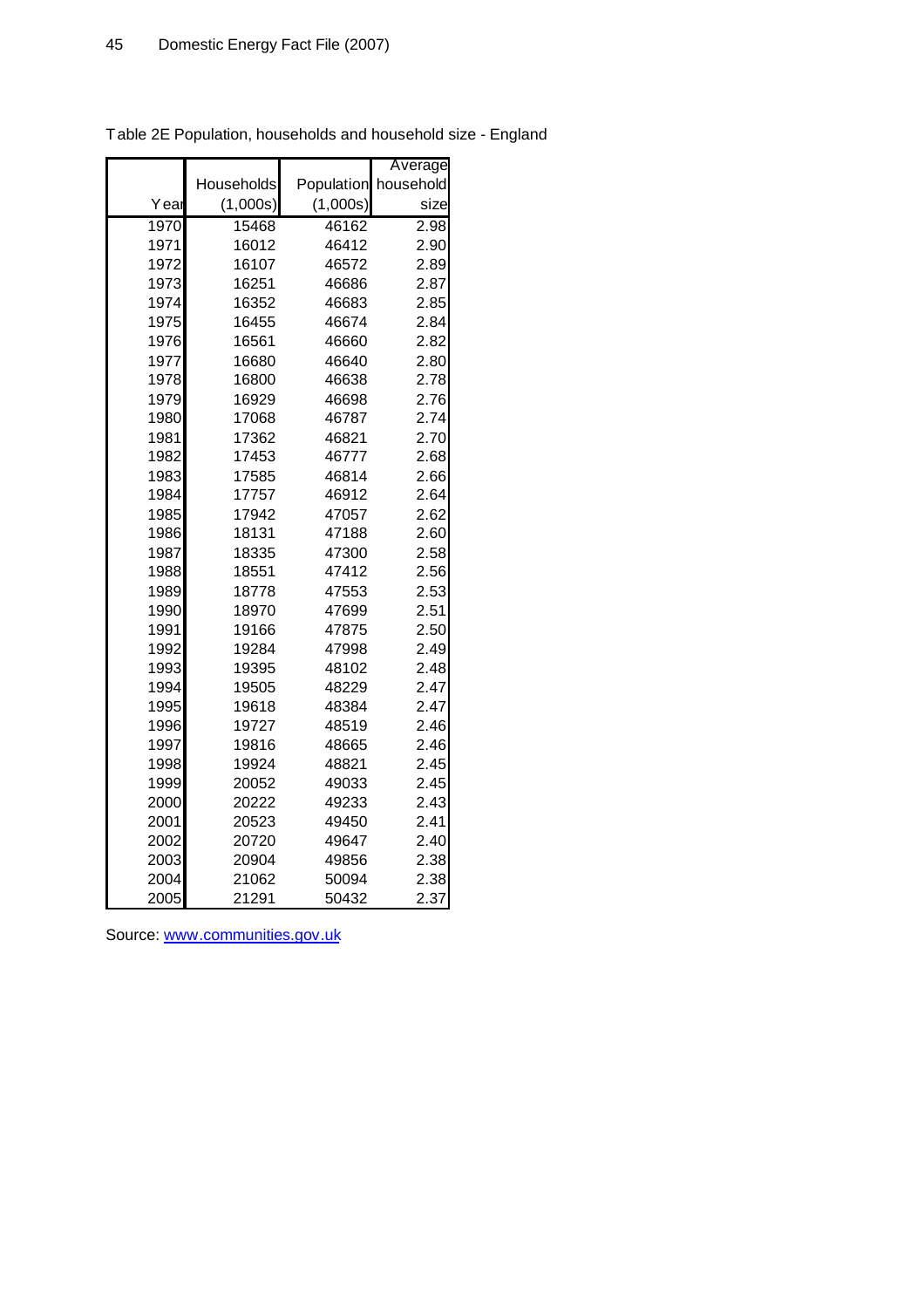Table 2E Population, households and household size - England

| Year | Households (1,000s) | Population (1,000s) | Average household size |
|---|---|---|---|
| 1970 | 15468 | 46162 | 2.98 |
| 1971 | 16012 | 46412 | 2.90 |
| 1972 | 16107 | 46572 | 2.89 |
| 1973 | 16251 | 46686 | 2.87 |
| 1974 | 16352 | 46683 | 2.85 |
| 1975 | 16455 | 46674 | 2.84 |
| 1976 | 16561 | 46660 | 2.82 |
| 1977 | 16680 | 46640 | 2.80 |
| 1978 | 16800 | 46638 | 2.78 |
| 1979 | 16929 | 46698 | 2.76 |
| 1980 | 17068 | 46787 | 2.74 |
| 1981 | 17362 | 46821 | 2.70 |
| 1982 | 17453 | 46777 | 2.68 |
| 1983 | 17585 | 46814 | 2.66 |
| 1984 | 17757 | 46912 | 2.64 |
| 1985 | 17942 | 47057 | 2.62 |
| 1986 | 18131 | 47188 | 2.60 |
| 1987 | 18335 | 47300 | 2.58 |
| 1988 | 18551 | 47412 | 2.56 |
| 1989 | 18778 | 47553 | 2.53 |
| 1990 | 18970 | 47699 | 2.51 |
| 1991 | 19166 | 47875 | 2.50 |
| 1992 | 19284 | 47998 | 2.49 |
| 1993 | 19395 | 48102 | 2.48 |
| 1994 | 19505 | 48229 | 2.47 |
| 1995 | 19618 | 48384 | 2.47 |
| 1996 | 19727 | 48519 | 2.46 |
| 1997 | 19816 | 48665 | 2.46 |
| 1998 | 19924 | 48821 | 2.45 |
| 1999 | 20052 | 49033 | 2.45 |
| 2000 | 20222 | 49233 | 2.43 |
| 2001 | 20523 | 49450 | 2.41 |
| 2002 | 20720 | 49647 | 2.40 |
| 2003 | 20904 | 49856 | 2.38 |
| 2004 | 21062 | 50094 | 2.38 |
| 2005 | 21291 | 50432 | 2.37 |

Source: www.communities.gov.uk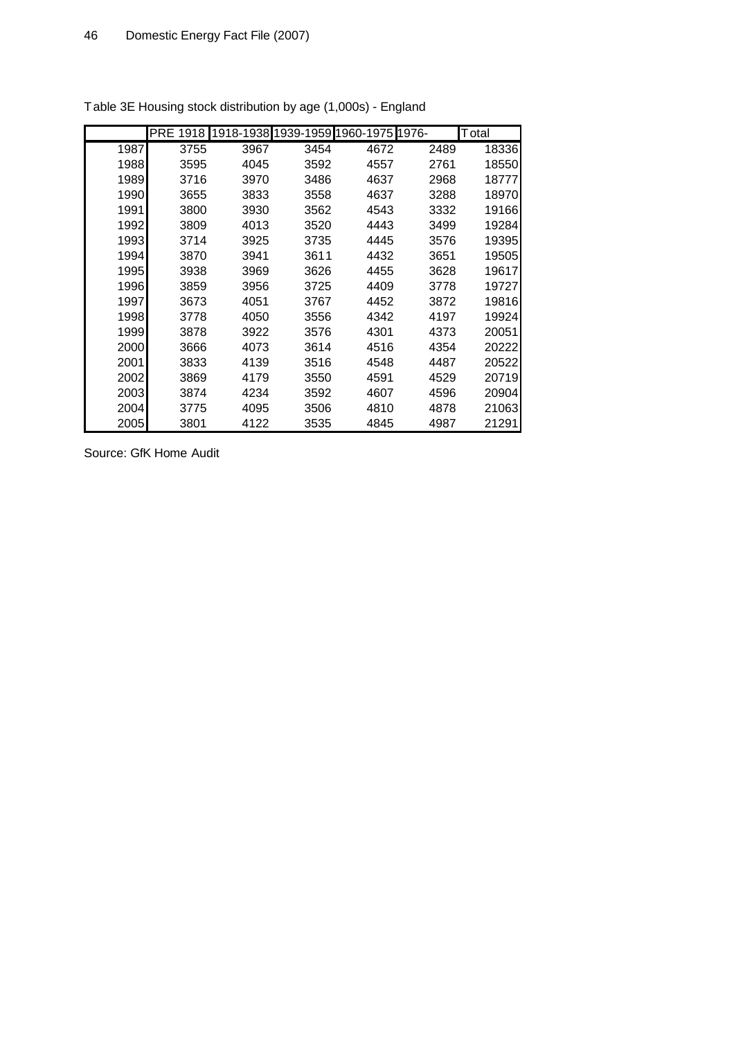Table 3E Housing stock distribution by age (1,000s) - England

| | PRE 1918 | 1918-1938 | 1939-1959 | 1960-1975 | 1976- | Total |
|---|---|---|---|---|---|---|
| 1987 | 3755 | 3967 | 3454 | 4672 | 2489 | 18336 |
| 1988 | 3595 | 4045 | 3592 | 4557 | 2761 | 18550 |
| 1989 | 3716 | 3970 | 3486 | 4637 | 2968 | 18777 |
| 1990 | 3655 | 3833 | 3558 | 4637 | 3288 | 18970 |
| 1991 | 3800 | 3930 | 3562 | 4543 | 3332 | 19166 |
| 1992 | 3809 | 4013 | 3520 | 4443 | 3499 | 19284 |
| 1993 | 3714 | 3925 | 3735 | 4445 | 3576 | 19395 |
| 1994 | 3870 | 3941 | 3611 | 4432 | 3651 | 19505 |
| 1995 | 3938 | 3969 | 3626 | 4455 | 3628 | 19617 |
| 1996 | 3859 | 3956 | 3725 | 4409 | 3778 | 19727 |
| 1997 | 3673 | 4051 | 3767 | 4452 | 3872 | 19816 |
| 1998 | 3778 | 4050 | 3556 | 4342 | 4197 | 19924 |
| 1999 | 3878 | 3922 | 3576 | 4301 | 4373 | 20051 |
| 2000 | 3666 | 4073 | 3614 | 4516 | 4354 | 20222 |
| 2001 | 3833 | 4139 | 3516 | 4548 | 4487 | 20522 |
| 2002 | 3869 | 4179 | 3550 | 4591 | 4529 | 20719 |
| 2003 | 3874 | 4234 | 3592 | 4607 | 4596 | 20904 |
| 2004 | 3775 | 4095 | 3506 | 4810 | 4878 | 21063 |
| 2005 | 3801 | 4122 | 3535 | 4845 | 4987 | 21291 |

Source: GfK Home Audit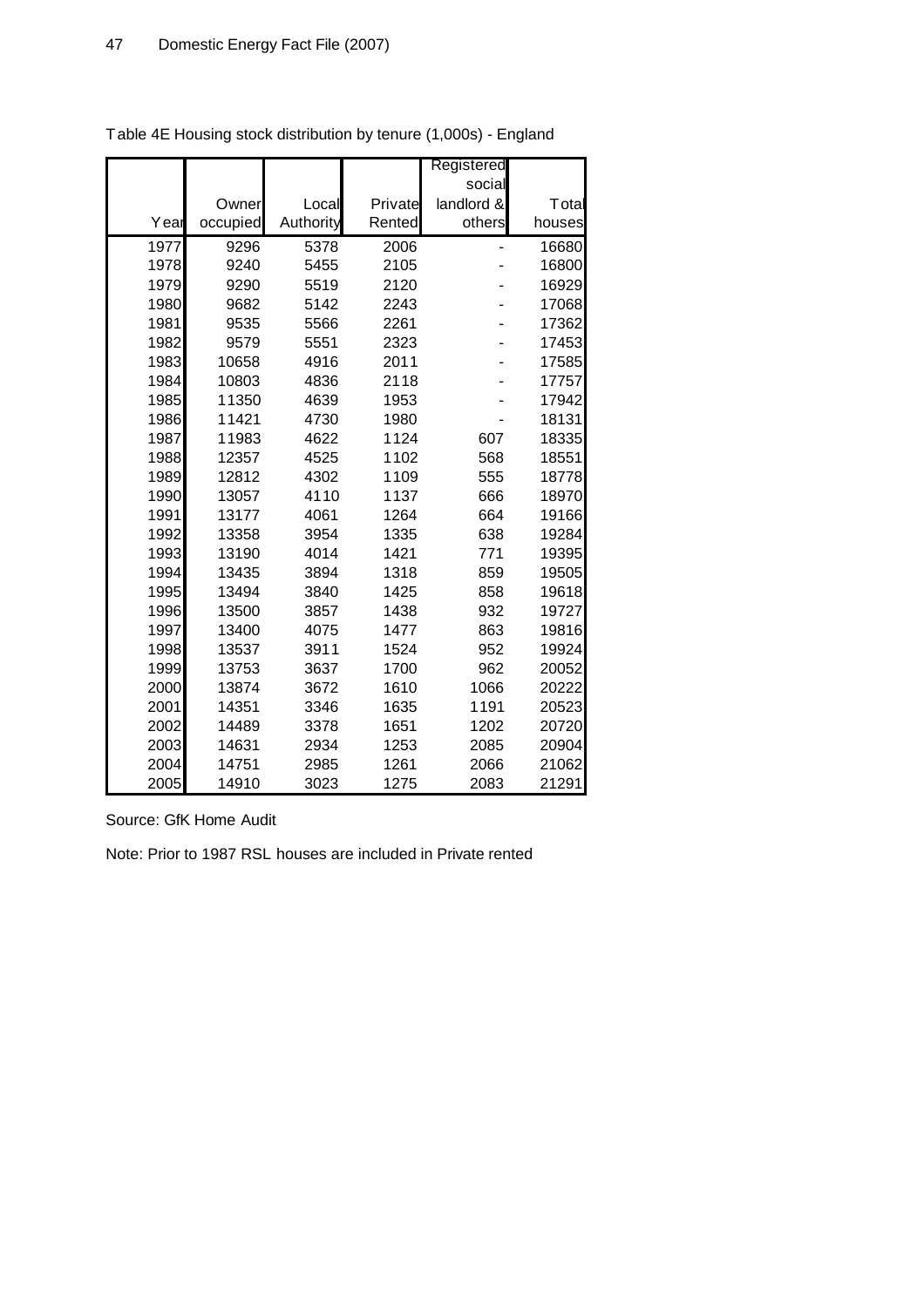Table 4E Housing stock distribution by tenure (1,000s) - England

| Year | Owner occupied | Local Authority | Private Rented | Registered social landlord & others | Total houses |
|---|---|---|---|---|---|
| 1977 | 9296 | 5378 | 2006 | - | 16680 |
| 1978 | 9240 | 5455 | 2105 | - | 16800 |
| 1979 | 9290 | 5519 | 2120 | - | 16929 |
| 1980 | 9682 | 5142 | 2243 | - | 17068 |
| 1981 | 9535 | 5566 | 2261 | - | 17362 |
| 1982 | 9579 | 5551 | 2323 | - | 17453 |
| 1983 | 10658 | 4916 | 2011 | - | 17585 |
| 1984 | 10803 | 4836 | 2118 | - | 17757 |
| 1985 | 11350 | 4639 | 1953 | - | 17942 |
| 1986 | 11421 | 4730 | 1980 | - | 18131 |
| 1987 | 11983 | 4622 | 1124 | 607 | 18335 |
| 1988 | 12357 | 4525 | 1102 | 568 | 18551 |
| 1989 | 12812 | 4302 | 1109 | 555 | 18778 |
| 1990 | 13057 | 4110 | 1137 | 666 | 18970 |
| 1991 | 13177 | 4061 | 1264 | 664 | 19166 |
| 1992 | 13358 | 3954 | 1335 | 638 | 19284 |
| 1993 | 13190 | 4014 | 1421 | 771 | 19395 |
| 1994 | 13435 | 3894 | 1318 | 859 | 19505 |
| 1995 | 13494 | 3840 | 1425 | 858 | 19618 |
| 1996 | 13500 | 3857 | 1438 | 932 | 19727 |
| 1997 | 13400 | 4075 | 1477 | 863 | 19816 |
| 1998 | 13537 | 3911 | 1524 | 952 | 19924 |
| 1999 | 13753 | 3637 | 1700 | 962 | 20052 |
| 2000 | 13874 | 3672 | 1610 | 1066 | 20222 |
| 2001 | 14351 | 3346 | 1635 | 1191 | 20523 |
| 2002 | 14489 | 3378 | 1651 | 1202 | 20720 |
| 2003 | 14631 | 2934 | 1253 | 2085 | 20904 |
| 2004 | 14751 | 2985 | 1261 | 2066 | 21062 |
| 2005 | 14910 | 3023 | 1275 | 2083 | 21291 |

Source: GfK Home Audit

Note: Prior to 1987 RSL houses are included in Private rented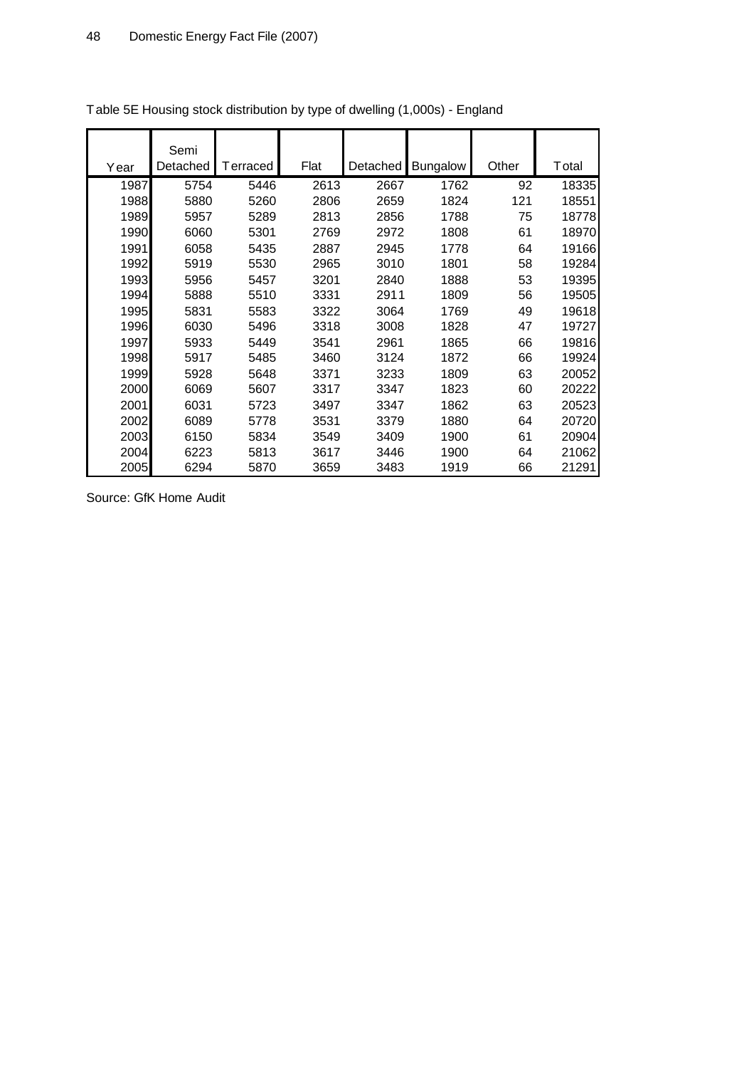Table 5E Housing stock distribution by type of dwelling (1,000s) - England

| Year | Semi Detached | Terraced | Flat | Detached | Bungalow | Other | Total |
|---|---|---|---|---|---|---|---|
| 1987 | 5754 | 5446 | 2613 | 2667 | 1762 | 92 | 18335 |
| 1988 | 5880 | 5260 | 2806 | 2659 | 1824 | 121 | 18551 |
| 1989 | 5957 | 5289 | 2813 | 2856 | 1788 | 75 | 18778 |
| 1990 | 6060 | 5301 | 2769 | 2972 | 1808 | 61 | 18970 |
| 1991 | 6058 | 5435 | 2887 | 2945 | 1778 | 64 | 19166 |
| 1992 | 5919 | 5530 | 2965 | 3010 | 1801 | 58 | 19284 |
| 1993 | 5956 | 5457 | 3201 | 2840 | 1888 | 53 | 19395 |
| 1994 | 5888 | 5510 | 3331 | 2911 | 1809 | 56 | 19505 |
| 1995 | 5831 | 5583 | 3322 | 3064 | 1769 | 49 | 19618 |
| 1996 | 6030 | 5496 | 3318 | 3008 | 1828 | 47 | 19727 |
| 1997 | 5933 | 5449 | 3541 | 2961 | 1865 | 66 | 19816 |
| 1998 | 5917 | 5485 | 3460 | 3124 | 1872 | 66 | 19924 |
| 1999 | 5928 | 5648 | 3371 | 3233 | 1809 | 63 | 20052 |
| 2000 | 6069 | 5607 | 3317 | 3347 | 1823 | 60 | 20222 |
| 2001 | 6031 | 5723 | 3497 | 3347 | 1862 | 63 | 20523 |
| 2002 | 6089 | 5778 | 3531 | 3379 | 1880 | 64 | 20720 |
| 2003 | 6150 | 5834 | 3549 | 3409 | 1900 | 61 | 20904 |
| 2004 | 6223 | 5813 | 3617 | 3446 | 1900 | 64 | 21062 |
| 2005 | 6294 | 5870 | 3659 | 3483 | 1919 | 66 | 21291 |

Source: GfK Home Audit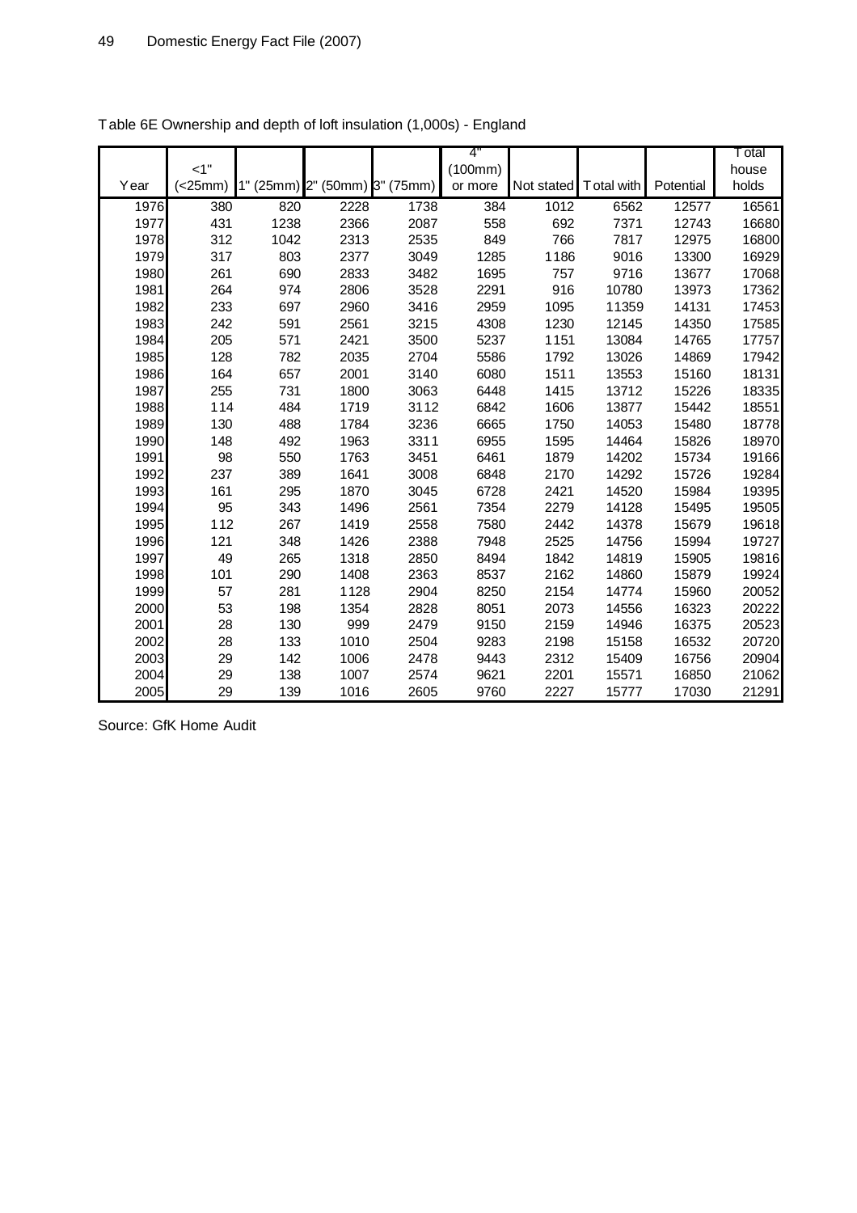Table 6E Ownership and depth of loft insulation (1,000s) - England

| Year | <1" (<25mm) | 1" (25mm) | 2" (50mm) | 3" (75mm) | 4" (100mm) or more | Not stated | Total with | Potential | Total house holds |
|---|---|---|---|---|---|---|---|---|---|
| 1976 | 380 | 820 | 2228 | 1738 | 384 | 1012 | 6562 | 12577 | 16561 |
| 1977 | 431 | 1238 | 2366 | 2087 | 558 | 692 | 7371 | 12743 | 16680 |
| 1978 | 312 | 1042 | 2313 | 2535 | 849 | 766 | 7817 | 12975 | 16800 |
| 1979 | 317 | 803 | 2377 | 3049 | 1285 | 1186 | 9016 | 13300 | 16929 |
| 1980 | 261 | 690 | 2833 | 3482 | 1695 | 757 | 9716 | 13677 | 17068 |
| 1981 | 264 | 974 | 2806 | 3528 | 2291 | 916 | 10780 | 13973 | 17362 |
| 1982 | 233 | 697 | 2960 | 3416 | 2959 | 1095 | 11359 | 14131 | 17453 |
| 1983 | 242 | 591 | 2561 | 3215 | 4308 | 1230 | 12145 | 14350 | 17585 |
| 1984 | 205 | 571 | 2421 | 3500 | 5237 | 1151 | 13084 | 14765 | 17757 |
| 1985 | 128 | 782 | 2035 | 2704 | 5586 | 1792 | 13026 | 14869 | 17942 |
| 1986 | 164 | 657 | 2001 | 3140 | 6080 | 1511 | 13553 | 15160 | 18131 |
| 1987 | 255 | 731 | 1800 | 3063 | 6448 | 1415 | 13712 | 15226 | 18335 |
| 1988 | 114 | 484 | 1719 | 3112 | 6842 | 1606 | 13877 | 15442 | 18551 |
| 1989 | 130 | 488 | 1784 | 3236 | 6665 | 1750 | 14053 | 15480 | 18778 |
| 1990 | 148 | 492 | 1963 | 3311 | 6955 | 1595 | 14464 | 15826 | 18970 |
| 1991 | 98 | 550 | 1763 | 3451 | 6461 | 1879 | 14202 | 15734 | 19166 |
| 1992 | 237 | 389 | 1641 | 3008 | 6848 | 2170 | 14292 | 15726 | 19284 |
| 1993 | 161 | 295 | 1870 | 3045 | 6728 | 2421 | 14520 | 15984 | 19395 |
| 1994 | 95 | 343 | 1496 | 2561 | 7354 | 2279 | 14128 | 15495 | 19505 |
| 1995 | 112 | 267 | 1419 | 2558 | 7580 | 2442 | 14378 | 15679 | 19618 |
| 1996 | 121 | 348 | 1426 | 2388 | 7948 | 2525 | 14756 | 15994 | 19727 |
| 1997 | 49 | 265 | 1318 | 2850 | 8494 | 1842 | 14819 | 15905 | 19816 |
| 1998 | 101 | 290 | 1408 | 2363 | 8537 | 2162 | 14860 | 15879 | 19924 |
| 1999 | 57 | 281 | 1128 | 2904 | 8250 | 2154 | 14774 | 15960 | 20052 |
| 2000 | 53 | 198 | 1354 | 2828 | 8051 | 2073 | 14556 | 16323 | 20222 |
| 2001 | 28 | 130 | 999 | 2479 | 9150 | 2159 | 14946 | 16375 | 20523 |
| 2002 | 28 | 133 | 1010 | 2504 | 9283 | 2198 | 15158 | 16532 | 20720 |
| 2003 | 29 | 142 | 1006 | 2478 | 9443 | 2312 | 15409 | 16756 | 20904 |
| 2004 | 29 | 138 | 1007 | 2574 | 9621 | 2201 | 15571 | 16850 | 21062 |
| 2005 | 29 | 139 | 1016 | 2605 | 9760 | 2227 | 15777 | 17030 | 21291 |

Source: GfK Home Audit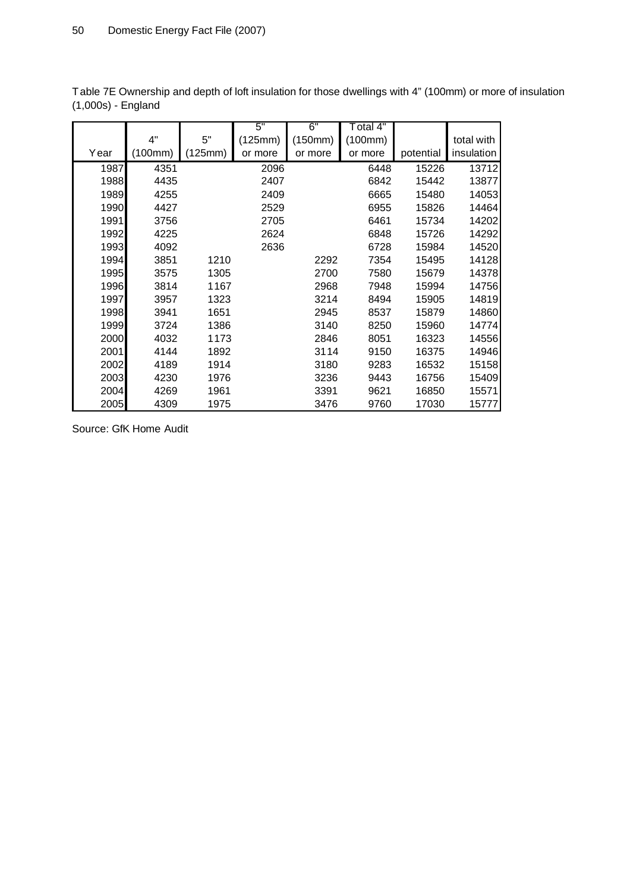Table 7E Ownership and depth of loft insulation for those dwellings with 4" (100mm) or more of insulation (1,000s) - England

| Year | 4" (100mm) | 5" (125mm) | 5" (125mm) or more | 6" (150mm) or more | Total 4" (100mm) or more | potential | total with insulation |
|---|---|---|---|---|---|---|---|
| 1987 | 4351 | | 2096 | | 6448 | 15226 | 13712 |
| 1988 | 4435 | | 2407 | | 6842 | 15442 | 13877 |
| 1989 | 4255 | | 2409 | | 6665 | 15480 | 14053 |
| 1990 | 4427 | | 2529 | | 6955 | 15826 | 14464 |
| 1991 | 3756 | | 2705 | | 6461 | 15734 | 14202 |
| 1992 | 4225 | | 2624 | | 6848 | 15726 | 14292 |
| 1993 | 4092 | | 2636 | | 6728 | 15984 | 14520 |
| 1994 | 3851 | 1210 | | 2292 | 7354 | 15495 | 14128 |
| 1995 | 3575 | 1305 | | 2700 | 7580 | 15679 | 14378 |
| 1996 | 3814 | 1167 | | 2968 | 7948 | 15994 | 14756 |
| 1997 | 3957 | 1323 | | 3214 | 8494 | 15905 | 14819 |
| 1998 | 3941 | 1651 | | 2945 | 8537 | 15879 | 14860 |
| 1999 | 3724 | 1386 | | 3140 | 8250 | 15960 | 14774 |
| 2000 | 4032 | 1173 | | 2846 | 8051 | 16323 | 14556 |
| 2001 | 4144 | 1892 | | 3114 | 9150 | 16375 | 14946 |
| 2002 | 4189 | 1914 | | 3180 | 9283 | 16532 | 15158 |
| 2003 | 4230 | 1976 | | 3236 | 9443 | 16756 | 15409 |
| 2004 | 4269 | 1961 | | 3391 | 9621 | 16850 | 15571 |
| 2005 | 4309 | 1975 | | 3476 | 9760 | 17030 | 15777 |

Source: GfK Home Audit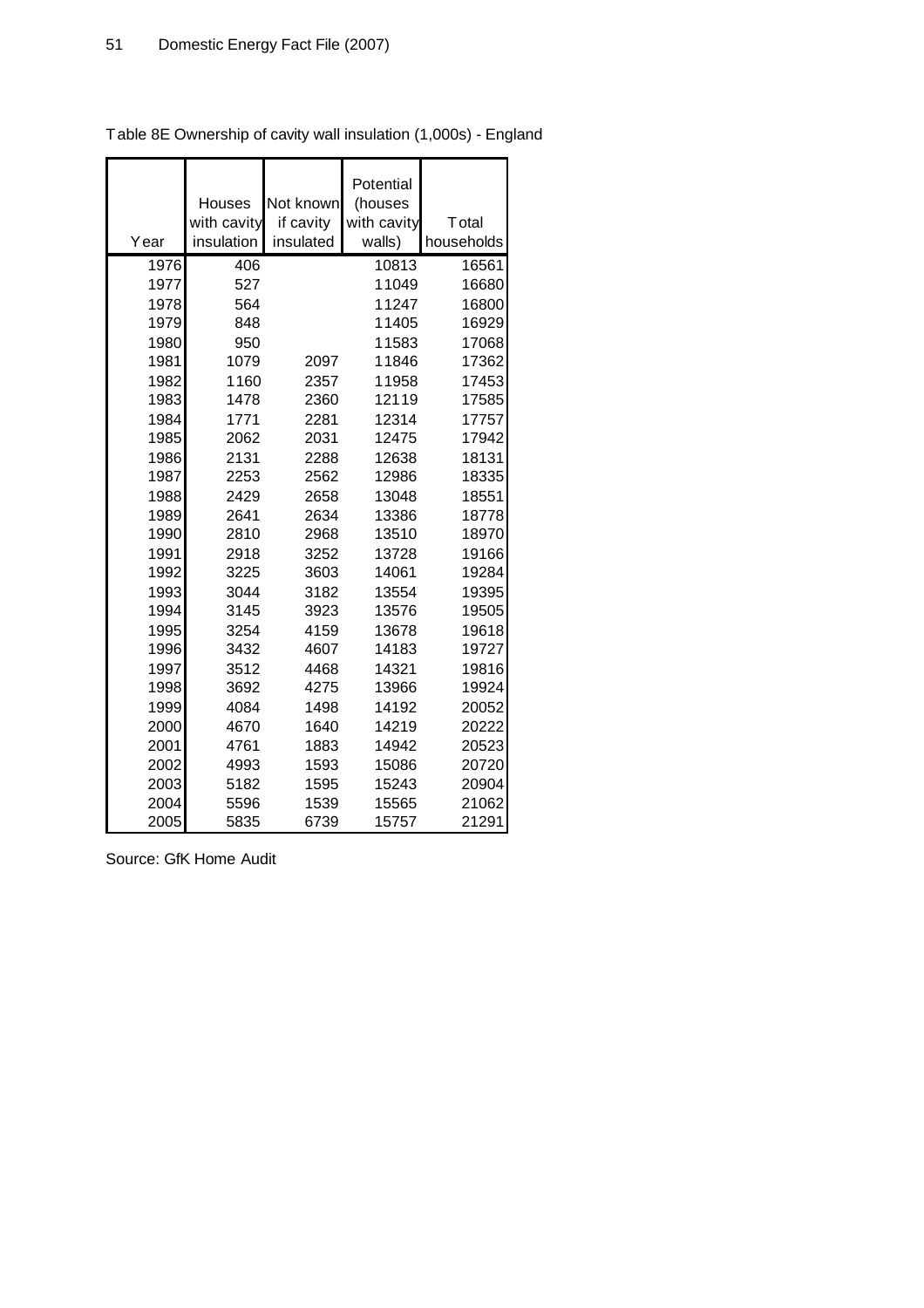Table 8E Ownership of cavity wall insulation (1,000s) - England

| Year | Houses with cavity insulation | Not known if cavity insulated | Potential (houses with cavity walls) | Total households |
|---|---|---|---|---|
| 1976 | 406 | | 10813 | 16561 |
| 1977 | 527 | | 11049 | 16680 |
| 1978 | 564 | | 11247 | 16800 |
| 1979 | 848 | | 11405 | 16929 |
| 1980 | 950 | | 11583 | 17068 |
| 1981 | 1079 | 2097 | 11846 | 17362 |
| 1982 | 1160 | 2357 | 11958 | 17453 |
| 1983 | 1478 | 2360 | 12119 | 17585 |
| 1984 | 1771 | 2281 | 12314 | 17757 |
| 1985 | 2062 | 2031 | 12475 | 17942 |
| 1986 | 2131 | 2288 | 12638 | 18131 |
| 1987 | 2253 | 2562 | 12986 | 18335 |
| 1988 | 2429 | 2658 | 13048 | 18551 |
| 1989 | 2641 | 2634 | 13386 | 18778 |
| 1990 | 2810 | 2968 | 13510 | 18970 |
| 1991 | 2918 | 3252 | 13728 | 19166 |
| 1992 | 3225 | 3603 | 14061 | 19284 |
| 1993 | 3044 | 3182 | 13554 | 19395 |
| 1994 | 3145 | 3923 | 13576 | 19505 |
| 1995 | 3254 | 4159 | 13678 | 19618 |
| 1996 | 3432 | 4607 | 14183 | 19727 |
| 1997 | 3512 | 4468 | 14321 | 19816 |
| 1998 | 3692 | 4275 | 13966 | 19924 |
| 1999 | 4084 | 1498 | 14192 | 20052 |
| 2000 | 4670 | 1640 | 14219 | 20222 |
| 2001 | 4761 | 1883 | 14942 | 20523 |
| 2002 | 4993 | 1593 | 15086 | 20720 |
| 2003 | 5182 | 1595 | 15243 | 20904 |
| 2004 | 5596 | 1539 | 15565 | 21062 |
| 2005 | 5835 | 6739 | 15757 | 21291 |

Source: GfK Home Audit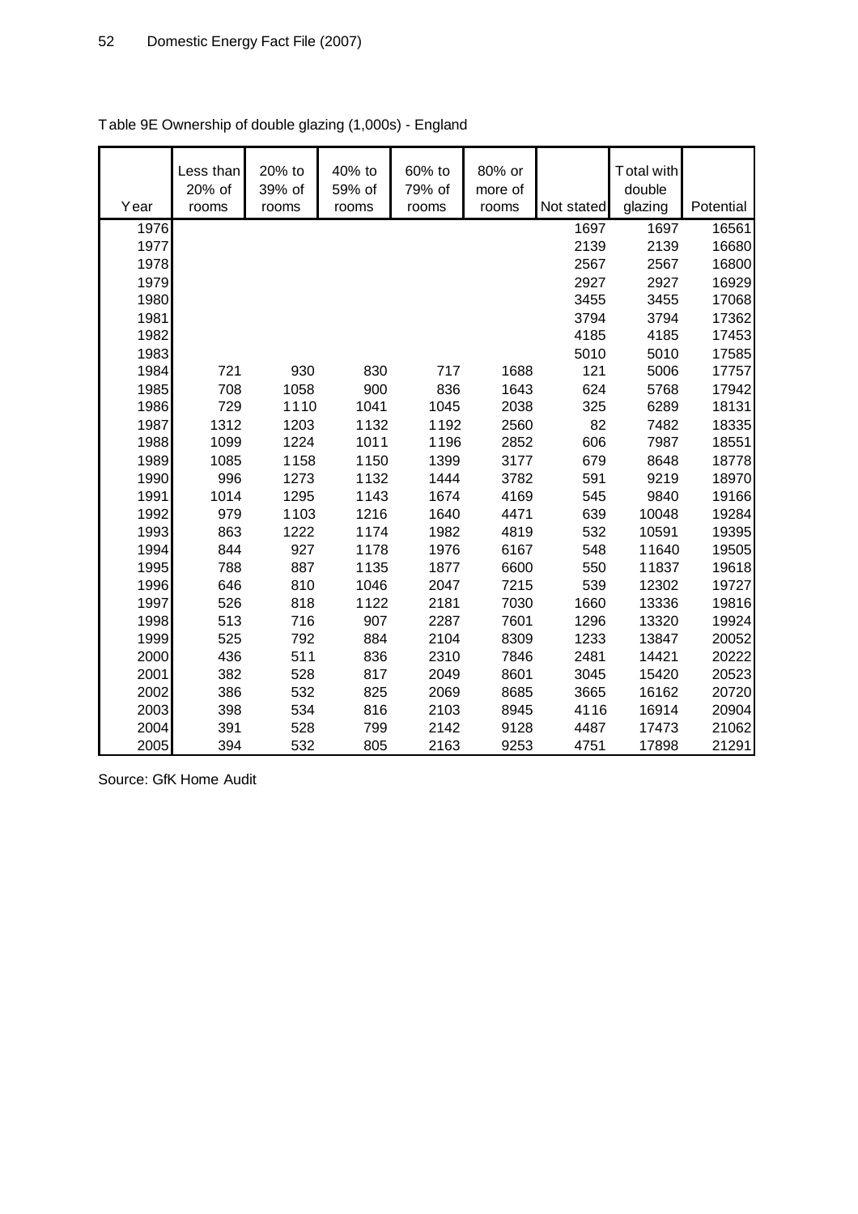Table 9E Ownership of double glazing (1,000s) - England

| Year | Less than 20% of rooms | 20% to 39% of rooms | 40% to 59% of rooms | 60% to 79% of rooms | 80% or more of rooms | Not stated | Total with double glazing | Potential |
|---|---|---|---|---|---|---|---|---|
| 1976 | | | | | | 1697 | 1697 | 16561 |
| 1977 | | | | | | 2139 | 2139 | 16680 |
| 1978 | | | | | | 2567 | 2567 | 16800 |
| 1979 | | | | | | 2927 | 2927 | 16929 |
| 1980 | | | | | | 3455 | 3455 | 17068 |
| 1981 | | | | | | 3794 | 3794 | 17362 |
| 1982 | | | | | | 4185 | 4185 | 17453 |
| 1983 | | | | | | 5010 | 5010 | 17585 |
| 1984 | 721 | 930 | 830 | 717 | 1688 | 121 | 5006 | 17757 |
| 1985 | 708 | 1058 | 900 | 836 | 1643 | 624 | 5768 | 17942 |
| 1986 | 729 | 1110 | 1041 | 1045 | 2038 | 325 | 6289 | 18131 |
| 1987 | 1312 | 1203 | 1132 | 1192 | 2560 | 82 | 7482 | 18335 |
| 1988 | 1099 | 1224 | 1011 | 1196 | 2852 | 606 | 7987 | 18551 |
| 1989 | 1085 | 1158 | 1150 | 1399 | 3177 | 679 | 8648 | 18778 |
| 1990 | 996 | 1273 | 1132 | 1444 | 3782 | 591 | 9219 | 18970 |
| 1991 | 1014 | 1295 | 1143 | 1674 | 4169 | 545 | 9840 | 19166 |
| 1992 | 979 | 1103 | 1216 | 1640 | 4471 | 639 | 10048 | 19284 |
| 1993 | 863 | 1222 | 1174 | 1982 | 4819 | 532 | 10591 | 19395 |
| 1994 | 844 | 927 | 1178 | 1976 | 6167 | 548 | 11640 | 19505 |
| 1995 | 788 | 887 | 1135 | 1877 | 6600 | 550 | 11837 | 19618 |
| 1996 | 646 | 810 | 1046 | 2047 | 7215 | 539 | 12302 | 19727 |
| 1997 | 526 | 818 | 1122 | 2181 | 7030 | 1660 | 13336 | 19816 |
| 1998 | 513 | 716 | 907 | 2287 | 7601 | 1296 | 13320 | 19924 |
| 1999 | 525 | 792 | 884 | 2104 | 8309 | 1233 | 13847 | 20052 |
| 2000 | 436 | 511 | 836 | 2310 | 7846 | 2481 | 14421 | 20222 |
| 2001 | 382 | 528 | 817 | 2049 | 8601 | 3045 | 15420 | 20523 |
| 2002 | 386 | 532 | 825 | 2069 | 8685 | 3665 | 16162 | 20720 |
| 2003 | 398 | 534 | 816 | 2103 | 8945 | 4116 | 16914 | 20904 |
| 2004 | 391 | 528 | 799 | 2142 | 9128 | 4487 | 17473 | 21062 |
| 2005 | 394 | 532 | 805 | 2163 | 9253 | 4751 | 17898 | 21291 |

Source: GfK Home Audit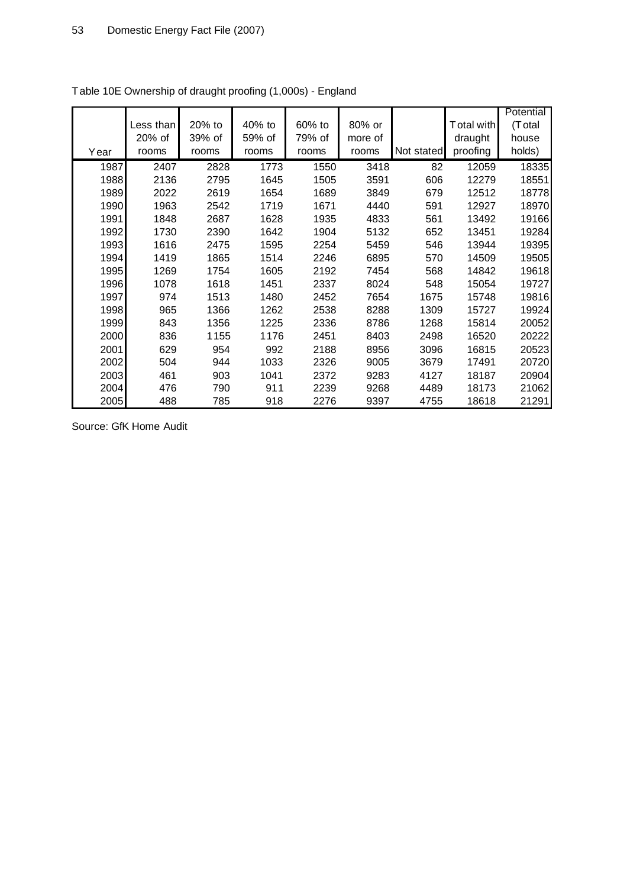Table 10E Ownership of draught proofing (1,000s) - England

| Year | Less than 20% of rooms | 20% to 39% of rooms | 40% to 59% of rooms | 60% to 79% of rooms | 80% or more of rooms | Not stated | Total with draught proofing | Potential (Total house holds) |
|---|---|---|---|---|---|---|---|---|
| 1987 | 2407 | 2828 | 1773 | 1550 | 3418 | 82 | 12059 | 18335 |
| 1988 | 2136 | 2795 | 1645 | 1505 | 3591 | 606 | 12279 | 18551 |
| 1989 | 2022 | 2619 | 1654 | 1689 | 3849 | 679 | 12512 | 18778 |
| 1990 | 1963 | 2542 | 1719 | 1671 | 4440 | 591 | 12927 | 18970 |
| 1991 | 1848 | 2687 | 1628 | 1935 | 4833 | 561 | 13492 | 19166 |
| 1992 | 1730 | 2390 | 1642 | 1904 | 5132 | 652 | 13451 | 19284 |
| 1993 | 1616 | 2475 | 1595 | 2254 | 5459 | 546 | 13944 | 19395 |
| 1994 | 1419 | 1865 | 1514 | 2246 | 6895 | 570 | 14509 | 19505 |
| 1995 | 1269 | 1754 | 1605 | 2192 | 7454 | 568 | 14842 | 19618 |
| 1996 | 1078 | 1618 | 1451 | 2337 | 8024 | 548 | 15054 | 19727 |
| 1997 | 974 | 1513 | 1480 | 2452 | 7654 | 1675 | 15748 | 19816 |
| 1998 | 965 | 1366 | 1262 | 2538 | 8288 | 1309 | 15727 | 19924 |
| 1999 | 843 | 1356 | 1225 | 2336 | 8786 | 1268 | 15814 | 20052 |
| 2000 | 836 | 1155 | 1176 | 2451 | 8403 | 2498 | 16520 | 20222 |
| 2001 | 629 | 954 | 992 | 2188 | 8956 | 3096 | 16815 | 20523 |
| 2002 | 504 | 944 | 1033 | 2326 | 9005 | 3679 | 17491 | 20720 |
| 2003 | 461 | 903 | 1041 | 2372 | 9283 | 4127 | 18187 | 20904 |
| 2004 | 476 | 790 | 911 | 2239 | 9268 | 4489 | 18173 | 21062 |
| 2005 | 488 | 785 | 918 | 2276 | 9397 | 4755 | 18618 | 21291 |

Source: GfK Home Audit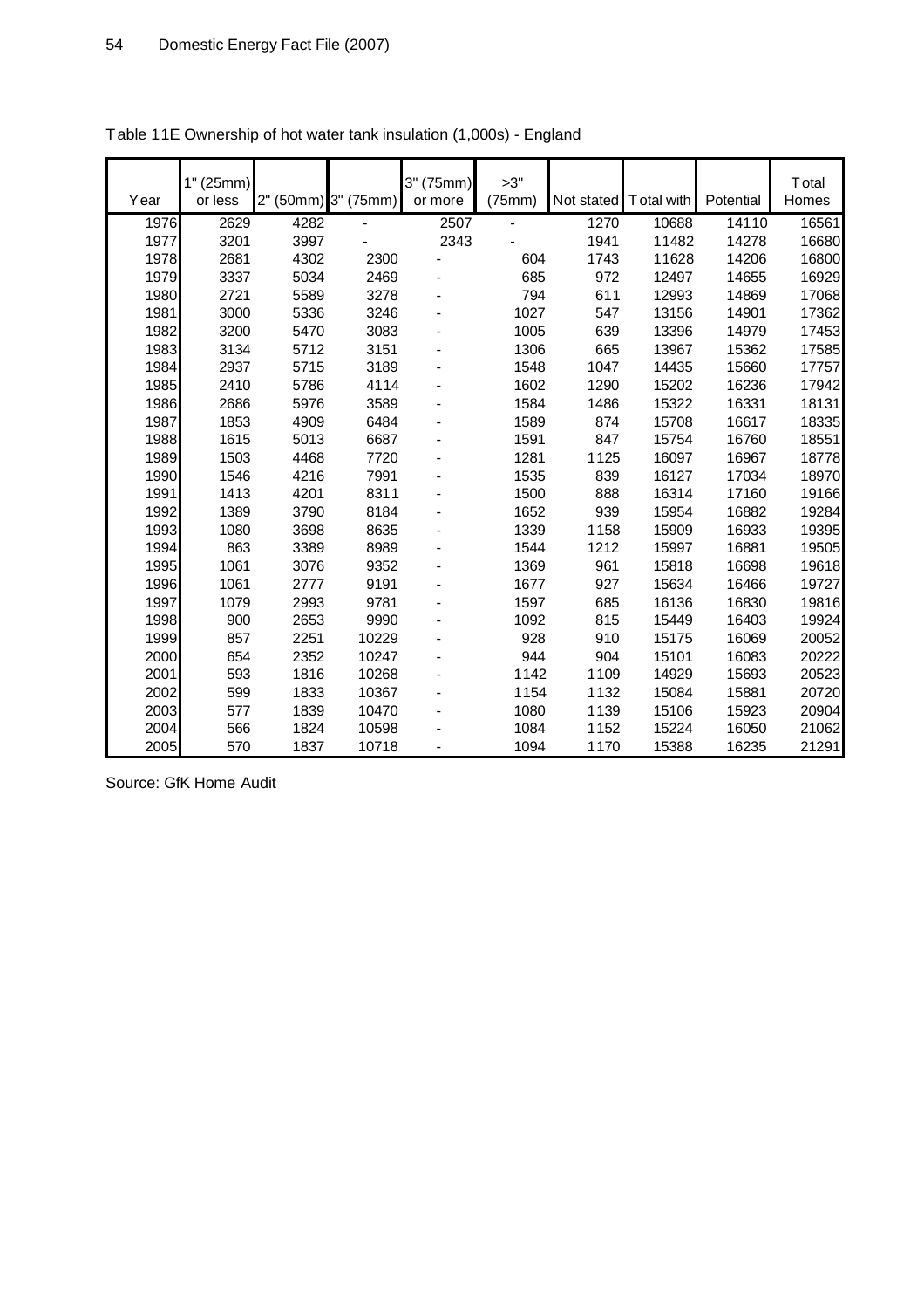Table 11E Ownership of hot water tank insulation (1,000s) - England

| Year | 1" (25mm) or less | 2" (50mm) | 3" (75mm) | 3" (75mm) or more | >3" (75mm) | Not stated | Total with | Potential | Total Homes |
|---|---|---|---|---|---|---|---|---|---|
| 1976 | 2629 | 4282 | - | 2507 | - | 1270 | 10688 | 14110 | 16561 |
| 1977 | 3201 | 3997 | - | 2343 | - | 1941 | 11482 | 14278 | 16680 |
| 1978 | 2681 | 4302 | 2300 | - | 604 | 1743 | 11628 | 14206 | 16800 |
| 1979 | 3337 | 5034 | 2469 | - | 685 | 972 | 12497 | 14655 | 16929 |
| 1980 | 2721 | 5589 | 3278 | - | 794 | 611 | 12993 | 14869 | 17068 |
| 1981 | 3000 | 5336 | 3246 | - | 1027 | 547 | 13156 | 14901 | 17362 |
| 1982 | 3200 | 5470 | 3083 | - | 1005 | 639 | 13396 | 14979 | 17453 |
| 1983 | 3134 | 5712 | 3151 | - | 1306 | 665 | 13967 | 15362 | 17585 |
| 1984 | 2937 | 5715 | 3189 | - | 1548 | 1047 | 14435 | 15660 | 17757 |
| 1985 | 2410 | 5786 | 4114 | - | 1602 | 1290 | 15202 | 16236 | 17942 |
| 1986 | 2686 | 5976 | 3589 | - | 1584 | 1486 | 15322 | 16331 | 18131 |
| 1987 | 1853 | 4909 | 6484 | - | 1589 | 874 | 15708 | 16617 | 18335 |
| 1988 | 1615 | 5013 | 6687 | - | 1591 | 847 | 15754 | 16760 | 18551 |
| 1989 | 1503 | 4468 | 7720 | - | 1281 | 1125 | 16097 | 16967 | 18778 |
| 1990 | 1546 | 4216 | 7991 | - | 1535 | 839 | 16127 | 17034 | 18970 |
| 1991 | 1413 | 4201 | 8311 | - | 1500 | 888 | 16314 | 17160 | 19166 |
| 1992 | 1389 | 3790 | 8184 | - | 1652 | 939 | 15954 | 16882 | 19284 |
| 1993 | 1080 | 3698 | 8635 | - | 1339 | 1158 | 15909 | 16933 | 19395 |
| 1994 | 863 | 3389 | 8989 | - | 1544 | 1212 | 15997 | 16881 | 19505 |
| 1995 | 1061 | 3076 | 9352 | - | 1369 | 961 | 15818 | 16698 | 19618 |
| 1996 | 1061 | 2777 | 9191 | - | 1677 | 927 | 15634 | 16466 | 19727 |
| 1997 | 1079 | 2993 | 9781 | - | 1597 | 685 | 16136 | 16830 | 19816 |
| 1998 | 900 | 2653 | 9990 | - | 1092 | 815 | 15449 | 16403 | 19924 |
| 1999 | 857 | 2251 | 10229 | - | 928 | 910 | 15175 | 16069 | 20052 |
| 2000 | 654 | 2352 | 10247 | - | 944 | 904 | 15101 | 16083 | 20222 |
| 2001 | 593 | 1816 | 10268 | - | 1142 | 1109 | 14929 | 15693 | 20523 |
| 2002 | 599 | 1833 | 10367 | - | 1154 | 1132 | 15084 | 15881 | 20720 |
| 2003 | 577 | 1839 | 10470 | - | 1080 | 1139 | 15106 | 15923 | 20904 |
| 2004 | 566 | 1824 | 10598 | - | 1084 | 1152 | 15224 | 16050 | 21062 |
| 2005 | 570 | 1837 | 10718 | - | 1094 | 1170 | 15388 | 16235 | 21291 |

Source: GfK Home Audit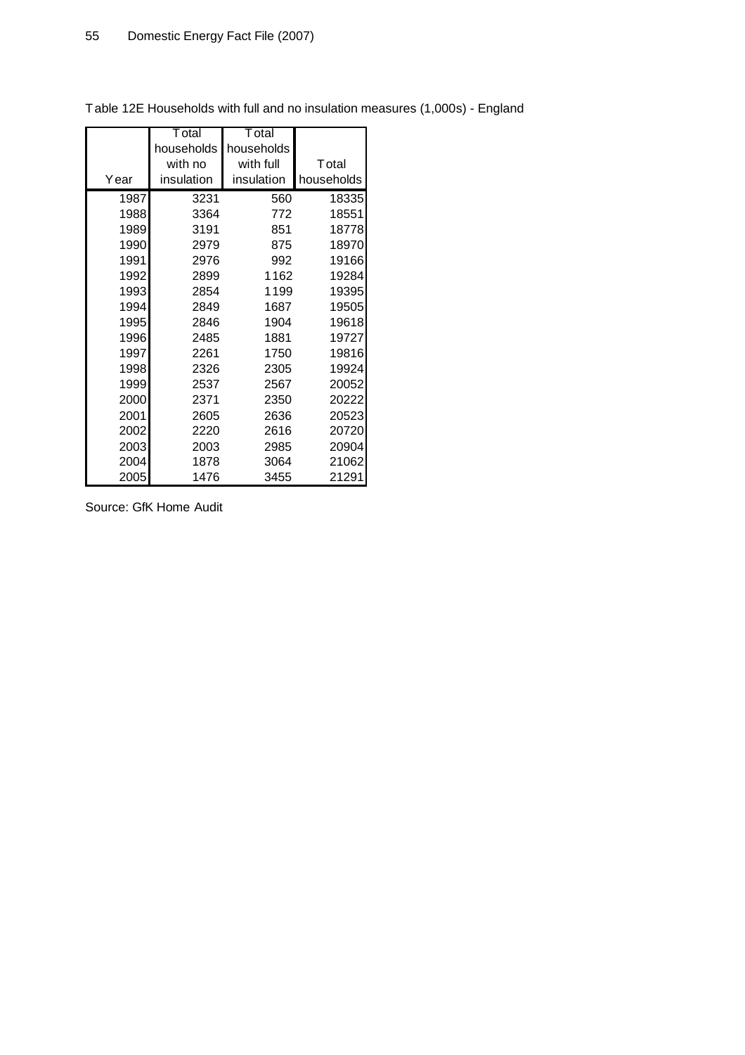Table 12E Households with full and no insulation measures (1,000s) - England

| Year | Total households with no insulation | Total households with full insulation | Total households |
|---|---|---|---|
| 1987 | 3231 | 560 | 18335 |
| 1988 | 3364 | 772 | 18551 |
| 1989 | 3191 | 851 | 18778 |
| 1990 | 2979 | 875 | 18970 |
| 1991 | 2976 | 992 | 19166 |
| 1992 | 2899 | 1162 | 19284 |
| 1993 | 2854 | 1199 | 19395 |
| 1994 | 2849 | 1687 | 19505 |
| 1995 | 2846 | 1904 | 19618 |
| 1996 | 2485 | 1881 | 19727 |
| 1997 | 2261 | 1750 | 19816 |
| 1998 | 2326 | 2305 | 19924 |
| 1999 | 2537 | 2567 | 20052 |
| 2000 | 2371 | 2350 | 20222 |
| 2001 | 2605 | 2636 | 20523 |
| 2002 | 2220 | 2616 | 20720 |
| 2003 | 2003 | 2985 | 20904 |
| 2004 | 1878 | 3064 | 21062 |
| 2005 | 1476 | 3455 | 21291 |

Source: GfK Home Audit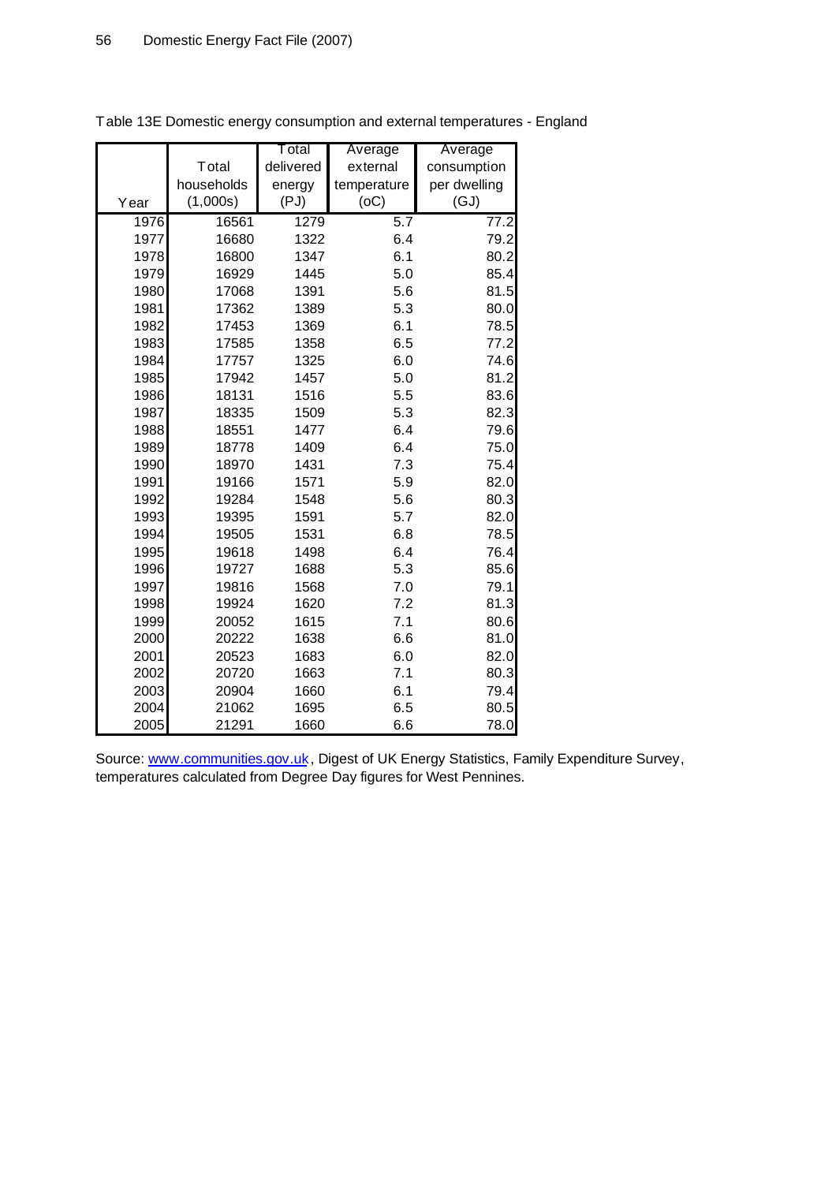Table 13E Domestic energy consumption and external temperatures - England

| Year | Total households (1,000s) | Total delivered energy (PJ) | Average external temperature (oC) | Average consumption per dwelling (GJ) |
|---|---|---|---|---|
| 1976 | 16561 | 1279 | 5.7 | 77.2 |
| 1977 | 16680 | 1322 | 6.4 | 79.2 |
| 1978 | 16800 | 1347 | 6.1 | 80.2 |
| 1979 | 16929 | 1445 | 5.0 | 85.4 |
| 1980 | 17068 | 1391 | 5.6 | 81.5 |
| 1981 | 17362 | 1389 | 5.3 | 80.0 |
| 1982 | 17453 | 1369 | 6.1 | 78.5 |
| 1983 | 17585 | 1358 | 6.5 | 77.2 |
| 1984 | 17757 | 1325 | 6.0 | 74.6 |
| 1985 | 17942 | 1457 | 5.0 | 81.2 |
| 1986 | 18131 | 1516 | 5.5 | 83.6 |
| 1987 | 18335 | 1509 | 5.3 | 82.3 |
| 1988 | 18551 | 1477 | 6.4 | 79.6 |
| 1989 | 18778 | 1409 | 6.4 | 75.0 |
| 1990 | 18970 | 1431 | 7.3 | 75.4 |
| 1991 | 19166 | 1571 | 5.9 | 82.0 |
| 1992 | 19284 | 1548 | 5.6 | 80.3 |
| 1993 | 19395 | 1591 | 5.7 | 82.0 |
| 1994 | 19505 | 1531 | 6.8 | 78.5 |
| 1995 | 19618 | 1498 | 6.4 | 76.4 |
| 1996 | 19727 | 1688 | 5.3 | 85.6 |
| 1997 | 19816 | 1568 | 7.0 | 79.1 |
| 1998 | 19924 | 1620 | 7.2 | 81.3 |
| 1999 | 20052 | 1615 | 7.1 | 80.6 |
| 2000 | 20222 | 1638 | 6.6 | 81.0 |
| 2001 | 20523 | 1683 | 6.0 | 82.0 |
| 2002 | 20720 | 1663 | 7.1 | 80.3 |
| 2003 | 20904 | 1660 | 6.1 | 79.4 |
| 2004 | 21062 | 1695 | 6.5 | 80.5 |
| 2005 | 21291 | 1660 | 6.6 | 78.0 |

Source: www.communities.gov.uk, Digest of UK Energy Statistics, Family Expenditure Survey, temperatures calculated from Degree Day figures for West Pennines.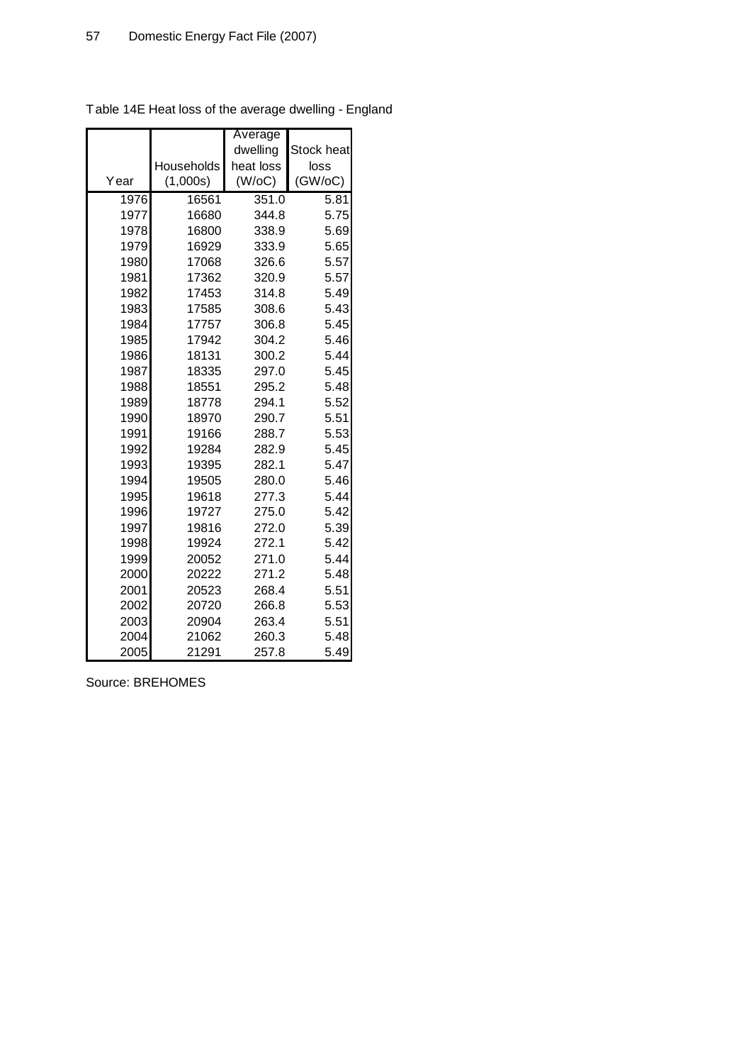Table 14E Heat loss of the average dwelling - England

| Year | Households (1,000s) | Average dwelling heat loss (W/oC) | Stock heat loss (GW/oC) |
|---|---|---|---|
| 1976 | 16561 | 351.0 | 5.81 |
| 1977 | 16680 | 344.8 | 5.75 |
| 1978 | 16800 | 338.9 | 5.69 |
| 1979 | 16929 | 333.9 | 5.65 |
| 1980 | 17068 | 326.6 | 5.57 |
| 1981 | 17362 | 320.9 | 5.57 |
| 1982 | 17453 | 314.8 | 5.49 |
| 1983 | 17585 | 308.6 | 5.43 |
| 1984 | 17757 | 306.8 | 5.45 |
| 1985 | 17942 | 304.2 | 5.46 |
| 1986 | 18131 | 300.2 | 5.44 |
| 1987 | 18335 | 297.0 | 5.45 |
| 1988 | 18551 | 295.2 | 5.48 |
| 1989 | 18778 | 294.1 | 5.52 |
| 1990 | 18970 | 290.7 | 5.51 |
| 1991 | 19166 | 288.7 | 5.53 |
| 1992 | 19284 | 282.9 | 5.45 |
| 1993 | 19395 | 282.1 | 5.47 |
| 1994 | 19505 | 280.0 | 5.46 |
| 1995 | 19618 | 277.3 | 5.44 |
| 1996 | 19727 | 275.0 | 5.42 |
| 1997 | 19816 | 272.0 | 5.39 |
| 1998 | 19924 | 272.1 | 5.42 |
| 1999 | 20052 | 271.0 | 5.44 |
| 2000 | 20222 | 271.2 | 5.48 |
| 2001 | 20523 | 268.4 | 5.51 |
| 2002 | 20720 | 266.8 | 5.53 |
| 2003 | 20904 | 263.4 | 5.51 |
| 2004 | 21062 | 260.3 | 5.48 |
| 2005 | 21291 | 257.8 | 5.49 |

Source: BREHOMES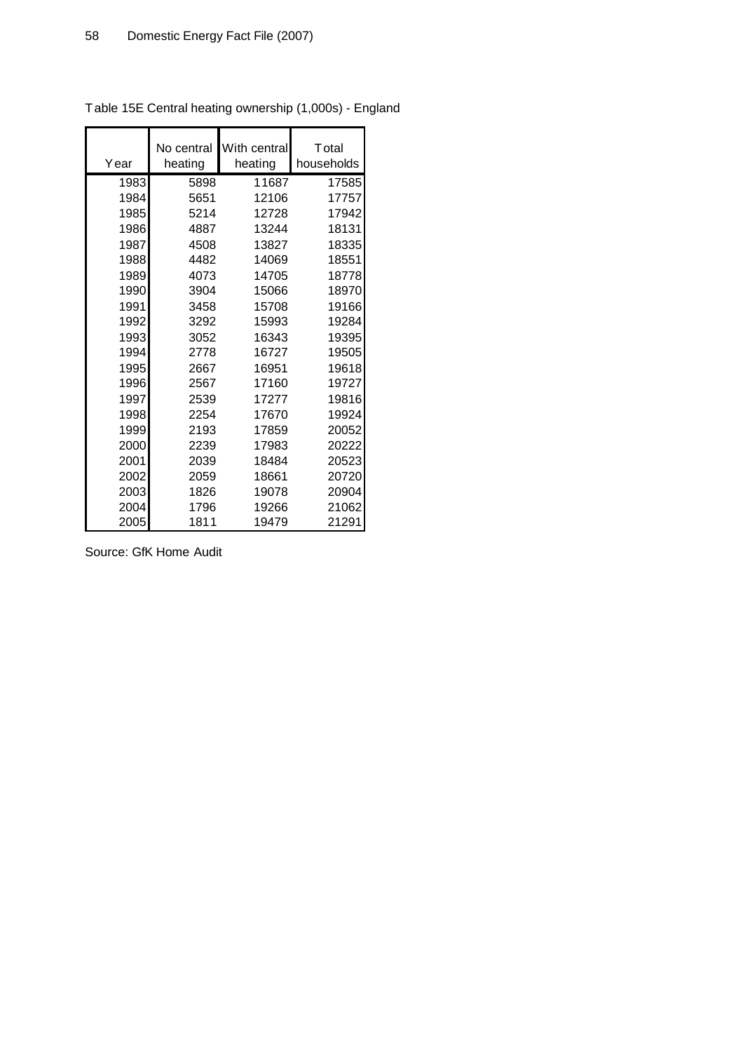Table 15E Central heating ownership (1,000s) - England

| Year | No central heating | With central heating | Total households |
|---|---|---|---|
| 1983 | 5898 | 11687 | 17585 |
| 1984 | 5651 | 12106 | 17757 |
| 1985 | 5214 | 12728 | 17942 |
| 1986 | 4887 | 13244 | 18131 |
| 1987 | 4508 | 13827 | 18335 |
| 1988 | 4482 | 14069 | 18551 |
| 1989 | 4073 | 14705 | 18778 |
| 1990 | 3904 | 15066 | 18970 |
| 1991 | 3458 | 15708 | 19166 |
| 1992 | 3292 | 15993 | 19284 |
| 1993 | 3052 | 16343 | 19395 |
| 1994 | 2778 | 16727 | 19505 |
| 1995 | 2667 | 16951 | 19618 |
| 1996 | 2567 | 17160 | 19727 |
| 1997 | 2539 | 17277 | 19816 |
| 1998 | 2254 | 17670 | 19924 |
| 1999 | 2193 | 17859 | 20052 |
| 2000 | 2239 | 17983 | 20222 |
| 2001 | 2039 | 18484 | 20523 |
| 2002 | 2059 | 18661 | 20720 |
| 2003 | 1826 | 19078 | 20904 |
| 2004 | 1796 | 19266 | 21062 |
| 2005 | 1811 | 19479 | 21291 |

Source: GfK Home Audit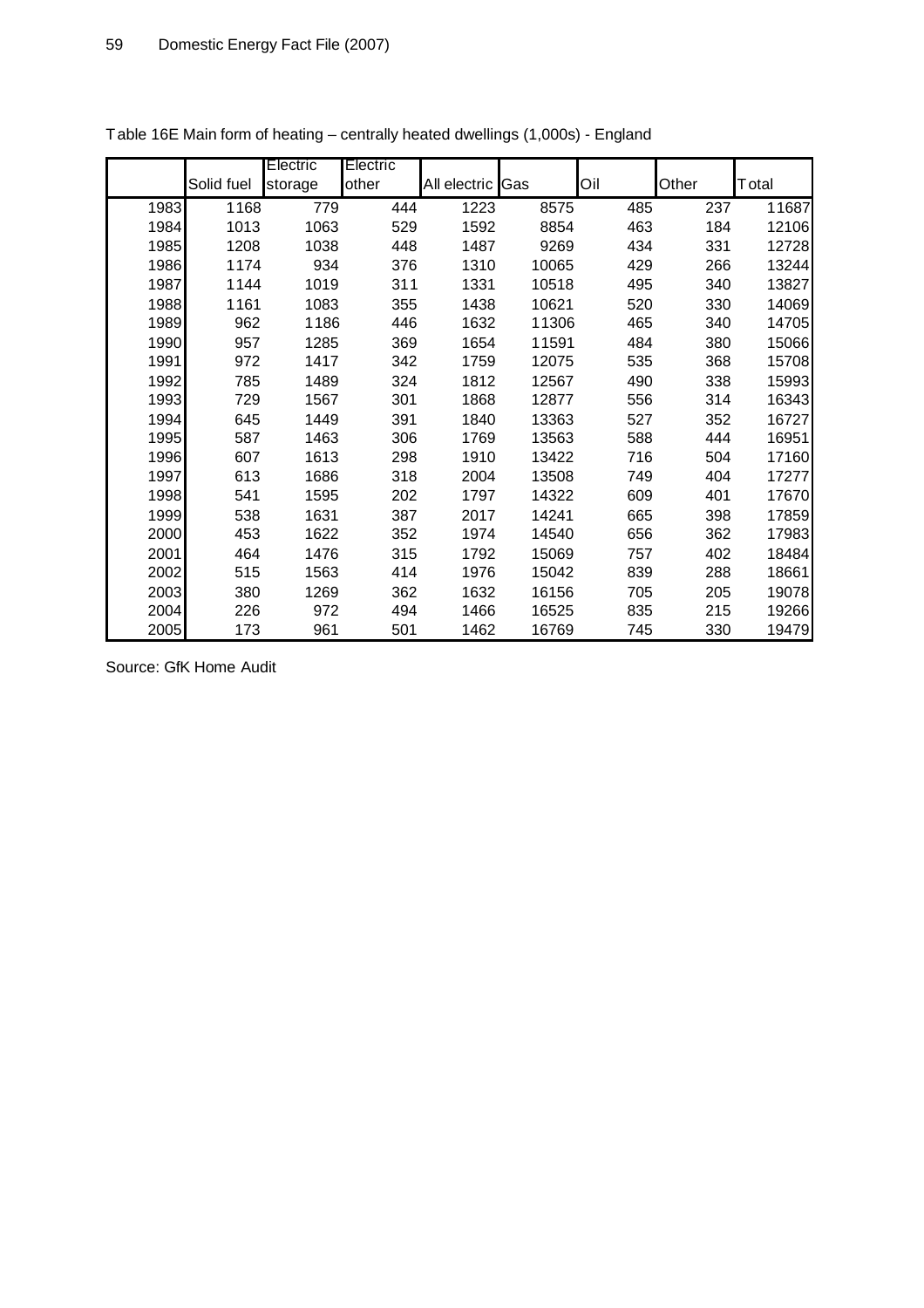Table 16E Main form of heating – centrally heated dwellings (1,000s) - England

| | Solid fuel | Electric storage | Electric other | All electric | Gas | Oil | Other | Total |
|---|---|---|---|---|---|---|---|---|
| 1983 | 1168 | 779 | 444 | 1223 | 8575 | 485 | 237 | 11687 |
| 1984 | 1013 | 1063 | 529 | 1592 | 8854 | 463 | 184 | 12106 |
| 1985 | 1208 | 1038 | 448 | 1487 | 9269 | 434 | 331 | 12728 |
| 1986 | 1174 | 934 | 376 | 1310 | 10065 | 429 | 266 | 13244 |
| 1987 | 1144 | 1019 | 311 | 1331 | 10518 | 495 | 340 | 13827 |
| 1988 | 1161 | 1083 | 355 | 1438 | 10621 | 520 | 330 | 14069 |
| 1989 | 962 | 1186 | 446 | 1632 | 11306 | 465 | 340 | 14705 |
| 1990 | 957 | 1285 | 369 | 1654 | 11591 | 484 | 380 | 15066 |
| 1991 | 972 | 1417 | 342 | 1759 | 12075 | 535 | 368 | 15708 |
| 1992 | 785 | 1489 | 324 | 1812 | 12567 | 490 | 338 | 15993 |
| 1993 | 729 | 1567 | 301 | 1868 | 12877 | 556 | 314 | 16343 |
| 1994 | 645 | 1449 | 391 | 1840 | 13363 | 527 | 352 | 16727 |
| 1995 | 587 | 1463 | 306 | 1769 | 13563 | 588 | 444 | 16951 |
| 1996 | 607 | 1613 | 298 | 1910 | 13422 | 716 | 504 | 17160 |
| 1997 | 613 | 1686 | 318 | 2004 | 13508 | 749 | 404 | 17277 |
| 1998 | 541 | 1595 | 202 | 1797 | 14322 | 609 | 401 | 17670 |
| 1999 | 538 | 1631 | 387 | 2017 | 14241 | 665 | 398 | 17859 |
| 2000 | 453 | 1622 | 352 | 1974 | 14540 | 656 | 362 | 17983 |
| 2001 | 464 | 1476 | 315 | 1792 | 15069 | 757 | 402 | 18484 |
| 2002 | 515 | 1563 | 414 | 1976 | 15042 | 839 | 288 | 18661 |
| 2003 | 380 | 1269 | 362 | 1632 | 16156 | 705 | 205 | 19078 |
| 2004 | 226 | 972 | 494 | 1466 | 16525 | 835 | 215 | 19266 |
| 2005 | 173 | 961 | 501 | 1462 | 16769 | 745 | 330 | 19479 |

Source: GfK Home Audit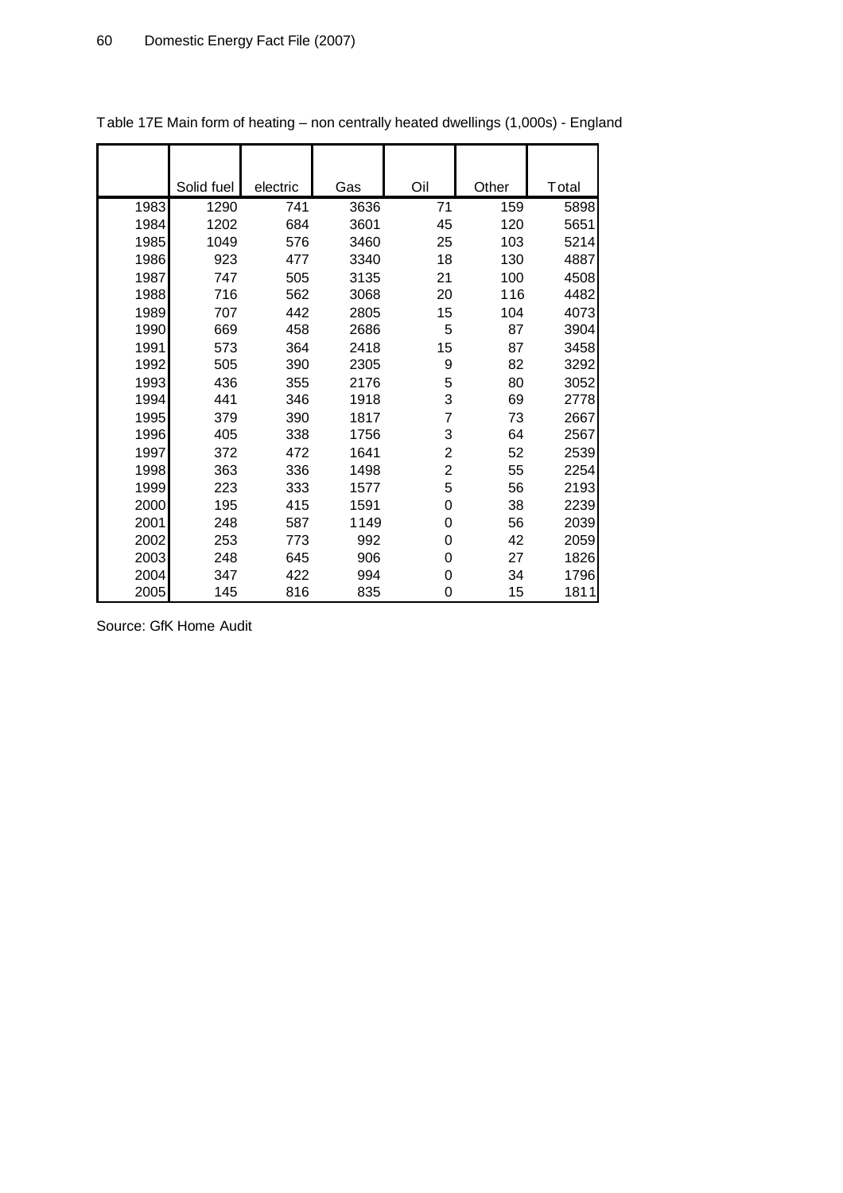Table 17E Main form of heating – non centrally heated dwellings (1,000s) - England

| | Solid fuel | electric | Gas | Oil | Other | Total |
|---|---|---|---|---|---|---|
| 1983 | 1290 | 741 | 3636 | 71 | 159 | 5898 |
| 1984 | 1202 | 684 | 3601 | 45 | 120 | 5651 |
| 1985 | 1049 | 576 | 3460 | 25 | 103 | 5214 |
| 1986 | 923 | 477 | 3340 | 18 | 130 | 4887 |
| 1987 | 747 | 505 | 3135 | 21 | 100 | 4508 |
| 1988 | 716 | 562 | 3068 | 20 | 116 | 4482 |
| 1989 | 707 | 442 | 2805 | 15 | 104 | 4073 |
| 1990 | 669 | 458 | 2686 | 5 | 87 | 3904 |
| 1991 | 573 | 364 | 2418 | 15 | 87 | 3458 |
| 1992 | 505 | 390 | 2305 | 9 | 82 | 3292 |
| 1993 | 436 | 355 | 2176 | 5 | 80 | 3052 |
| 1994 | 441 | 346 | 1918 | 3 | 69 | 2778 |
| 1995 | 379 | 390 | 1817 | 7 | 73 | 2667 |
| 1996 | 405 | 338 | 1756 | 3 | 64 | 2567 |
| 1997 | 372 | 472 | 1641 | 2 | 52 | 2539 |
| 1998 | 363 | 336 | 1498 | 2 | 55 | 2254 |
| 1999 | 223 | 333 | 1577 | 5 | 56 | 2193 |
| 2000 | 195 | 415 | 1591 | 0 | 38 | 2239 |
| 2001 | 248 | 587 | 1149 | 0 | 56 | 2039 |
| 2002 | 253 | 773 | 992 | 0 | 42 | 2059 |
| 2003 | 248 | 645 | 906 | 0 | 27 | 1826 |
| 2004 | 347 | 422 | 994 | 0 | 34 | 1796 |
| 2005 | 145 | 816 | 835 | 0 | 15 | 1811 |

Source: GfK Home Audit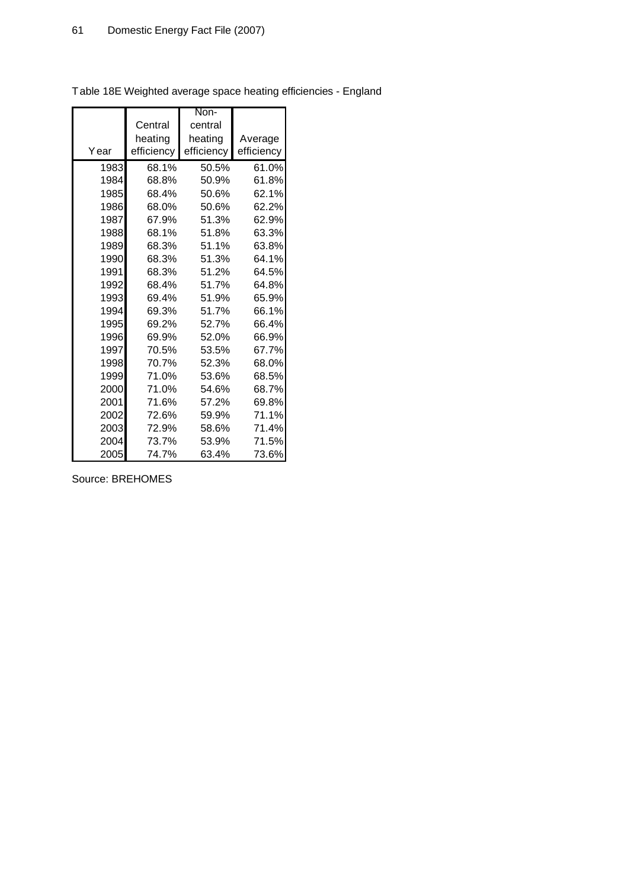Table 18E Weighted average space heating efficiencies - England

| Year | Central heating efficiency | Non-central heating efficiency | Average efficiency |
|---|---|---|---|
| 1983 | 68.1% | 50.5% | 61.0% |
| 1984 | 68.8% | 50.9% | 61.8% |
| 1985 | 68.4% | 50.6% | 62.1% |
| 1986 | 68.0% | 50.6% | 62.2% |
| 1987 | 67.9% | 51.3% | 62.9% |
| 1988 | 68.1% | 51.8% | 63.3% |
| 1989 | 68.3% | 51.1% | 63.8% |
| 1990 | 68.3% | 51.3% | 64.1% |
| 1991 | 68.3% | 51.2% | 64.5% |
| 1992 | 68.4% | 51.7% | 64.8% |
| 1993 | 69.4% | 51.9% | 65.9% |
| 1994 | 69.3% | 51.7% | 66.1% |
| 1995 | 69.2% | 52.7% | 66.4% |
| 1996 | 69.9% | 52.0% | 66.9% |
| 1997 | 70.5% | 53.5% | 67.7% |
| 1998 | 70.7% | 52.3% | 68.0% |
| 1999 | 71.0% | 53.6% | 68.5% |
| 2000 | 71.0% | 54.6% | 68.7% |
| 2001 | 71.6% | 57.2% | 69.8% |
| 2002 | 72.6% | 59.9% | 71.1% |
| 2003 | 72.9% | 58.6% | 71.4% |
| 2004 | 73.7% | 53.9% | 71.5% |
| 2005 | 74.7% | 63.4% | 73.6% |

Source: BREHOMES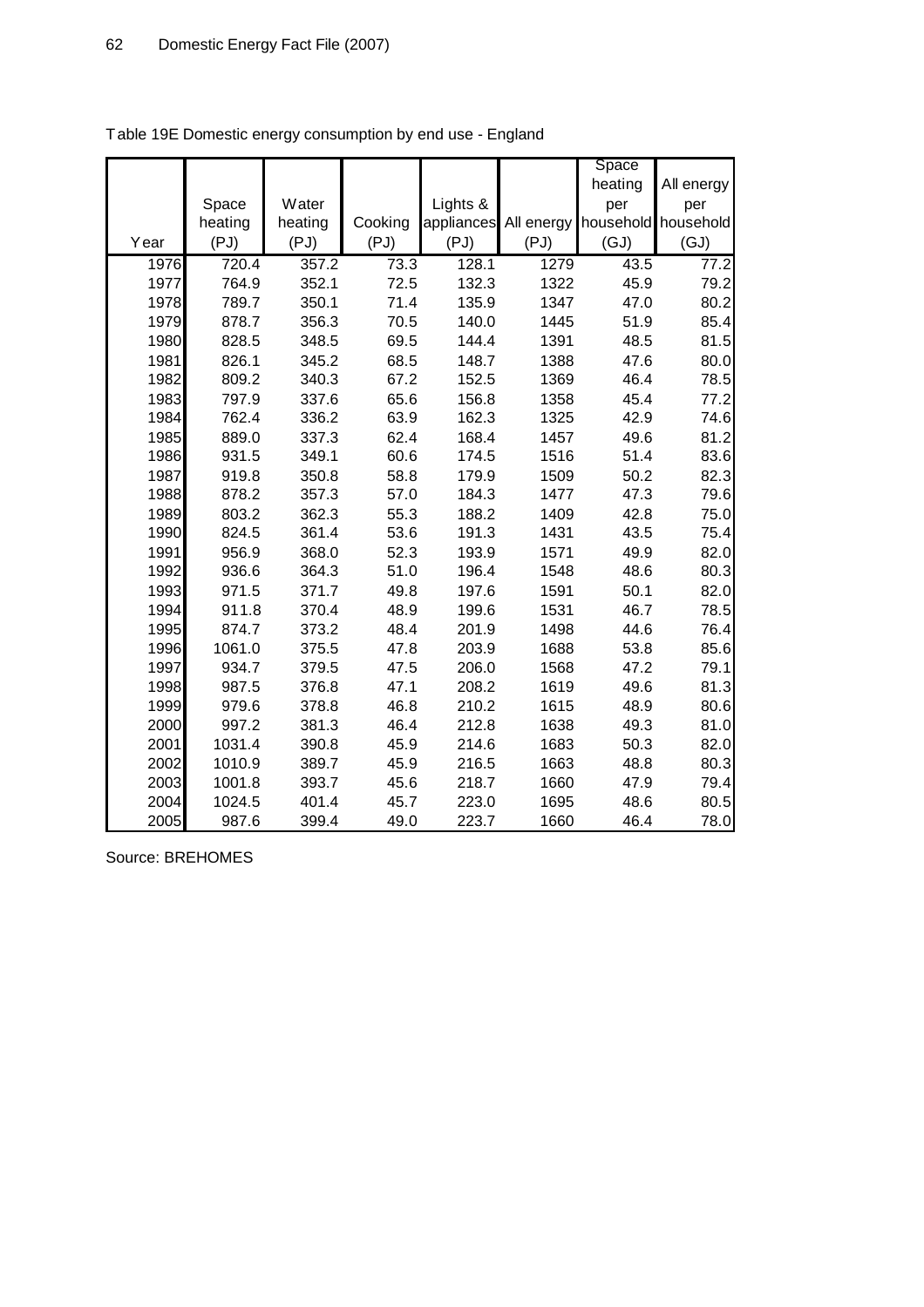Table 19E Domestic energy consumption by end use - England

| Year | Space heating (PJ) | Water heating (PJ) | Cooking (PJ) | Lights & appliances (PJ) | All energy (PJ) | Space heating per household (GJ) | All energy per household (GJ) |
|---|---|---|---|---|---|---|---|
| 1976 | 720.4 | 357.2 | 73.3 | 128.1 | 1279 | 43.5 | 77.2 |
| 1977 | 764.9 | 352.1 | 72.5 | 132.3 | 1322 | 45.9 | 79.2 |
| 1978 | 789.7 | 350.1 | 71.4 | 135.9 | 1347 | 47.0 | 80.2 |
| 1979 | 878.7 | 356.3 | 70.5 | 140.0 | 1445 | 51.9 | 85.4 |
| 1980 | 828.5 | 348.5 | 69.5 | 144.4 | 1391 | 48.5 | 81.5 |
| 1981 | 826.1 | 345.2 | 68.5 | 148.7 | 1388 | 47.6 | 80.0 |
| 1982 | 809.2 | 340.3 | 67.2 | 152.5 | 1369 | 46.4 | 78.5 |
| 1983 | 797.9 | 337.6 | 65.6 | 156.8 | 1358 | 45.4 | 77.2 |
| 1984 | 762.4 | 336.2 | 63.9 | 162.3 | 1325 | 42.9 | 74.6 |
| 1985 | 889.0 | 337.3 | 62.4 | 168.4 | 1457 | 49.6 | 81.2 |
| 1986 | 931.5 | 349.1 | 60.6 | 174.5 | 1516 | 51.4 | 83.6 |
| 1987 | 919.8 | 350.8 | 58.8 | 179.9 | 1509 | 50.2 | 82.3 |
| 1988 | 878.2 | 357.3 | 57.0 | 184.3 | 1477 | 47.3 | 79.6 |
| 1989 | 803.2 | 362.3 | 55.3 | 188.2 | 1409 | 42.8 | 75.0 |
| 1990 | 824.5 | 361.4 | 53.6 | 191.3 | 1431 | 43.5 | 75.4 |
| 1991 | 956.9 | 368.0 | 52.3 | 193.9 | 1571 | 49.9 | 82.0 |
| 1992 | 936.6 | 364.3 | 51.0 | 196.4 | 1548 | 48.6 | 80.3 |
| 1993 | 971.5 | 371.7 | 49.8 | 197.6 | 1591 | 50.1 | 82.0 |
| 1994 | 911.8 | 370.4 | 48.9 | 199.6 | 1531 | 46.7 | 78.5 |
| 1995 | 874.7 | 373.2 | 48.4 | 201.9 | 1498 | 44.6 | 76.4 |
| 1996 | 1061.0 | 375.5 | 47.8 | 203.9 | 1688 | 53.8 | 85.6 |
| 1997 | 934.7 | 379.5 | 47.5 | 206.0 | 1568 | 47.2 | 79.1 |
| 1998 | 987.5 | 376.8 | 47.1 | 208.2 | 1619 | 49.6 | 81.3 |
| 1999 | 979.6 | 378.8 | 46.8 | 210.2 | 1615 | 48.9 | 80.6 |
| 2000 | 997.2 | 381.3 | 46.4 | 212.8 | 1638 | 49.3 | 81.0 |
| 2001 | 1031.4 | 390.8 | 45.9 | 214.6 | 1683 | 50.3 | 82.0 |
| 2002 | 1010.9 | 389.7 | 45.9 | 216.5 | 1663 | 48.8 | 80.3 |
| 2003 | 1001.8 | 393.7 | 45.6 | 218.7 | 1660 | 47.9 | 79.4 |
| 2004 | 1024.5 | 401.4 | 45.7 | 223.0 | 1695 | 48.6 | 80.5 |
| 2005 | 987.6 | 399.4 | 49.0 | 223.7 | 1660 | 46.4 | 78.0 |

Source: BREHOMES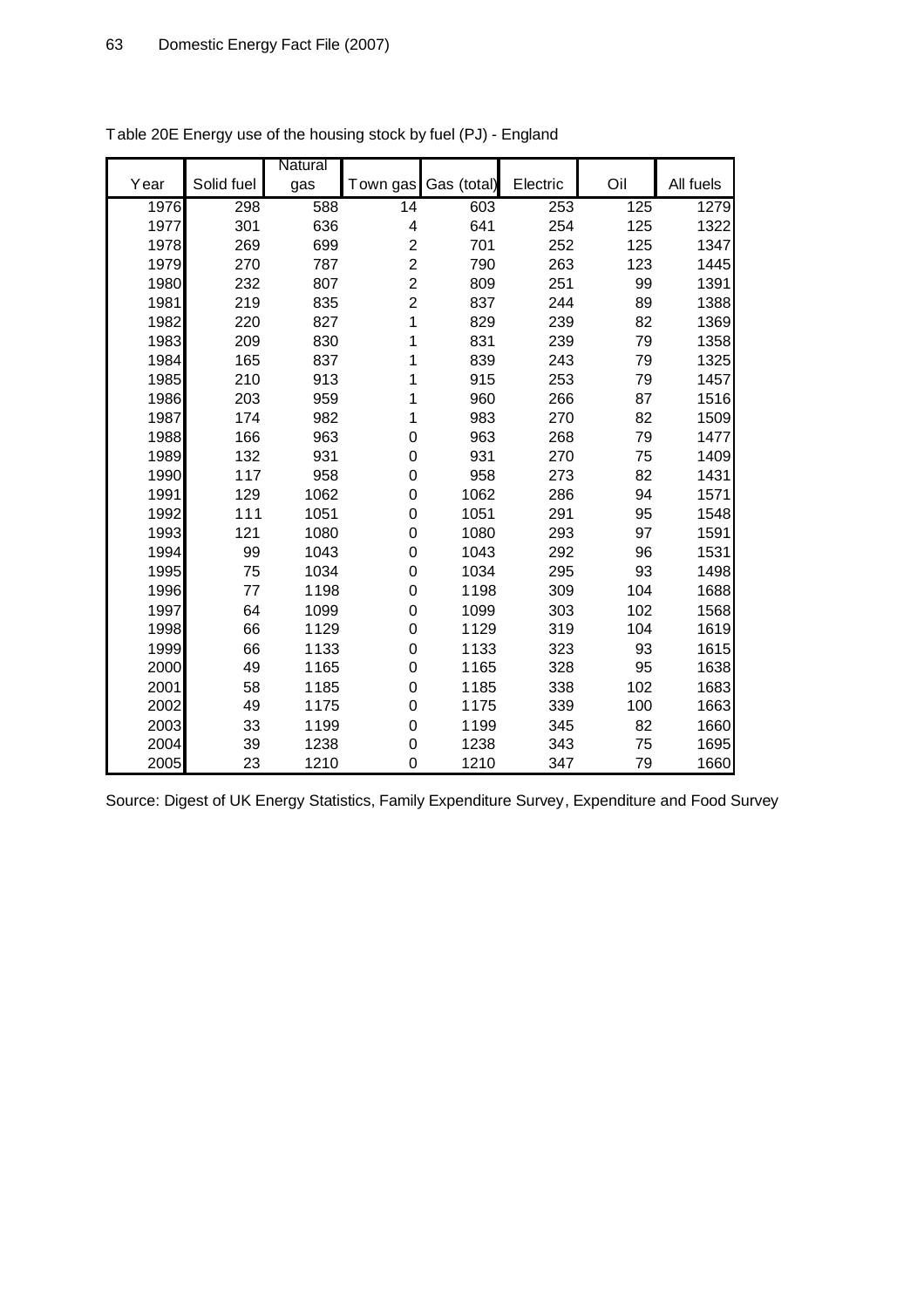Table 20E Energy use of the housing stock by fuel (PJ) - England

| Year | Solid fuel | Natural gas | Town gas | Gas (total) | Electric | Oil | All fuels |
|---|---|---|---|---|---|---|---|
| 1976 | 298 | 588 | 14 | 603 | 253 | 125 | 1279 |
| 1977 | 301 | 636 | 4 | 641 | 254 | 125 | 1322 |
| 1978 | 269 | 699 | 2 | 701 | 252 | 125 | 1347 |
| 1979 | 270 | 787 | 2 | 790 | 263 | 123 | 1445 |
| 1980 | 232 | 807 | 2 | 809 | 251 | 99 | 1391 |
| 1981 | 219 | 835 | 2 | 837 | 244 | 89 | 1388 |
| 1982 | 220 | 827 | 1 | 829 | 239 | 82 | 1369 |
| 1983 | 209 | 830 | 1 | 831 | 239 | 79 | 1358 |
| 1984 | 165 | 837 | 1 | 839 | 243 | 79 | 1325 |
| 1985 | 210 | 913 | 1 | 915 | 253 | 79 | 1457 |
| 1986 | 203 | 959 | 1 | 960 | 266 | 87 | 1516 |
| 1987 | 174 | 982 | 1 | 983 | 270 | 82 | 1509 |
| 1988 | 166 | 963 | 0 | 963 | 268 | 79 | 1477 |
| 1989 | 132 | 931 | 0 | 931 | 270 | 75 | 1409 |
| 1990 | 117 | 958 | 0 | 958 | 273 | 82 | 1431 |
| 1991 | 129 | 1062 | 0 | 1062 | 286 | 94 | 1571 |
| 1992 | 111 | 1051 | 0 | 1051 | 291 | 95 | 1548 |
| 1993 | 121 | 1080 | 0 | 1080 | 293 | 97 | 1591 |
| 1994 | 99 | 1043 | 0 | 1043 | 292 | 96 | 1531 |
| 1995 | 75 | 1034 | 0 | 1034 | 295 | 93 | 1498 |
| 1996 | 77 | 1198 | 0 | 1198 | 309 | 104 | 1688 |
| 1997 | 64 | 1099 | 0 | 1099 | 303 | 102 | 1568 |
| 1998 | 66 | 1129 | 0 | 1129 | 319 | 104 | 1619 |
| 1999 | 66 | 1133 | 0 | 1133 | 323 | 93 | 1615 |
| 2000 | 49 | 1165 | 0 | 1165 | 328 | 95 | 1638 |
| 2001 | 58 | 1185 | 0 | 1185 | 338 | 102 | 1683 |
| 2002 | 49 | 1175 | 0 | 1175 | 339 | 100 | 1663 |
| 2003 | 33 | 1199 | 0 | 1199 | 345 | 82 | 1660 |
| 2004 | 39 | 1238 | 0 | 1238 | 343 | 75 | 1695 |
| 2005 | 23 | 1210 | 0 | 1210 | 347 | 79 | 1660 |

Source: Digest of UK Energy Statistics, Family Expenditure Survey, Expenditure and Food Survey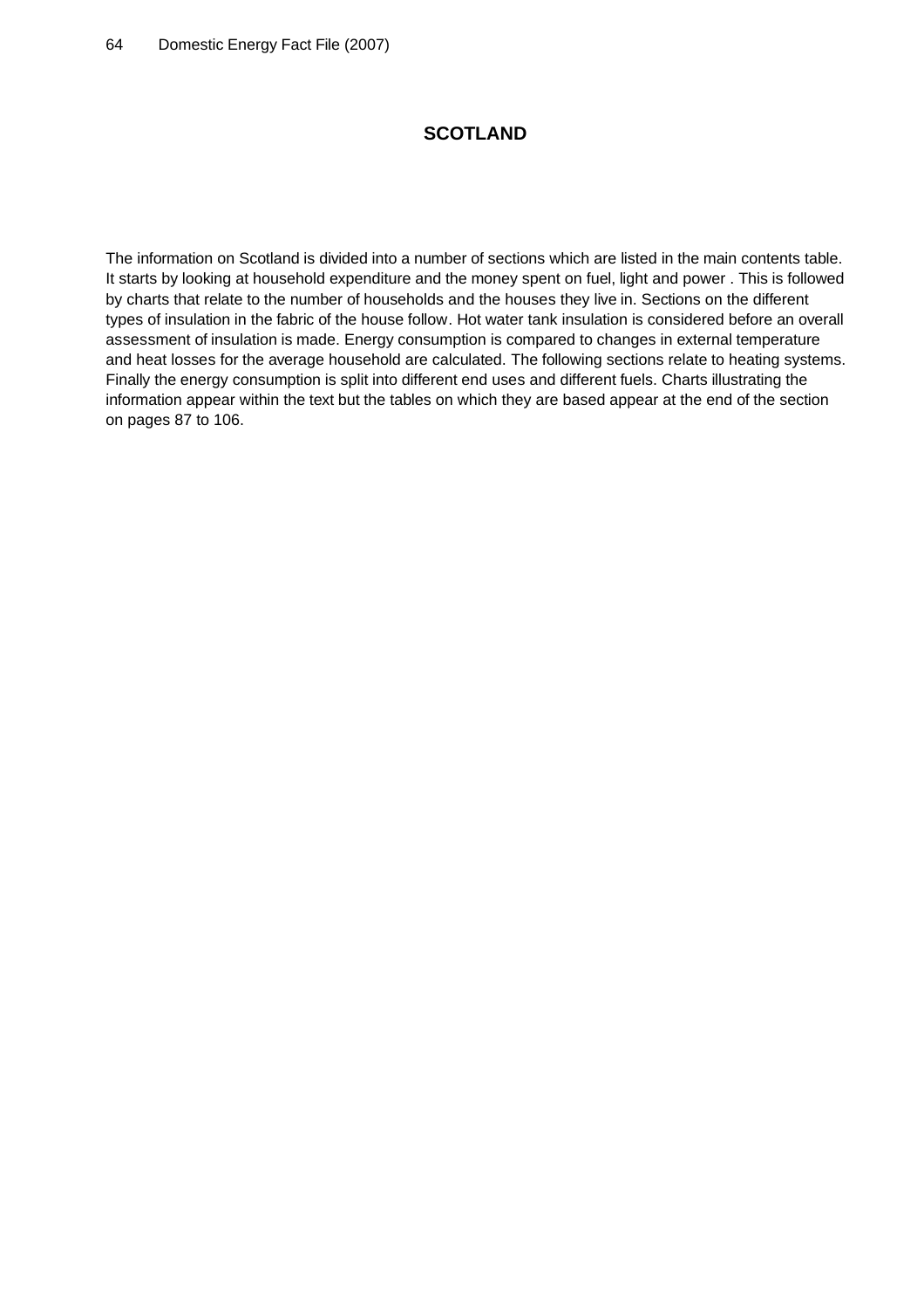# SCOTLAND

The information on Scotland is divided into a number of sections which are listed in the main contents table. It starts by looking at household expenditure and the money spent on fuel, light and power . This is followed by charts that relate to the number of households and the houses they live in. Sections on the different types of insulation in the fabric of the house follow. Hot water tank insulation is considered before an overall assessment of insulation is made. Energy consumption is compared to changes in external temperature and heat losses for the average household are calculated. The following sections relate to heating systems. Finally the energy consumption is split into different end uses and different fuels. Charts illustrating the information appear within the text but the tables on which they are based appear at the end of the section on pages 87 to 106.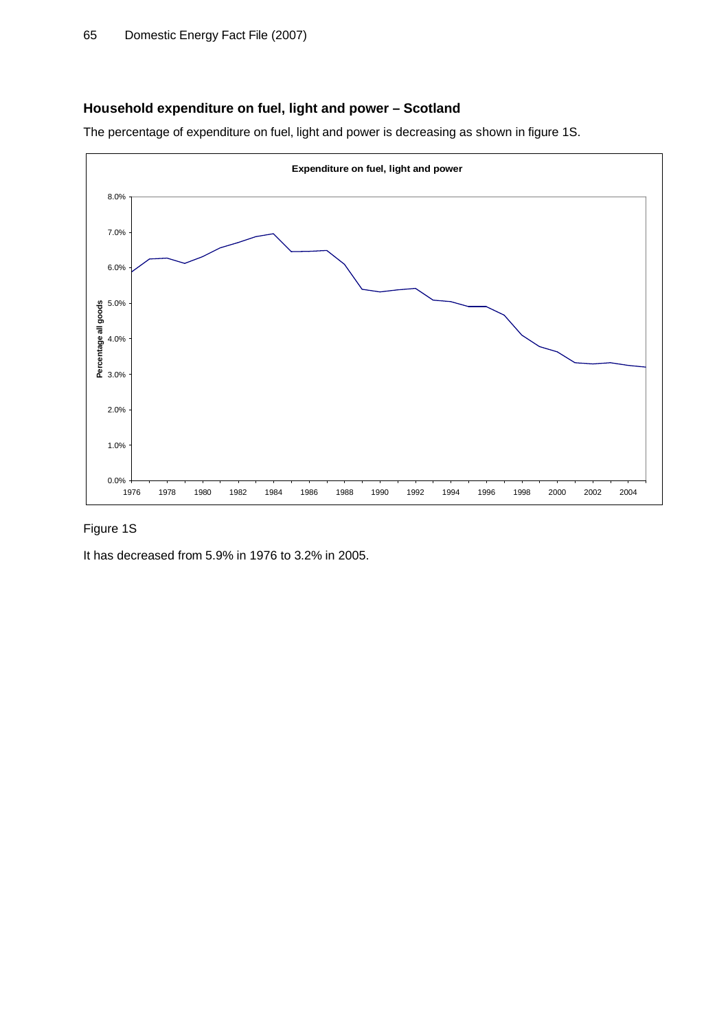## Household expenditure on fuel, light and power – Scotland

The percentage of expenditure on fuel, light and power is decreasing as shown in figure 1S.

Figure 1S

It has decreased from 5.9% in 1976 to 3.2% in 2005.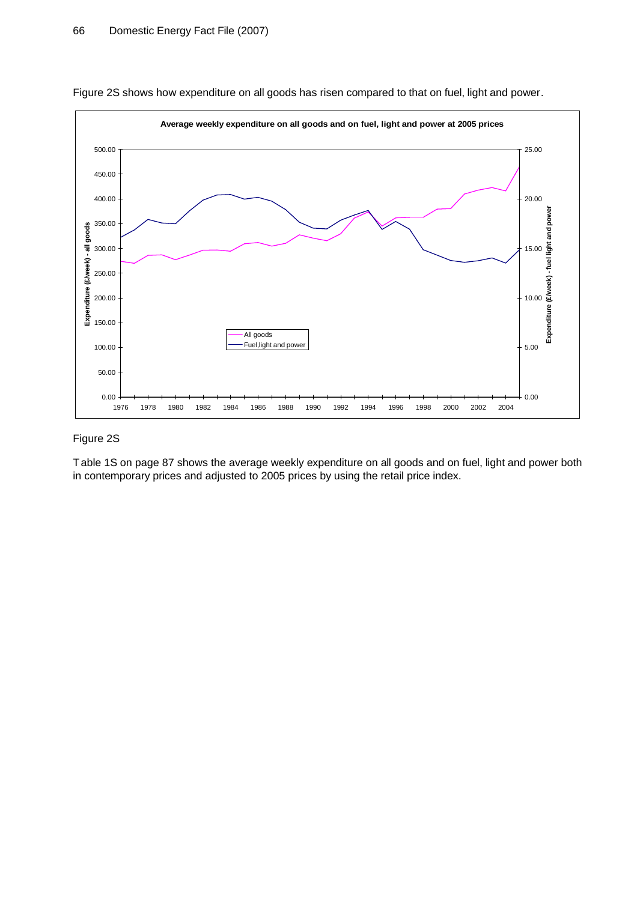Figure 2S shows how expenditure on all goods has risen compared to that on fuel, light and power.

Figure 2S

Table 1S on page 87 shows the average weekly expenditure on all goods and on fuel, light and power both in contemporary prices and adjusted to 2005 prices by using the retail price index.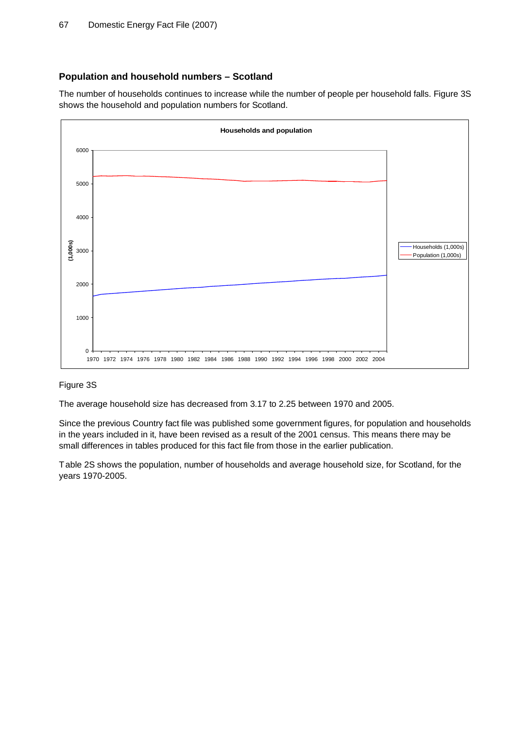## Population and household numbers – Scotland

The number of households continues to increase while the number of people per household falls. Figure 3S shows the household and population numbers for Scotland.

Figure 3S

The average household size has decreased from 3.17 to 2.25 between 1970 and 2005.

Since the previous Country fact file was published some government figures, for population and households in the years included in it, have been revised as a result of the 2001 census. This means there may be small differences in tables produced for this fact file from those in the earlier publication.

Table 2S shows the population, number of households and average household size, for Scotland, for the years 1970-2005.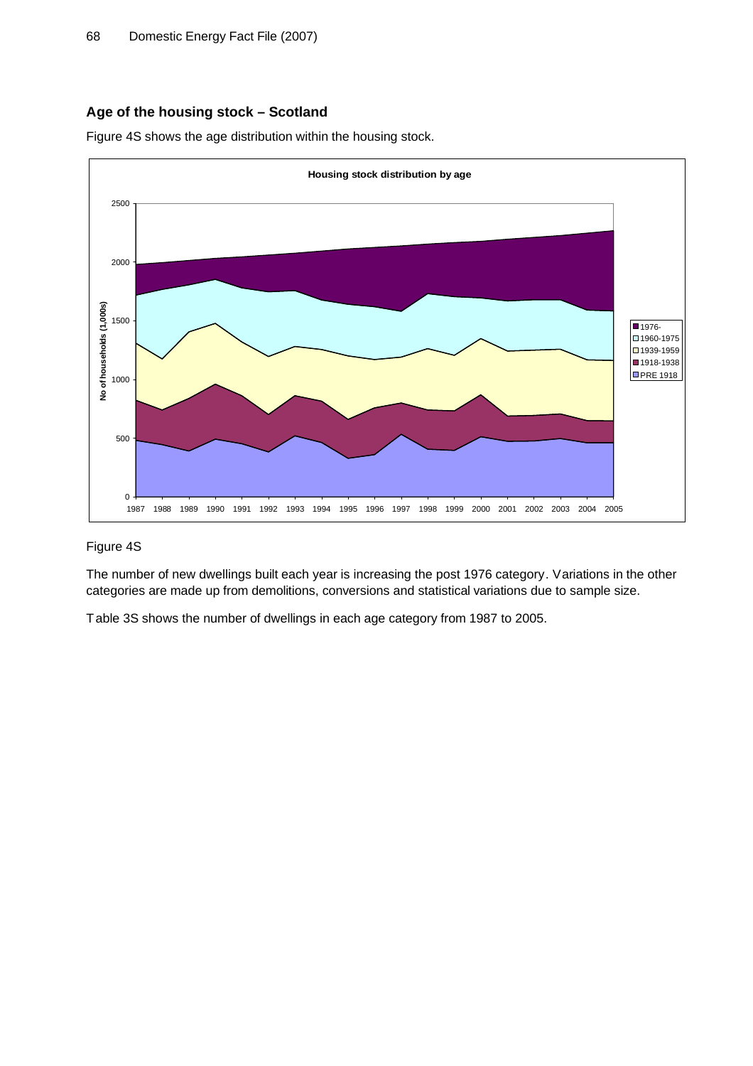## Age of the housing stock – Scotland

Figure 4S shows the age distribution within the housing stock.

Figure 4S

The number of new dwellings built each year is increasing the post 1976 category. Variations in the other categories are made up from demolitions, conversions and statistical variations due to sample size.

Table 3S shows the number of dwellings in each age category from 1987 to 2005.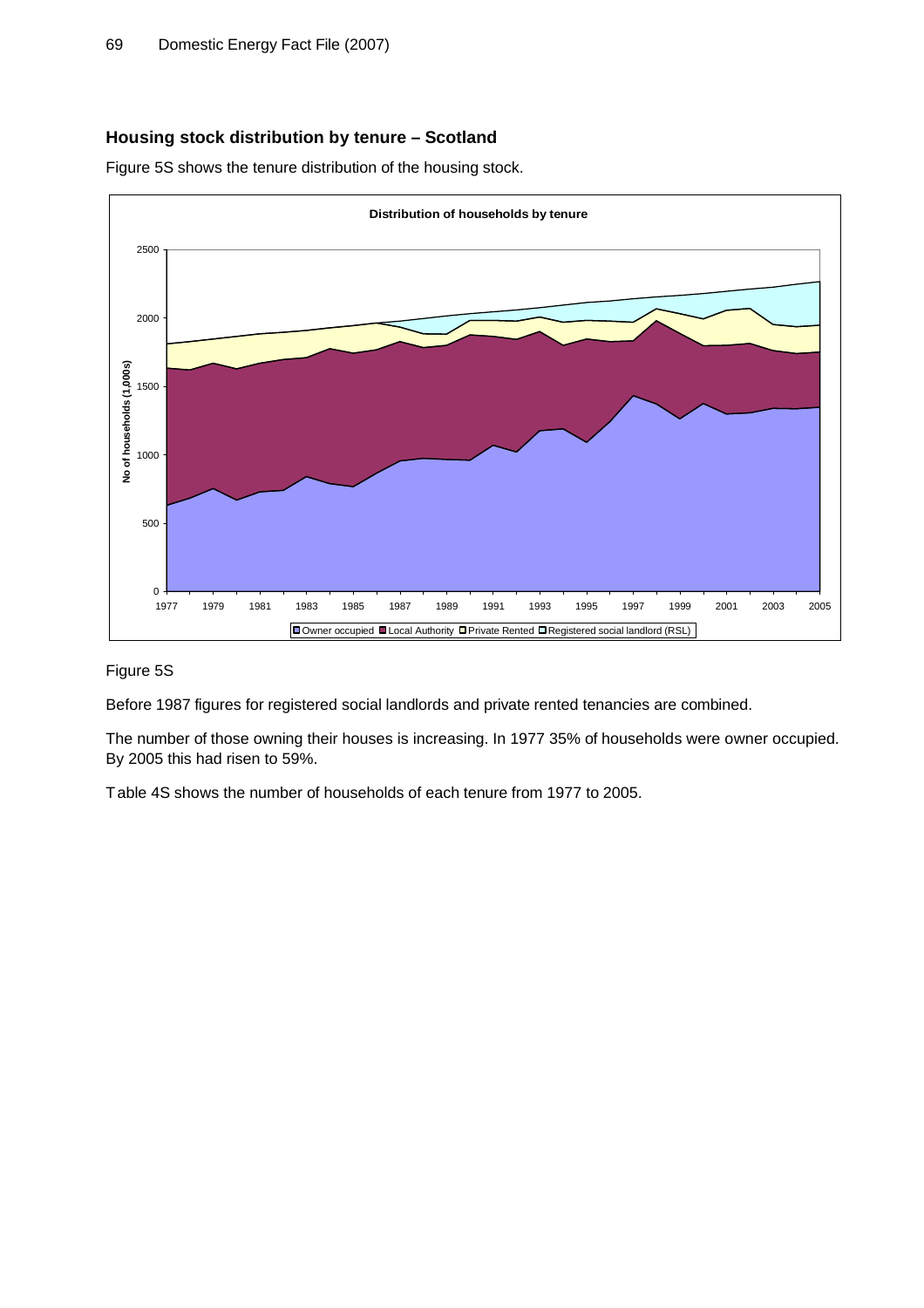## Housing stock distribution by tenure – Scotland

Figure 5S shows the tenure distribution of the housing stock.

Figure 5S

Before 1987 figures for registered social landlords and private rented tenancies are combined.

The number of those owning their houses is increasing. In 1977 35% of households were owner occupied. By 2005 this had risen to 59%.

Table 4S shows the number of households of each tenure from 1977 to 2005.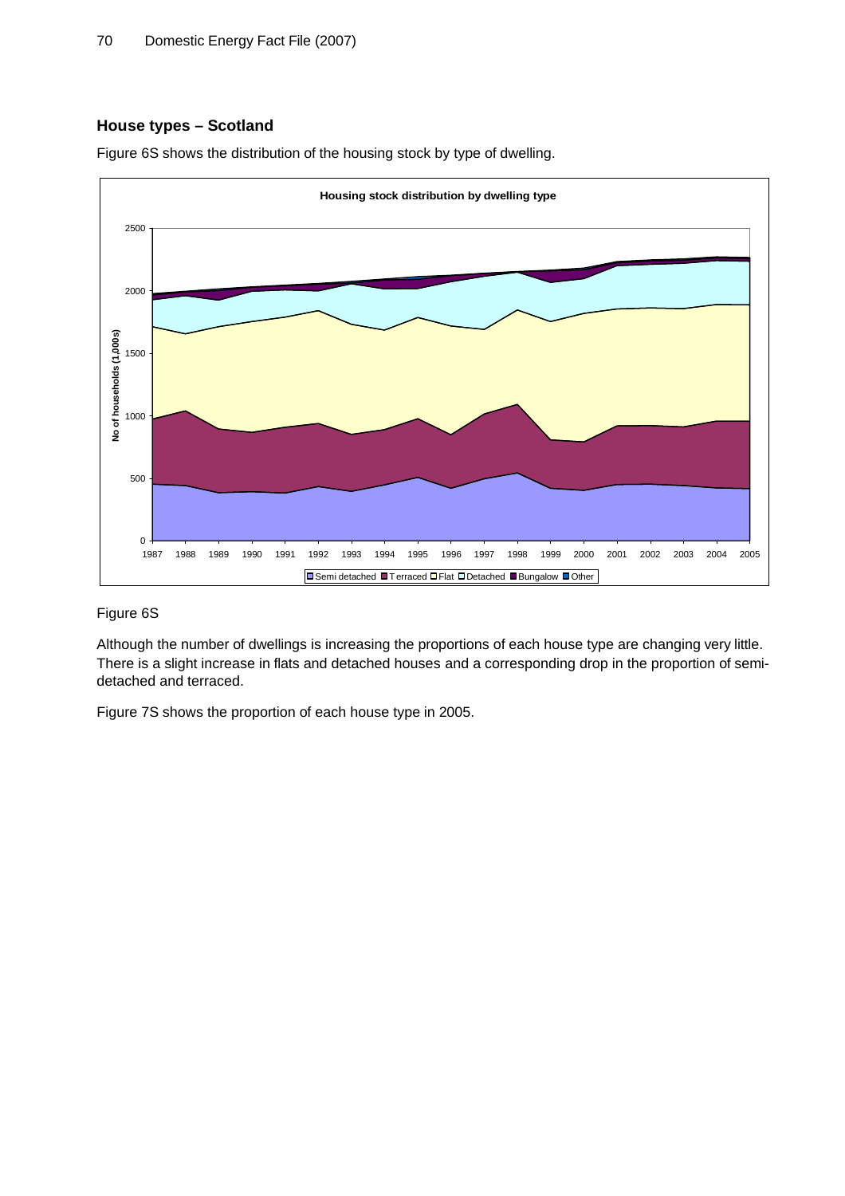## House types – Scotland

Figure 6S shows the distribution of the housing stock by type of dwelling.

Figure 6S

Although the number of dwellings is increasing the proportions of each house type are changing very little. There is a slight increase in flats and detached houses and a corresponding drop in the proportion of semi-detached and terraced.

Figure 7S shows the proportion of each house type in 2005.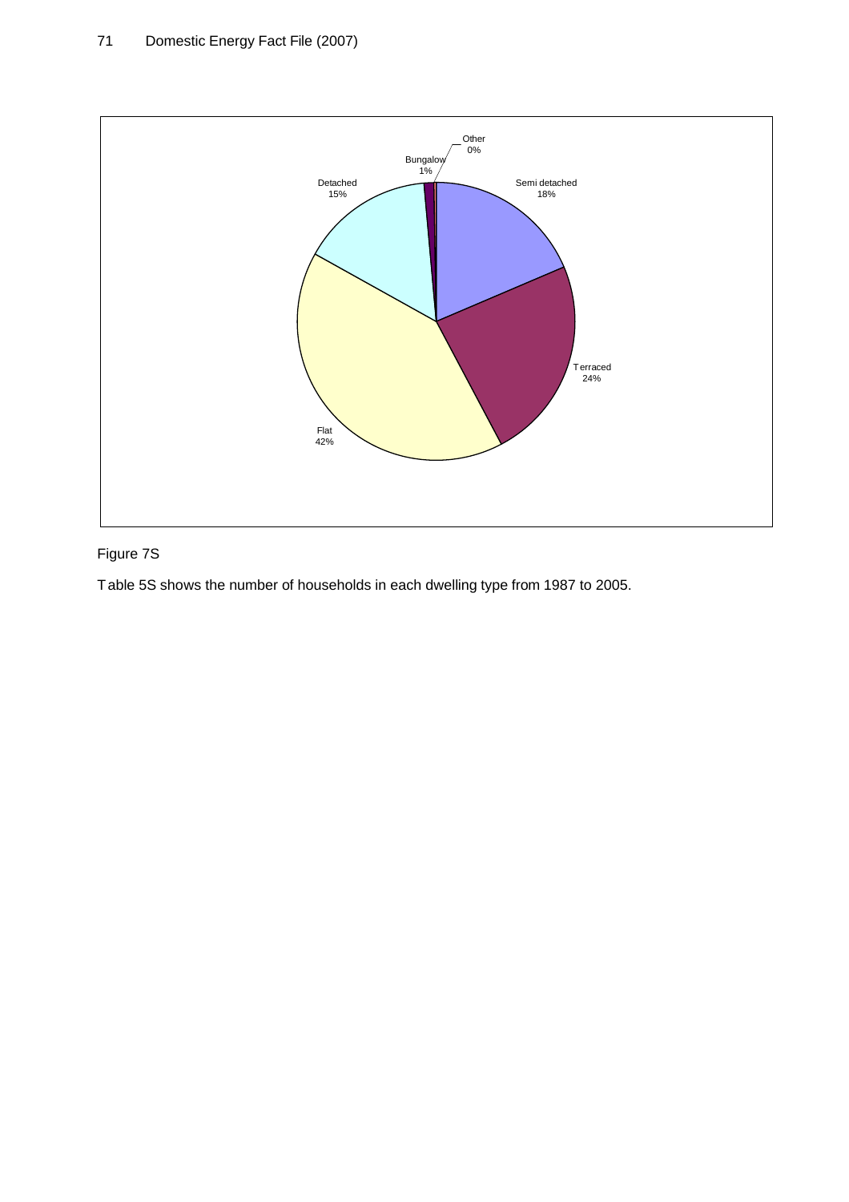Figure 7S

Table 5S shows the number of households in each dwelling type from 1987 to 2005.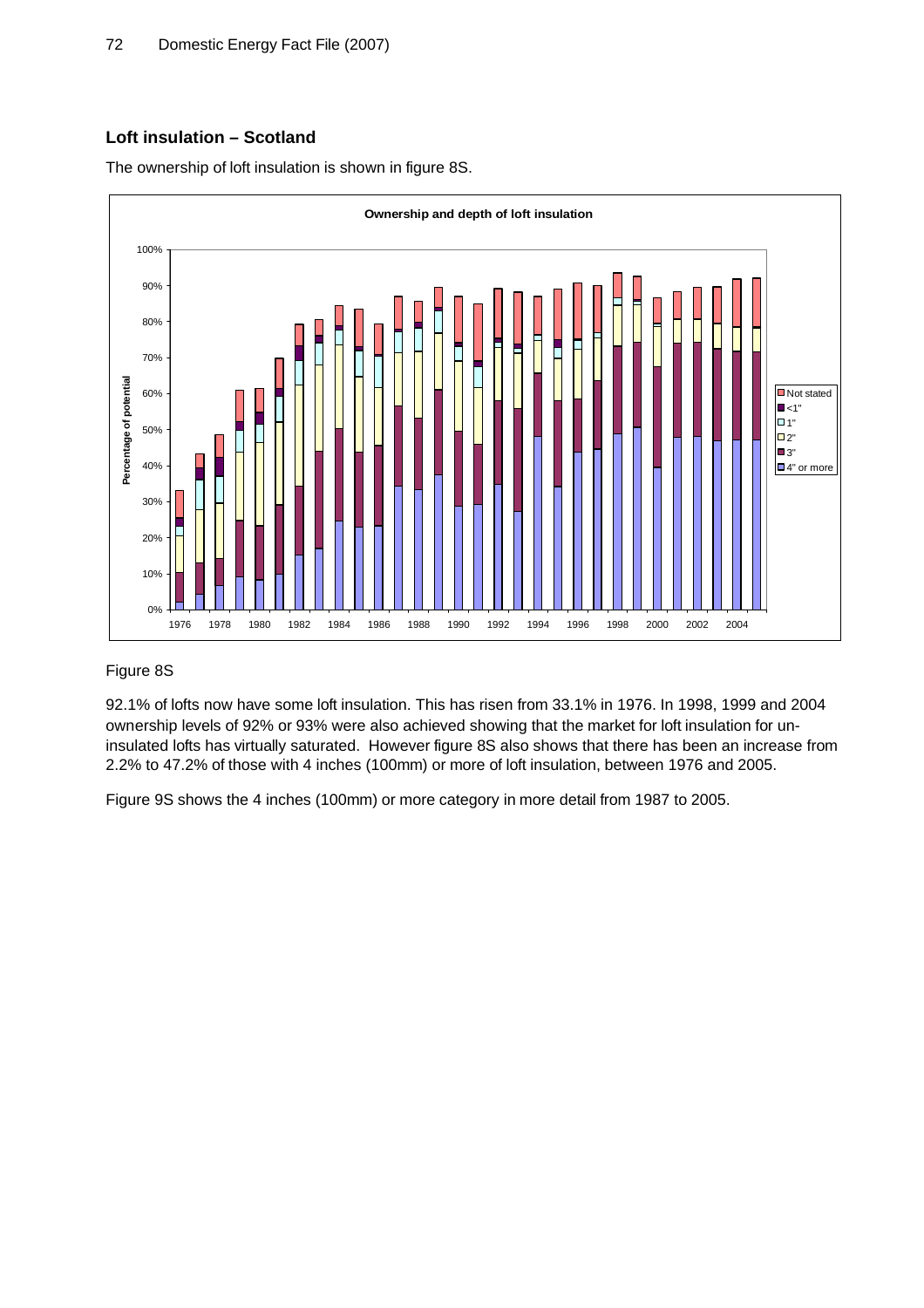## Loft insulation – Scotland

The ownership of loft insulation is shown in figure 8S.

Figure 8S

92.1% of lofts now have some loft insulation. This has risen from 33.1% in 1976. In 1998, 1999 and 2004 ownership levels of 92% or 93% were also achieved showing that the market for loft insulation for un-insulated lofts has virtually saturated. However figure 8S also shows that there has been an increase from 2.2% to 47.2% of those with 4 inches (100mm) or more of loft insulation, between 1976 and 2005.

Figure 9S shows the 4 inches (100mm) or more category in more detail from 1987 to 2005.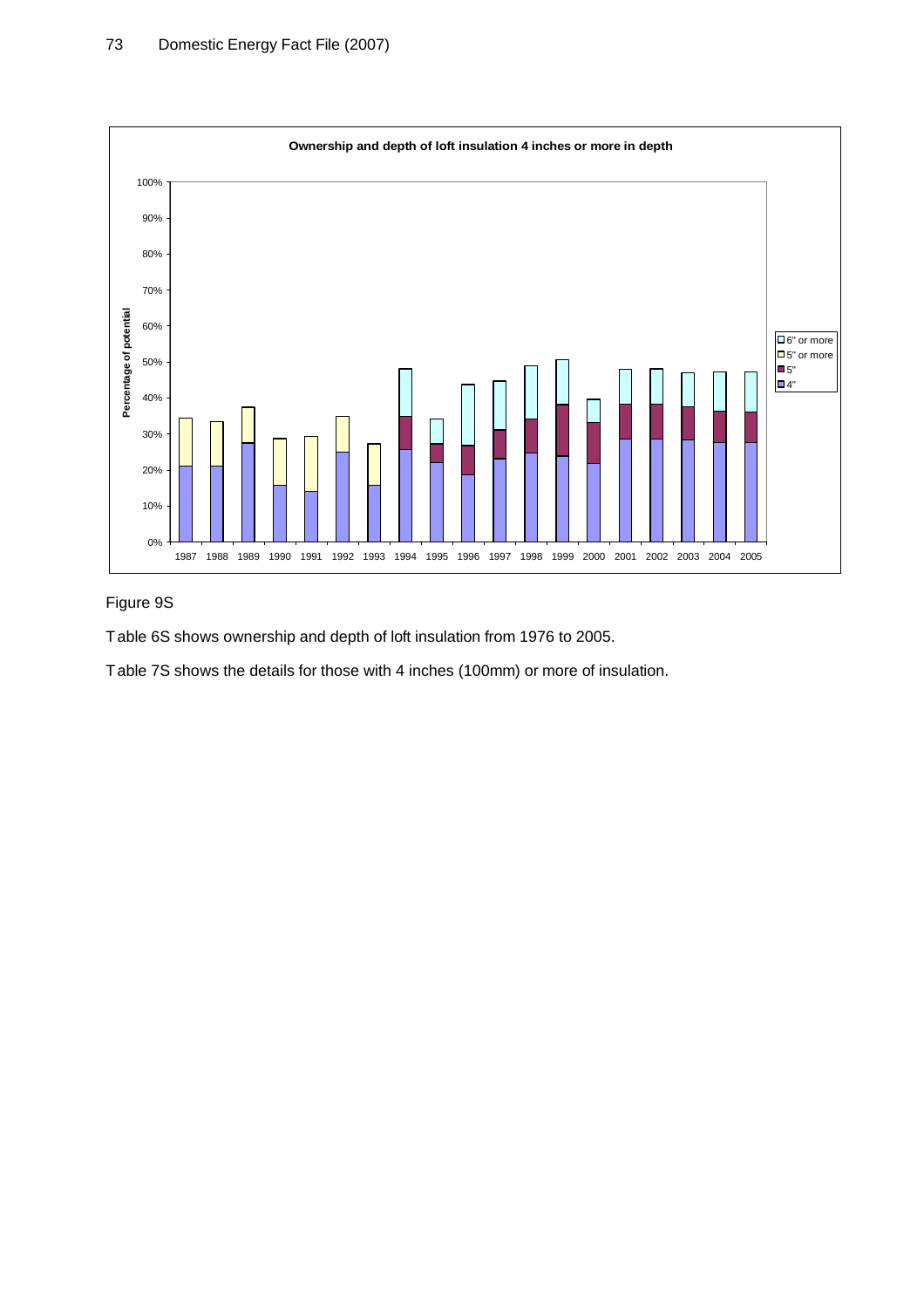**Ownership and depth of loft insulation 4 inches or more in depth**

Figure 9S

Table 6S shows ownership and depth of loft insulation from 1976 to 2005.

Table 7S shows the details for those with 4 inches (100mm) or more of insulation.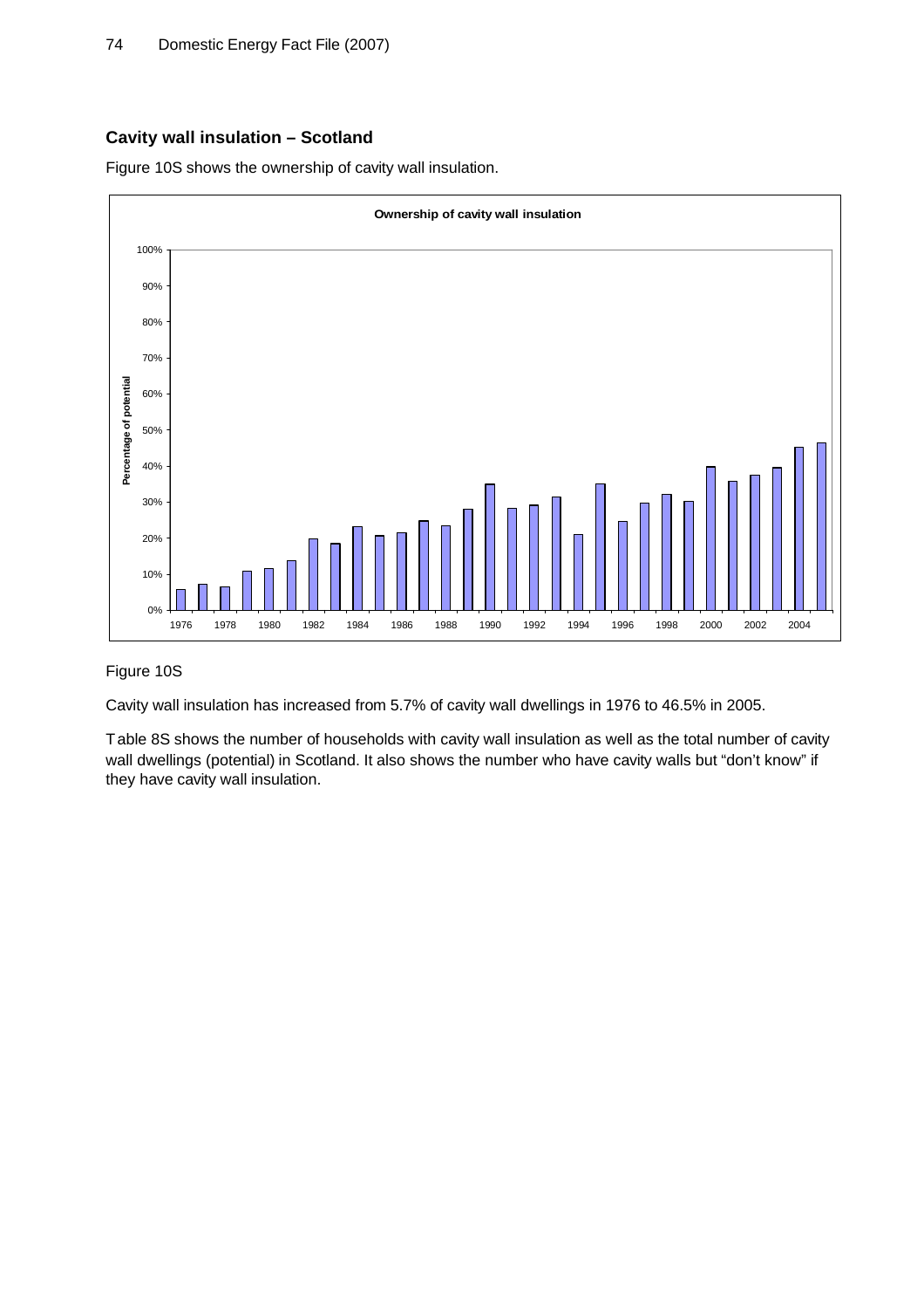## Cavity wall insulation – Scotland

Figure 10S shows the ownership of cavity wall insulation.

Figure 10S

Cavity wall insulation has increased from 5.7% of cavity wall dwellings in 1976 to 46.5% in 2005.

Table 8S shows the number of households with cavity wall insulation as well as the total number of cavity wall dwellings (potential) in Scotland. It also shows the number who have cavity walls but "don't know" if they have cavity wall insulation.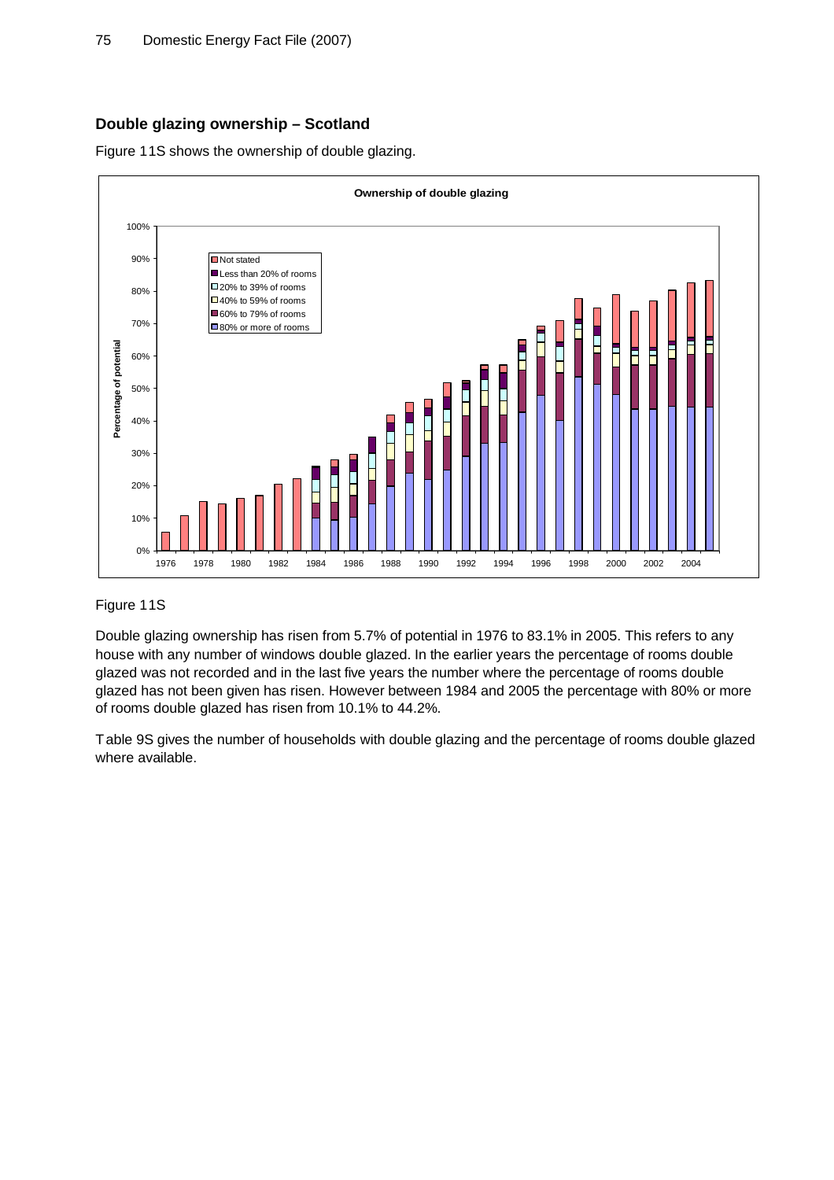## Double glazing ownership – Scotland

Figure 11S shows the ownership of double glazing.

Figure 11S

Double glazing ownership has risen from 5.7% of potential in 1976 to 83.1% in 2005. This refers to any house with any number of windows double glazed. In the earlier years the percentage of rooms double glazed was not recorded and in the last five years the number where the percentage of rooms double glazed has not been given has risen. However between 1984 and 2005 the percentage with 80% or more of rooms double glazed has risen from 10.1% to 44.2%.

Table 9S gives the number of households with double glazing and the percentage of rooms double glazed where available.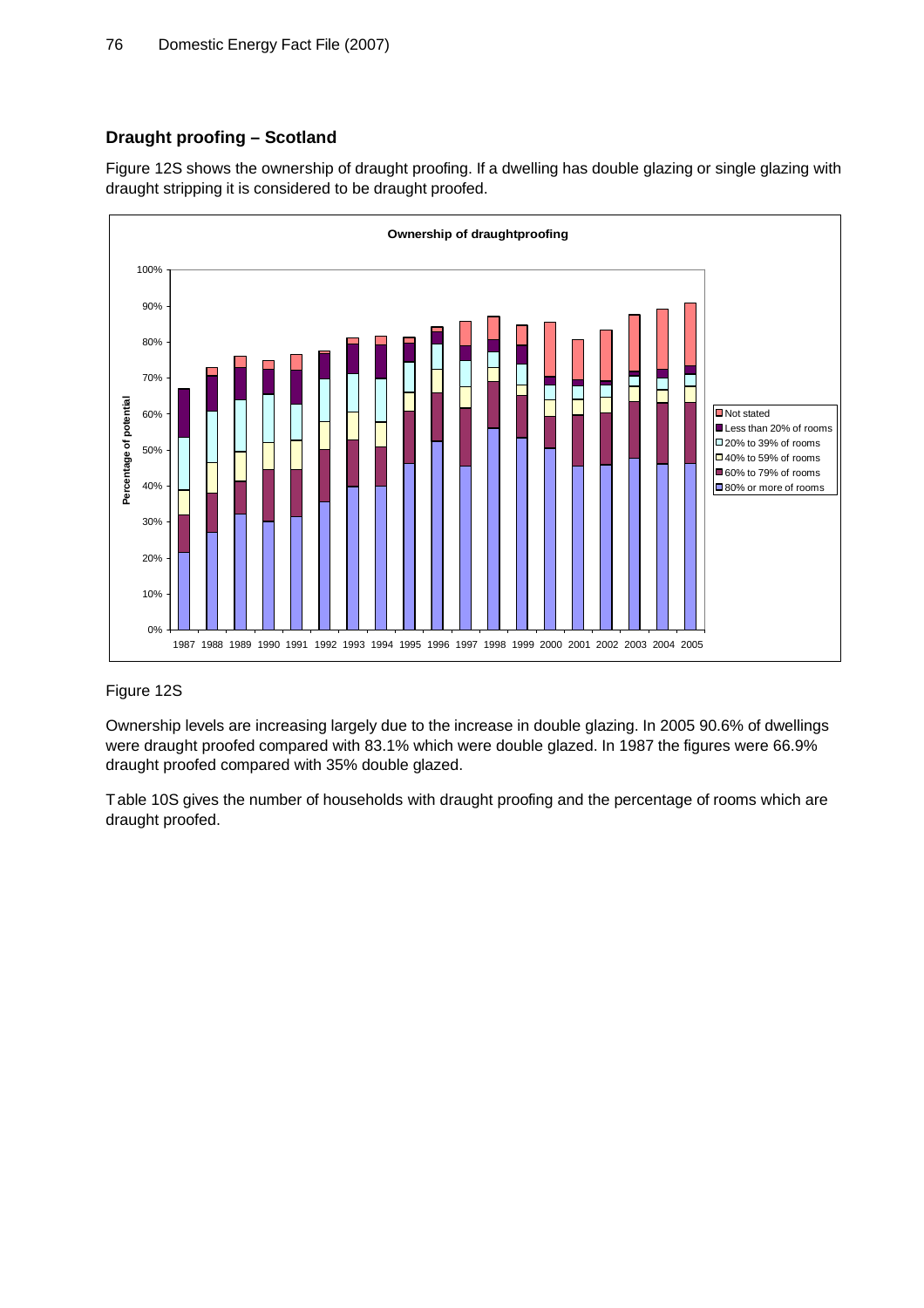## Draught proofing – Scotland

Figure 12S shows the ownership of draught proofing. If a dwelling has double glazing or single glazing with draught stripping it is considered to be draught proofed.

Figure 12S

Ownership levels are increasing largely due to the increase in double glazing. In 2005 90.6% of dwellings were draught proofed compared with 83.1% which were double glazed. In 1987 the figures were 66.9% draught proofed compared with 35% double glazed.

Table 10S gives the number of households with draught proofing and the percentage of rooms which are draught proofed.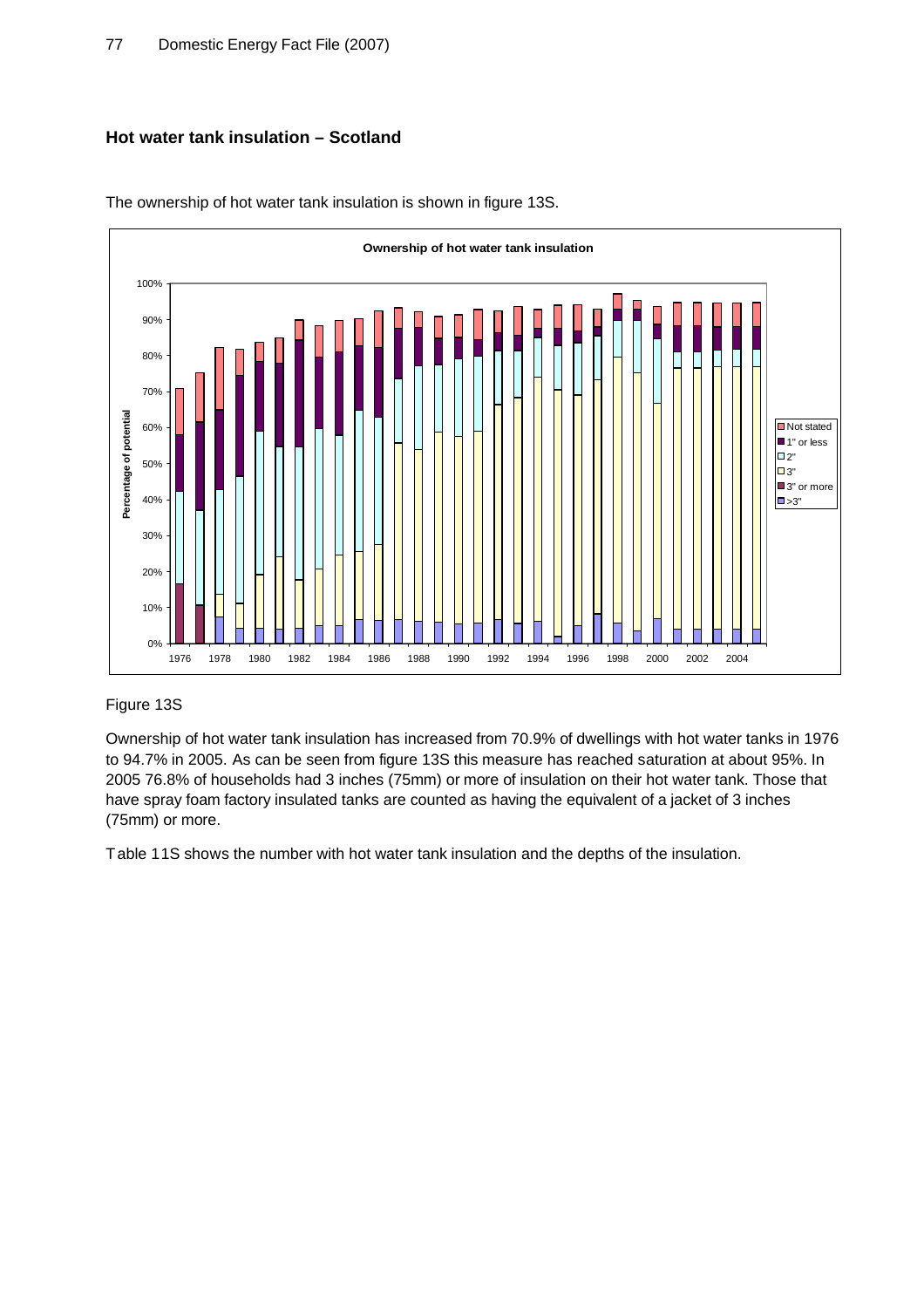## Hot water tank insulation – Scotland

The ownership of hot water tank insulation is shown in figure 13S.

Figure 13S

Ownership of hot water tank insulation has increased from 70.9% of dwellings with hot water tanks in 1976 to 94.7% in 2005. As can be seen from figure 13S this measure has reached saturation at about 95%. In 2005 76.8% of households had 3 inches (75mm) or more of insulation on their hot water tank. Those that have spray foam factory insulated tanks are counted as having the equivalent of a jacket of 3 inches (75mm) or more.

Table 11S shows the number with hot water tank insulation and the depths of the insulation.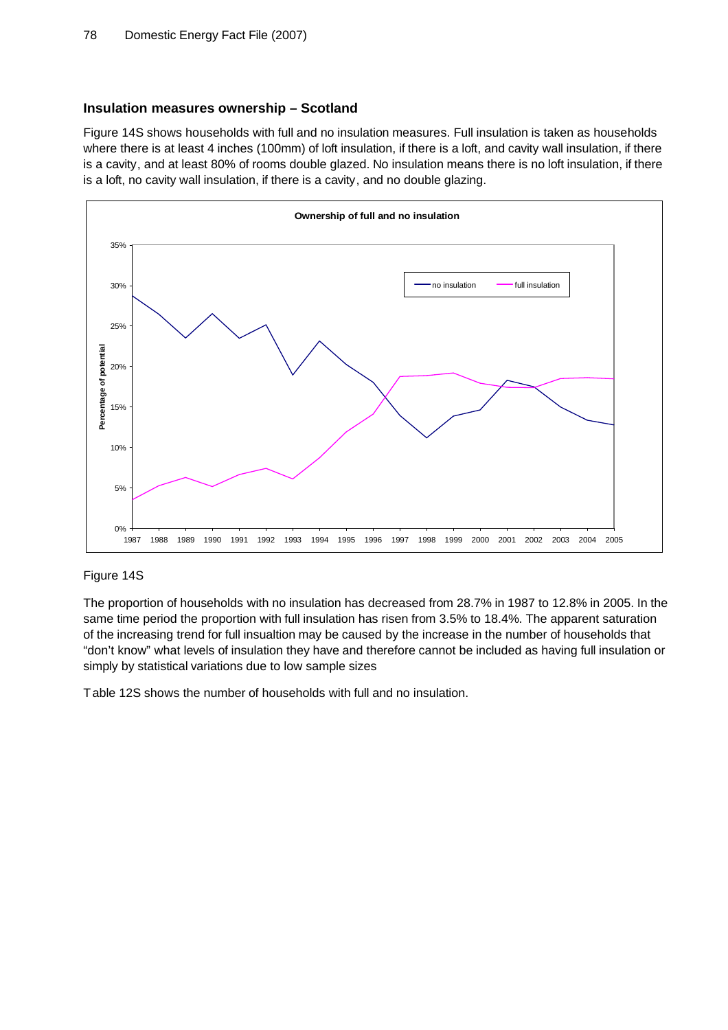## Insulation measures ownership – Scotland

Figure 14S shows households with full and no insulation measures. Full insulation is taken as households where there is at least 4 inches (100mm) of loft insulation, if there is a loft, and cavity wall insulation, if there is a cavity, and at least 80% of rooms double glazed. No insulation means there is no loft insulation, if there is a loft, no cavity wall insulation, if there is a cavity, and no double glazing.

Figure 14S

The proportion of households with no insulation has decreased from 28.7% in 1987 to 12.8% in 2005. In the same time period the proportion with full insulation has risen from 3.5% to 18.4%. The apparent saturation of the increasing trend for full insualtion may be caused by the increase in the number of households that "don't know" what levels of insulation they have and therefore cannot be included as having full insulation or simply by statistical variations due to low sample sizes

Table 12S shows the number of households with full and no insulation.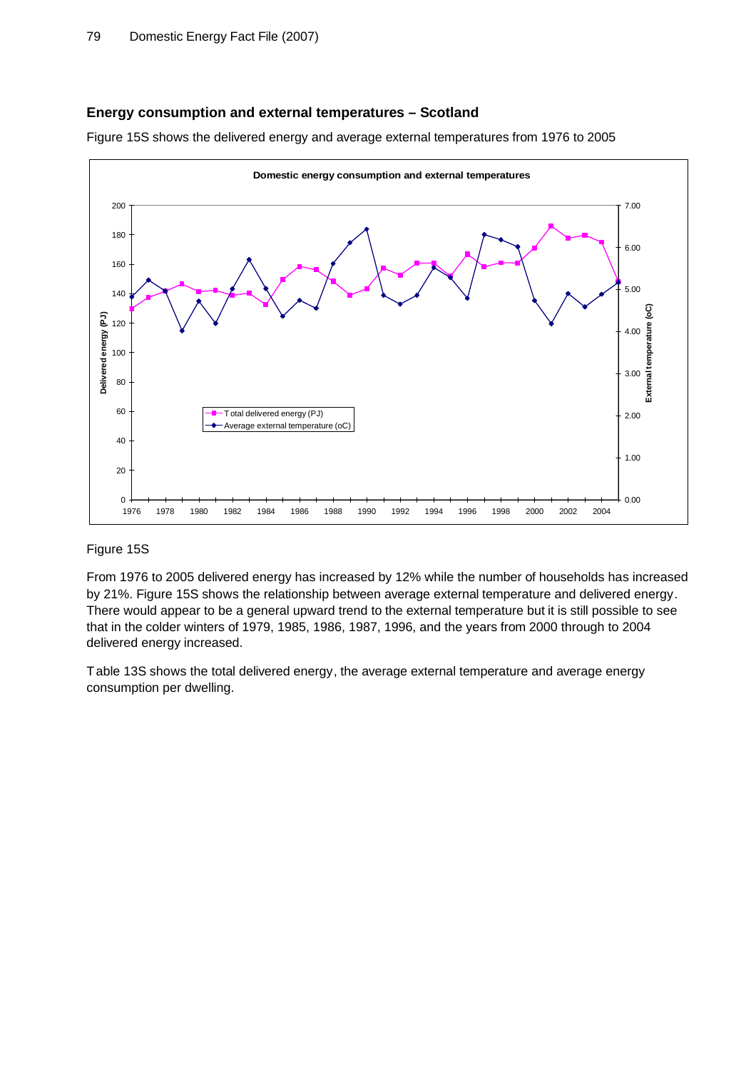## Energy consumption and external temperatures – Scotland

Figure 15S shows the delivered energy and average external temperatures from 1976 to 2005

Figure 15S

From 1976 to 2005 delivered energy has increased by 12% while the number of households has increased by 21%. Figure 15S shows the relationship between average external temperature and delivered energy. There would appear to be a general upward trend to the external temperature but it is still possible to see that in the colder winters of 1979, 1985, 1986, 1987, 1996, and the years from 2000 through to 2004 delivered energy increased.

Table 13S shows the total delivered energy, the average external temperature and average energy consumption per dwelling.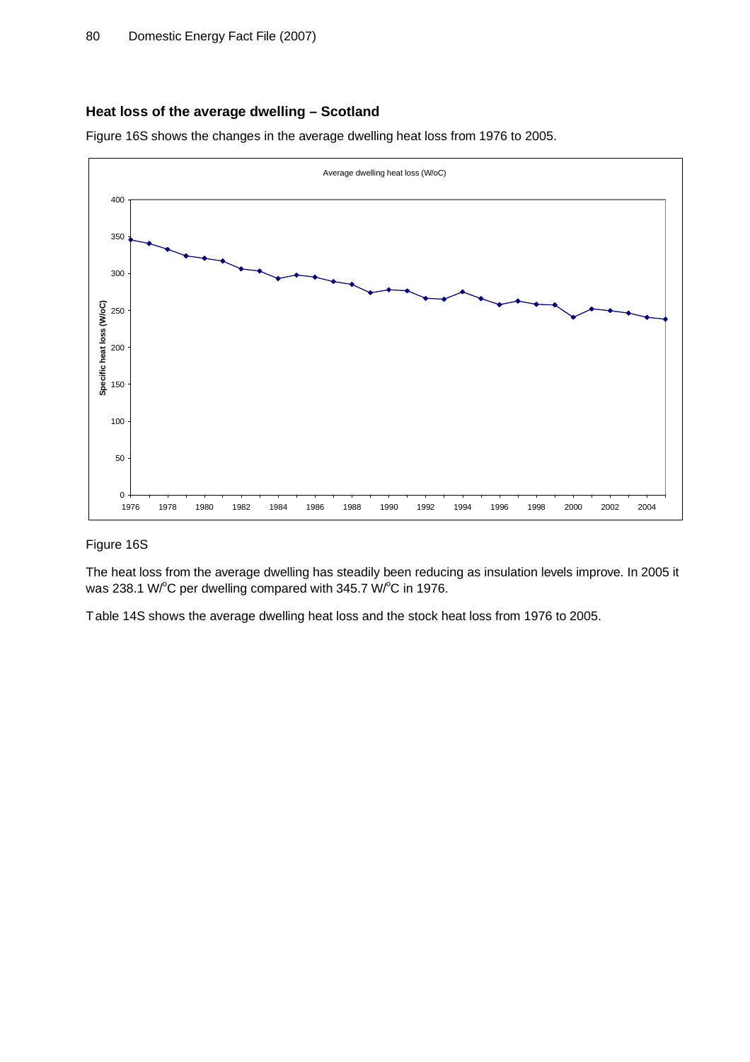## Heat loss of the average dwelling – Scotland

Figure 16S shows the changes in the average dwelling heat loss from 1976 to 2005.

Figure 16S

The heat loss from the average dwelling has steadily been reducing as insulation levels improve. In 2005 it was 238.1 W/$^{o}$C per dwelling compared with 345.7 W/$^{o}$C in 1976.

Table 14S shows the average dwelling heat loss and the stock heat loss from 1976 to 2005.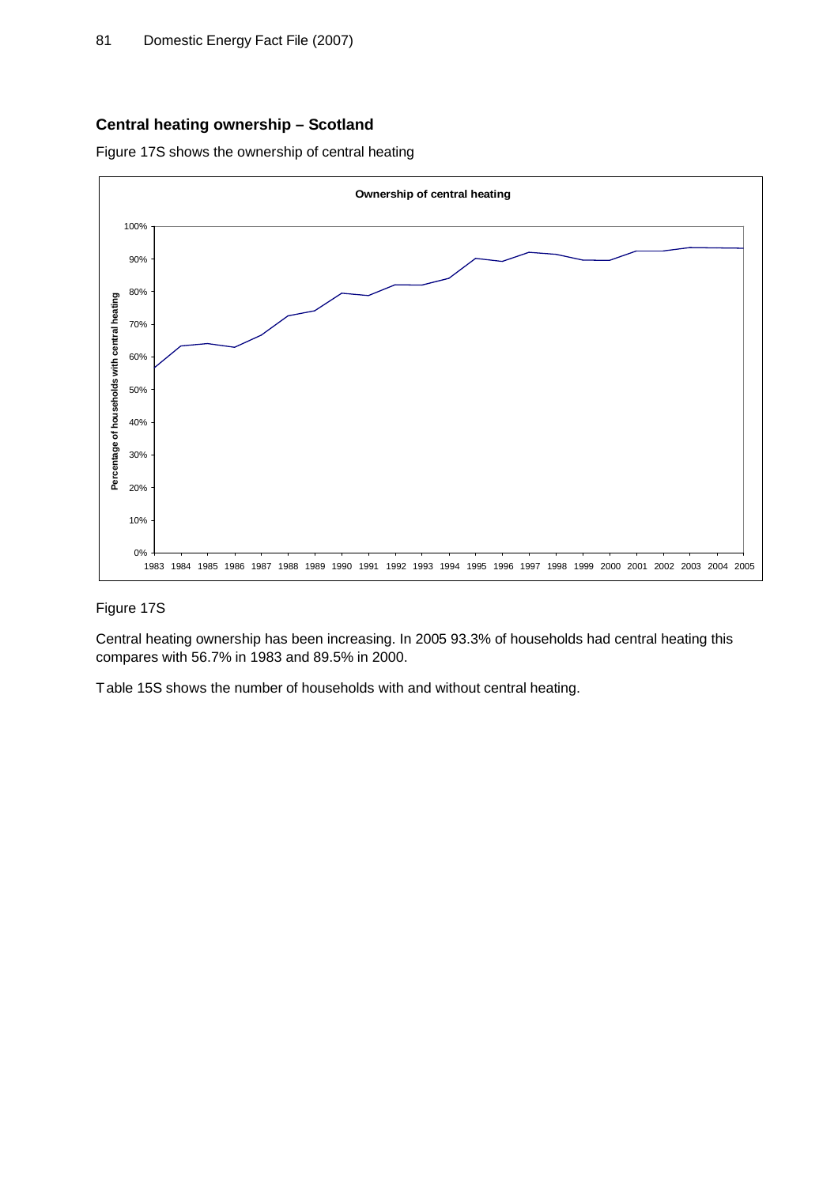## Central heating ownership – Scotland

Figure 17S shows the ownership of central heating

Figure 17S

Central heating ownership has been increasing. In 2005 93.3% of households had central heating this compares with 56.7% in 1983 and 89.5% in 2000.

Table 15S shows the number of households with and without central heating.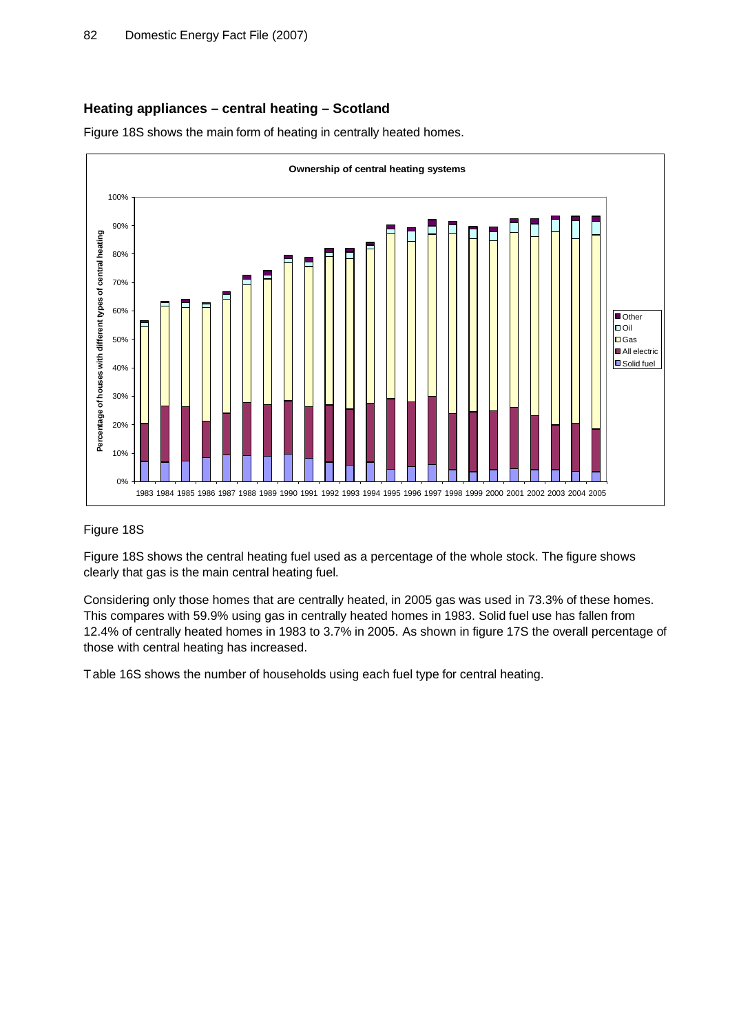## Heating appliances – central heating – Scotland

Figure 18S shows the main form of heating in centrally heated homes.

Figure 18S

Figure 18S shows the central heating fuel used as a percentage of the whole stock. The figure shows clearly that gas is the main central heating fuel.

Considering only those homes that are centrally heated, in 2005 gas was used in 73.3% of these homes. This compares with 59.9% using gas in centrally heated homes in 1983. Solid fuel use has fallen from 12.4% of centrally heated homes in 1983 to 3.7% in 2005. As shown in figure 17S the overall percentage of those with central heating has increased.

Table 16S shows the number of households using each fuel type for central heating.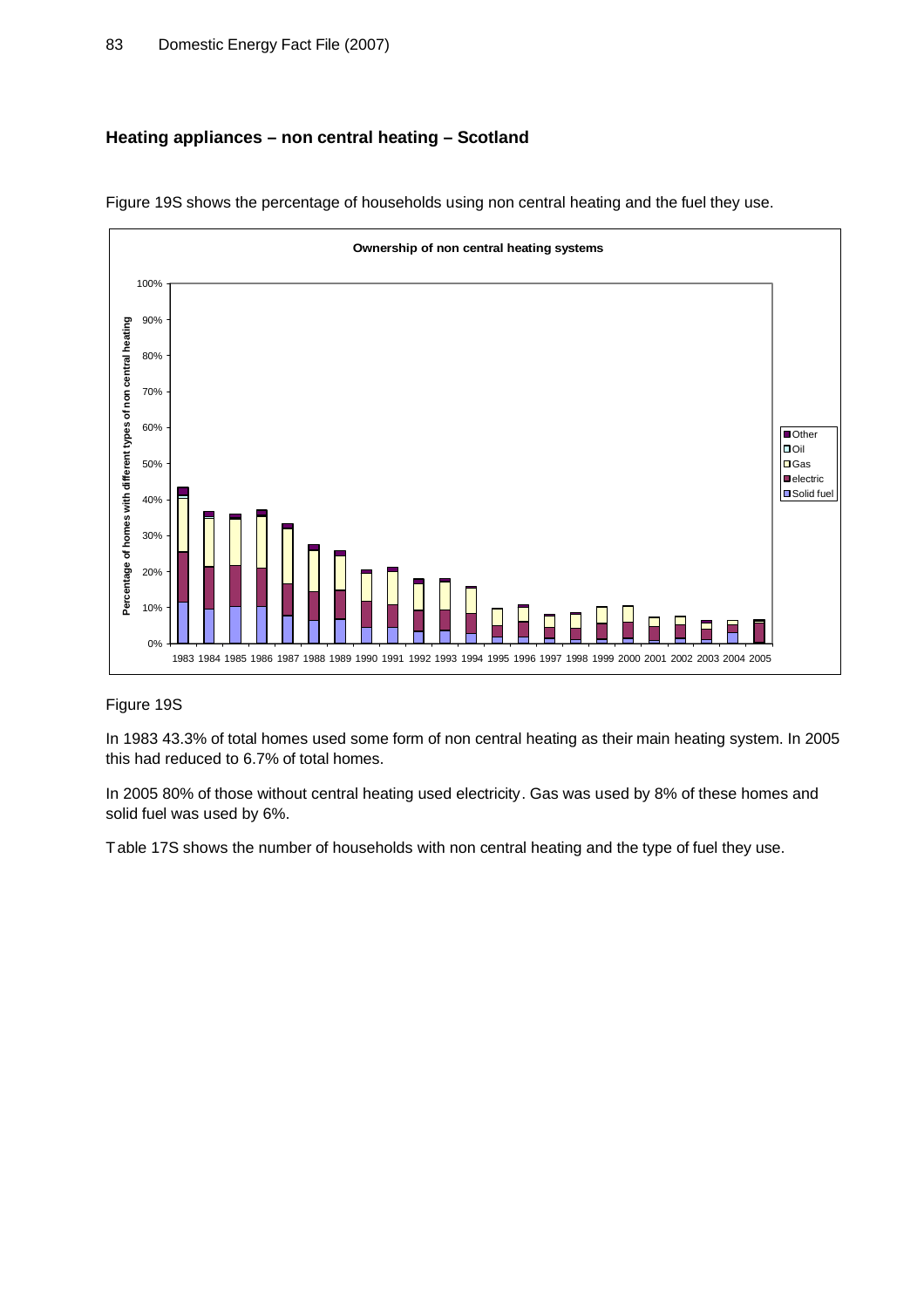## Heating appliances – non central heating – Scotland

Figure 19S shows the percentage of households using non central heating and the fuel they use.

Figure 19S

In 1983 43.3% of total homes used some form of non central heating as their main heating system. In 2005 this had reduced to 6.7% of total homes.

In 2005 80% of those without central heating used electricity. Gas was used by 8% of these homes and solid fuel was used by 6%.

Table 17S shows the number of households with non central heating and the type of fuel they use.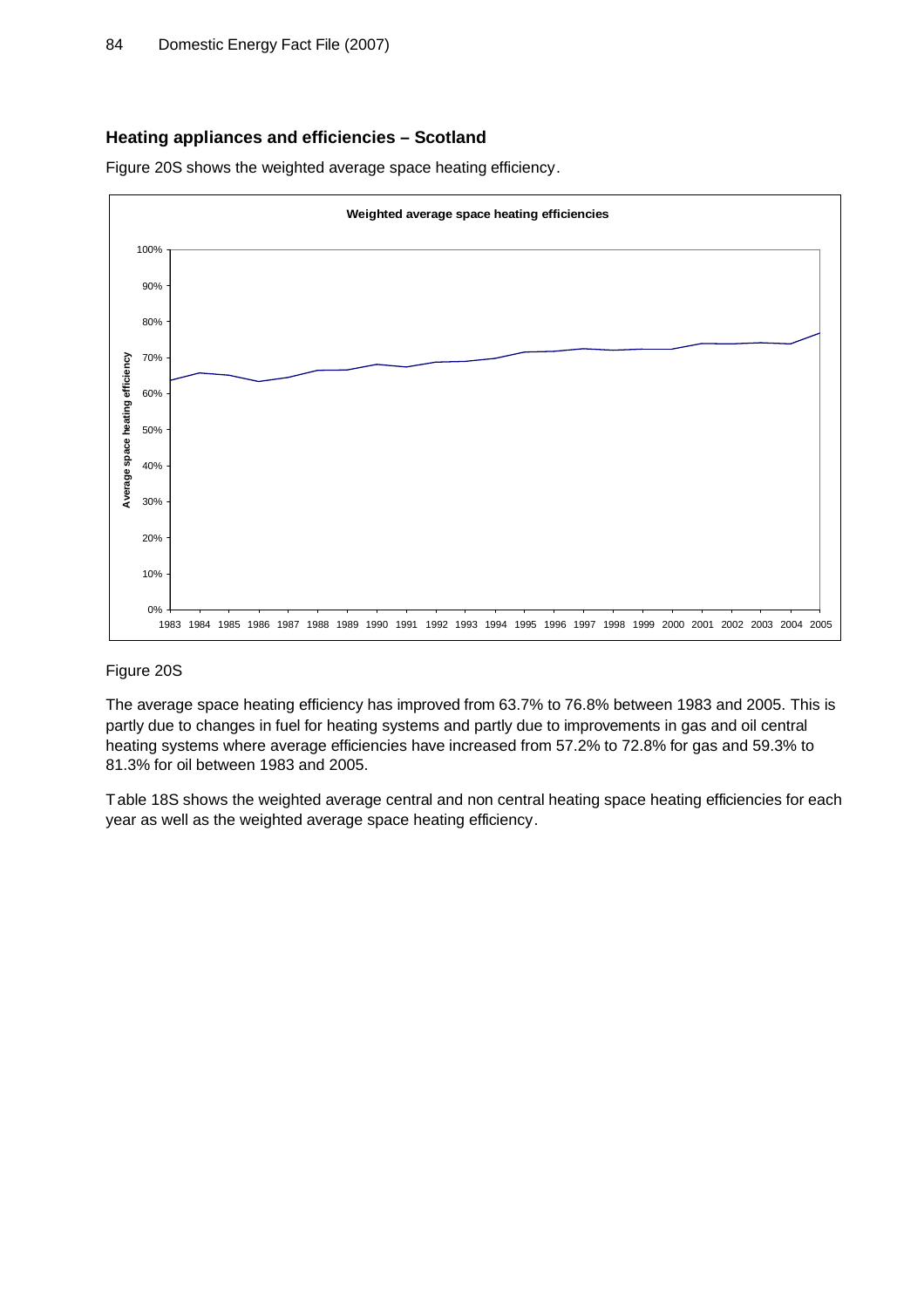## Heating appliances and efficiencies – Scotland

Figure 20S shows the weighted average space heating efficiency.

Figure 20S

The average space heating efficiency has improved from 63.7% to 76.8% between 1983 and 2005. This is partly due to changes in fuel for heating systems and partly due to improvements in gas and oil central heating systems where average efficiencies have increased from 57.2% to 72.8% for gas and 59.3% to 81.3% for oil between 1983 and 2005.

Table 18S shows the weighted average central and non central heating space heating efficiencies for each year as well as the weighted average space heating efficiency.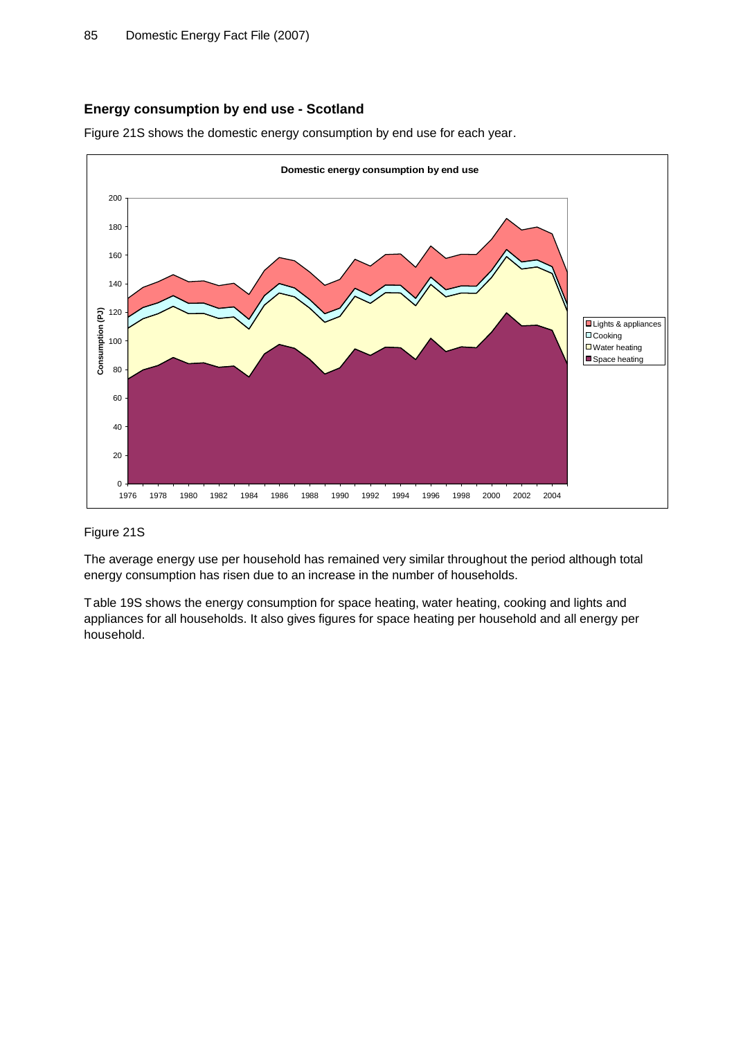### Energy consumption by end use - Scotland

Figure 21S shows the domestic energy consumption by end use for each year.

Figure 21S

The average energy use per household has remained very similar throughout the period although total energy consumption has risen due to an increase in the number of households.

Table 19S shows the energy consumption for space heating, water heating, cooking and lights and appliances for all households. It also gives figures for space heating per household and all energy per household.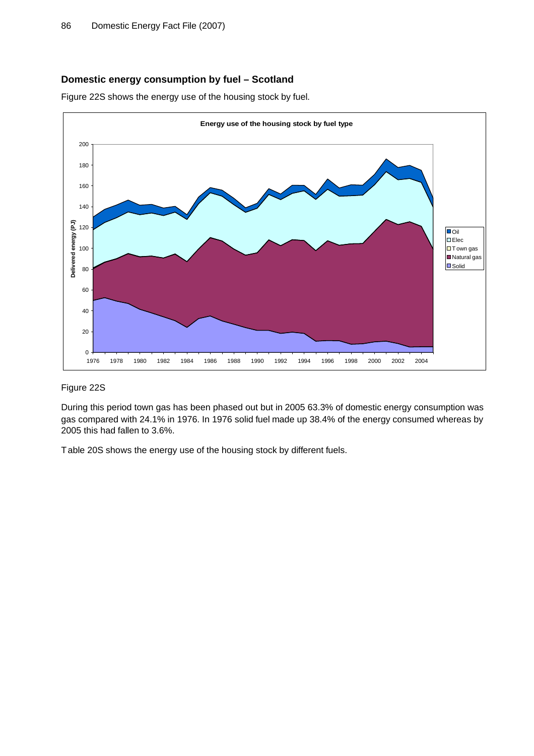## Domestic energy consumption by fuel – Scotland

Figure 22S shows the energy use of the housing stock by fuel.

Figure 22S

During this period town gas has been phased out but in 2005 63.3% of domestic energy consumption was gas compared with 24.1% in 1976. In 1976 solid fuel made up 38.4% of the energy consumed whereas by 2005 this had fallen to 3.6%.

Table 20S shows the energy use of the housing stock by different fuels.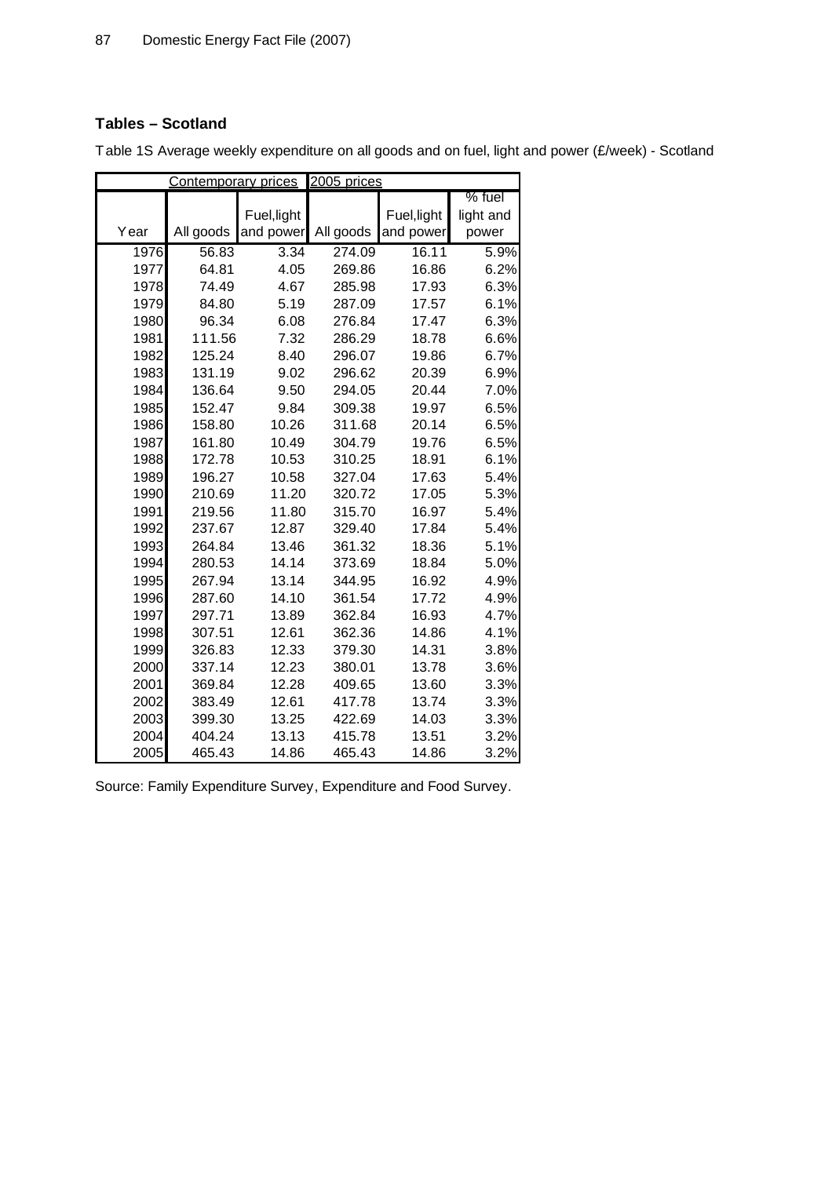### Tables – Scotland

Table 1S Average weekly expenditure on all goods and on fuel, light and power (£/week) - Scotland

| | Contemporary prices | | 2005 prices | | |
|---|---|---|---|---|---|
| Year | All goods | Fuel,light and power | All goods | Fuel,light and power | % fuel light and power |
| 1976 | 56.83 | 3.34 | 274.09 | 16.11 | 5.9% |
| 1977 | 64.81 | 4.05 | 269.86 | 16.86 | 6.2% |
| 1978 | 74.49 | 4.67 | 285.98 | 17.93 | 6.3% |
| 1979 | 84.80 | 5.19 | 287.09 | 17.57 | 6.1% |
| 1980 | 96.34 | 6.08 | 276.84 | 17.47 | 6.3% |
| 1981 | 111.56 | 7.32 | 286.29 | 18.78 | 6.6% |
| 1982 | 125.24 | 8.40 | 296.07 | 19.86 | 6.7% |
| 1983 | 131.19 | 9.02 | 296.62 | 20.39 | 6.9% |
| 1984 | 136.64 | 9.50 | 294.05 | 20.44 | 7.0% |
| 1985 | 152.47 | 9.84 | 309.38 | 19.97 | 6.5% |
| 1986 | 158.80 | 10.26 | 311.68 | 20.14 | 6.5% |
| 1987 | 161.80 | 10.49 | 304.79 | 19.76 | 6.5% |
| 1988 | 172.78 | 10.53 | 310.25 | 18.91 | 6.1% |
| 1989 | 196.27 | 10.58 | 327.04 | 17.63 | 5.4% |
| 1990 | 210.69 | 11.20 | 320.72 | 17.05 | 5.3% |
| 1991 | 219.56 | 11.80 | 315.70 | 16.97 | 5.4% |
| 1992 | 237.67 | 12.87 | 329.40 | 17.84 | 5.4% |
| 1993 | 264.84 | 13.46 | 361.32 | 18.36 | 5.1% |
| 1994 | 280.53 | 14.14 | 373.69 | 18.84 | 5.0% |
| 1995 | 267.94 | 13.14 | 344.95 | 16.92 | 4.9% |
| 1996 | 287.60 | 14.10 | 361.54 | 17.72 | 4.9% |
| 1997 | 297.71 | 13.89 | 362.84 | 16.93 | 4.7% |
| 1998 | 307.51 | 12.61 | 362.36 | 14.86 | 4.1% |
| 1999 | 326.83 | 12.33 | 379.30 | 14.31 | 3.8% |
| 2000 | 337.14 | 12.23 | 380.01 | 13.78 | 3.6% |
| 2001 | 369.84 | 12.28 | 409.65 | 13.60 | 3.3% |
| 2002 | 383.49 | 12.61 | 417.78 | 13.74 | 3.3% |
| 2003 | 399.30 | 13.25 | 422.69 | 14.03 | 3.3% |
| 2004 | 404.24 | 13.13 | 415.78 | 13.51 | 3.2% |
| 2005 | 465.43 | 14.86 | 465.43 | 14.86 | 3.2% |

Source: Family Expenditure Survey, Expenditure and Food Survey.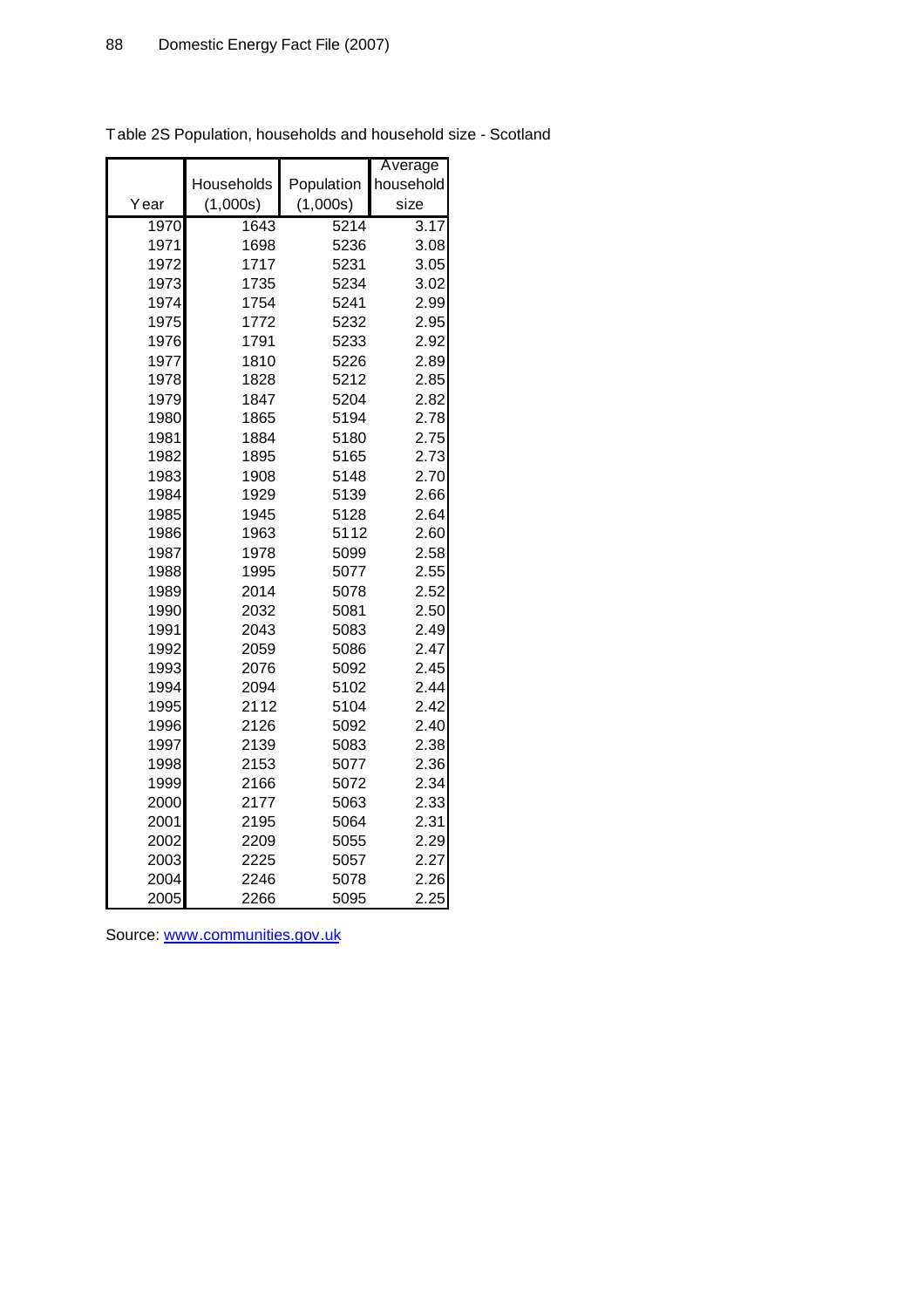Table 2S Population, households and household size - Scotland

| Year | Households (1,000s) | Population (1,000s) | Average household size |
|---|---|---|---|
| 1970 | 1643 | 5214 | 3.17 |
| 1971 | 1698 | 5236 | 3.08 |
| 1972 | 1717 | 5231 | 3.05 |
| 1973 | 1735 | 5234 | 3.02 |
| 1974 | 1754 | 5241 | 2.99 |
| 1975 | 1772 | 5232 | 2.95 |
| 1976 | 1791 | 5233 | 2.92 |
| 1977 | 1810 | 5226 | 2.89 |
| 1978 | 1828 | 5212 | 2.85 |
| 1979 | 1847 | 5204 | 2.82 |
| 1980 | 1865 | 5194 | 2.78 |
| 1981 | 1884 | 5180 | 2.75 |
| 1982 | 1895 | 5165 | 2.73 |
| 1983 | 1908 | 5148 | 2.70 |
| 1984 | 1929 | 5139 | 2.66 |
| 1985 | 1945 | 5128 | 2.64 |
| 1986 | 1963 | 5112 | 2.60 |
| 1987 | 1978 | 5099 | 2.58 |
| 1988 | 1995 | 5077 | 2.55 |
| 1989 | 2014 | 5078 | 2.52 |
| 1990 | 2032 | 5081 | 2.50 |
| 1991 | 2043 | 5083 | 2.49 |
| 1992 | 2059 | 5086 | 2.47 |
| 1993 | 2076 | 5092 | 2.45 |
| 1994 | 2094 | 5102 | 2.44 |
| 1995 | 2112 | 5104 | 2.42 |
| 1996 | 2126 | 5092 | 2.40 |
| 1997 | 2139 | 5083 | 2.38 |
| 1998 | 2153 | 5077 | 2.36 |
| 1999 | 2166 | 5072 | 2.34 |
| 2000 | 2177 | 5063 | 2.33 |
| 2001 | 2195 | 5064 | 2.31 |
| 2002 | 2209 | 5055 | 2.29 |
| 2003 | 2225 | 5057 | 2.27 |
| 2004 | 2246 | 5078 | 2.26 |
| 2005 | 2266 | 5095 | 2.25 |

Source: www.communities.gov.uk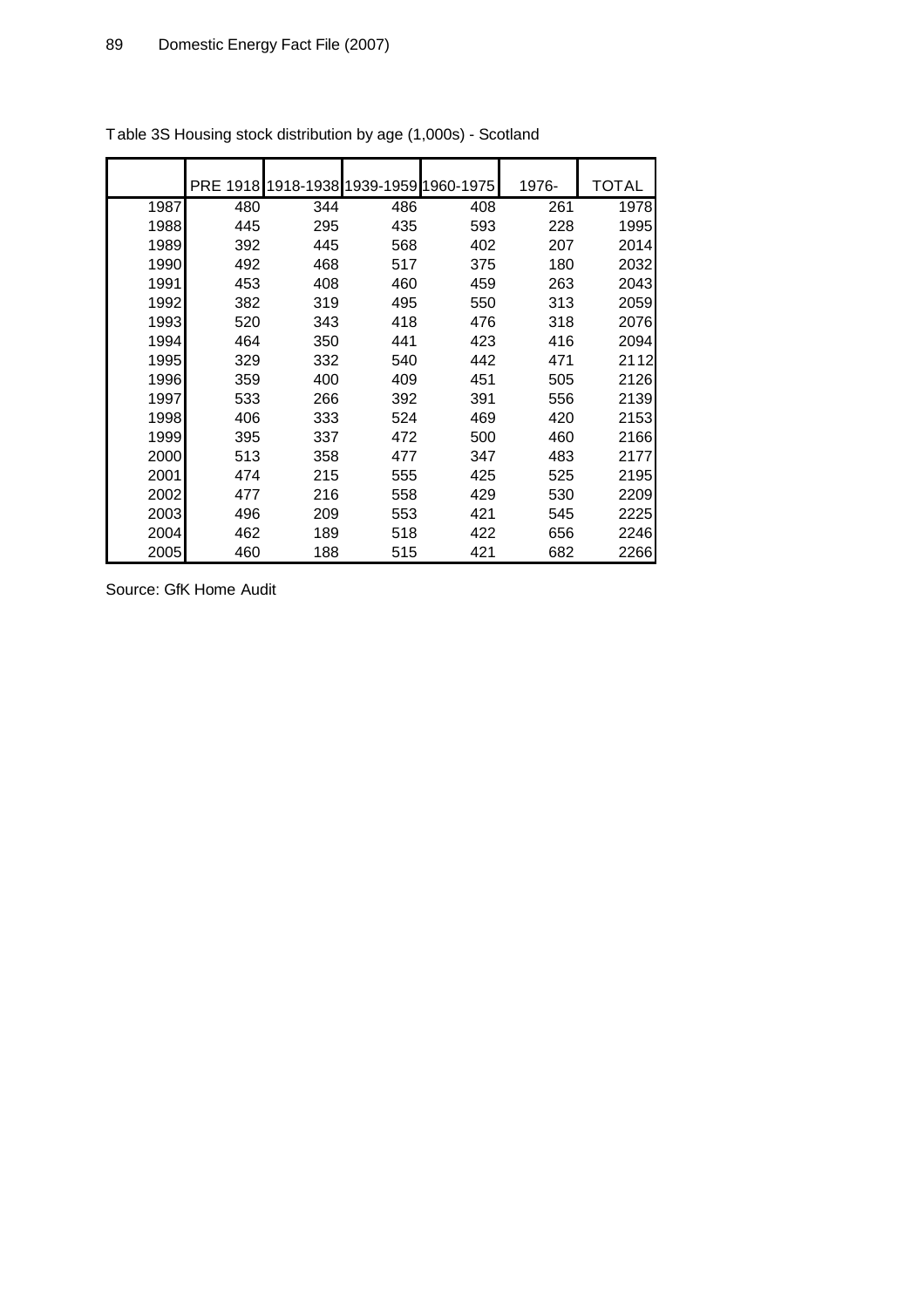Table 3S Housing stock distribution by age (1,000s) - Scotland

| | PRE 1918 | 1918-1938 | 1939-1959 | 1960-1975 | 1976- | TOTAL |
|---|---|---|---|---|---|---|
| 1987 | 480 | 344 | 486 | 408 | 261 | 1978 |
| 1988 | 445 | 295 | 435 | 593 | 228 | 1995 |
| 1989 | 392 | 445 | 568 | 402 | 207 | 2014 |
| 1990 | 492 | 468 | 517 | 375 | 180 | 2032 |
| 1991 | 453 | 408 | 460 | 459 | 263 | 2043 |
| 1992 | 382 | 319 | 495 | 550 | 313 | 2059 |
| 1993 | 520 | 343 | 418 | 476 | 318 | 2076 |
| 1994 | 464 | 350 | 441 | 423 | 416 | 2094 |
| 1995 | 329 | 332 | 540 | 442 | 471 | 2112 |
| 1996 | 359 | 400 | 409 | 451 | 505 | 2126 |
| 1997 | 533 | 266 | 392 | 391 | 556 | 2139 |
| 1998 | 406 | 333 | 524 | 469 | 420 | 2153 |
| 1999 | 395 | 337 | 472 | 500 | 460 | 2166 |
| 2000 | 513 | 358 | 477 | 347 | 483 | 2177 |
| 2001 | 474 | 215 | 555 | 425 | 525 | 2195 |
| 2002 | 477 | 216 | 558 | 429 | 530 | 2209 |
| 2003 | 496 | 209 | 553 | 421 | 545 | 2225 |
| 2004 | 462 | 189 | 518 | 422 | 656 | 2246 |
| 2005 | 460 | 188 | 515 | 421 | 682 | 2266 |

Source: GfK Home Audit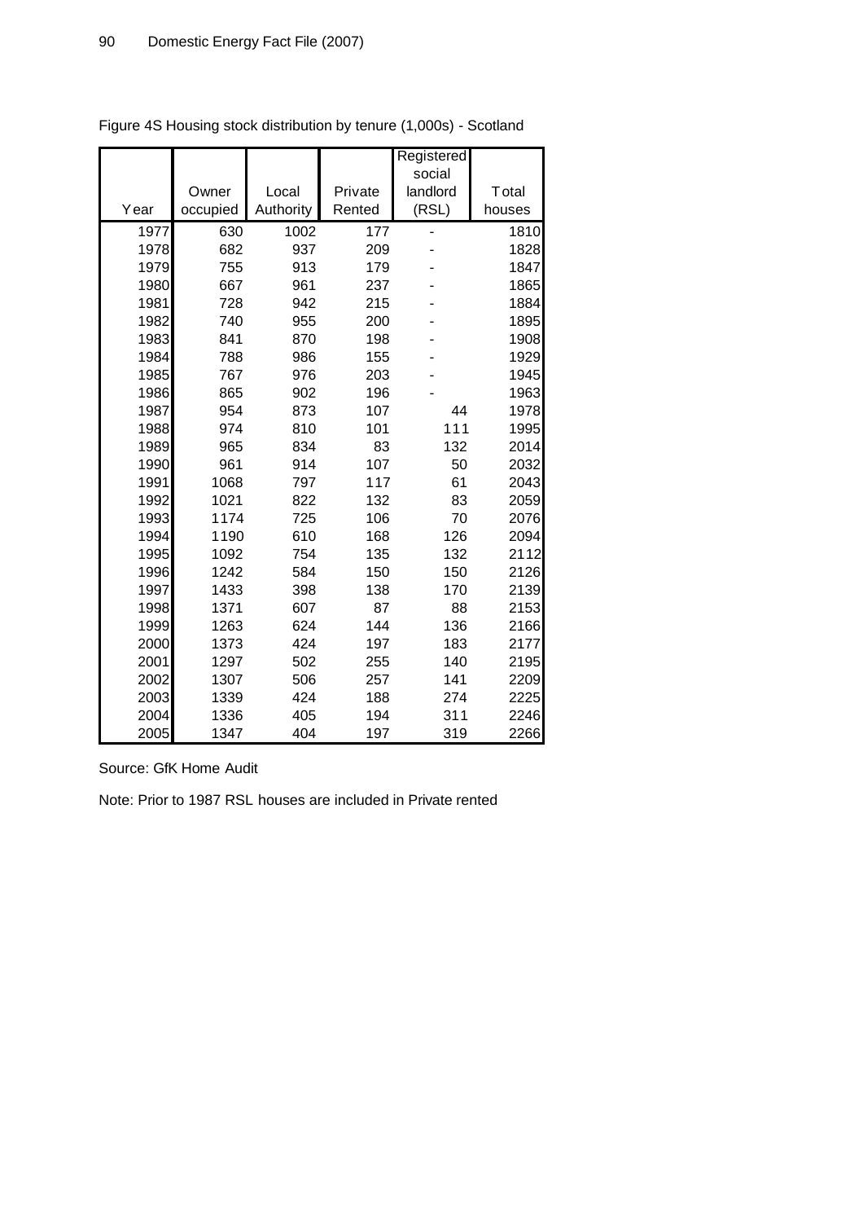Figure 4S Housing stock distribution by tenure (1,000s) - Scotland

| Year | Owner occupied | Local Authority | Private Rented | Registered social landlord (RSL) | Total houses |
|---|---|---|---|---|---|
| 1977 | 630 | 1002 | 177 | - | 1810 |
| 1978 | 682 | 937 | 209 | - | 1828 |
| 1979 | 755 | 913 | 179 | - | 1847 |
| 1980 | 667 | 961 | 237 | - | 1865 |
| 1981 | 728 | 942 | 215 | - | 1884 |
| 1982 | 740 | 955 | 200 | - | 1895 |
| 1983 | 841 | 870 | 198 | - | 1908 |
| 1984 | 788 | 986 | 155 | - | 1929 |
| 1985 | 767 | 976 | 203 | - | 1945 |
| 1986 | 865 | 902 | 196 | - | 1963 |
| 1987 | 954 | 873 | 107 | 44 | 1978 |
| 1988 | 974 | 810 | 101 | 111 | 1995 |
| 1989 | 965 | 834 | 83 | 132 | 2014 |
| 1990 | 961 | 914 | 107 | 50 | 2032 |
| 1991 | 1068 | 797 | 117 | 61 | 2043 |
| 1992 | 1021 | 822 | 132 | 83 | 2059 |
| 1993 | 1174 | 725 | 106 | 70 | 2076 |
| 1994 | 1190 | 610 | 168 | 126 | 2094 |
| 1995 | 1092 | 754 | 135 | 132 | 2112 |
| 1996 | 1242 | 584 | 150 | 150 | 2126 |
| 1997 | 1433 | 398 | 138 | 170 | 2139 |
| 1998 | 1371 | 607 | 87 | 88 | 2153 |
| 1999 | 1263 | 624 | 144 | 136 | 2166 |
| 2000 | 1373 | 424 | 197 | 183 | 2177 |
| 2001 | 1297 | 502 | 255 | 140 | 2195 |
| 2002 | 1307 | 506 | 257 | 141 | 2209 |
| 2003 | 1339 | 424 | 188 | 274 | 2225 |
| 2004 | 1336 | 405 | 194 | 311 | 2246 |
| 2005 | 1347 | 404 | 197 | 319 | 2266 |

Source: GfK Home Audit

Note: Prior to 1987 RSL houses are included in Private rented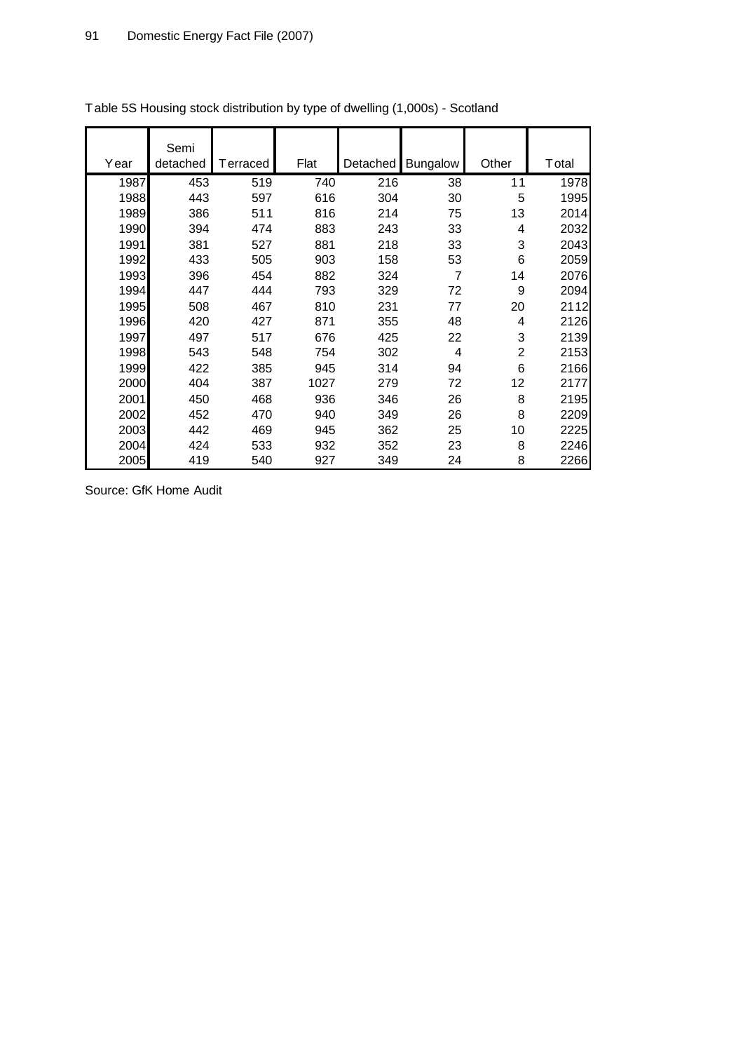Table 5S Housing stock distribution by type of dwelling (1,000s) - Scotland

| Year | Semi detached | Terraced | Flat | Detached | Bungalow | Other | Total |
|---|---|---|---|---|---|---|---|
| 1987 | 453 | 519 | 740 | 216 | 38 | 11 | 1978 |
| 1988 | 443 | 597 | 616 | 304 | 30 | 5 | 1995 |
| 1989 | 386 | 511 | 816 | 214 | 75 | 13 | 2014 |
| 1990 | 394 | 474 | 883 | 243 | 33 | 4 | 2032 |
| 1991 | 381 | 527 | 881 | 218 | 33 | 3 | 2043 |
| 1992 | 433 | 505 | 903 | 158 | 53 | 6 | 2059 |
| 1993 | 396 | 454 | 882 | 324 | 7 | 14 | 2076 |
| 1994 | 447 | 444 | 793 | 329 | 72 | 9 | 2094 |
| 1995 | 508 | 467 | 810 | 231 | 77 | 20 | 2112 |
| 1996 | 420 | 427 | 871 | 355 | 48 | 4 | 2126 |
| 1997 | 497 | 517 | 676 | 425 | 22 | 3 | 2139 |
| 1998 | 543 | 548 | 754 | 302 | 4 | 2 | 2153 |
| 1999 | 422 | 385 | 945 | 314 | 94 | 6 | 2166 |
| 2000 | 404 | 387 | 1027 | 279 | 72 | 12 | 2177 |
| 2001 | 450 | 468 | 936 | 346 | 26 | 8 | 2195 |
| 2002 | 452 | 470 | 940 | 349 | 26 | 8 | 2209 |
| 2003 | 442 | 469 | 945 | 362 | 25 | 10 | 2225 |
| 2004 | 424 | 533 | 932 | 352 | 23 | 8 | 2246 |
| 2005 | 419 | 540 | 927 | 349 | 24 | 8 | 2266 |

Source: GfK Home Audit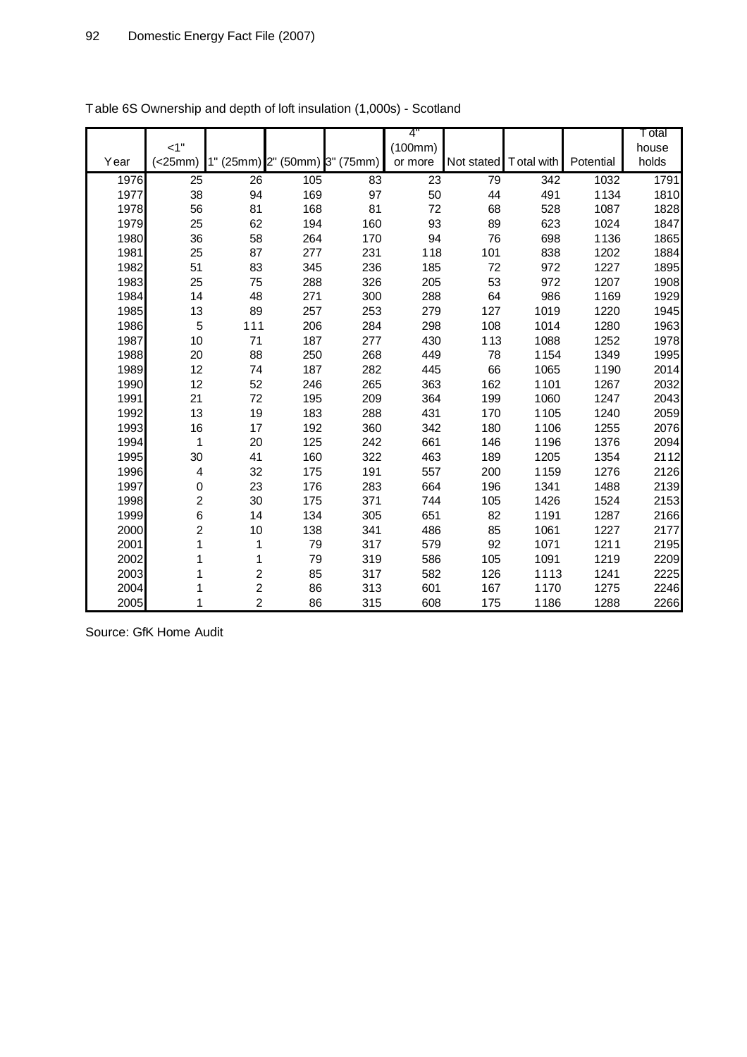Table 6S Ownership and depth of loft insulation (1,000s) - Scotland

| Year | <1" (<25mm) | 1" (25mm) | 2" (50mm) | 3" (75mm) | 4" (100mm) or more | Not stated | Total with | Potential | Total house holds |
|---|---|---|---|---|---|---|---|---|---|
| 1976 | 25 | 26 | 105 | 83 | 23 | 79 | 342 | 1032 | 1791 |
| 1977 | 38 | 94 | 169 | 97 | 50 | 44 | 491 | 1134 | 1810 |
| 1978 | 56 | 81 | 168 | 81 | 72 | 68 | 528 | 1087 | 1828 |
| 1979 | 25 | 62 | 194 | 160 | 93 | 89 | 623 | 1024 | 1847 |
| 1980 | 36 | 58 | 264 | 170 | 94 | 76 | 698 | 1136 | 1865 |
| 1981 | 25 | 87 | 277 | 231 | 118 | 101 | 838 | 1202 | 1884 |
| 1982 | 51 | 83 | 345 | 236 | 185 | 72 | 972 | 1227 | 1895 |
| 1983 | 25 | 75 | 288 | 326 | 205 | 53 | 972 | 1207 | 1908 |
| 1984 | 14 | 48 | 271 | 300 | 288 | 64 | 986 | 1169 | 1929 |
| 1985 | 13 | 89 | 257 | 253 | 279 | 127 | 1019 | 1220 | 1945 |
| 1986 | 5 | 111 | 206 | 284 | 298 | 108 | 1014 | 1280 | 1963 |
| 1987 | 10 | 71 | 187 | 277 | 430 | 113 | 1088 | 1252 | 1978 |
| 1988 | 20 | 88 | 250 | 268 | 449 | 78 | 1154 | 1349 | 1995 |
| 1989 | 12 | 74 | 187 | 282 | 445 | 66 | 1065 | 1190 | 2014 |
| 1990 | 12 | 52 | 246 | 265 | 363 | 162 | 1101 | 1267 | 2032 |
| 1991 | 21 | 72 | 195 | 209 | 364 | 199 | 1060 | 1247 | 2043 |
| 1992 | 13 | 19 | 183 | 288 | 431 | 170 | 1105 | 1240 | 2059 |
| 1993 | 16 | 17 | 192 | 360 | 342 | 180 | 1106 | 1255 | 2076 |
| 1994 | 1 | 20 | 125 | 242 | 661 | 146 | 1196 | 1376 | 2094 |
| 1995 | 30 | 41 | 160 | 322 | 463 | 189 | 1205 | 1354 | 2112 |
| 1996 | 4 | 32 | 175 | 191 | 557 | 200 | 1159 | 1276 | 2126 |
| 1997 | 0 | 23 | 176 | 283 | 664 | 196 | 1341 | 1488 | 2139 |
| 1998 | 2 | 30 | 175 | 371 | 744 | 105 | 1426 | 1524 | 2153 |
| 1999 | 6 | 14 | 134 | 305 | 651 | 82 | 1191 | 1287 | 2166 |
| 2000 | 2 | 10 | 138 | 341 | 486 | 85 | 1061 | 1227 | 2177 |
| 2001 | 1 | 1 | 79 | 317 | 579 | 92 | 1071 | 1211 | 2195 |
| 2002 | 1 | 1 | 79 | 319 | 586 | 105 | 1091 | 1219 | 2209 |
| 2003 | 1 | 2 | 85 | 317 | 582 | 126 | 1113 | 1241 | 2225 |
| 2004 | 1 | 2 | 86 | 313 | 601 | 167 | 1170 | 1275 | 2246 |
| 2005 | 1 | 2 | 86 | 315 | 608 | 175 | 1186 | 1288 | 2266 |

Source: GfK Home Audit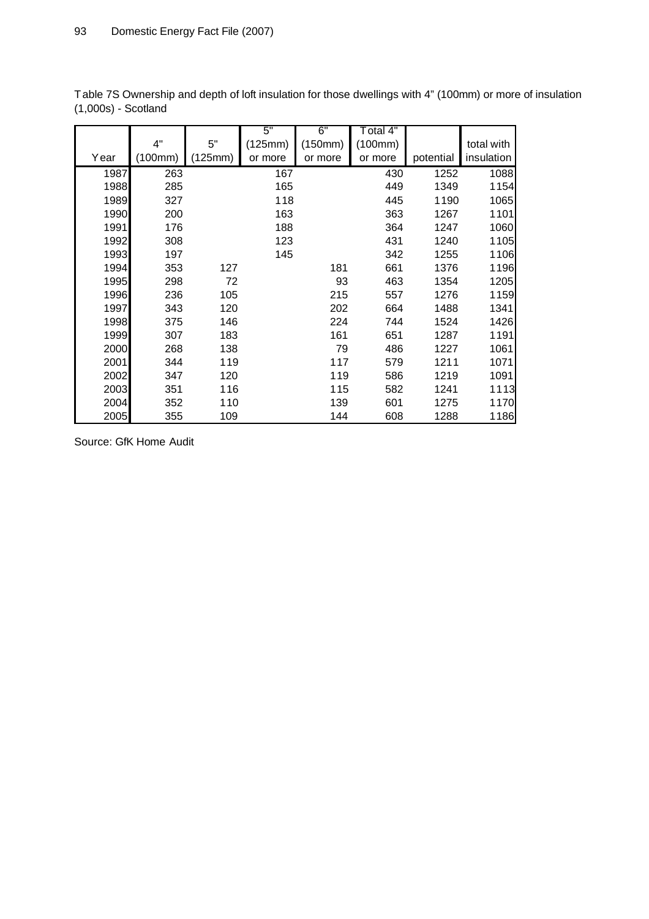Table 7S Ownership and depth of loft insulation for those dwellings with 4" (100mm) or more of insulation (1,000s) - Scotland

| Year | 4" (100mm) | 5" (125mm) | 5" (125mm) or more | 6" (150mm) or more | Total 4" (100mm) or more | potential | total with insulation |
|---|---|---|---|---|---|---|---|
| 1987 | 263 | | 167 | | 430 | 1252 | 1088 |
| 1988 | 285 | | 165 | | 449 | 1349 | 1154 |
| 1989 | 327 | | 118 | | 445 | 1190 | 1065 |
| 1990 | 200 | | 163 | | 363 | 1267 | 1101 |
| 1991 | 176 | | 188 | | 364 | 1247 | 1060 |
| 1992 | 308 | | 123 | | 431 | 1240 | 1105 |
| 1993 | 197 | | 145 | | 342 | 1255 | 1106 |
| 1994 | 353 | 127 | | 181 | 661 | 1376 | 1196 |
| 1995 | 298 | 72 | | 93 | 463 | 1354 | 1205 |
| 1996 | 236 | 105 | | 215 | 557 | 1276 | 1159 |
| 1997 | 343 | 120 | | 202 | 664 | 1488 | 1341 |
| 1998 | 375 | 146 | | 224 | 744 | 1524 | 1426 |
| 1999 | 307 | 183 | | 161 | 651 | 1287 | 1191 |
| 2000 | 268 | 138 | | 79 | 486 | 1227 | 1061 |
| 2001 | 344 | 119 | | 117 | 579 | 1211 | 1071 |
| 2002 | 347 | 120 | | 119 | 586 | 1219 | 1091 |
| 2003 | 351 | 116 | | 115 | 582 | 1241 | 1113 |
| 2004 | 352 | 110 | | 139 | 601 | 1275 | 1170 |
| 2005 | 355 | 109 | | 144 | 608 | 1288 | 1186 |

Source: GfK Home Audit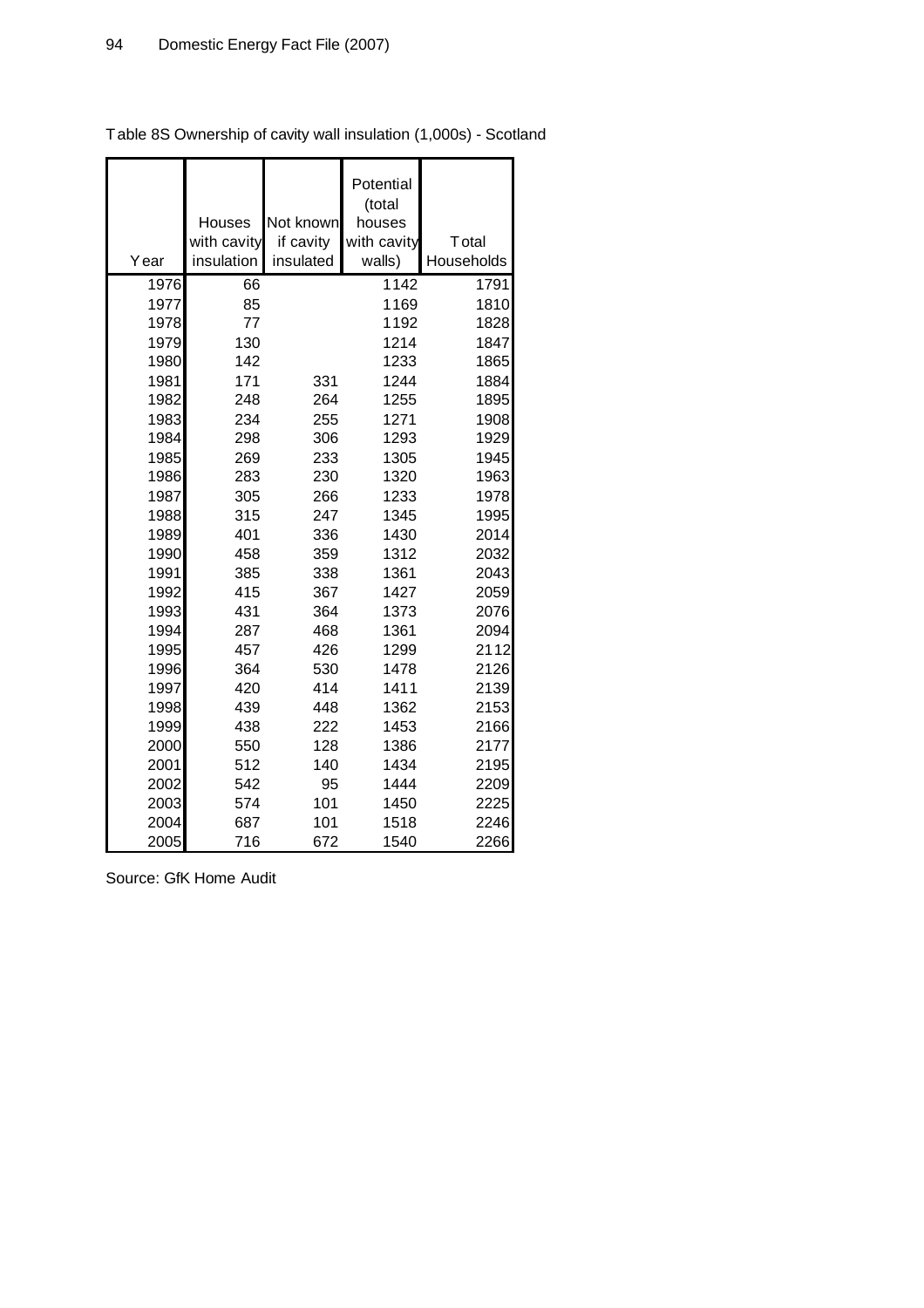Table 8S Ownership of cavity wall insulation (1,000s) - Scotland

| Year | Houses with cavity insulation | Not known if cavity insulated | Potential (total houses with cavity walls) | Total Households |
|---|---|---|---|---|
| 1976 | 66 | | 1142 | 1791 |
| 1977 | 85 | | 1169 | 1810 |
| 1978 | 77 | | 1192 | 1828 |
| 1979 | 130 | | 1214 | 1847 |
| 1980 | 142 | | 1233 | 1865 |
| 1981 | 171 | 331 | 1244 | 1884 |
| 1982 | 248 | 264 | 1255 | 1895 |
| 1983 | 234 | 255 | 1271 | 1908 |
| 1984 | 298 | 306 | 1293 | 1929 |
| 1985 | 269 | 233 | 1305 | 1945 |
| 1986 | 283 | 230 | 1320 | 1963 |
| 1987 | 305 | 266 | 1233 | 1978 |
| 1988 | 315 | 247 | 1345 | 1995 |
| 1989 | 401 | 336 | 1430 | 2014 |
| 1990 | 458 | 359 | 1312 | 2032 |
| 1991 | 385 | 338 | 1361 | 2043 |
| 1992 | 415 | 367 | 1427 | 2059 |
| 1993 | 431 | 364 | 1373 | 2076 |
| 1994 | 287 | 468 | 1361 | 2094 |
| 1995 | 457 | 426 | 1299 | 2112 |
| 1996 | 364 | 530 | 1478 | 2126 |
| 1997 | 420 | 414 | 1411 | 2139 |
| 1998 | 439 | 448 | 1362 | 2153 |
| 1999 | 438 | 222 | 1453 | 2166 |
| 2000 | 550 | 128 | 1386 | 2177 |
| 2001 | 512 | 140 | 1434 | 2195 |
| 2002 | 542 | 95 | 1444 | 2209 |
| 2003 | 574 | 101 | 1450 | 2225 |
| 2004 | 687 | 101 | 1518 | 2246 |
| 2005 | 716 | 672 | 1540 | 2266 |

Source: GfK Home Audit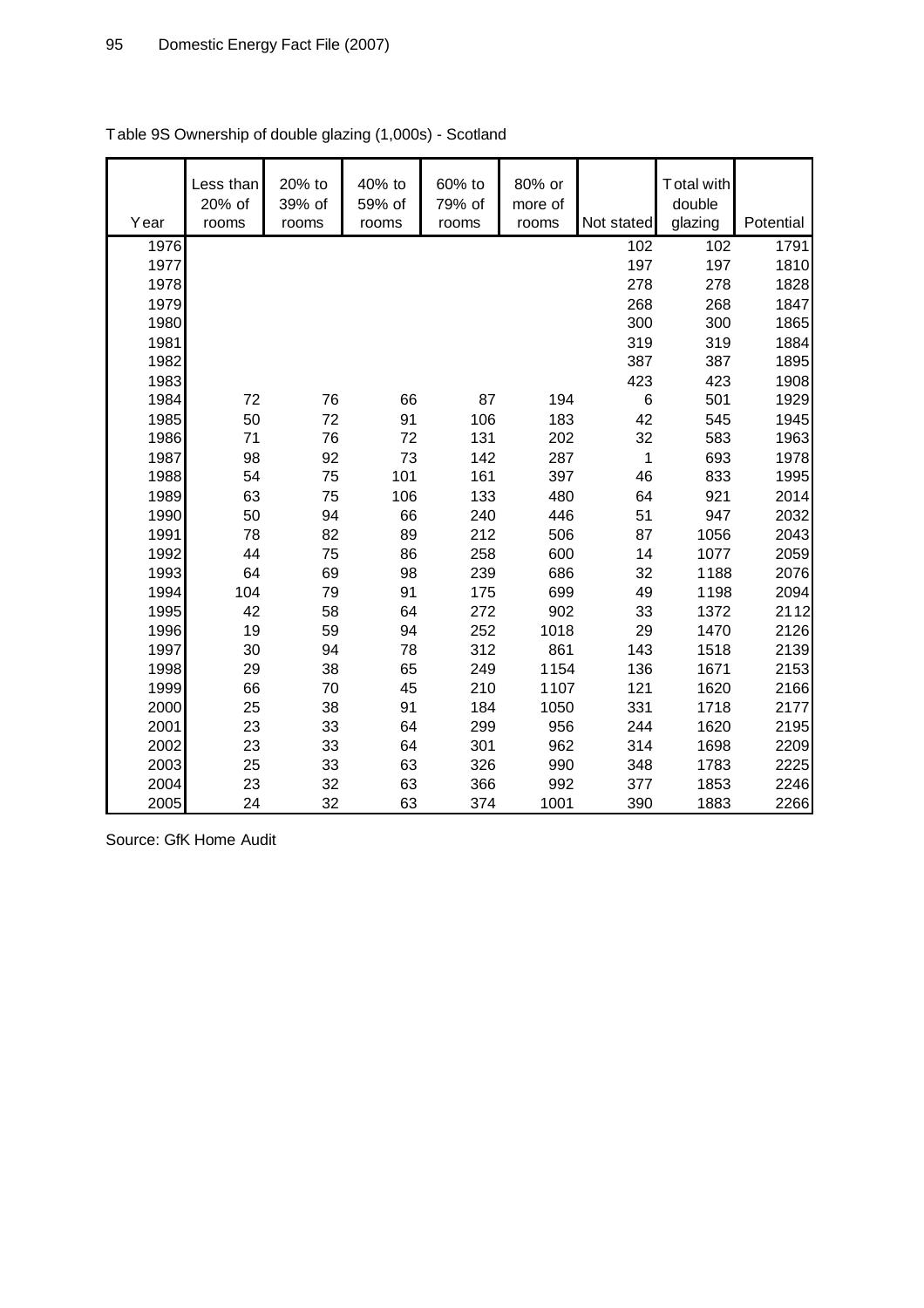Table 9S Ownership of double glazing (1,000s) - Scotland

| Year | Less than 20% of rooms | 20% to 39% of rooms | 40% to 59% of rooms | 60% to 79% of rooms | 80% or more of rooms | Not stated | Total with double glazing | Potential |
|---|---|---|---|---|---|---|---|---|
| 1976 | | | | | | 102 | 102 | 1791 |
| 1977 | | | | | | 197 | 197 | 1810 |
| 1978 | | | | | | 278 | 278 | 1828 |
| 1979 | | | | | | 268 | 268 | 1847 |
| 1980 | | | | | | 300 | 300 | 1865 |
| 1981 | | | | | | 319 | 319 | 1884 |
| 1982 | | | | | | 387 | 387 | 1895 |
| 1983 | | | | | | 423 | 423 | 1908 |
| 1984 | 72 | 76 | 66 | 87 | 194 | 6 | 501 | 1929 |
| 1985 | 50 | 72 | 91 | 106 | 183 | 42 | 545 | 1945 |
| 1986 | 71 | 76 | 72 | 131 | 202 | 32 | 583 | 1963 |
| 1987 | 98 | 92 | 73 | 142 | 287 | 1 | 693 | 1978 |
| 1988 | 54 | 75 | 101 | 161 | 397 | 46 | 833 | 1995 |
| 1989 | 63 | 75 | 106 | 133 | 480 | 64 | 921 | 2014 |
| 1990 | 50 | 94 | 66 | 240 | 446 | 51 | 947 | 2032 |
| 1991 | 78 | 82 | 89 | 212 | 506 | 87 | 1056 | 2043 |
| 1992 | 44 | 75 | 86 | 258 | 600 | 14 | 1077 | 2059 |
| 1993 | 64 | 69 | 98 | 239 | 686 | 32 | 1188 | 2076 |
| 1994 | 104 | 79 | 91 | 175 | 699 | 49 | 1198 | 2094 |
| 1995 | 42 | 58 | 64 | 272 | 902 | 33 | 1372 | 2112 |
| 1996 | 19 | 59 | 94 | 252 | 1018 | 29 | 1470 | 2126 |
| 1997 | 30 | 94 | 78 | 312 | 861 | 143 | 1518 | 2139 |
| 1998 | 29 | 38 | 65 | 249 | 1154 | 136 | 1671 | 2153 |
| 1999 | 66 | 70 | 45 | 210 | 1107 | 121 | 1620 | 2166 |
| 2000 | 25 | 38 | 91 | 184 | 1050 | 331 | 1718 | 2177 |
| 2001 | 23 | 33 | 64 | 299 | 956 | 244 | 1620 | 2195 |
| 2002 | 23 | 33 | 64 | 301 | 962 | 314 | 1698 | 2209 |
| 2003 | 25 | 33 | 63 | 326 | 990 | 348 | 1783 | 2225 |
| 2004 | 23 | 32 | 63 | 366 | 992 | 377 | 1853 | 2246 |
| 2005 | 24 | 32 | 63 | 374 | 1001 | 390 | 1883 | 2266 |

Source: GfK Home Audit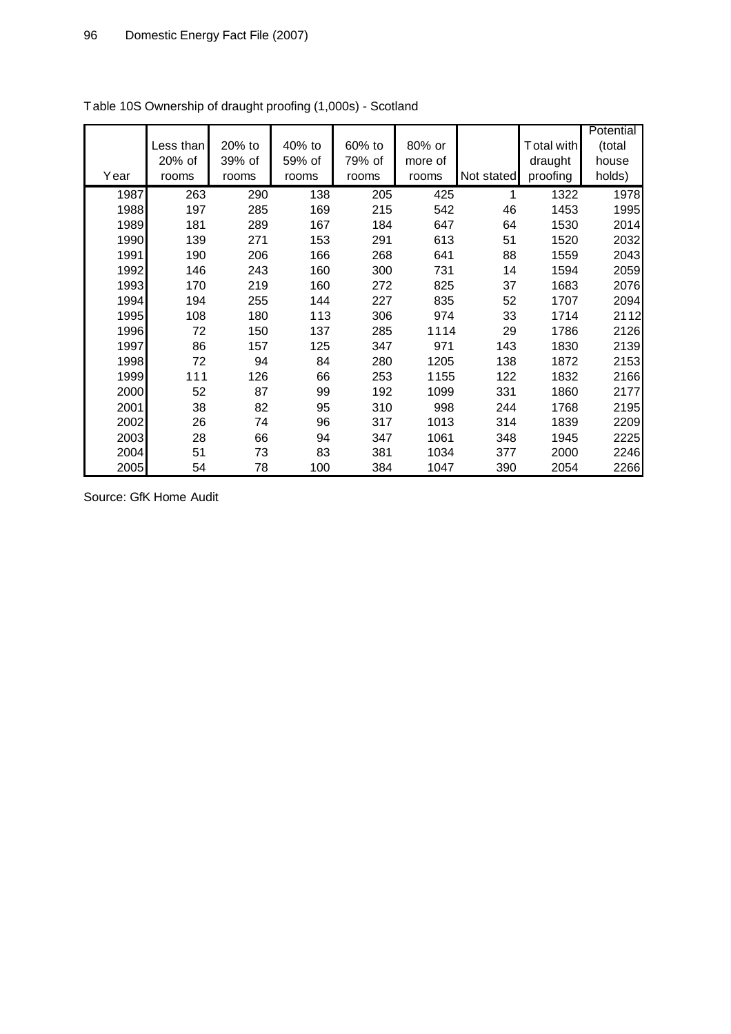Table 10S Ownership of draught proofing (1,000s) - Scotland

| Year | Less than 20% of rooms | 20% to 39% of rooms | 40% to 59% of rooms | 60% to 79% of rooms | 80% or more of rooms | Not stated | Total with draught proofing | Potential (total house holds) |
|---|---|---|---|---|---|---|---|---|
| 1987 | 263 | 290 | 138 | 205 | 425 | 1 | 1322 | 1978 |
| 1988 | 197 | 285 | 169 | 215 | 542 | 46 | 1453 | 1995 |
| 1989 | 181 | 289 | 167 | 184 | 647 | 64 | 1530 | 2014 |
| 1990 | 139 | 271 | 153 | 291 | 613 | 51 | 1520 | 2032 |
| 1991 | 190 | 206 | 166 | 268 | 641 | 88 | 1559 | 2043 |
| 1992 | 146 | 243 | 160 | 300 | 731 | 14 | 1594 | 2059 |
| 1993 | 170 | 219 | 160 | 272 | 825 | 37 | 1683 | 2076 |
| 1994 | 194 | 255 | 144 | 227 | 835 | 52 | 1707 | 2094 |
| 1995 | 108 | 180 | 113 | 306 | 974 | 33 | 1714 | 2112 |
| 1996 | 72 | 150 | 137 | 285 | 1114 | 29 | 1786 | 2126 |
| 1997 | 86 | 157 | 125 | 347 | 971 | 143 | 1830 | 2139 |
| 1998 | 72 | 94 | 84 | 280 | 1205 | 138 | 1872 | 2153 |
| 1999 | 111 | 126 | 66 | 253 | 1155 | 122 | 1832 | 2166 |
| 2000 | 52 | 87 | 99 | 192 | 1099 | 331 | 1860 | 2177 |
| 2001 | 38 | 82 | 95 | 310 | 998 | 244 | 1768 | 2195 |
| 2002 | 26 | 74 | 96 | 317 | 1013 | 314 | 1839 | 2209 |
| 2003 | 28 | 66 | 94 | 347 | 1061 | 348 | 1945 | 2225 |
| 2004 | 51 | 73 | 83 | 381 | 1034 | 377 | 2000 | 2246 |
| 2005 | 54 | 78 | 100 | 384 | 1047 | 390 | 2054 | 2266 |

Source: GfK Home Audit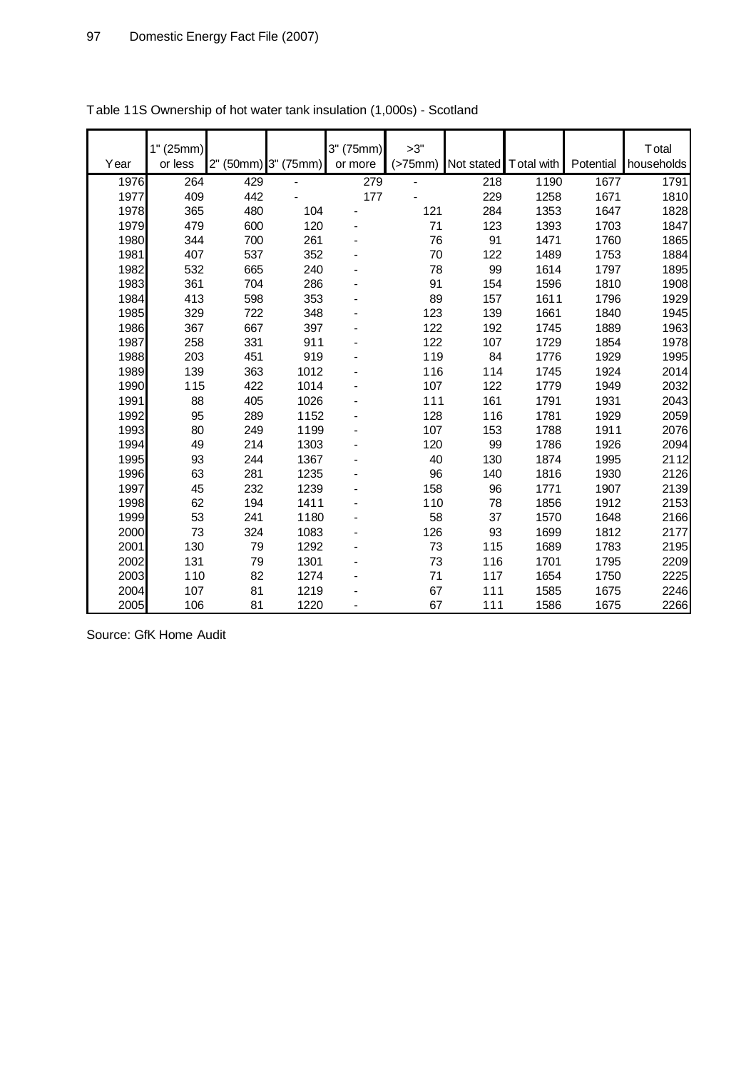Table 11S Ownership of hot water tank insulation (1,000s) - Scotland

| Year | 1" (25mm) or less | 2" (50mm) | 3" (75mm) | 3" (75mm) or more | >3" (>75mm) | Not stated | Total with | Potential | Total households |
|---|---|---|---|---|---|---|---|---|---|
| 1976 | 264 | 429 | - | 279 | - | 218 | 1190 | 1677 | 1791 |
| 1977 | 409 | 442 | - | 177 | - | 229 | 1258 | 1671 | 1810 |
| 1978 | 365 | 480 | 104 | - | 121 | 284 | 1353 | 1647 | 1828 |
| 1979 | 479 | 600 | 120 | - | 71 | 123 | 1393 | 1703 | 1847 |
| 1980 | 344 | 700 | 261 | - | 76 | 91 | 1471 | 1760 | 1865 |
| 1981 | 407 | 537 | 352 | - | 70 | 122 | 1489 | 1753 | 1884 |
| 1982 | 532 | 665 | 240 | - | 78 | 99 | 1614 | 1797 | 1895 |
| 1983 | 361 | 704 | 286 | - | 91 | 154 | 1596 | 1810 | 1908 |
| 1984 | 413 | 598 | 353 | - | 89 | 157 | 1611 | 1796 | 1929 |
| 1985 | 329 | 722 | 348 | - | 123 | 139 | 1661 | 1840 | 1945 |
| 1986 | 367 | 667 | 397 | - | 122 | 192 | 1745 | 1889 | 1963 |
| 1987 | 258 | 331 | 911 | - | 122 | 107 | 1729 | 1854 | 1978 |
| 1988 | 203 | 451 | 919 | - | 119 | 84 | 1776 | 1929 | 1995 |
| 1989 | 139 | 363 | 1012 | - | 116 | 114 | 1745 | 1924 | 2014 |
| 1990 | 115 | 422 | 1014 | - | 107 | 122 | 1779 | 1949 | 2032 |
| 1991 | 88 | 405 | 1026 | - | 111 | 161 | 1791 | 1931 | 2043 |
| 1992 | 95 | 289 | 1152 | - | 128 | 116 | 1781 | 1929 | 2059 |
| 1993 | 80 | 249 | 1199 | - | 107 | 153 | 1788 | 1911 | 2076 |
| 1994 | 49 | 214 | 1303 | - | 120 | 99 | 1786 | 1926 | 2094 |
| 1995 | 93 | 244 | 1367 | - | 40 | 130 | 1874 | 1995 | 2112 |
| 1996 | 63 | 281 | 1235 | - | 96 | 140 | 1816 | 1930 | 2126 |
| 1997 | 45 | 232 | 1239 | - | 158 | 96 | 1771 | 1907 | 2139 |
| 1998 | 62 | 194 | 1411 | - | 110 | 78 | 1856 | 1912 | 2153 |
| 1999 | 53 | 241 | 1180 | - | 58 | 37 | 1570 | 1648 | 2166 |
| 2000 | 73 | 324 | 1083 | - | 126 | 93 | 1699 | 1812 | 2177 |
| 2001 | 130 | 79 | 1292 | - | 73 | 115 | 1689 | 1783 | 2195 |
| 2002 | 131 | 79 | 1301 | - | 73 | 116 | 1701 | 1795 | 2209 |
| 2003 | 110 | 82 | 1274 | - | 71 | 117 | 1654 | 1750 | 2225 |
| 2004 | 107 | 81 | 1219 | - | 67 | 111 | 1585 | 1675 | 2246 |
| 2005 | 106 | 81 | 1220 | - | 67 | 111 | 1586 | 1675 | 2266 |

Source: GfK Home Audit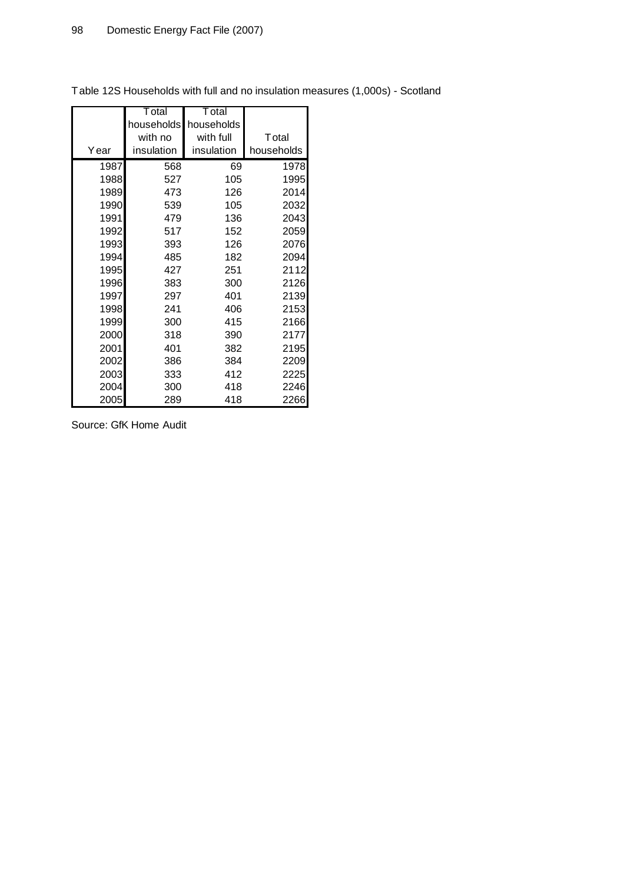Table 12S Households with full and no insulation measures (1,000s) - Scotland

| Year | Total households with no insulation | Total households with full insulation | Total households |
|---|---|---|---|
| 1987 | 568 | 69 | 1978 |
| 1988 | 527 | 105 | 1995 |
| 1989 | 473 | 126 | 2014 |
| 1990 | 539 | 105 | 2032 |
| 1991 | 479 | 136 | 2043 |
| 1992 | 517 | 152 | 2059 |
| 1993 | 393 | 126 | 2076 |
| 1994 | 485 | 182 | 2094 |
| 1995 | 427 | 251 | 2112 |
| 1996 | 383 | 300 | 2126 |
| 1997 | 297 | 401 | 2139 |
| 1998 | 241 | 406 | 2153 |
| 1999 | 300 | 415 | 2166 |
| 2000 | 318 | 390 | 2177 |
| 2001 | 401 | 382 | 2195 |
| 2002 | 386 | 384 | 2209 |
| 2003 | 333 | 412 | 2225 |
| 2004 | 300 | 418 | 2246 |
| 2005 | 289 | 418 | 2266 |

Source: GfK Home Audit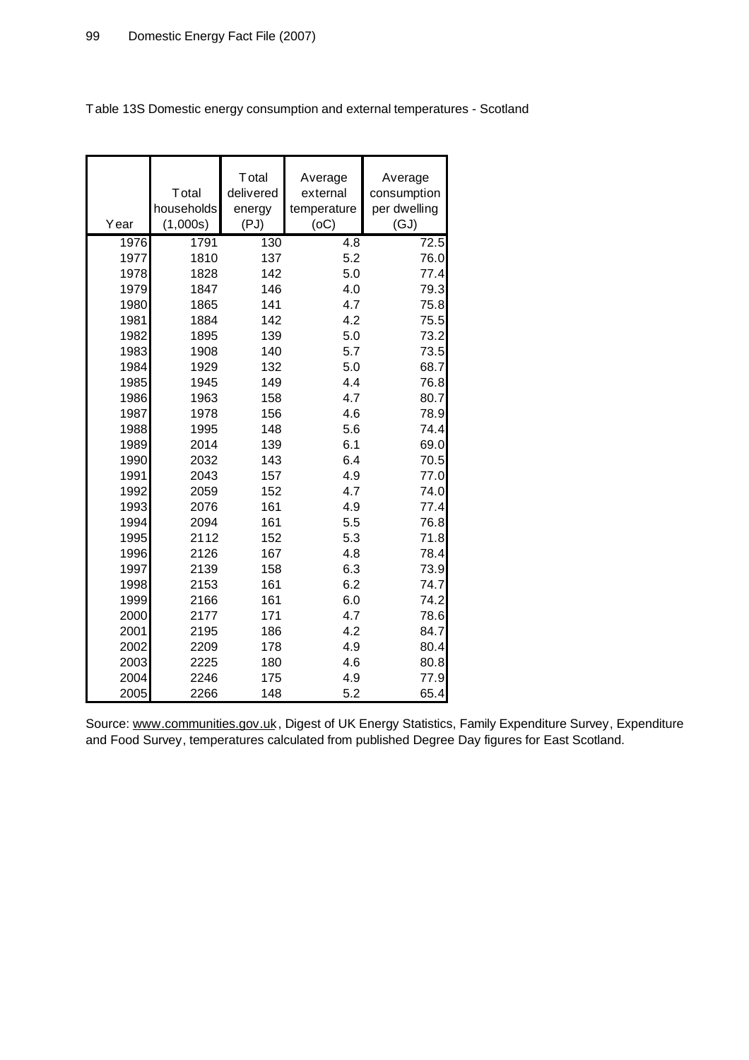Table 13S Domestic energy consumption and external temperatures - Scotland

| Year | Total households (1,000s) | Total delivered energy (PJ) | Average external temperature (oC) | Average consumption per dwelling (GJ) |
|---|---|---|---|---|
| 1976 | 1791 | 130 | 4.8 | 72.5 |
| 1977 | 1810 | 137 | 5.2 | 76.0 |
| 1978 | 1828 | 142 | 5.0 | 77.4 |
| 1979 | 1847 | 146 | 4.0 | 79.3 |
| 1980 | 1865 | 141 | 4.7 | 75.8 |
| 1981 | 1884 | 142 | 4.2 | 75.5 |
| 1982 | 1895 | 139 | 5.0 | 73.2 |
| 1983 | 1908 | 140 | 5.7 | 73.5 |
| 1984 | 1929 | 132 | 5.0 | 68.7 |
| 1985 | 1945 | 149 | 4.4 | 76.8 |
| 1986 | 1963 | 158 | 4.7 | 80.7 |
| 1987 | 1978 | 156 | 4.6 | 78.9 |
| 1988 | 1995 | 148 | 5.6 | 74.4 |
| 1989 | 2014 | 139 | 6.1 | 69.0 |
| 1990 | 2032 | 143 | 6.4 | 70.5 |
| 1991 | 2043 | 157 | 4.9 | 77.0 |
| 1992 | 2059 | 152 | 4.7 | 74.0 |
| 1993 | 2076 | 161 | 4.9 | 77.4 |
| 1994 | 2094 | 161 | 5.5 | 76.8 |
| 1995 | 2112 | 152 | 5.3 | 71.8 |
| 1996 | 2126 | 167 | 4.8 | 78.4 |
| 1997 | 2139 | 158 | 6.3 | 73.9 |
| 1998 | 2153 | 161 | 6.2 | 74.7 |
| 1999 | 2166 | 161 | 6.0 | 74.2 |
| 2000 | 2177 | 171 | 4.7 | 78.6 |
| 2001 | 2195 | 186 | 4.2 | 84.7 |
| 2002 | 2209 | 178 | 4.9 | 80.4 |
| 2003 | 2225 | 180 | 4.6 | 80.8 |
| 2004 | 2246 | 175 | 4.9 | 77.9 |
| 2005 | 2266 | 148 | 5.2 | 65.4 |

Source: www.communities.gov.uk, Digest of UK Energy Statistics, Family Expenditure Survey, Expenditure and Food Survey, temperatures calculated from published Degree Day figures for East Scotland.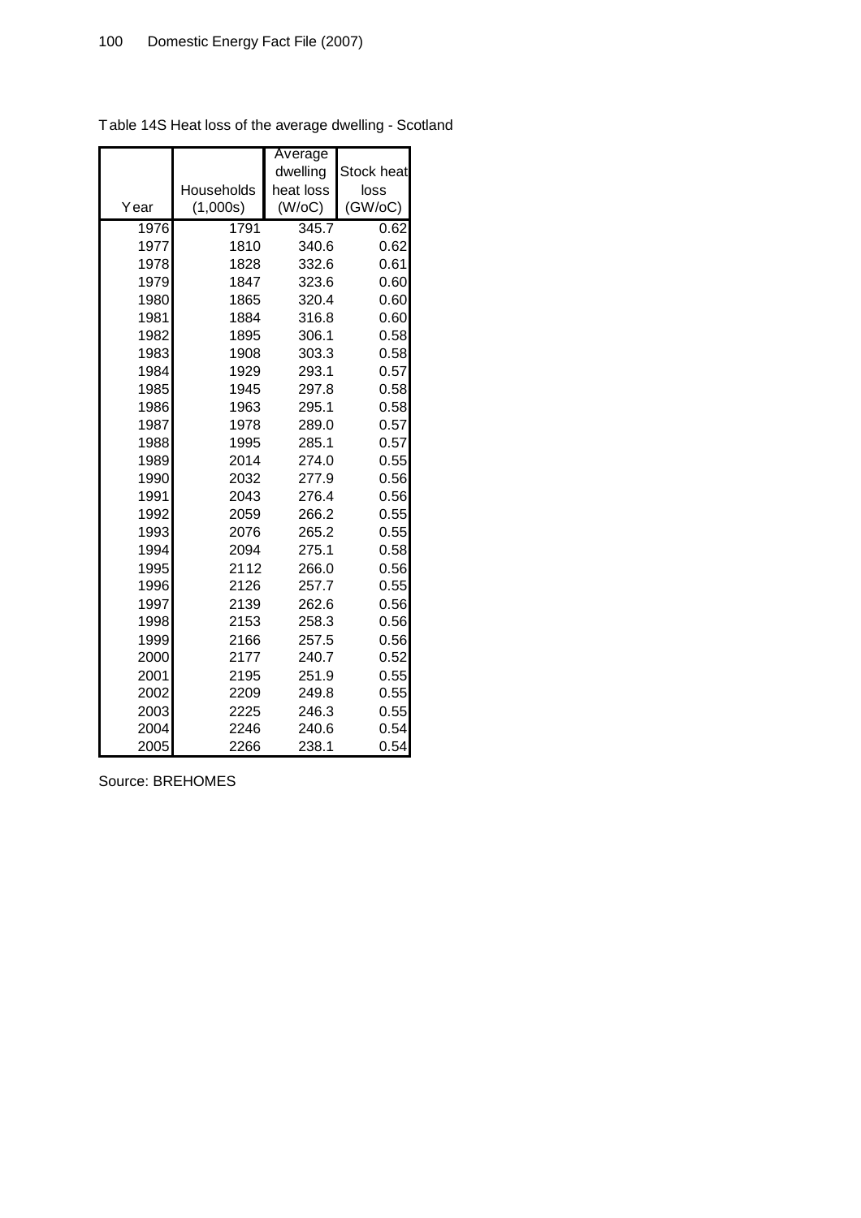Table 14S Heat loss of the average dwelling - Scotland

| Year | Households (1,000s) | Average dwelling heat loss (W/oC) | Stock heat loss (GW/oC) |
|---|---|---|---|
| 1976 | 1791 | 345.7 | 0.62 |
| 1977 | 1810 | 340.6 | 0.62 |
| 1978 | 1828 | 332.6 | 0.61 |
| 1979 | 1847 | 323.6 | 0.60 |
| 1980 | 1865 | 320.4 | 0.60 |
| 1981 | 1884 | 316.8 | 0.60 |
| 1982 | 1895 | 306.1 | 0.58 |
| 1983 | 1908 | 303.3 | 0.58 |
| 1984 | 1929 | 293.1 | 0.57 |
| 1985 | 1945 | 297.8 | 0.58 |
| 1986 | 1963 | 295.1 | 0.58 |
| 1987 | 1978 | 289.0 | 0.57 |
| 1988 | 1995 | 285.1 | 0.57 |
| 1989 | 2014 | 274.0 | 0.55 |
| 1990 | 2032 | 277.9 | 0.56 |
| 1991 | 2043 | 276.4 | 0.56 |
| 1992 | 2059 | 266.2 | 0.55 |
| 1993 | 2076 | 265.2 | 0.55 |
| 1994 | 2094 | 275.1 | 0.58 |
| 1995 | 2112 | 266.0 | 0.56 |
| 1996 | 2126 | 257.7 | 0.55 |
| 1997 | 2139 | 262.6 | 0.56 |
| 1998 | 2153 | 258.3 | 0.56 |
| 1999 | 2166 | 257.5 | 0.56 |
| 2000 | 2177 | 240.7 | 0.52 |
| 2001 | 2195 | 251.9 | 0.55 |
| 2002 | 2209 | 249.8 | 0.55 |
| 2003 | 2225 | 246.3 | 0.55 |
| 2004 | 2246 | 240.6 | 0.54 |
| 2005 | 2266 | 238.1 | 0.54 |

Source: BREHOMES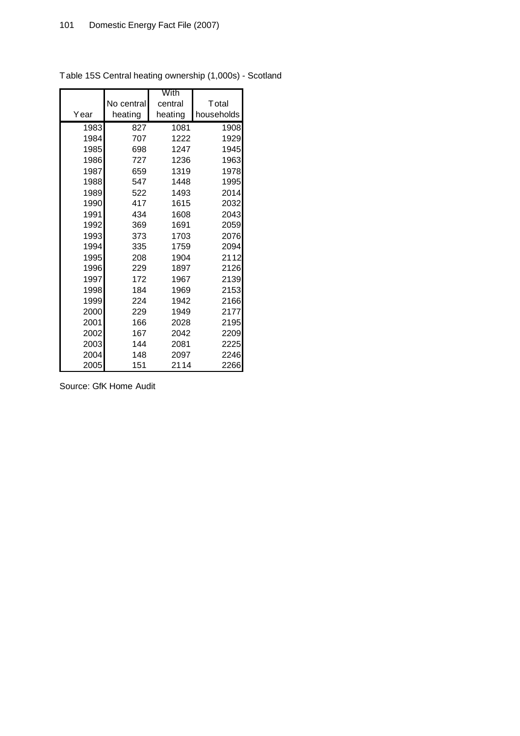Table 15S Central heating ownership (1,000s) - Scotland

| Year | No central heating | With central heating | Total households |
|---|---|---|---|
| 1983 | 827 | 1081 | 1908 |
| 1984 | 707 | 1222 | 1929 |
| 1985 | 698 | 1247 | 1945 |
| 1986 | 727 | 1236 | 1963 |
| 1987 | 659 | 1319 | 1978 |
| 1988 | 547 | 1448 | 1995 |
| 1989 | 522 | 1493 | 2014 |
| 1990 | 417 | 1615 | 2032 |
| 1991 | 434 | 1608 | 2043 |
| 1992 | 369 | 1691 | 2059 |
| 1993 | 373 | 1703 | 2076 |
| 1994 | 335 | 1759 | 2094 |
| 1995 | 208 | 1904 | 2112 |
| 1996 | 229 | 1897 | 2126 |
| 1997 | 172 | 1967 | 2139 |
| 1998 | 184 | 1969 | 2153 |
| 1999 | 224 | 1942 | 2166 |
| 2000 | 229 | 1949 | 2177 |
| 2001 | 166 | 2028 | 2195 |
| 2002 | 167 | 2042 | 2209 |
| 2003 | 144 | 2081 | 2225 |
| 2004 | 148 | 2097 | 2246 |
| 2005 | 151 | 2114 | 2266 |

Source: GfK Home Audit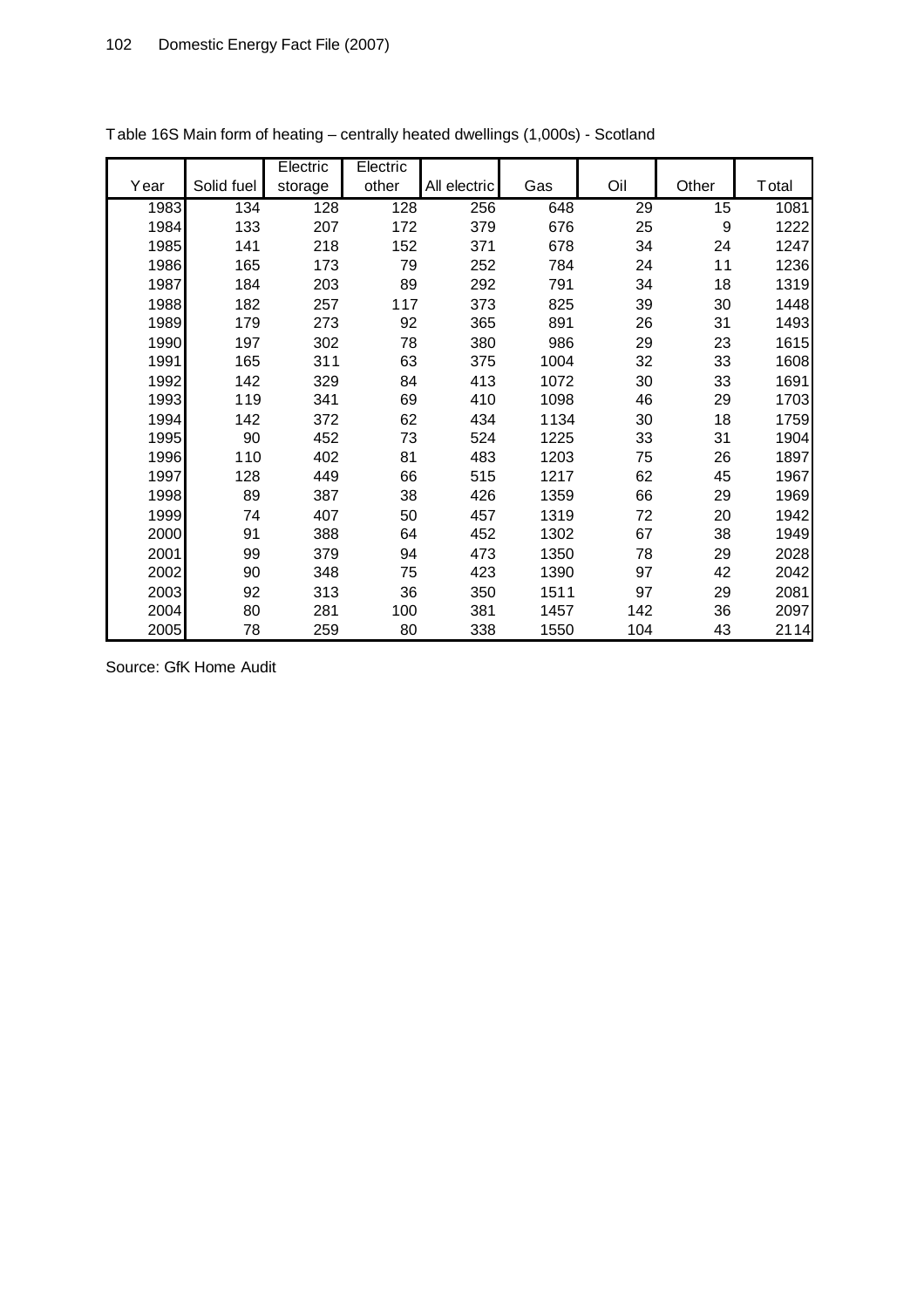Table 16S Main form of heating – centrally heated dwellings (1,000s) - Scotland

| Year | Solid fuel | Electric storage | Electric other | All electric | Gas | Oil | Other | Total |
|---|---|---|---|---|---|---|---|---|
| 1983 | 134 | 128 | 128 | 256 | 648 | 29 | 15 | 1081 |
| 1984 | 133 | 207 | 172 | 379 | 676 | 25 | 9 | 1222 |
| 1985 | 141 | 218 | 152 | 371 | 678 | 34 | 24 | 1247 |
| 1986 | 165 | 173 | 79 | 252 | 784 | 24 | 11 | 1236 |
| 1987 | 184 | 203 | 89 | 292 | 791 | 34 | 18 | 1319 |
| 1988 | 182 | 257 | 117 | 373 | 825 | 39 | 30 | 1448 |
| 1989 | 179 | 273 | 92 | 365 | 891 | 26 | 31 | 1493 |
| 1990 | 197 | 302 | 78 | 380 | 986 | 29 | 23 | 1615 |
| 1991 | 165 | 311 | 63 | 375 | 1004 | 32 | 33 | 1608 |
| 1992 | 142 | 329 | 84 | 413 | 1072 | 30 | 33 | 1691 |
| 1993 | 119 | 341 | 69 | 410 | 1098 | 46 | 29 | 1703 |
| 1994 | 142 | 372 | 62 | 434 | 1134 | 30 | 18 | 1759 |
| 1995 | 90 | 452 | 73 | 524 | 1225 | 33 | 31 | 1904 |
| 1996 | 110 | 402 | 81 | 483 | 1203 | 75 | 26 | 1897 |
| 1997 | 128 | 449 | 66 | 515 | 1217 | 62 | 45 | 1967 |
| 1998 | 89 | 387 | 38 | 426 | 1359 | 66 | 29 | 1969 |
| 1999 | 74 | 407 | 50 | 457 | 1319 | 72 | 20 | 1942 |
| 2000 | 91 | 388 | 64 | 452 | 1302 | 67 | 38 | 1949 |
| 2001 | 99 | 379 | 94 | 473 | 1350 | 78 | 29 | 2028 |
| 2002 | 90 | 348 | 75 | 423 | 1390 | 97 | 42 | 2042 |
| 2003 | 92 | 313 | 36 | 350 | 1511 | 97 | 29 | 2081 |
| 2004 | 80 | 281 | 100 | 381 | 1457 | 142 | 36 | 2097 |
| 2005 | 78 | 259 | 80 | 338 | 1550 | 104 | 43 | 2114 |

Source: GfK Home Audit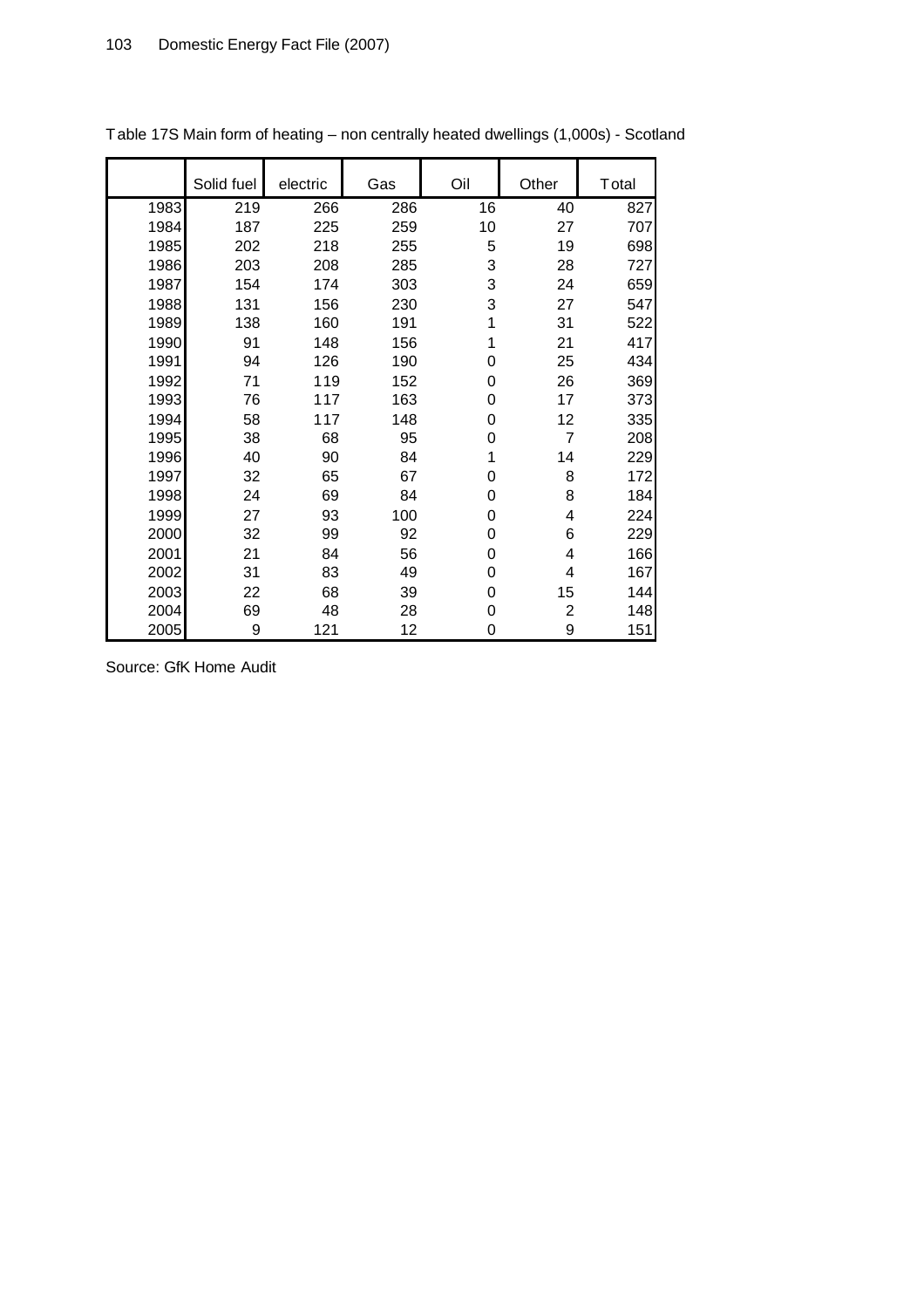Table 17S Main form of heating – non centrally heated dwellings (1,000s) - Scotland

| | Solid fuel | electric | Gas | Oil | Other | Total |
|---|---|---|---|---|---|---|
| 1983 | 219 | 266 | 286 | 16 | 40 | 827 |
| 1984 | 187 | 225 | 259 | 10 | 27 | 707 |
| 1985 | 202 | 218 | 255 | 5 | 19 | 698 |
| 1986 | 203 | 208 | 285 | 3 | 28 | 727 |
| 1987 | 154 | 174 | 303 | 3 | 24 | 659 |
| 1988 | 131 | 156 | 230 | 3 | 27 | 547 |
| 1989 | 138 | 160 | 191 | 1 | 31 | 522 |
| 1990 | 91 | 148 | 156 | 1 | 21 | 417 |
| 1991 | 94 | 126 | 190 | 0 | 25 | 434 |
| 1992 | 71 | 119 | 152 | 0 | 26 | 369 |
| 1993 | 76 | 117 | 163 | 0 | 17 | 373 |
| 1994 | 58 | 117 | 148 | 0 | 12 | 335 |
| 1995 | 38 | 68 | 95 | 0 | 7 | 208 |
| 1996 | 40 | 90 | 84 | 1 | 14 | 229 |
| 1997 | 32 | 65 | 67 | 0 | 8 | 172 |
| 1998 | 24 | 69 | 84 | 0 | 8 | 184 |
| 1999 | 27 | 93 | 100 | 0 | 4 | 224 |
| 2000 | 32 | 99 | 92 | 0 | 6 | 229 |
| 2001 | 21 | 84 | 56 | 0 | 4 | 166 |
| 2002 | 31 | 83 | 49 | 0 | 4 | 167 |
| 2003 | 22 | 68 | 39 | 0 | 15 | 144 |
| 2004 | 69 | 48 | 28 | 0 | 2 | 148 |
| 2005 | 9 | 121 | 12 | 0 | 9 | 151 |

Source: GfK Home Audit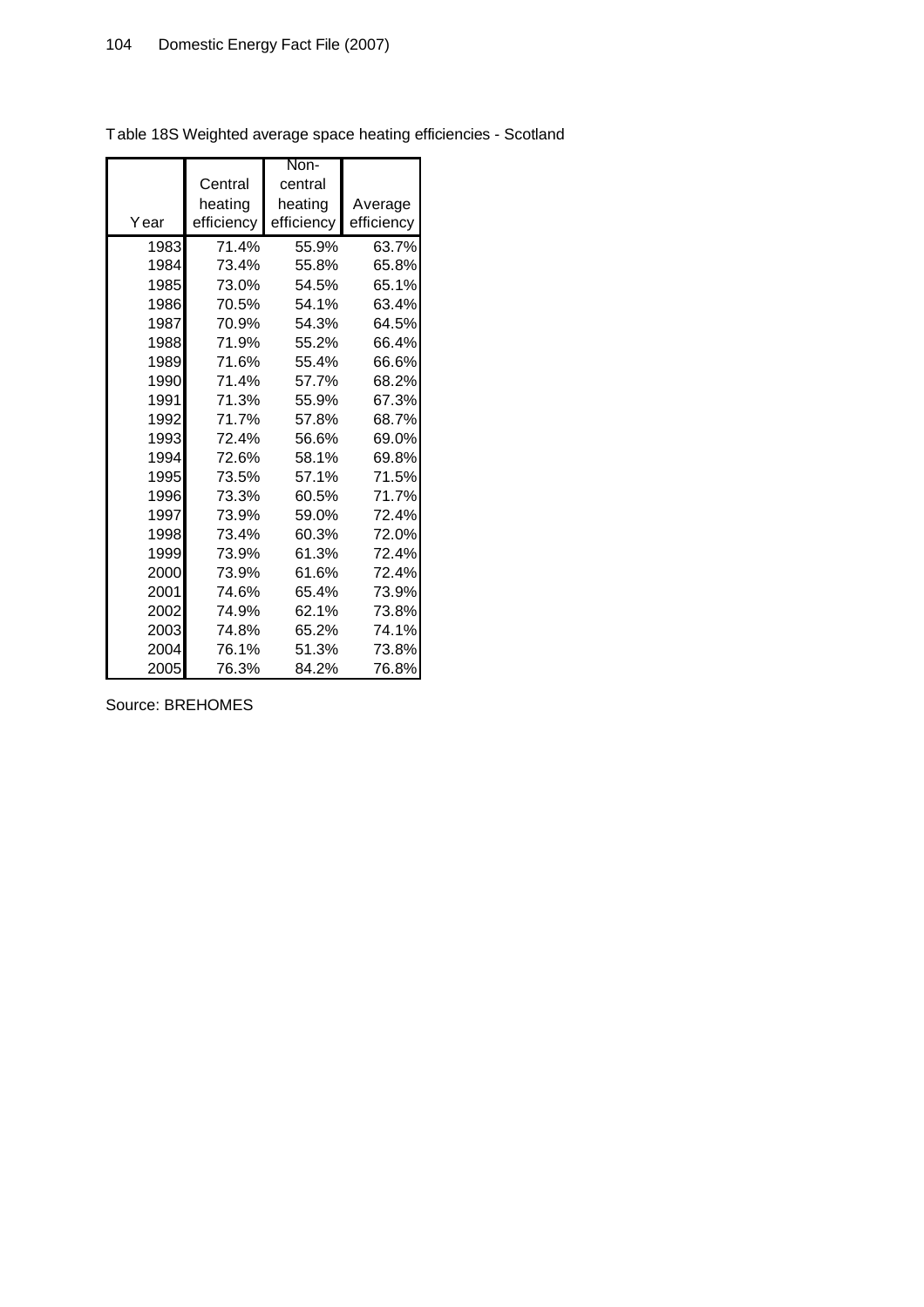Table 18S Weighted average space heating efficiencies - Scotland

| Year | Central heating efficiency | Non-central heating efficiency | Average efficiency |
|---|---|---|---|
| 1983 | 71.4% | 55.9% | 63.7% |
| 1984 | 73.4% | 55.8% | 65.8% |
| 1985 | 73.0% | 54.5% | 65.1% |
| 1986 | 70.5% | 54.1% | 63.4% |
| 1987 | 70.9% | 54.3% | 64.5% |
| 1988 | 71.9% | 55.2% | 66.4% |
| 1989 | 71.6% | 55.4% | 66.6% |
| 1990 | 71.4% | 57.7% | 68.2% |
| 1991 | 71.3% | 55.9% | 67.3% |
| 1992 | 71.7% | 57.8% | 68.7% |
| 1993 | 72.4% | 56.6% | 69.0% |
| 1994 | 72.6% | 58.1% | 69.8% |
| 1995 | 73.5% | 57.1% | 71.5% |
| 1996 | 73.3% | 60.5% | 71.7% |
| 1997 | 73.9% | 59.0% | 72.4% |
| 1998 | 73.4% | 60.3% | 72.0% |
| 1999 | 73.9% | 61.3% | 72.4% |
| 2000 | 73.9% | 61.6% | 72.4% |
| 2001 | 74.6% | 65.4% | 73.9% |
| 2002 | 74.9% | 62.1% | 73.8% |
| 2003 | 74.8% | 65.2% | 74.1% |
| 2004 | 76.1% | 51.3% | 73.8% |
| 2005 | 76.3% | 84.2% | 76.8% |

Source: BREHOMES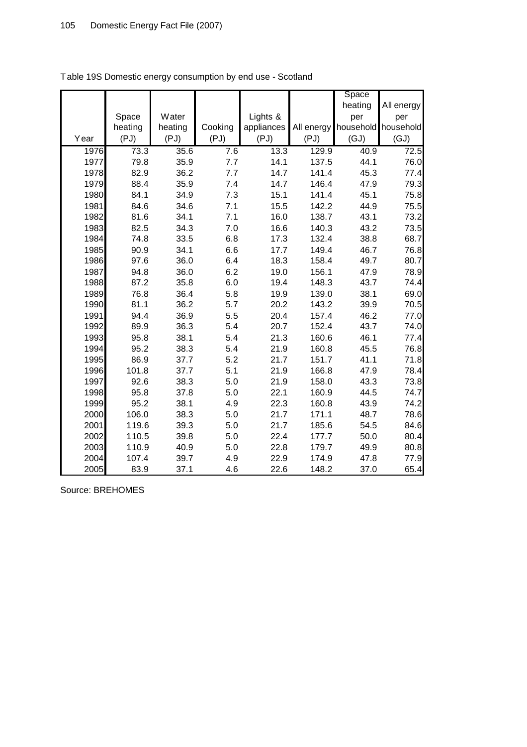Table 19S Domestic energy consumption by end use - Scotland

| Year | Space heating (PJ) | Water heating (PJ) | Cooking (PJ) | Lights & appliances (PJ) | All energy (PJ) | Space heating per household (GJ) | All energy per household (GJ) |
|---|---|---|---|---|---|---|---|
| 1976 | 73.3 | 35.6 | 7.6 | 13.3 | 129.9 | 40.9 | 72.5 |
| 1977 | 79.8 | 35.9 | 7.7 | 14.1 | 137.5 | 44.1 | 76.0 |
| 1978 | 82.9 | 36.2 | 7.7 | 14.7 | 141.4 | 45.3 | 77.4 |
| 1979 | 88.4 | 35.9 | 7.4 | 14.7 | 146.4 | 47.9 | 79.3 |
| 1980 | 84.1 | 34.9 | 7.3 | 15.1 | 141.4 | 45.1 | 75.8 |
| 1981 | 84.6 | 34.6 | 7.1 | 15.5 | 142.2 | 44.9 | 75.5 |
| 1982 | 81.6 | 34.1 | 7.1 | 16.0 | 138.7 | 43.1 | 73.2 |
| 1983 | 82.5 | 34.3 | 7.0 | 16.6 | 140.3 | 43.2 | 73.5 |
| 1984 | 74.8 | 33.5 | 6.8 | 17.3 | 132.4 | 38.8 | 68.7 |
| 1985 | 90.9 | 34.1 | 6.6 | 17.7 | 149.4 | 46.7 | 76.8 |
| 1986 | 97.6 | 36.0 | 6.4 | 18.3 | 158.4 | 49.7 | 80.7 |
| 1987 | 94.8 | 36.0 | 6.2 | 19.0 | 156.1 | 47.9 | 78.9 |
| 1988 | 87.2 | 35.8 | 6.0 | 19.4 | 148.3 | 43.7 | 74.4 |
| 1989 | 76.8 | 36.4 | 5.8 | 19.9 | 139.0 | 38.1 | 69.0 |
| 1990 | 81.1 | 36.2 | 5.7 | 20.2 | 143.2 | 39.9 | 70.5 |
| 1991 | 94.4 | 36.9 | 5.5 | 20.4 | 157.4 | 46.2 | 77.0 |
| 1992 | 89.9 | 36.3 | 5.4 | 20.7 | 152.4 | 43.7 | 74.0 |
| 1993 | 95.8 | 38.1 | 5.4 | 21.3 | 160.6 | 46.1 | 77.4 |
| 1994 | 95.2 | 38.3 | 5.4 | 21.9 | 160.8 | 45.5 | 76.8 |
| 1995 | 86.9 | 37.7 | 5.2 | 21.7 | 151.7 | 41.1 | 71.8 |
| 1996 | 101.8 | 37.7 | 5.1 | 21.9 | 166.8 | 47.9 | 78.4 |
| 1997 | 92.6 | 38.3 | 5.0 | 21.9 | 158.0 | 43.3 | 73.8 |
| 1998 | 95.8 | 37.8 | 5.0 | 22.1 | 160.9 | 44.5 | 74.7 |
| 1999 | 95.2 | 38.1 | 4.9 | 22.3 | 160.8 | 43.9 | 74.2 |
| 2000 | 106.0 | 38.3 | 5.0 | 21.7 | 171.1 | 48.7 | 78.6 |
| 2001 | 119.6 | 39.3 | 5.0 | 21.7 | 185.6 | 54.5 | 84.6 |
| 2002 | 110.5 | 39.8 | 5.0 | 22.4 | 177.7 | 50.0 | 80.4 |
| 2003 | 110.9 | 40.9 | 5.0 | 22.8 | 179.7 | 49.9 | 80.8 |
| 2004 | 107.4 | 39.7 | 4.9 | 22.9 | 174.9 | 47.8 | 77.9 |
| 2005 | 83.9 | 37.1 | 4.6 | 22.6 | 148.2 | 37.0 | 65.4 |

Source: BREHOMES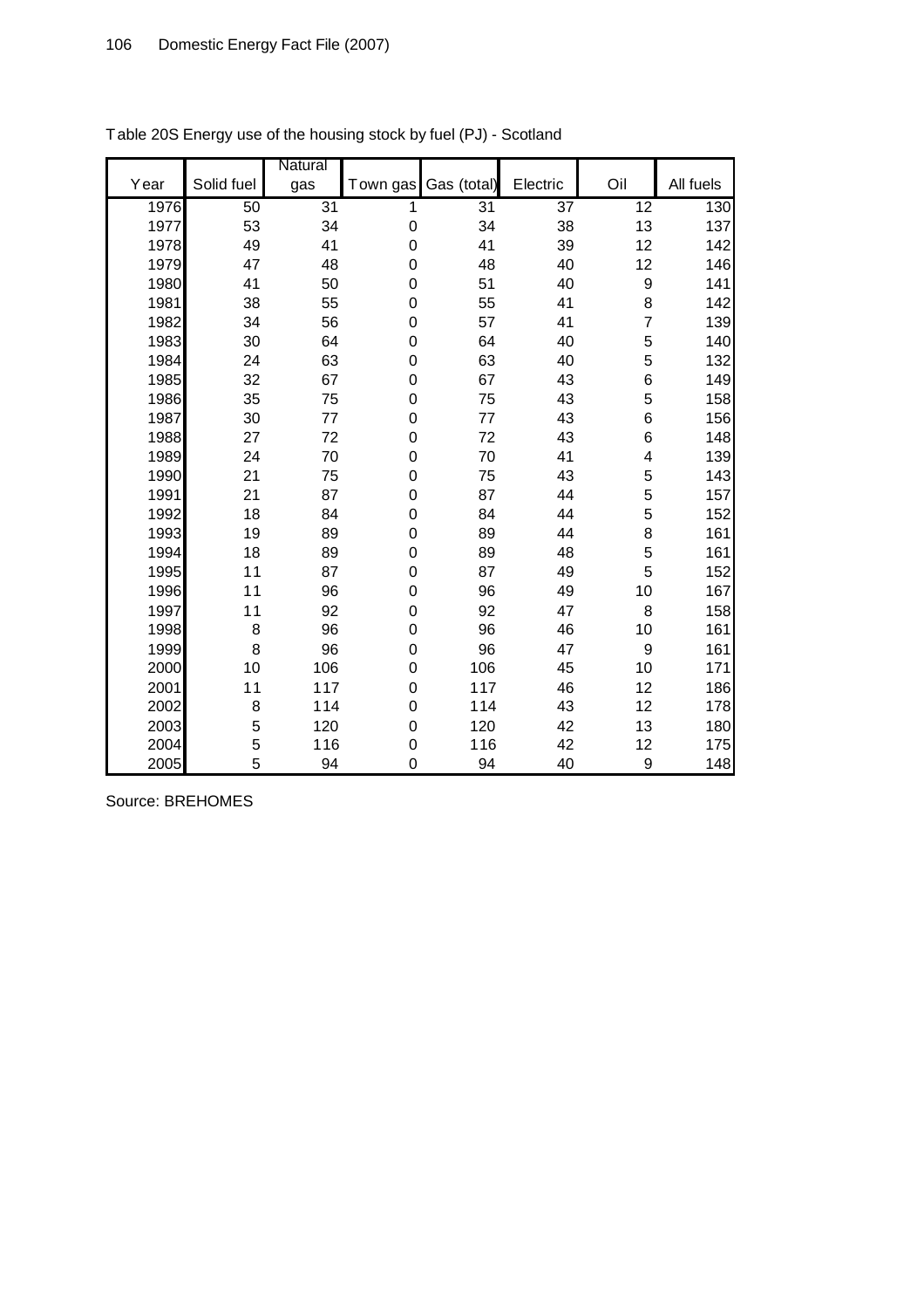Table 20S Energy use of the housing stock by fuel (PJ) - Scotland

| Year | Solid fuel | Natural gas | Town gas | Gas (total) | Electric | Oil | All fuels |
|---|---|---|---|---|---|---|---|
| 1976 | 50 | 31 | 1 | 31 | 37 | 12 | 130 |
| 1977 | 53 | 34 | 0 | 34 | 38 | 13 | 137 |
| 1978 | 49 | 41 | 0 | 41 | 39 | 12 | 142 |
| 1979 | 47 | 48 | 0 | 48 | 40 | 12 | 146 |
| 1980 | 41 | 50 | 0 | 51 | 40 | 9 | 141 |
| 1981 | 38 | 55 | 0 | 55 | 41 | 8 | 142 |
| 1982 | 34 | 56 | 0 | 57 | 41 | 7 | 139 |
| 1983 | 30 | 64 | 0 | 64 | 40 | 5 | 140 |
| 1984 | 24 | 63 | 0 | 63 | 40 | 5 | 132 |
| 1985 | 32 | 67 | 0 | 67 | 43 | 6 | 149 |
| 1986 | 35 | 75 | 0 | 75 | 43 | 5 | 158 |
| 1987 | 30 | 77 | 0 | 77 | 43 | 6 | 156 |
| 1988 | 27 | 72 | 0 | 72 | 43 | 6 | 148 |
| 1989 | 24 | 70 | 0 | 70 | 41 | 4 | 139 |
| 1990 | 21 | 75 | 0 | 75 | 43 | 5 | 143 |
| 1991 | 21 | 87 | 0 | 87 | 44 | 5 | 157 |
| 1992 | 18 | 84 | 0 | 84 | 44 | 5 | 152 |
| 1993 | 19 | 89 | 0 | 89 | 44 | 8 | 161 |
| 1994 | 18 | 89 | 0 | 89 | 48 | 5 | 161 |
| 1995 | 11 | 87 | 0 | 87 | 49 | 5 | 152 |
| 1996 | 11 | 96 | 0 | 96 | 49 | 10 | 167 |
| 1997 | 11 | 92 | 0 | 92 | 47 | 8 | 158 |
| 1998 | 8 | 96 | 0 | 96 | 46 | 10 | 161 |
| 1999 | 8 | 96 | 0 | 96 | 47 | 9 | 161 |
| 2000 | 10 | 106 | 0 | 106 | 45 | 10 | 171 |
| 2001 | 11 | 117 | 0 | 117 | 46 | 12 | 186 |
| 2002 | 8 | 114 | 0 | 114 | 43 | 12 | 178 |
| 2003 | 5 | 120 | 0 | 120 | 42 | 13 | 180 |
| 2004 | 5 | 116 | 0 | 116 | 42 | 12 | 175 |
| 2005 | 5 | 94 | 0 | 94 | 40 | 9 | 148 |

Source: BREHOMES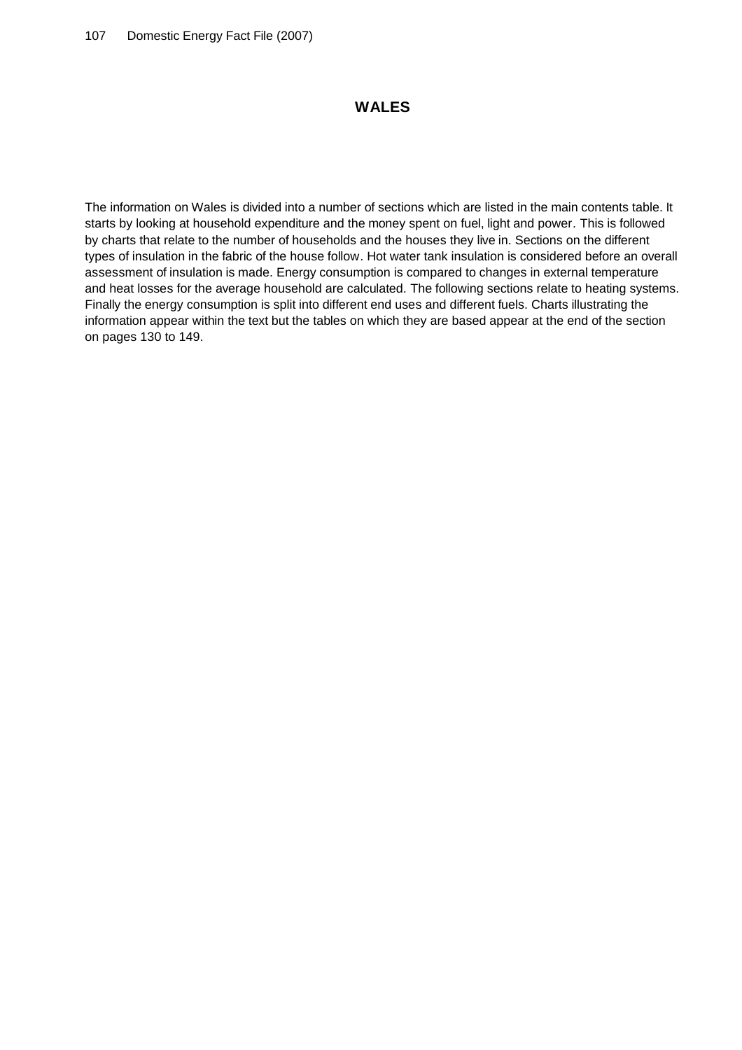# WALES

The information on Wales is divided into a number of sections which are listed in the main contents table. It starts by looking at household expenditure and the money spent on fuel, light and power. This is followed by charts that relate to the number of households and the houses they live in. Sections on the different types of insulation in the fabric of the house follow. Hot water tank insulation is considered before an overall assessment of insulation is made. Energy consumption is compared to changes in external temperature and heat losses for the average household are calculated. The following sections relate to heating systems. Finally the energy consumption is split into different end uses and different fuels. Charts illustrating the information appear within the text but the tables on which they are based appear at the end of the section on pages 130 to 149.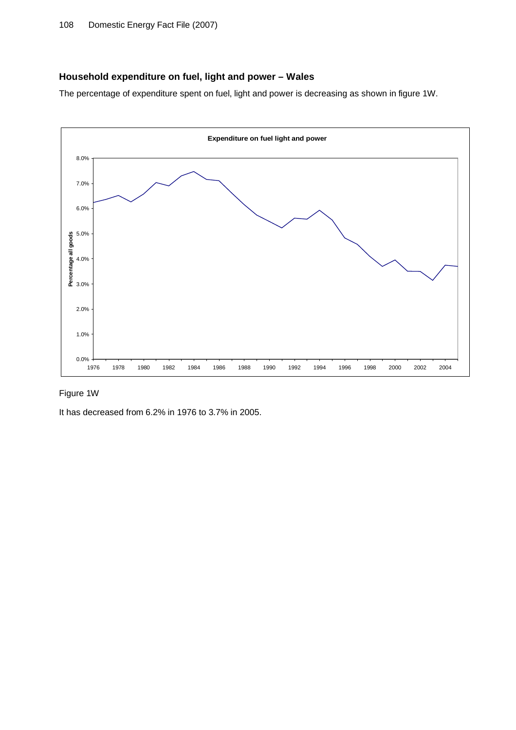## Household expenditure on fuel, light and power – Wales

The percentage of expenditure spent on fuel, light and power is decreasing as shown in figure 1W.

Figure 1W

It has decreased from 6.2% in 1976 to 3.7% in 2005.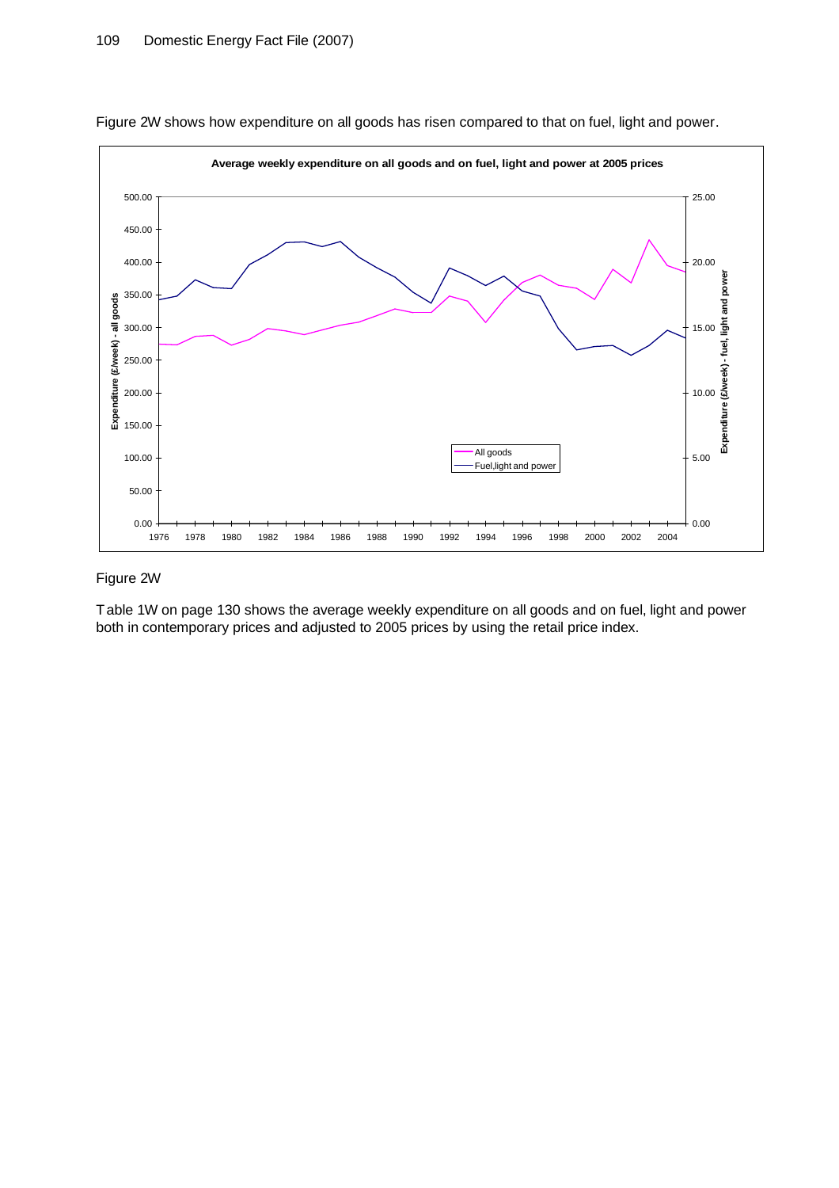Figure 2W shows how expenditure on all goods has risen compared to that on fuel, light and power.

Figure 2W

Table 1W on page 130 shows the average weekly expenditure on all goods and on fuel, light and power both in contemporary prices and adjusted to 2005 prices by using the retail price index.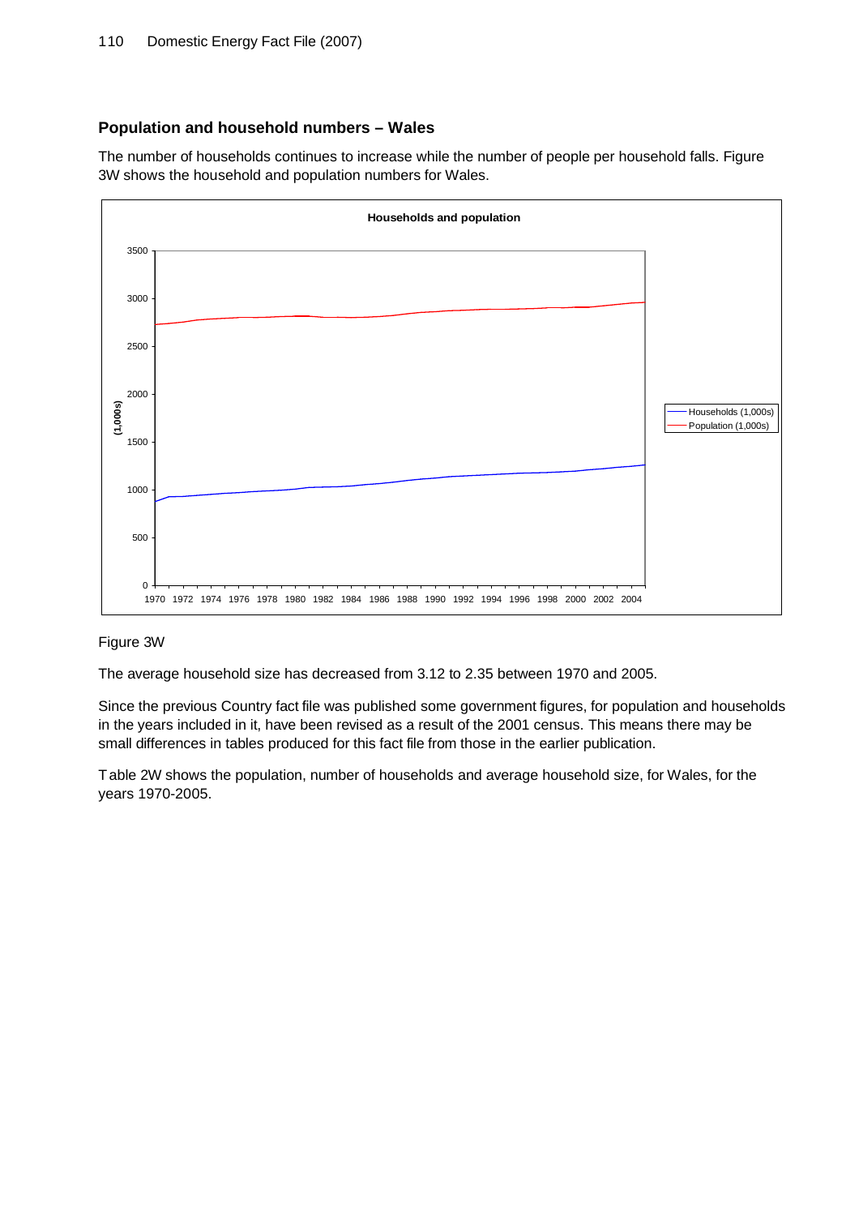## Population and household numbers – Wales

The number of households continues to increase while the number of people per household falls. Figure 3W shows the household and population numbers for Wales.

Figure 3W

The average household size has decreased from 3.12 to 2.35 between 1970 and 2005.

Since the previous Country fact file was published some government figures, for population and households in the years included in it, have been revised as a result of the 2001 census. This means there may be small differences in tables produced for this fact file from those in the earlier publication.

Table 2W shows the population, number of households and average household size, for Wales, for the years 1970-2005.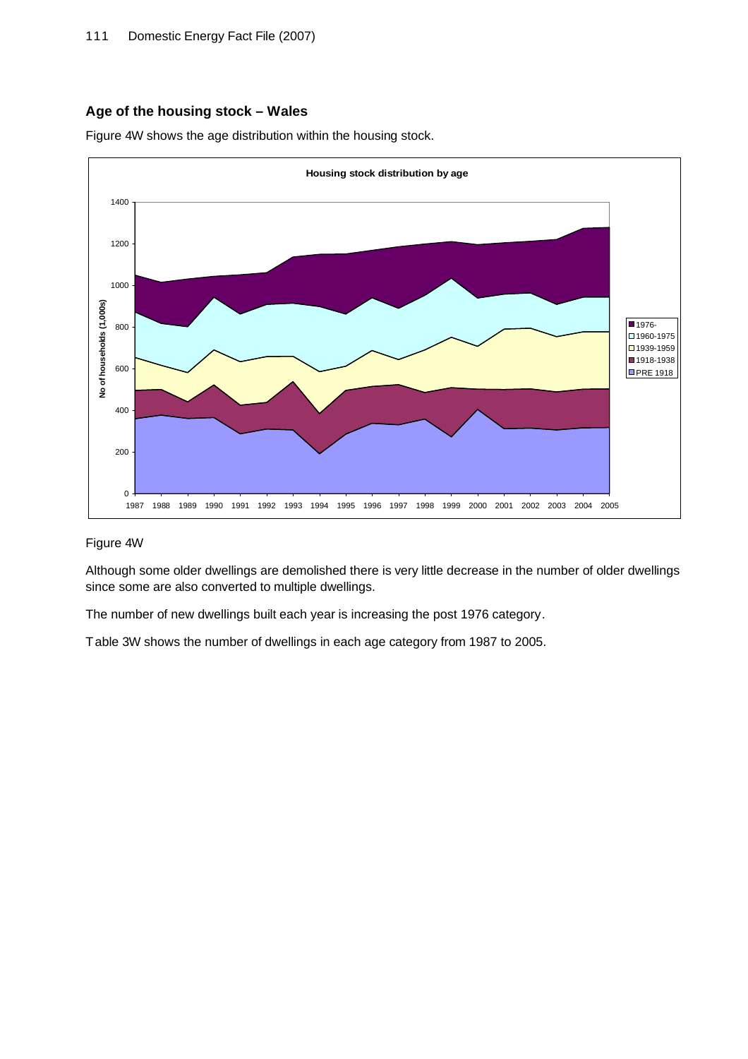## Age of the housing stock – Wales

Figure 4W shows the age distribution within the housing stock.

Figure 4W

Although some older dwellings are demolished there is very little decrease in the number of older dwellings since some are also converted to multiple dwellings.

The number of new dwellings built each year is increasing the post 1976 category.

Table 3W shows the number of dwellings in each age category from 1987 to 2005.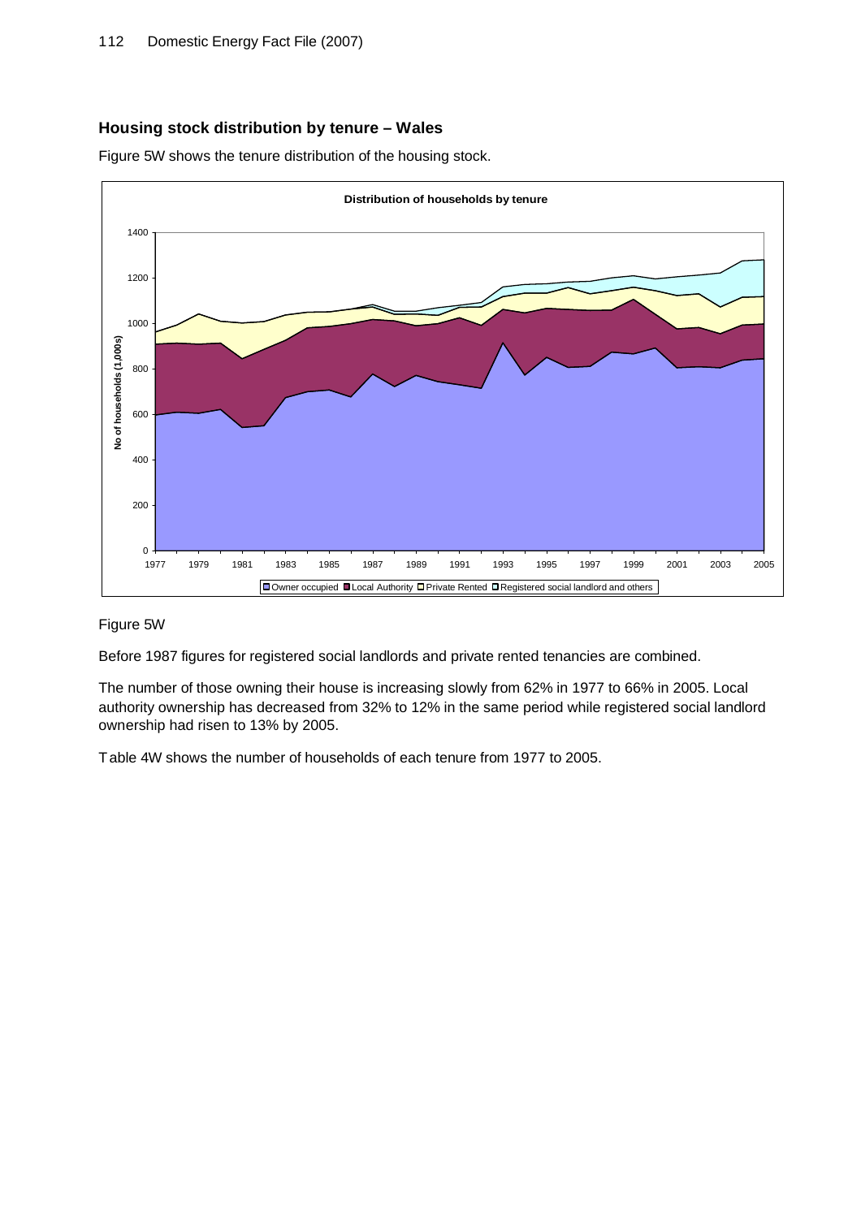## Housing stock distribution by tenure – Wales

Figure 5W shows the tenure distribution of the housing stock.

Figure 5W

Before 1987 figures for registered social landlords and private rented tenancies are combined.

The number of those owning their house is increasing slowly from 62% in 1977 to 66% in 2005. Local authority ownership has decreased from 32% to 12% in the same period while registered social landlord ownership had risen to 13% by 2005.

Table 4W shows the number of households of each tenure from 1977 to 2005.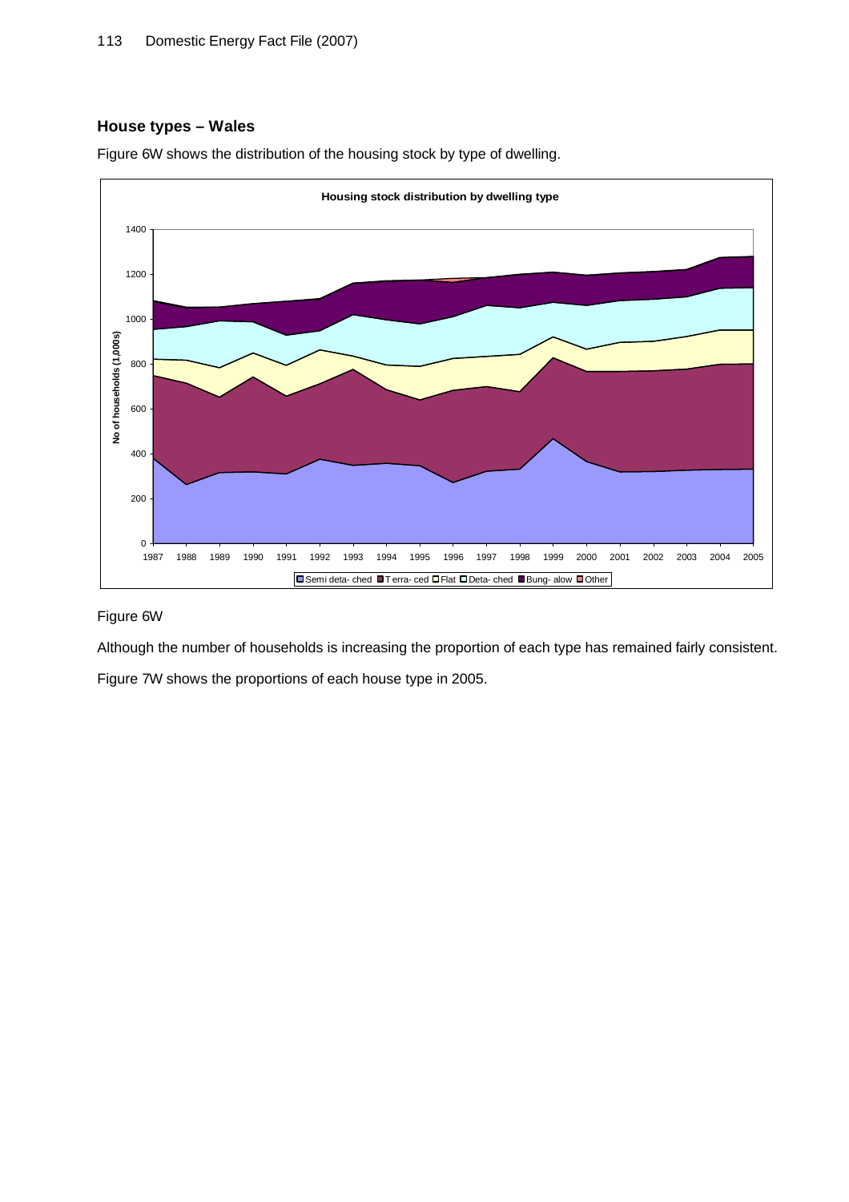## House types – Wales

Figure 6W shows the distribution of the housing stock by type of dwelling.

Figure 6W

Although the number of households is increasing the proportion of each type has remained fairly consistent.

Figure 7W shows the proportions of each house type in 2005.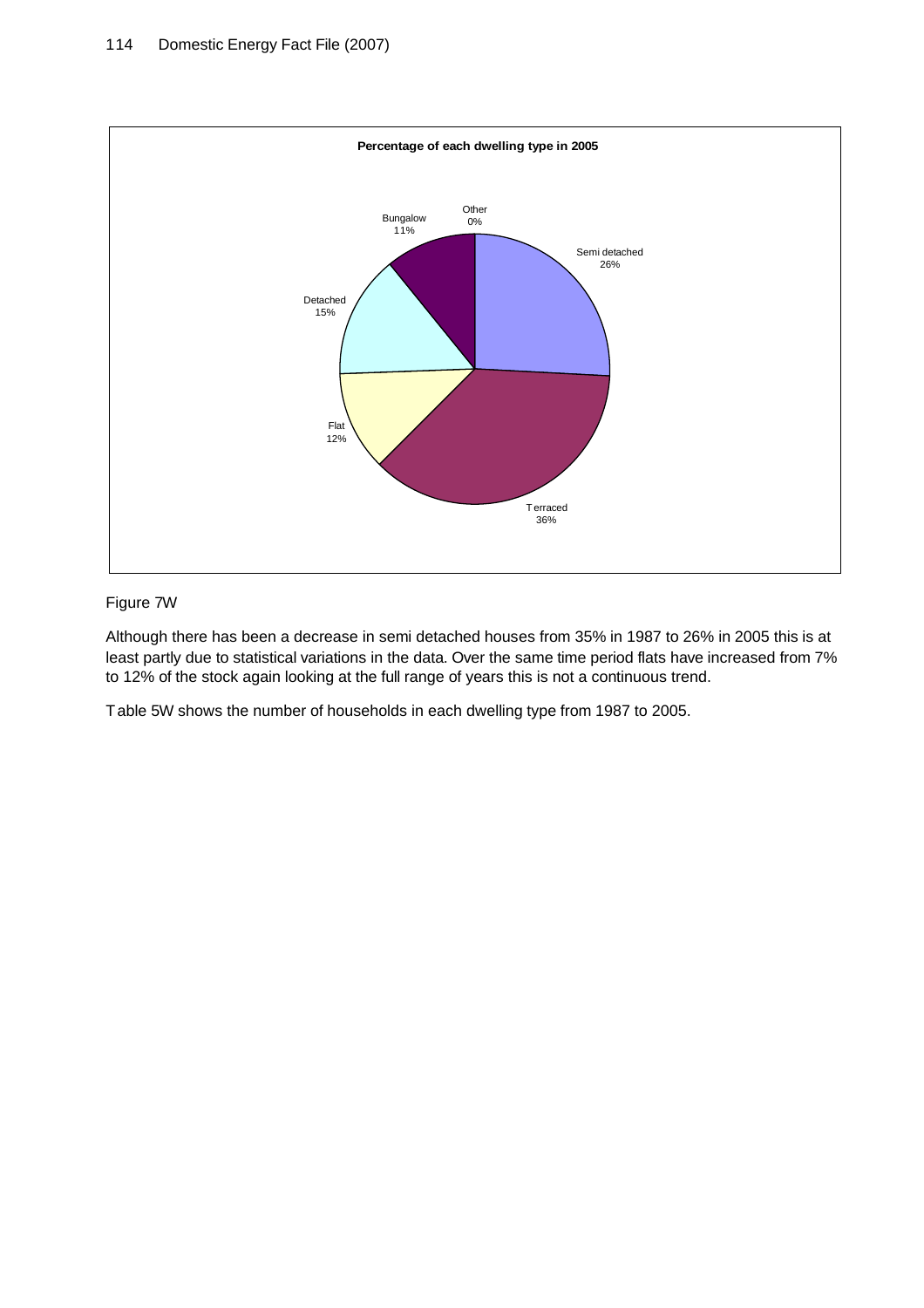**Percentage of each dwelling type in 2005**

Semi detached 26%
Terraced 36%
Flat 12%
Detached 15%
Bungalow 11%
Other 0%

Figure 7W

Although there has been a decrease in semi detached houses from 35% in 1987 to 26% in 2005 this is at least partly due to statistical variations in the data. Over the same time period flats have increased from 7% to 12% of the stock again looking at the full range of years this is not a continuous trend.

Table 5W shows the number of households in each dwelling type from 1987 to 2005.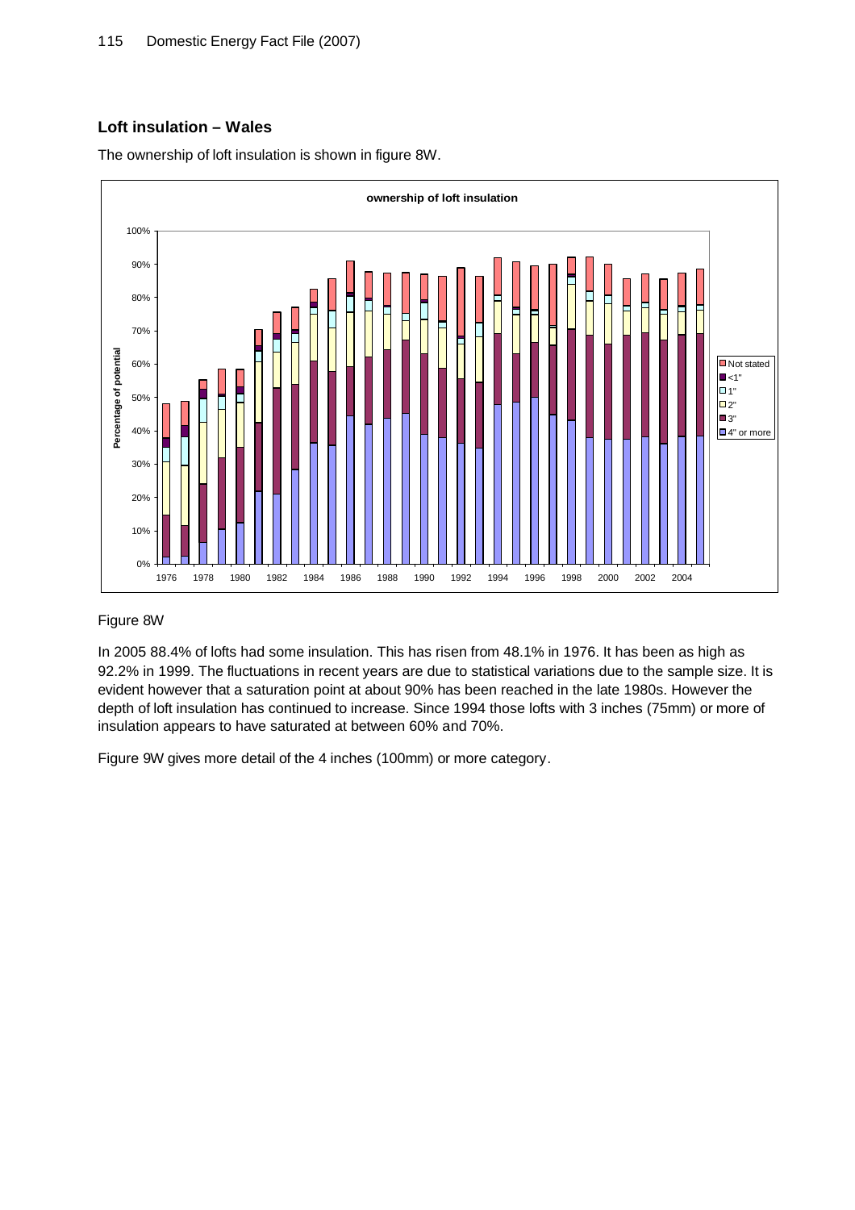## Loft insulation – Wales

The ownership of loft insulation is shown in figure 8W.

Figure 8W

In 2005 88.4% of lofts had some insulation. This has risen from 48.1% in 1976. It has been as high as 92.2% in 1999. The fluctuations in recent years are due to statistical variations due to the sample size. It is evident however that a saturation point at about 90% has been reached in the late 1980s. However the depth of loft insulation has continued to increase. Since 1994 those lofts with 3 inches (75mm) or more of insulation appears to have saturated at between 60% and 70%.

Figure 9W gives more detail of the 4 inches (100mm) or more category.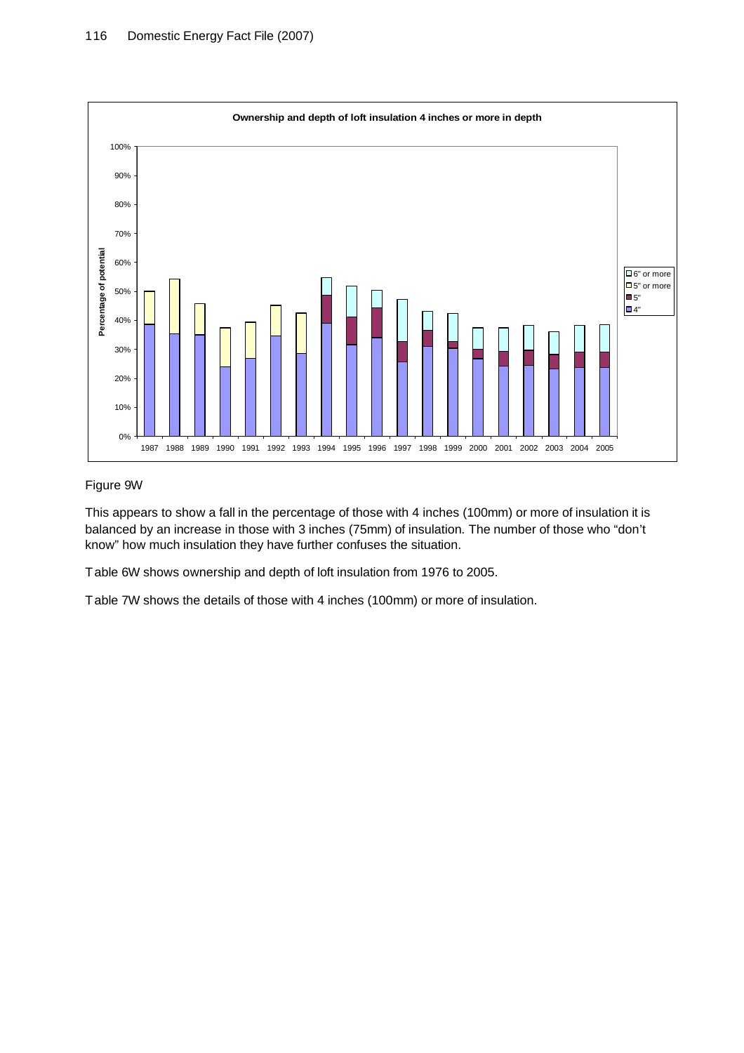Figure 9W

This appears to show a fall in the percentage of those with 4 inches (100mm) or more of insulation it is balanced by an increase in those with 3 inches (75mm) of insulation. The number of those who "don't know" how much insulation they have further confuses the situation.

Table 6W shows ownership and depth of loft insulation from 1976 to 2005.

Table 7W shows the details of those with 4 inches (100mm) or more of insulation.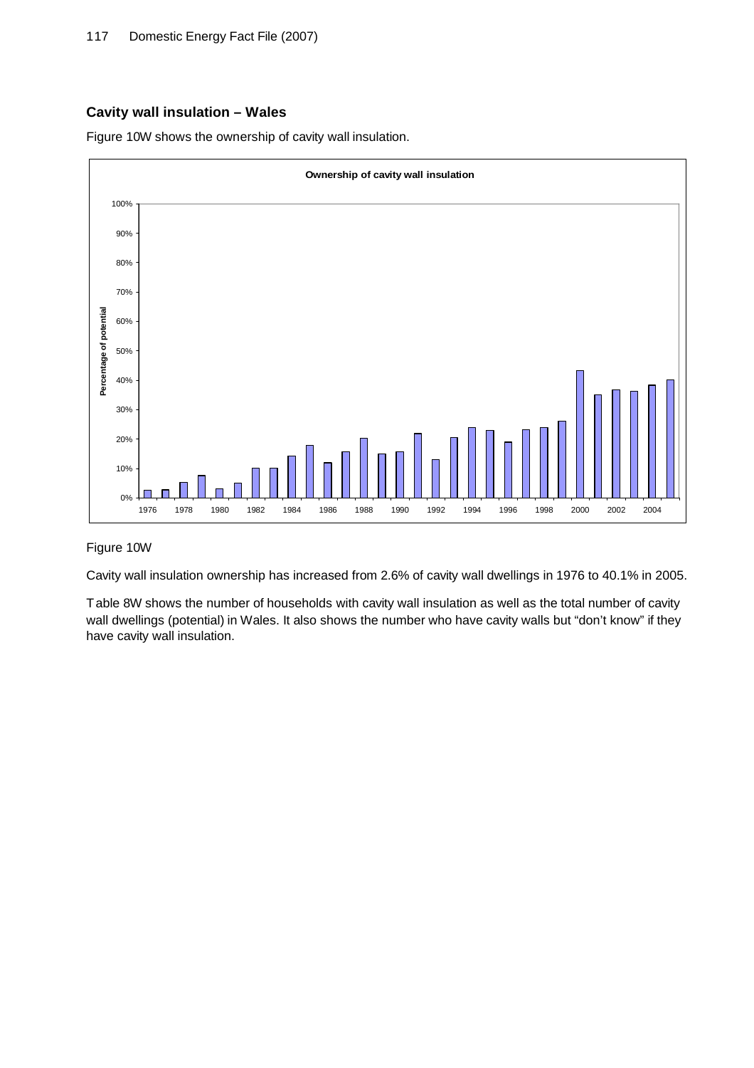## Cavity wall insulation – Wales

Figure 10W shows the ownership of cavity wall insulation.

Figure 10W

Cavity wall insulation ownership has increased from 2.6% of cavity wall dwellings in 1976 to 40.1% in 2005.

Table 8W shows the number of households with cavity wall insulation as well as the total number of cavity wall dwellings (potential) in Wales. It also shows the number who have cavity walls but "don't know" if they have cavity wall insulation.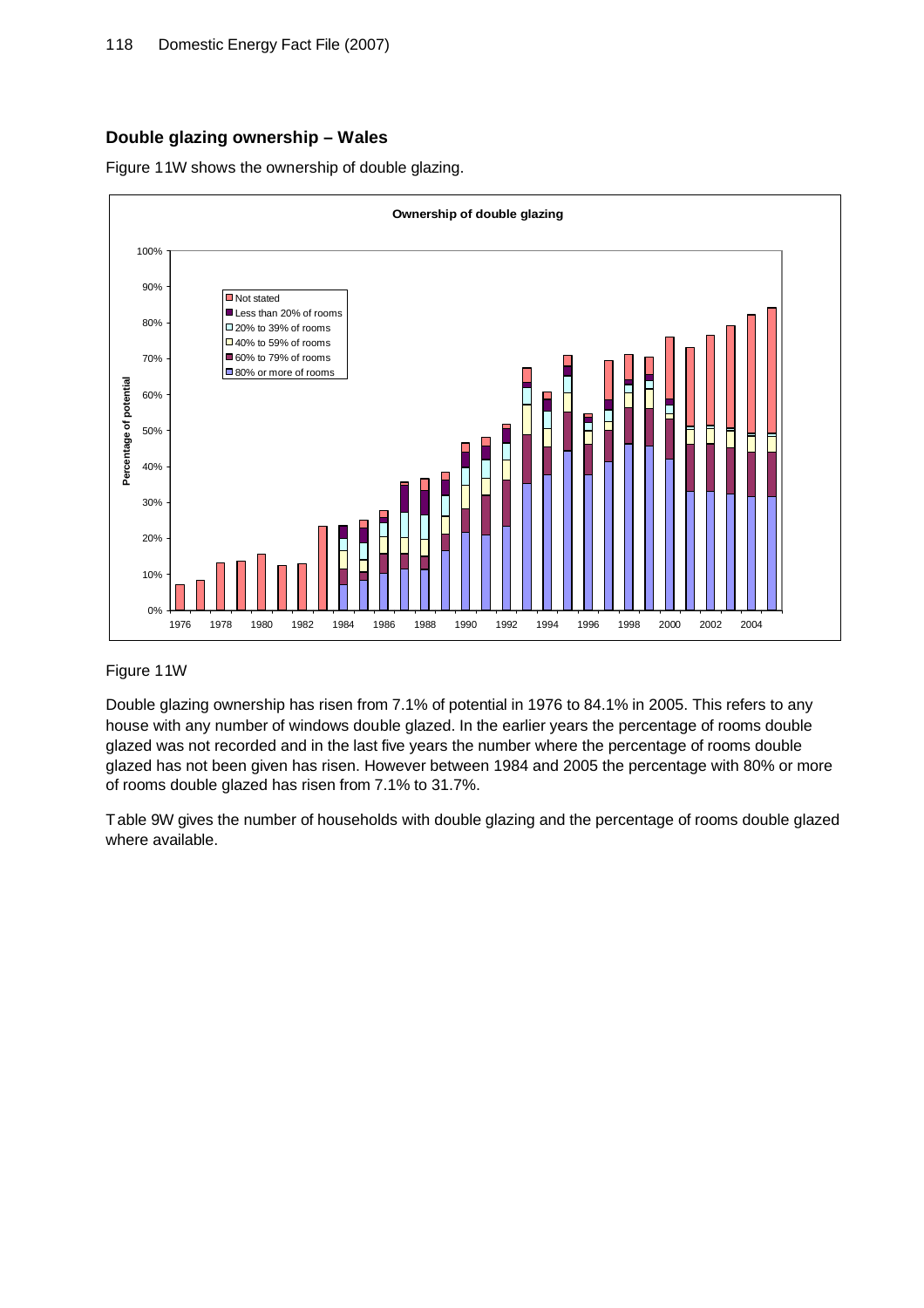## Double glazing ownership – Wales

Figure 11W shows the ownership of double glazing.

Figure 11W

Double glazing ownership has risen from 7.1% of potential in 1976 to 84.1% in 2005. This refers to any house with any number of windows double glazed. In the earlier years the percentage of rooms double glazed was not recorded and in the last five years the number where the percentage of rooms double glazed has not been given has risen. However between 1984 and 2005 the percentage with 80% or more of rooms double glazed has risen from 7.1% to 31.7%.

Table 9W gives the number of households with double glazing and the percentage of rooms double glazed where available.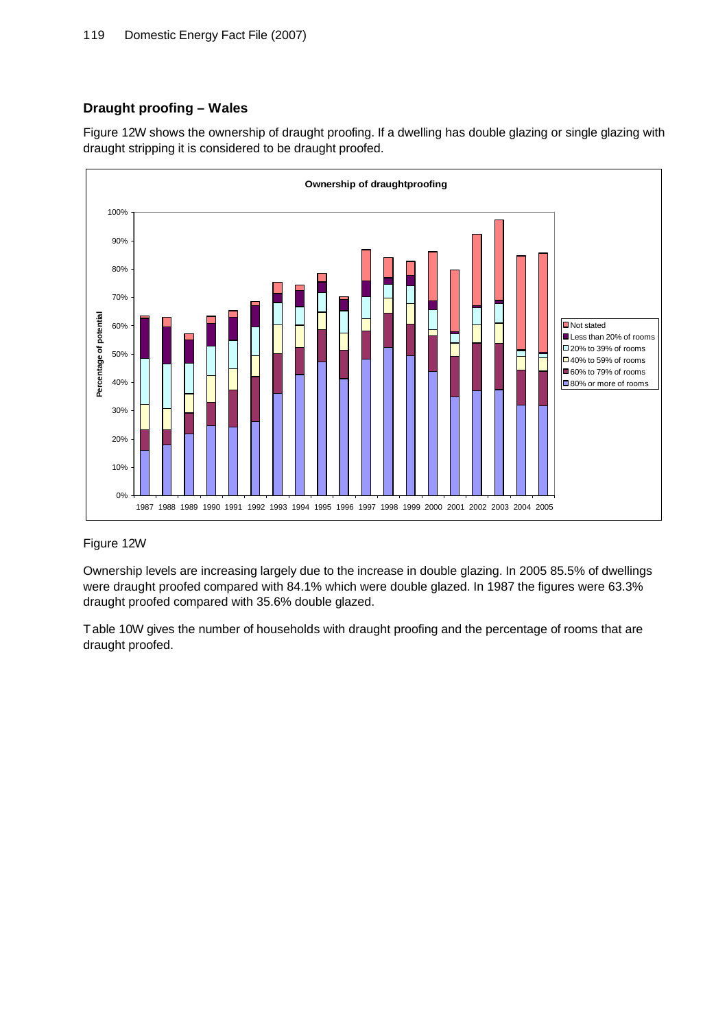## Draught proofing – Wales

Figure 12W shows the ownership of draught proofing. If a dwelling has double glazing or single glazing with draught stripping it is considered to be draught proofed.

Figure 12W

Ownership levels are increasing largely due to the increase in double glazing. In 2005 85.5% of dwellings were draught proofed compared with 84.1% which were double glazed. In 1987 the figures were 63.3% draught proofed compared with 35.6% double glazed.

Table 10W gives the number of households with draught proofing and the percentage of rooms that are draught proofed.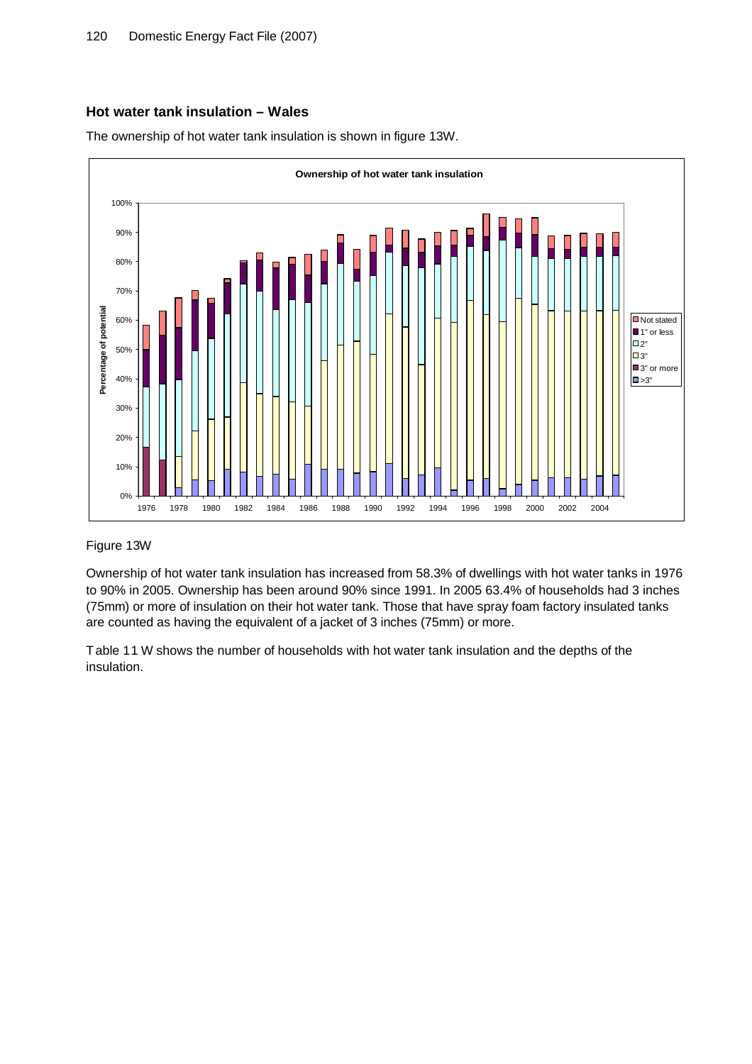## Hot water tank insulation – Wales

The ownership of hot water tank insulation is shown in figure 13W.

Figure 13W

Ownership of hot water tank insulation has increased from 58.3% of dwellings with hot water tanks in 1976 to 90% in 2005. Ownership has been around 90% since 1991. In 2005 63.4% of households had 3 inches (75mm) or more of insulation on their hot water tank. Those that have spray foam factory insulated tanks are counted as having the equivalent of a jacket of 3 inches (75mm) or more.

Table 11 W shows the number of households with hot water tank insulation and the depths of the insulation.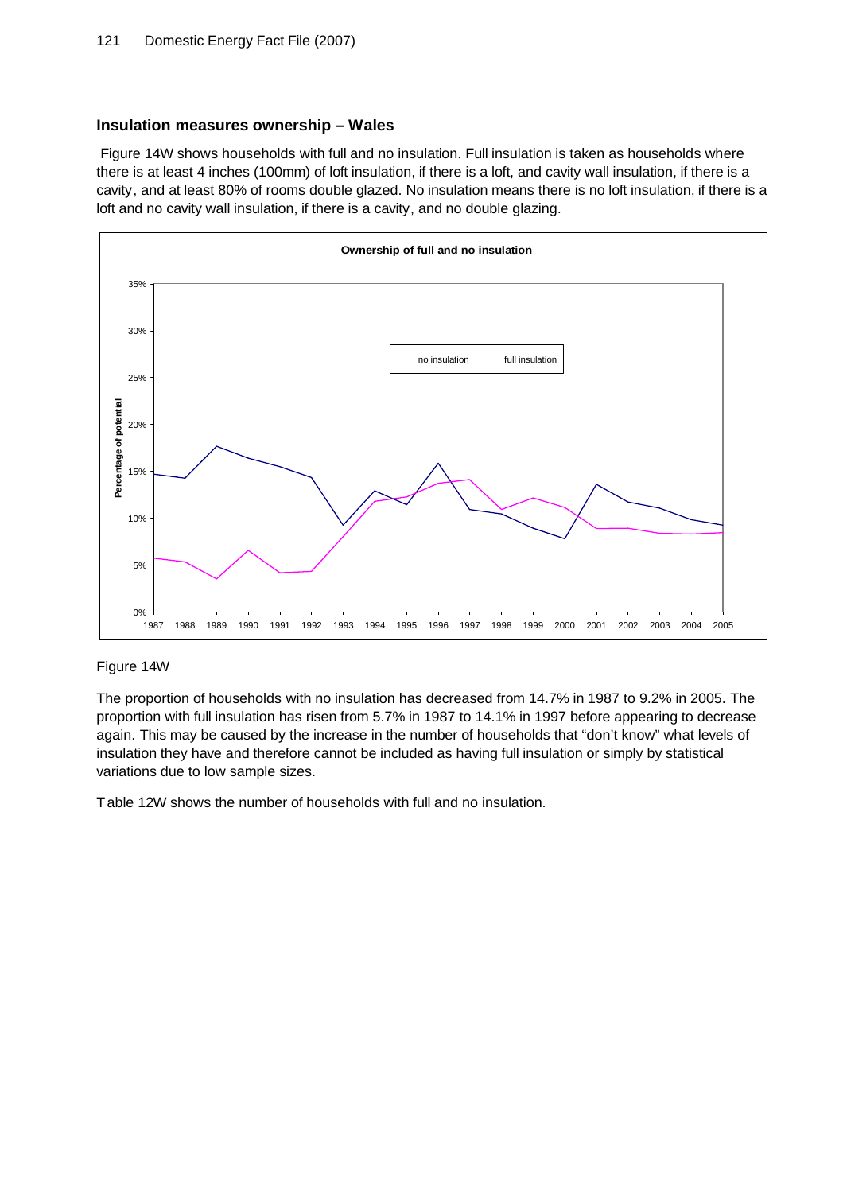### Insulation measures ownership – Wales

Figure 14W shows households with full and no insulation. Full insulation is taken as households where there is at least 4 inches (100mm) of loft insulation, if there is a loft, and cavity wall insulation, if there is a cavity, and at least 80% of rooms double glazed. No insulation means there is no loft insulation, if there is a loft and no cavity wall insulation, if there is a cavity, and no double glazing.

Figure 14W

The proportion of households with no insulation has decreased from 14.7% in 1987 to 9.2% in 2005. The proportion with full insulation has risen from 5.7% in 1987 to 14.1% in 1997 before appearing to decrease again. This may be caused by the increase in the number of households that "don't know" what levels of insulation they have and therefore cannot be included as having full insulation or simply by statistical variations due to low sample sizes.

Table 12W shows the number of households with full and no insulation.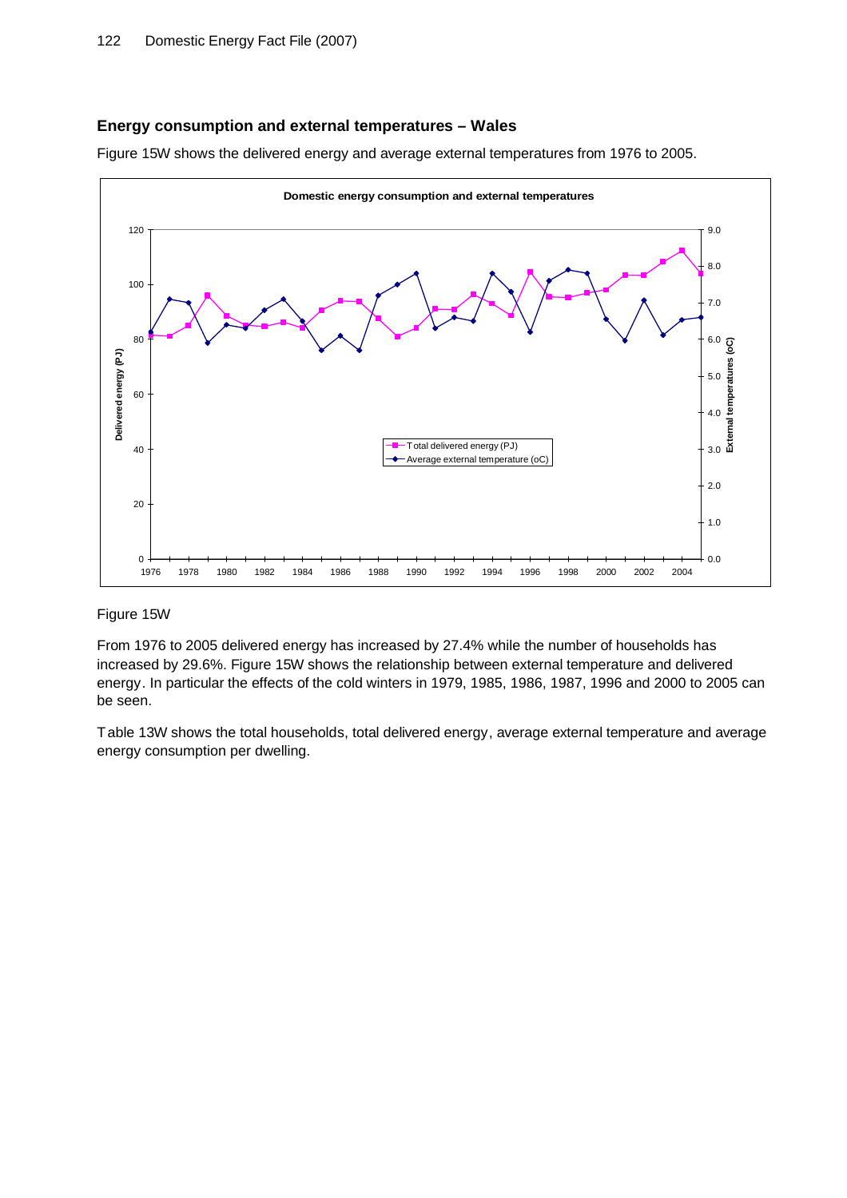## Energy consumption and external temperatures – Wales

Figure 15W shows the delivered energy and average external temperatures from 1976 to 2005.

Figure 15W

From 1976 to 2005 delivered energy has increased by 27.4% while the number of households has increased by 29.6%. Figure 15W shows the relationship between external temperature and delivered energy. In particular the effects of the cold winters in 1979, 1985, 1986, 1987, 1996 and 2000 to 2005 can be seen.

Table 13W shows the total households, total delivered energy, average external temperature and average energy consumption per dwelling.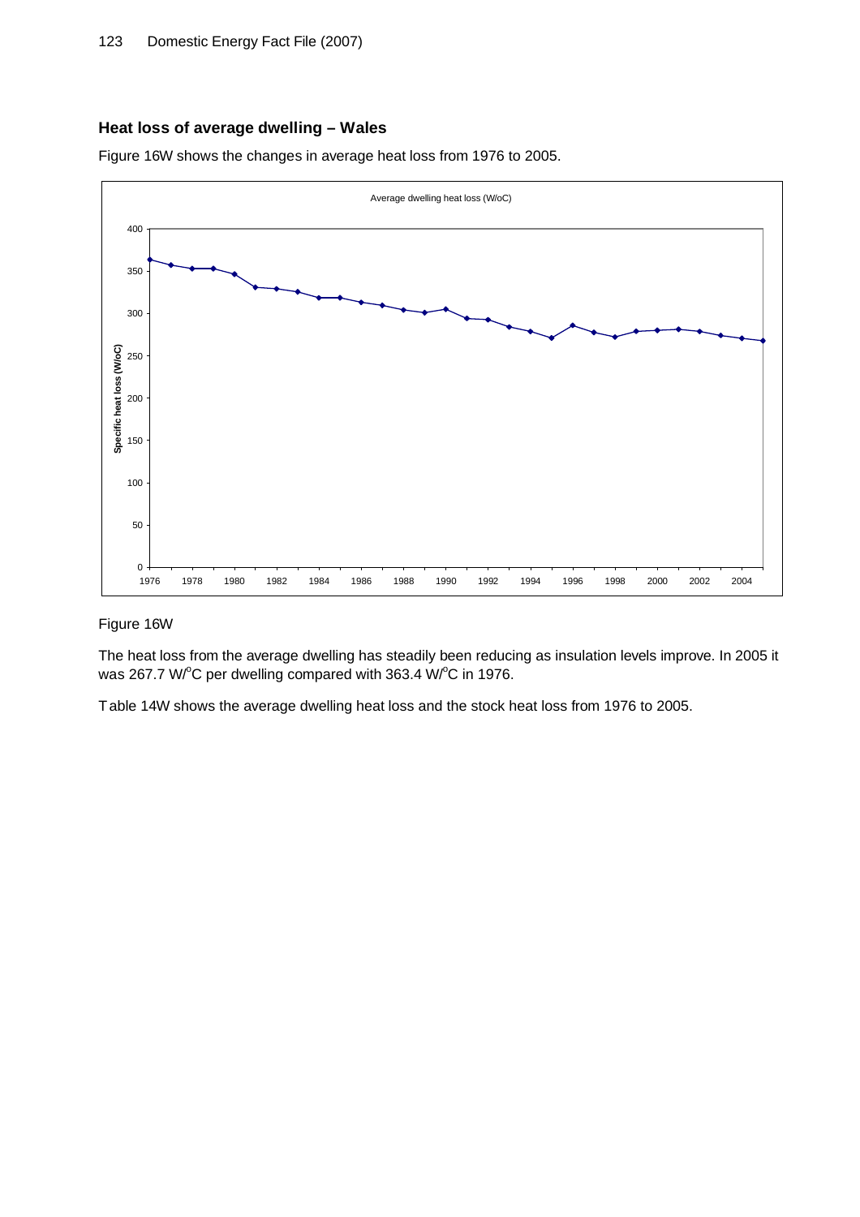## Heat loss of average dwelling – Wales

Figure 16W shows the changes in average heat loss from 1976 to 2005.

Figure 16W

The heat loss from the average dwelling has steadily been reducing as insulation levels improve. In 2005 it was 267.7 W/$^{o}$C per dwelling compared with 363.4 W/$^{o}$C in 1976.

Table 14W shows the average dwelling heat loss and the stock heat loss from 1976 to 2005.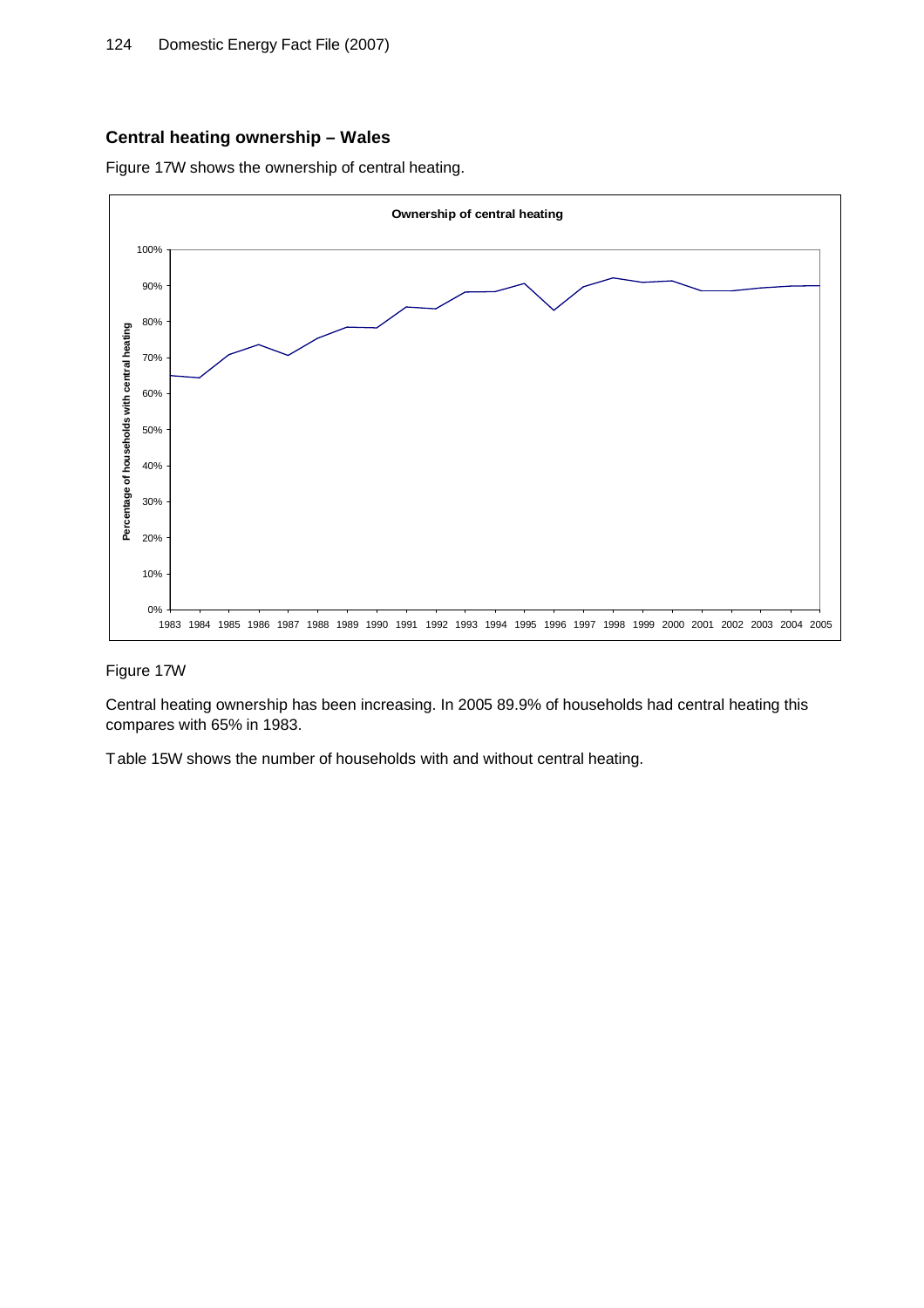## Central heating ownership – Wales

Figure 17W shows the ownership of central heating.

Figure 17W

Central heating ownership has been increasing. In 2005 89.9% of households had central heating this compares with 65% in 1983.

Table 15W shows the number of households with and without central heating.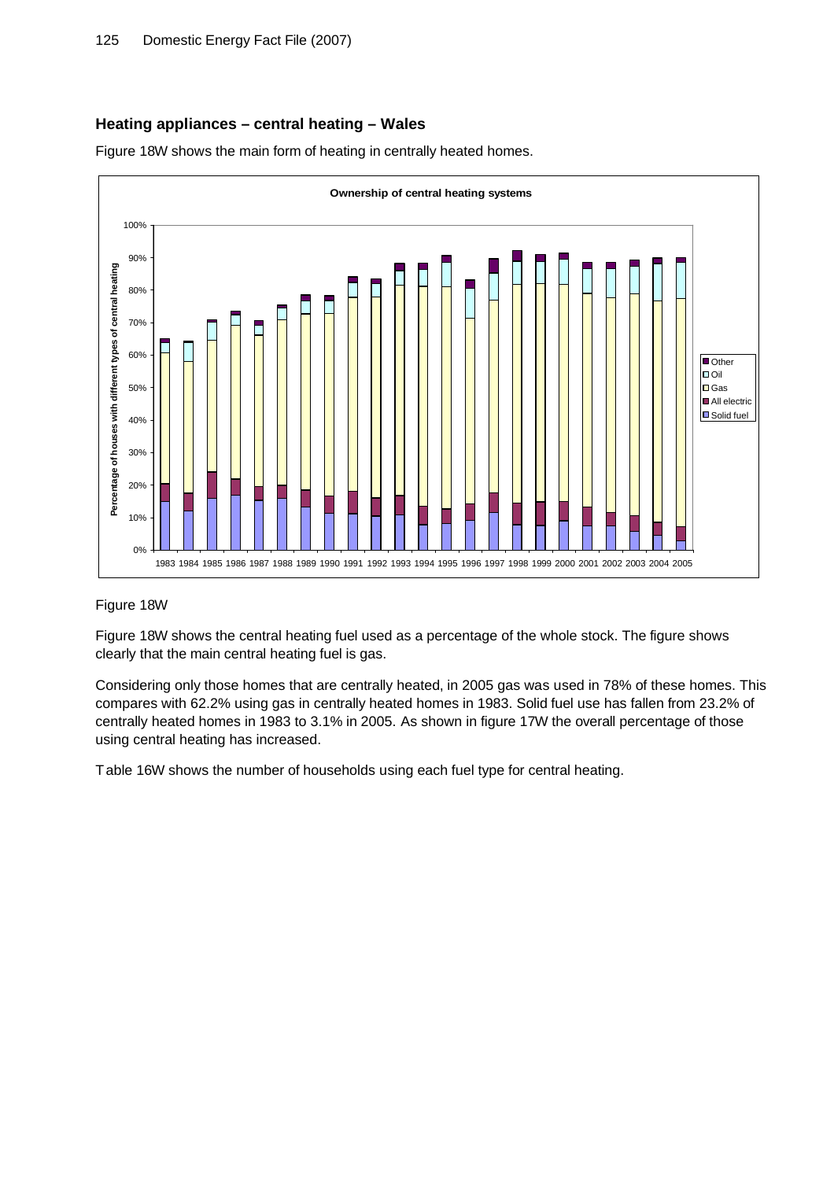## Heating appliances – central heating – Wales

Figure 18W shows the main form of heating in centrally heated homes.

Figure 18W

Figure 18W shows the central heating fuel used as a percentage of the whole stock. The figure shows clearly that the main central heating fuel is gas.

Considering only those homes that are centrally heated, in 2005 gas was used in 78% of these homes. This compares with 62.2% using gas in centrally heated homes in 1983. Solid fuel use has fallen from 23.2% of centrally heated homes in 1983 to 3.1% in 2005. As shown in figure 17W the overall percentage of those using central heating has increased.

Table 16W shows the number of households using each fuel type for central heating.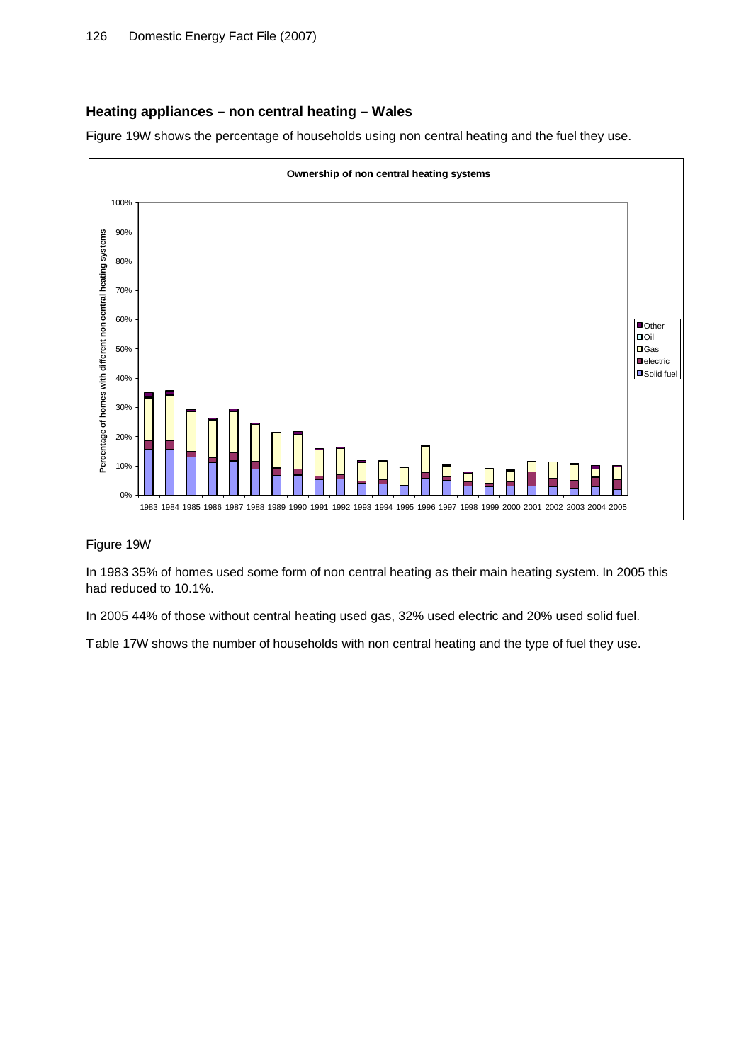## Heating appliances – non central heating – Wales

Figure 19W shows the percentage of households using non central heating and the fuel they use.

Figure 19W

In 1983 35% of homes used some form of non central heating as their main heating system. In 2005 this had reduced to 10.1%.

In 2005 44% of those without central heating used gas, 32% used electric and 20% used solid fuel.

Table 17W shows the number of households with non central heating and the type of fuel they use.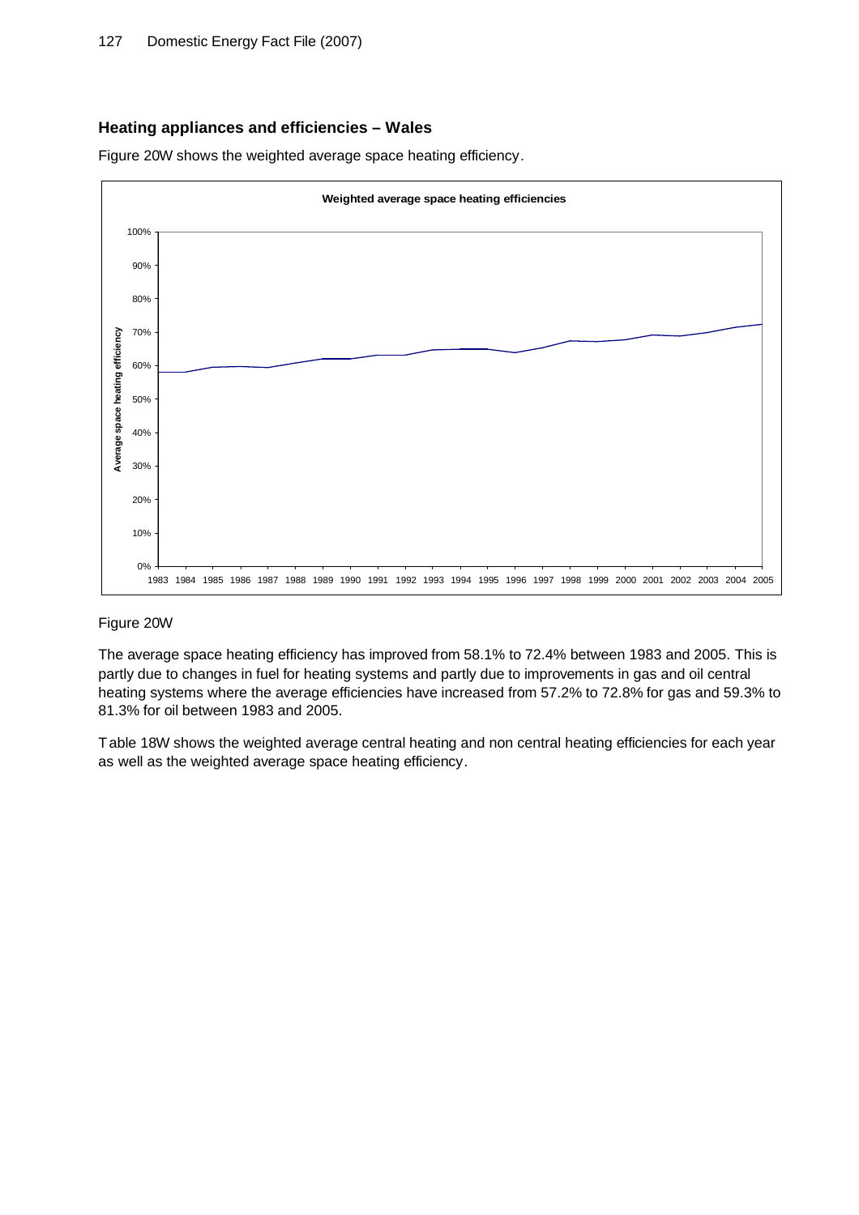## Heating appliances and efficiencies – Wales

Figure 20W shows the weighted average space heating efficiency.

Figure 20W

The average space heating efficiency has improved from 58.1% to 72.4% between 1983 and 2005. This is partly due to changes in fuel for heating systems and partly due to improvements in gas and oil central heating systems where the average efficiencies have increased from 57.2% to 72.8% for gas and 59.3% to 81.3% for oil between 1983 and 2005.

Table 18W shows the weighted average central heating and non central heating efficiencies for each year as well as the weighted average space heating efficiency.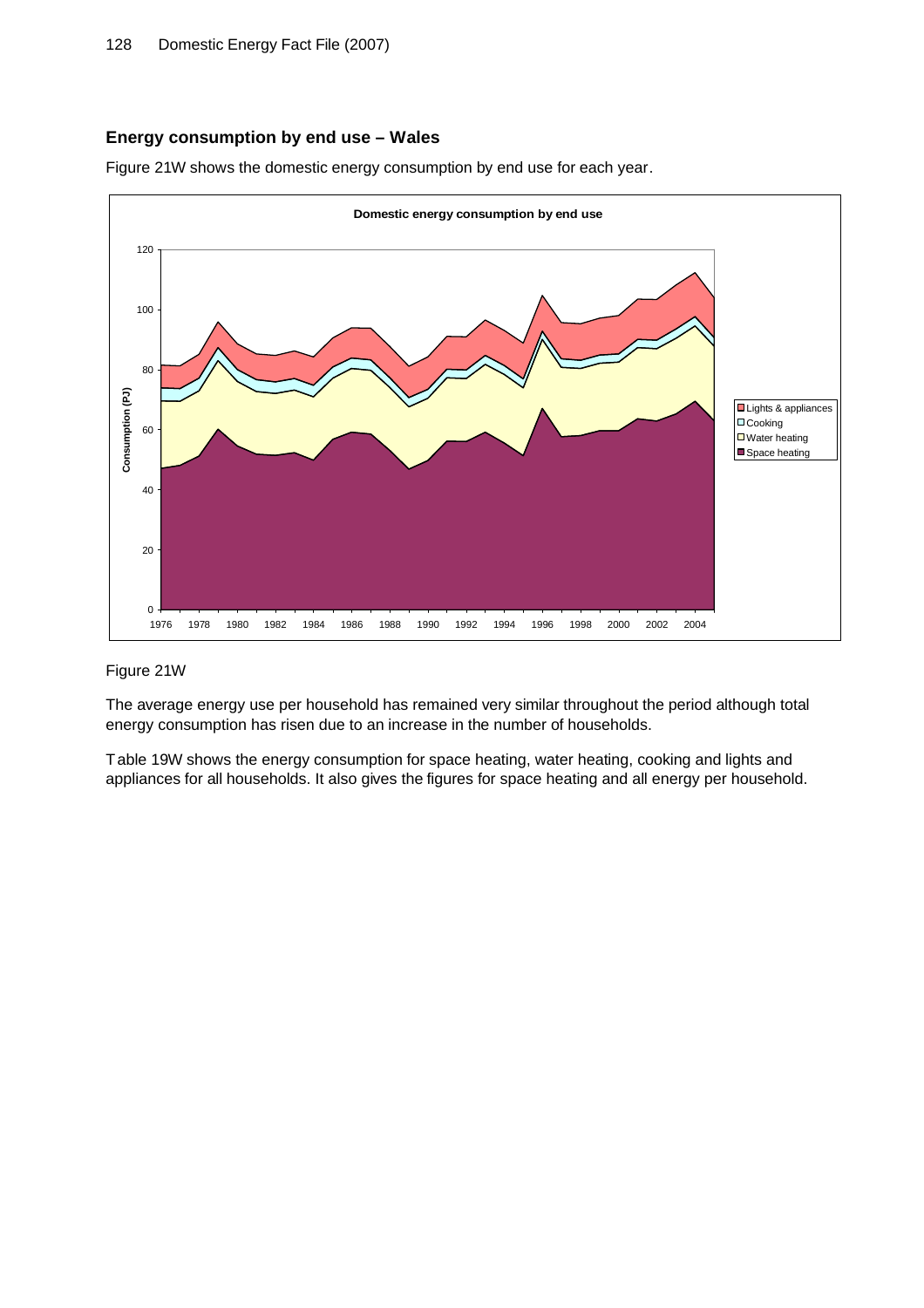## Energy consumption by end use – Wales

Figure 21W shows the domestic energy consumption by end use for each year.

Figure 21W

The average energy use per household has remained very similar throughout the period although total energy consumption has risen due to an increase in the number of households.

Table 19W shows the energy consumption for space heating, water heating, cooking and lights and appliances for all households. It also gives the figures for space heating and all energy per household.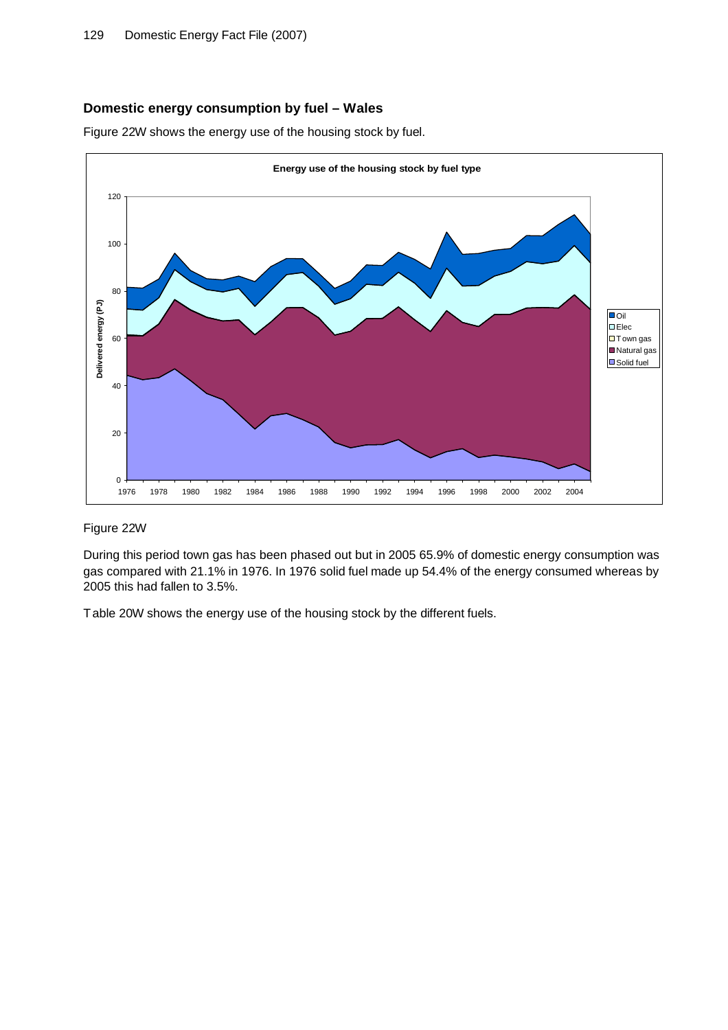## Domestic energy consumption by fuel – Wales

Figure 22W shows the energy use of the housing stock by fuel.

Figure 22W

During this period town gas has been phased out but in 2005 65.9% of domestic energy consumption was gas compared with 21.1% in 1976. In 1976 solid fuel made up 54.4% of the energy consumed whereas by 2005 this had fallen to 3.5%.

Table 20W shows the energy use of the housing stock by the different fuels.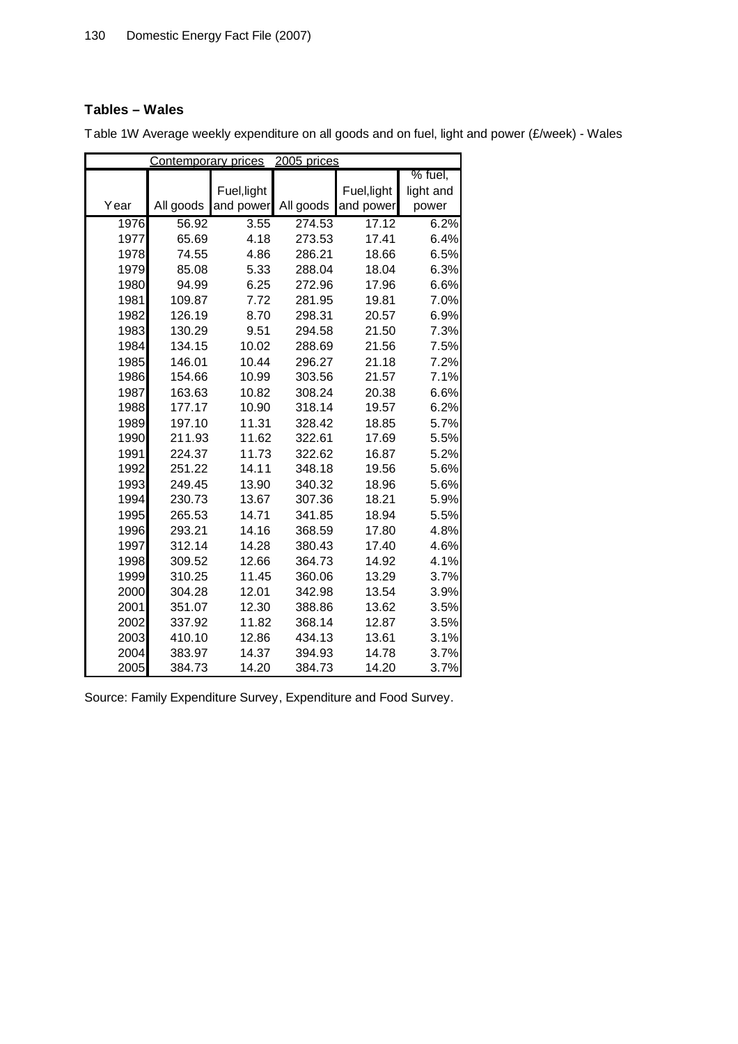## Tables – Wales

Table 1W Average weekly expenditure on all goods and on fuel, light and power (£/week) - Wales

| | Contemporary prices | | 2005 prices | | |
|---|---|---|---|---|---|
| Year | All goods | Fuel,light and power | All goods | Fuel,light and power | % fuel, light and power |
| 1976 | 56.92 | 3.55 | 274.53 | 17.12 | 6.2% |
| 1977 | 65.69 | 4.18 | 273.53 | 17.41 | 6.4% |
| 1978 | 74.55 | 4.86 | 286.21 | 18.66 | 6.5% |
| 1979 | 85.08 | 5.33 | 288.04 | 18.04 | 6.3% |
| 1980 | 94.99 | 6.25 | 272.96 | 17.96 | 6.6% |
| 1981 | 109.87 | 7.72 | 281.95 | 19.81 | 7.0% |
| 1982 | 126.19 | 8.70 | 298.31 | 20.57 | 6.9% |
| 1983 | 130.29 | 9.51 | 294.58 | 21.50 | 7.3% |
| 1984 | 134.15 | 10.02 | 288.69 | 21.56 | 7.5% |
| 1985 | 146.01 | 10.44 | 296.27 | 21.18 | 7.2% |
| 1986 | 154.66 | 10.99 | 303.56 | 21.57 | 7.1% |
| 1987 | 163.63 | 10.82 | 308.24 | 20.38 | 6.6% |
| 1988 | 177.17 | 10.90 | 318.14 | 19.57 | 6.2% |
| 1989 | 197.10 | 11.31 | 328.42 | 18.85 | 5.7% |
| 1990 | 211.93 | 11.62 | 322.61 | 17.69 | 5.5% |
| 1991 | 224.37 | 11.73 | 322.62 | 16.87 | 5.2% |
| 1992 | 251.22 | 14.11 | 348.18 | 19.56 | 5.6% |
| 1993 | 249.45 | 13.90 | 340.32 | 18.96 | 5.6% |
| 1994 | 230.73 | 13.67 | 307.36 | 18.21 | 5.9% |
| 1995 | 265.53 | 14.71 | 341.85 | 18.94 | 5.5% |
| 1996 | 293.21 | 14.16 | 368.59 | 17.80 | 4.8% |
| 1997 | 312.14 | 14.28 | 380.43 | 17.40 | 4.6% |
| 1998 | 309.52 | 12.66 | 364.73 | 14.92 | 4.1% |
| 1999 | 310.25 | 11.45 | 360.06 | 13.29 | 3.7% |
| 2000 | 304.28 | 12.01 | 342.98 | 13.54 | 3.9% |
| 2001 | 351.07 | 12.30 | 388.86 | 13.62 | 3.5% |
| 2002 | 337.92 | 11.82 | 368.14 | 12.87 | 3.5% |
| 2003 | 410.10 | 12.86 | 434.13 | 13.61 | 3.1% |
| 2004 | 383.97 | 14.37 | 394.93 | 14.78 | 3.7% |
| 2005 | 384.73 | 14.20 | 384.73 | 14.20 | 3.7% |

Source: Family Expenditure Survey, Expenditure and Food Survey.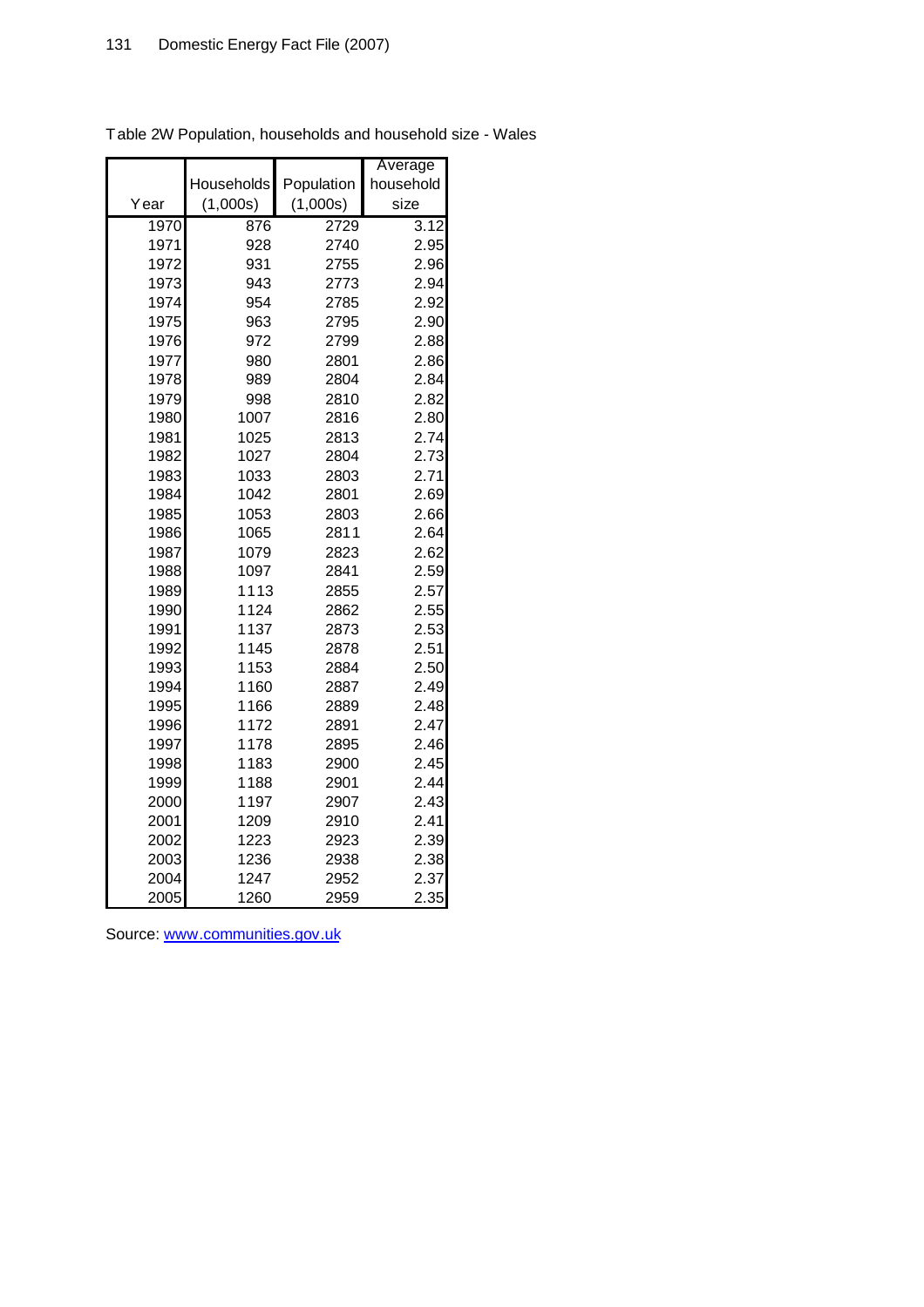Table 2W Population, households and household size - Wales

| Year | Households (1,000s) | Population (1,000s) | Average household size |
|---|---|---|---|
| 1970 | 876 | 2729 | 3.12 |
| 1971 | 928 | 2740 | 2.95 |
| 1972 | 931 | 2755 | 2.96 |
| 1973 | 943 | 2773 | 2.94 |
| 1974 | 954 | 2785 | 2.92 |
| 1975 | 963 | 2795 | 2.90 |
| 1976 | 972 | 2799 | 2.88 |
| 1977 | 980 | 2801 | 2.86 |
| 1978 | 989 | 2804 | 2.84 |
| 1979 | 998 | 2810 | 2.82 |
| 1980 | 1007 | 2816 | 2.80 |
| 1981 | 1025 | 2813 | 2.74 |
| 1982 | 1027 | 2804 | 2.73 |
| 1983 | 1033 | 2803 | 2.71 |
| 1984 | 1042 | 2801 | 2.69 |
| 1985 | 1053 | 2803 | 2.66 |
| 1986 | 1065 | 2811 | 2.64 |
| 1987 | 1079 | 2823 | 2.62 |
| 1988 | 1097 | 2841 | 2.59 |
| 1989 | 1113 | 2855 | 2.57 |
| 1990 | 1124 | 2862 | 2.55 |
| 1991 | 1137 | 2873 | 2.53 |
| 1992 | 1145 | 2878 | 2.51 |
| 1993 | 1153 | 2884 | 2.50 |
| 1994 | 1160 | 2887 | 2.49 |
| 1995 | 1166 | 2889 | 2.48 |
| 1996 | 1172 | 2891 | 2.47 |
| 1997 | 1178 | 2895 | 2.46 |
| 1998 | 1183 | 2900 | 2.45 |
| 1999 | 1188 | 2901 | 2.44 |
| 2000 | 1197 | 2907 | 2.43 |
| 2001 | 1209 | 2910 | 2.41 |
| 2002 | 1223 | 2923 | 2.39 |
| 2003 | 1236 | 2938 | 2.38 |
| 2004 | 1247 | 2952 | 2.37 |
| 2005 | 1260 | 2959 | 2.35 |

Source: www.communities.gov.uk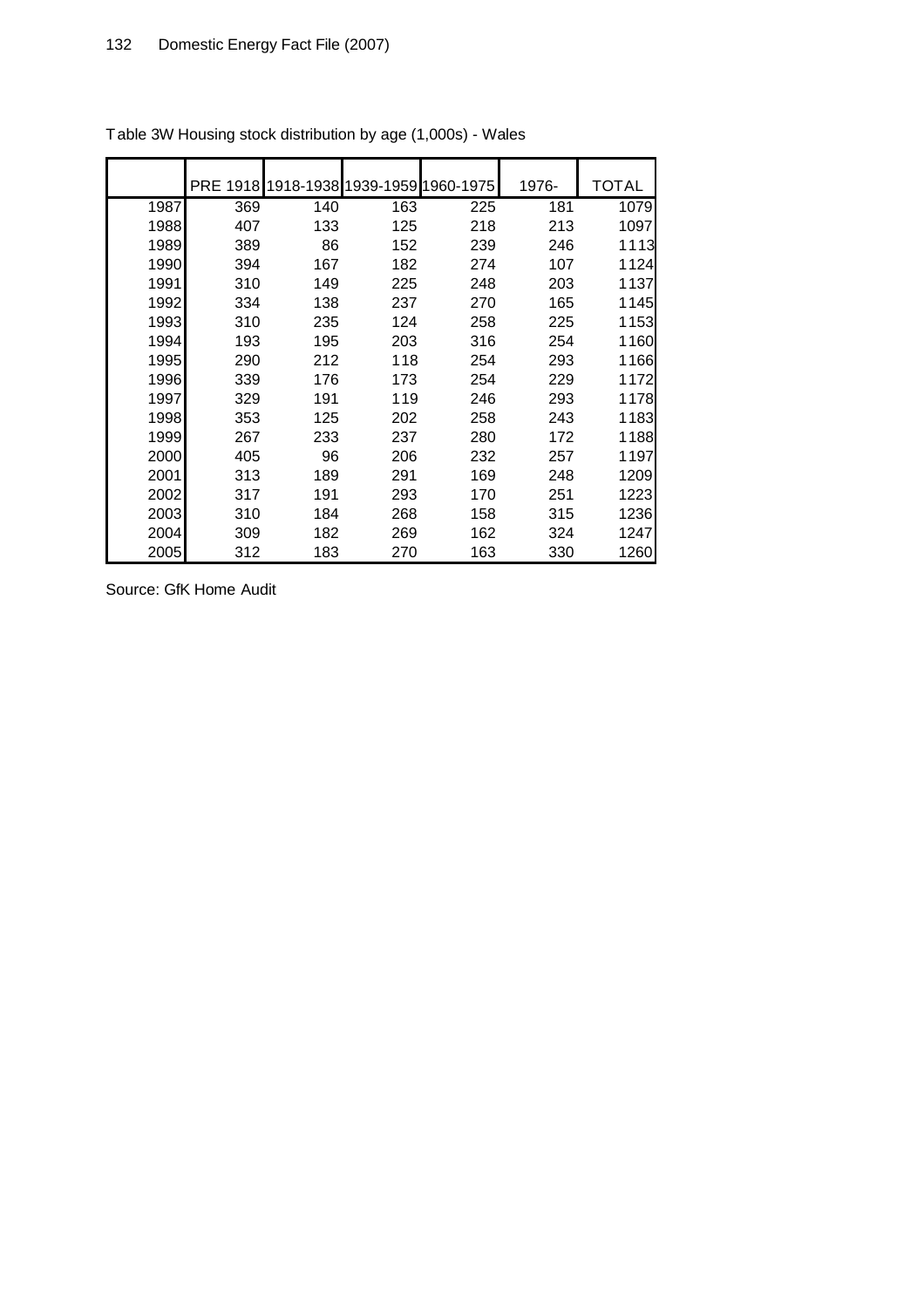Table 3W Housing stock distribution by age (1,000s) - Wales

| | PRE 1918 | 1918-1938 | 1939-1959 | 1960-1975 | 1976- | TOTAL |
|---|---|---|---|---|---|---|
| 1987 | 369 | 140 | 163 | 225 | 181 | 1079 |
| 1988 | 407 | 133 | 125 | 218 | 213 | 1097 |
| 1989 | 389 | 86 | 152 | 239 | 246 | 1113 |
| 1990 | 394 | 167 | 182 | 274 | 107 | 1124 |
| 1991 | 310 | 149 | 225 | 248 | 203 | 1137 |
| 1992 | 334 | 138 | 237 | 270 | 165 | 1145 |
| 1993 | 310 | 235 | 124 | 258 | 225 | 1153 |
| 1994 | 193 | 195 | 203 | 316 | 254 | 1160 |
| 1995 | 290 | 212 | 118 | 254 | 293 | 1166 |
| 1996 | 339 | 176 | 173 | 254 | 229 | 1172 |
| 1997 | 329 | 191 | 119 | 246 | 293 | 1178 |
| 1998 | 353 | 125 | 202 | 258 | 243 | 1183 |
| 1999 | 267 | 233 | 237 | 280 | 172 | 1188 |
| 2000 | 405 | 96 | 206 | 232 | 257 | 1197 |
| 2001 | 313 | 189 | 291 | 169 | 248 | 1209 |
| 2002 | 317 | 191 | 293 | 170 | 251 | 1223 |
| 2003 | 310 | 184 | 268 | 158 | 315 | 1236 |
| 2004 | 309 | 182 | 269 | 162 | 324 | 1247 |
| 2005 | 312 | 183 | 270 | 163 | 330 | 1260 |

Source: GfK Home Audit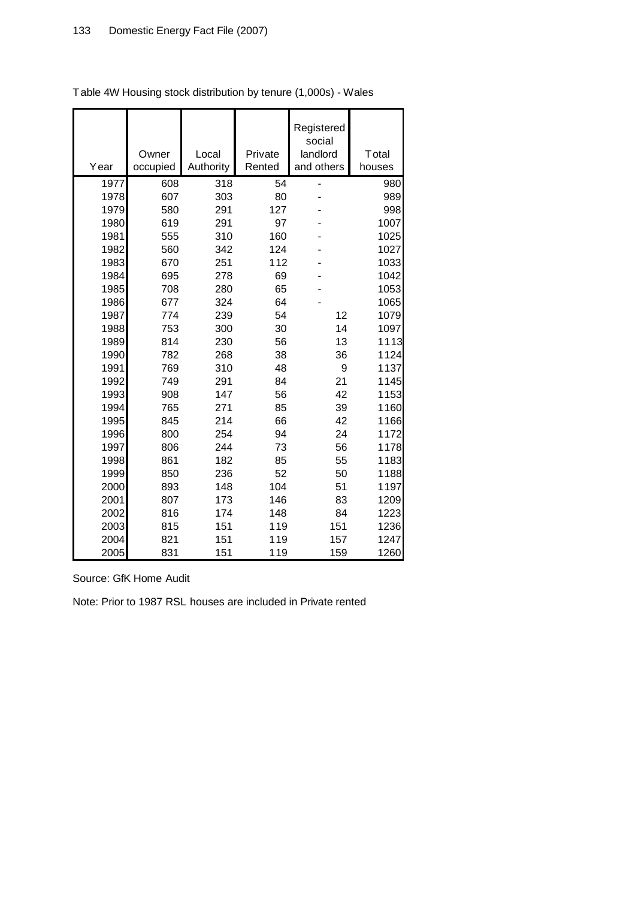Table 4W Housing stock distribution by tenure (1,000s) - Wales

| Year | Owner occupied | Local Authority | Private Rented | Registered social landlord and others | Total houses |
|---|---|---|---|---|---|
| 1977 | 608 | 318 | 54 | - | 980 |
| 1978 | 607 | 303 | 80 | - | 989 |
| 1979 | 580 | 291 | 127 | - | 998 |
| 1980 | 619 | 291 | 97 | - | 1007 |
| 1981 | 555 | 310 | 160 | - | 1025 |
| 1982 | 560 | 342 | 124 | - | 1027 |
| 1983 | 670 | 251 | 112 | - | 1033 |
| 1984 | 695 | 278 | 69 | - | 1042 |
| 1985 | 708 | 280 | 65 | - | 1053 |
| 1986 | 677 | 324 | 64 | - | 1065 |
| 1987 | 774 | 239 | 54 | 12 | 1079 |
| 1988 | 753 | 300 | 30 | 14 | 1097 |
| 1989 | 814 | 230 | 56 | 13 | 1113 |
| 1990 | 782 | 268 | 38 | 36 | 1124 |
| 1991 | 769 | 310 | 48 | 9 | 1137 |
| 1992 | 749 | 291 | 84 | 21 | 1145 |
| 1993 | 908 | 147 | 56 | 42 | 1153 |
| 1994 | 765 | 271 | 85 | 39 | 1160 |
| 1995 | 845 | 214 | 66 | 42 | 1166 |
| 1996 | 800 | 254 | 94 | 24 | 1172 |
| 1997 | 806 | 244 | 73 | 56 | 1178 |
| 1998 | 861 | 182 | 85 | 55 | 1183 |
| 1999 | 850 | 236 | 52 | 50 | 1188 |
| 2000 | 893 | 148 | 104 | 51 | 1197 |
| 2001 | 807 | 173 | 146 | 83 | 1209 |
| 2002 | 816 | 174 | 148 | 84 | 1223 |
| 2003 | 815 | 151 | 119 | 151 | 1236 |
| 2004 | 821 | 151 | 119 | 157 | 1247 |
| 2005 | 831 | 151 | 119 | 159 | 1260 |

Source: GfK Home Audit

Note: Prior to 1987 RSL houses are included in Private rented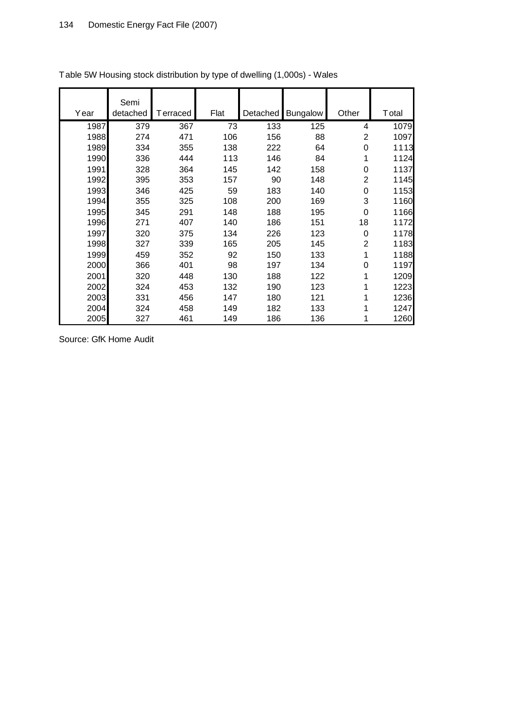Table 5W Housing stock distribution by type of dwelling (1,000s) - Wales

| Year | Semi detached | Terraced | Flat | Detached | Bungalow | Other | Total |
|---|---|---|---|---|---|---|---|
| 1987 | 379 | 367 | 73 | 133 | 125 | 4 | 1079 |
| 1988 | 274 | 471 | 106 | 156 | 88 | 2 | 1097 |
| 1989 | 334 | 355 | 138 | 222 | 64 | 0 | 1113 |
| 1990 | 336 | 444 | 113 | 146 | 84 | 1 | 1124 |
| 1991 | 328 | 364 | 145 | 142 | 158 | 0 | 1137 |
| 1992 | 395 | 353 | 157 | 90 | 148 | 2 | 1145 |
| 1993 | 346 | 425 | 59 | 183 | 140 | 0 | 1153 |
| 1994 | 355 | 325 | 108 | 200 | 169 | 3 | 1160 |
| 1995 | 345 | 291 | 148 | 188 | 195 | 0 | 1166 |
| 1996 | 271 | 407 | 140 | 186 | 151 | 18 | 1172 |
| 1997 | 320 | 375 | 134 | 226 | 123 | 0 | 1178 |
| 1998 | 327 | 339 | 165 | 205 | 145 | 2 | 1183 |
| 1999 | 459 | 352 | 92 | 150 | 133 | 1 | 1188 |
| 2000 | 366 | 401 | 98 | 197 | 134 | 0 | 1197 |
| 2001 | 320 | 448 | 130 | 188 | 122 | 1 | 1209 |
| 2002 | 324 | 453 | 132 | 190 | 123 | 1 | 1223 |
| 2003 | 331 | 456 | 147 | 180 | 121 | 1 | 1236 |
| 2004 | 324 | 458 | 149 | 182 | 133 | 1 | 1247 |
| 2005 | 327 | 461 | 149 | 186 | 136 | 1 | 1260 |

Source: GfK Home Audit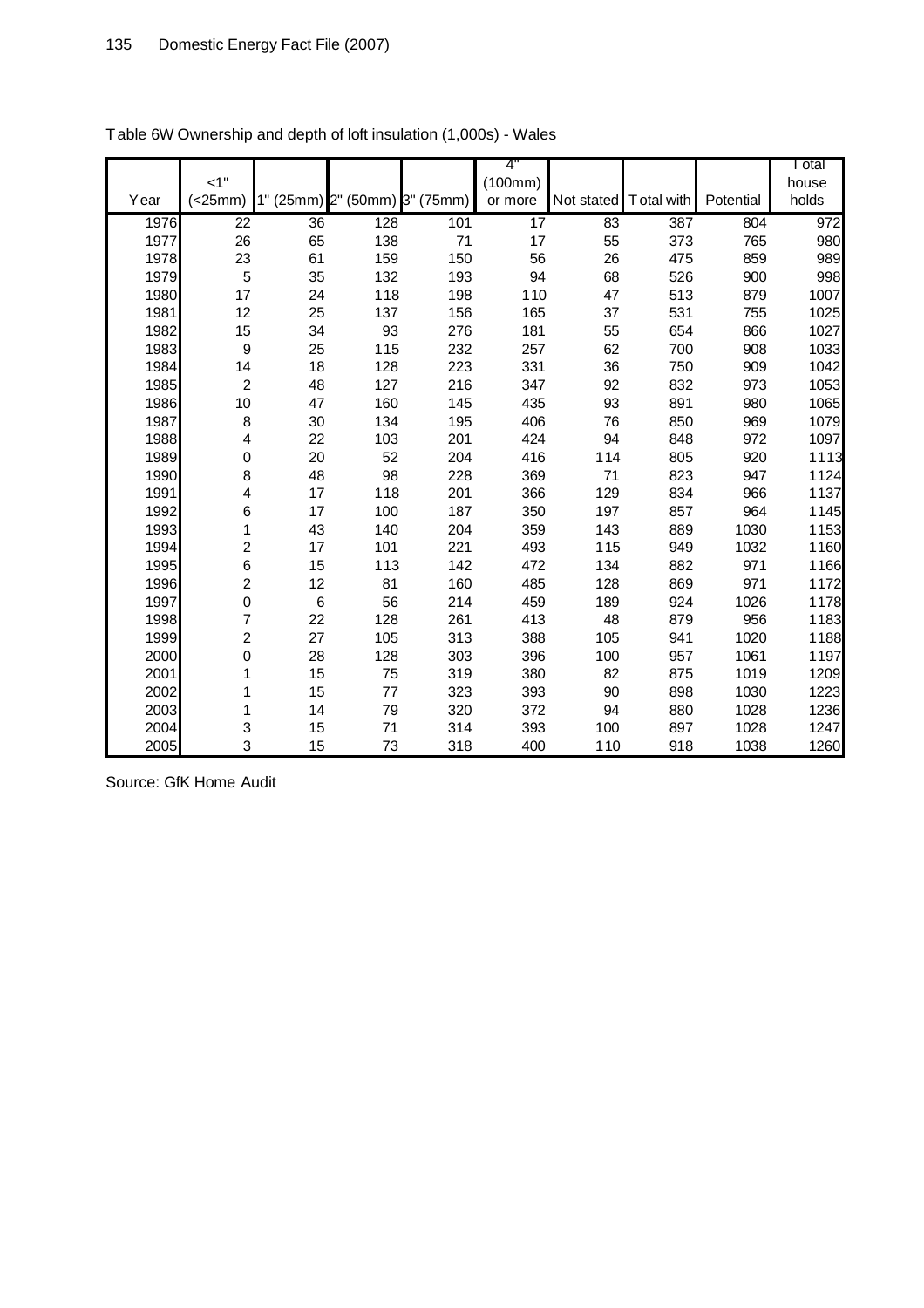Table 6W Ownership and depth of loft insulation (1,000s) - Wales

| Year | <1" (<25mm) | 1" (25mm) | 2" (50mm) | 3" (75mm) | 4" (100mm) or more | Not stated | Total with | Potential | Total house holds |
|---|---|---|---|---|---|---|---|---|---|
| 1976 | 22 | 36 | 128 | 101 | 17 | 83 | 387 | 804 | 972 |
| 1977 | 26 | 65 | 138 | 71 | 17 | 55 | 373 | 765 | 980 |
| 1978 | 23 | 61 | 159 | 150 | 56 | 26 | 475 | 859 | 989 |
| 1979 | 5 | 35 | 132 | 193 | 94 | 68 | 526 | 900 | 998 |
| 1980 | 17 | 24 | 118 | 198 | 110 | 47 | 513 | 879 | 1007 |
| 1981 | 12 | 25 | 137 | 156 | 165 | 37 | 531 | 755 | 1025 |
| 1982 | 15 | 34 | 93 | 276 | 181 | 55 | 654 | 866 | 1027 |
| 1983 | 9 | 25 | 115 | 232 | 257 | 62 | 700 | 908 | 1033 |
| 1984 | 14 | 18 | 128 | 223 | 331 | 36 | 750 | 909 | 1042 |
| 1985 | 2 | 48 | 127 | 216 | 347 | 92 | 832 | 973 | 1053 |
| 1986 | 10 | 47 | 160 | 145 | 435 | 93 | 891 | 980 | 1065 |
| 1987 | 8 | 30 | 134 | 195 | 406 | 76 | 850 | 969 | 1079 |
| 1988 | 4 | 22 | 103 | 201 | 424 | 94 | 848 | 972 | 1097 |
| 1989 | 0 | 20 | 52 | 204 | 416 | 114 | 805 | 920 | 1113 |
| 1990 | 8 | 48 | 98 | 228 | 369 | 71 | 823 | 947 | 1124 |
| 1991 | 4 | 17 | 118 | 201 | 366 | 129 | 834 | 966 | 1137 |
| 1992 | 6 | 17 | 100 | 187 | 350 | 197 | 857 | 964 | 1145 |
| 1993 | 1 | 43 | 140 | 204 | 359 | 143 | 889 | 1030 | 1153 |
| 1994 | 2 | 17 | 101 | 221 | 493 | 115 | 949 | 1032 | 1160 |
| 1995 | 6 | 15 | 113 | 142 | 472 | 134 | 882 | 971 | 1166 |
| 1996 | 2 | 12 | 81 | 160 | 485 | 128 | 869 | 971 | 1172 |
| 1997 | 0 | 6 | 56 | 214 | 459 | 189 | 924 | 1026 | 1178 |
| 1998 | 7 | 22 | 128 | 261 | 413 | 48 | 879 | 956 | 1183 |
| 1999 | 2 | 27 | 105 | 313 | 388 | 105 | 941 | 1020 | 1188 |
| 2000 | 0 | 28 | 128 | 303 | 396 | 100 | 957 | 1061 | 1197 |
| 2001 | 1 | 15 | 75 | 319 | 380 | 82 | 875 | 1019 | 1209 |
| 2002 | 1 | 15 | 77 | 323 | 393 | 90 | 898 | 1030 | 1223 |
| 2003 | 1 | 14 | 79 | 320 | 372 | 94 | 880 | 1028 | 1236 |
| 2004 | 3 | 15 | 71 | 314 | 393 | 100 | 897 | 1028 | 1247 |
| 2005 | 3 | 15 | 73 | 318 | 400 | 110 | 918 | 1038 | 1260 |

Source: GfK Home Audit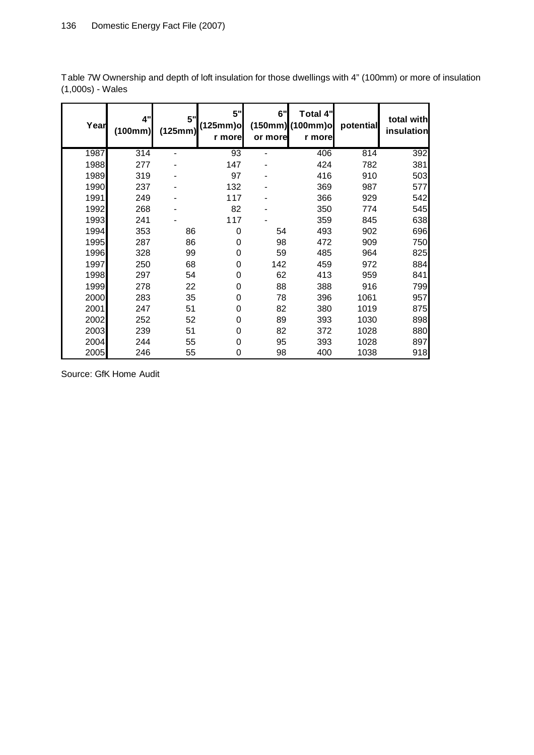Table 7W Ownership and depth of loft insulation for those dwellings with 4" (100mm) or more of insulation (1,000s) - Wales

| Year | 4" (100mm) | 5" (125mm) | 5" (125mm)or more | 6" (150mm) or more | Total 4" (100mm)or more | potential | total with insulation |
|---|---|---|---|---|---|---|---|
| 1987 | 314 | - | 93 | - | 406 | 814 | 392 |
| 1988 | 277 | - | 147 | - | 424 | 782 | 381 |
| 1989 | 319 | - | 97 | - | 416 | 910 | 503 |
| 1990 | 237 | - | 132 | - | 369 | 987 | 577 |
| 1991 | 249 | - | 117 | - | 366 | 929 | 542 |
| 1992 | 268 | - | 82 | - | 350 | 774 | 545 |
| 1993 | 241 | - | 117 | - | 359 | 845 | 638 |
| 1994 | 353 | 86 | 0 | 54 | 493 | 902 | 696 |
| 1995 | 287 | 86 | 0 | 98 | 472 | 909 | 750 |
| 1996 | 328 | 99 | 0 | 59 | 485 | 964 | 825 |
| 1997 | 250 | 68 | 0 | 142 | 459 | 972 | 884 |
| 1998 | 297 | 54 | 0 | 62 | 413 | 959 | 841 |
| 1999 | 278 | 22 | 0 | 88 | 388 | 916 | 799 |
| 2000 | 283 | 35 | 0 | 78 | 396 | 1061 | 957 |
| 2001 | 247 | 51 | 0 | 82 | 380 | 1019 | 875 |
| 2002 | 252 | 52 | 0 | 89 | 393 | 1030 | 898 |
| 2003 | 239 | 51 | 0 | 82 | 372 | 1028 | 880 |
| 2004 | 244 | 55 | 0 | 95 | 393 | 1028 | 897 |
| 2005 | 246 | 55 | 0 | 98 | 400 | 1038 | 918 |

Source: GfK Home Audit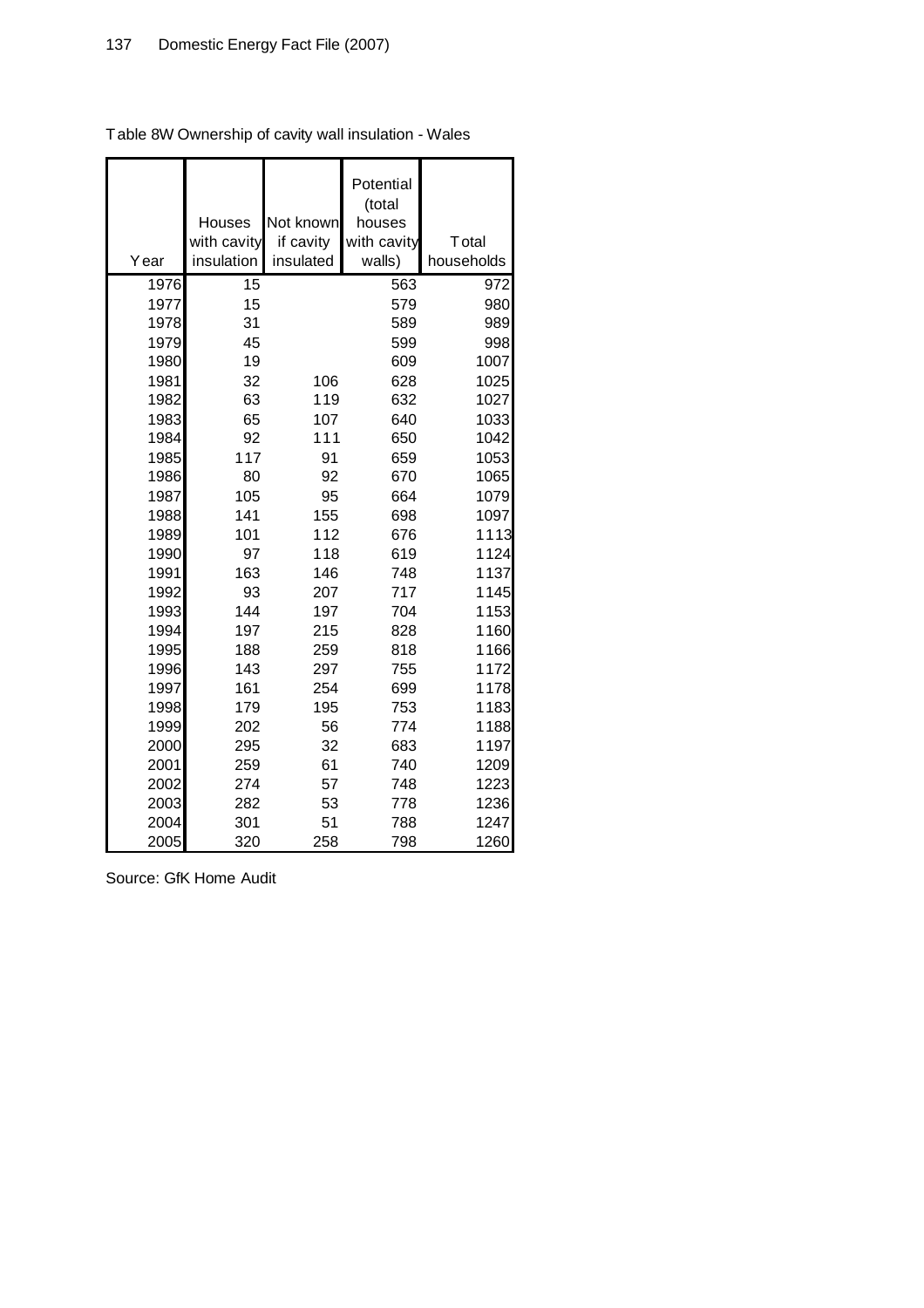Table 8W Ownership of cavity wall insulation - Wales

| Year | Houses with cavity insulation | Not known if cavity insulated | Potential (total houses with cavity walls) | Total households |
|---|---|---|---|---|
| 1976 | 15 | | 563 | 972 |
| 1977 | 15 | | 579 | 980 |
| 1978 | 31 | | 589 | 989 |
| 1979 | 45 | | 599 | 998 |
| 1980 | 19 | | 609 | 1007 |
| 1981 | 32 | 106 | 628 | 1025 |
| 1982 | 63 | 119 | 632 | 1027 |
| 1983 | 65 | 107 | 640 | 1033 |
| 1984 | 92 | 111 | 650 | 1042 |
| 1985 | 117 | 91 | 659 | 1053 |
| 1986 | 80 | 92 | 670 | 1065 |
| 1987 | 105 | 95 | 664 | 1079 |
| 1988 | 141 | 155 | 698 | 1097 |
| 1989 | 101 | 112 | 676 | 1113 |
| 1990 | 97 | 118 | 619 | 1124 |
| 1991 | 163 | 146 | 748 | 1137 |
| 1992 | 93 | 207 | 717 | 1145 |
| 1993 | 144 | 197 | 704 | 1153 |
| 1994 | 197 | 215 | 828 | 1160 |
| 1995 | 188 | 259 | 818 | 1166 |
| 1996 | 143 | 297 | 755 | 1172 |
| 1997 | 161 | 254 | 699 | 1178 |
| 1998 | 179 | 195 | 753 | 1183 |
| 1999 | 202 | 56 | 774 | 1188 |
| 2000 | 295 | 32 | 683 | 1197 |
| 2001 | 259 | 61 | 740 | 1209 |
| 2002 | 274 | 57 | 748 | 1223 |
| 2003 | 282 | 53 | 778 | 1236 |
| 2004 | 301 | 51 | 788 | 1247 |
| 2005 | 320 | 258 | 798 | 1260 |

Source: GfK Home Audit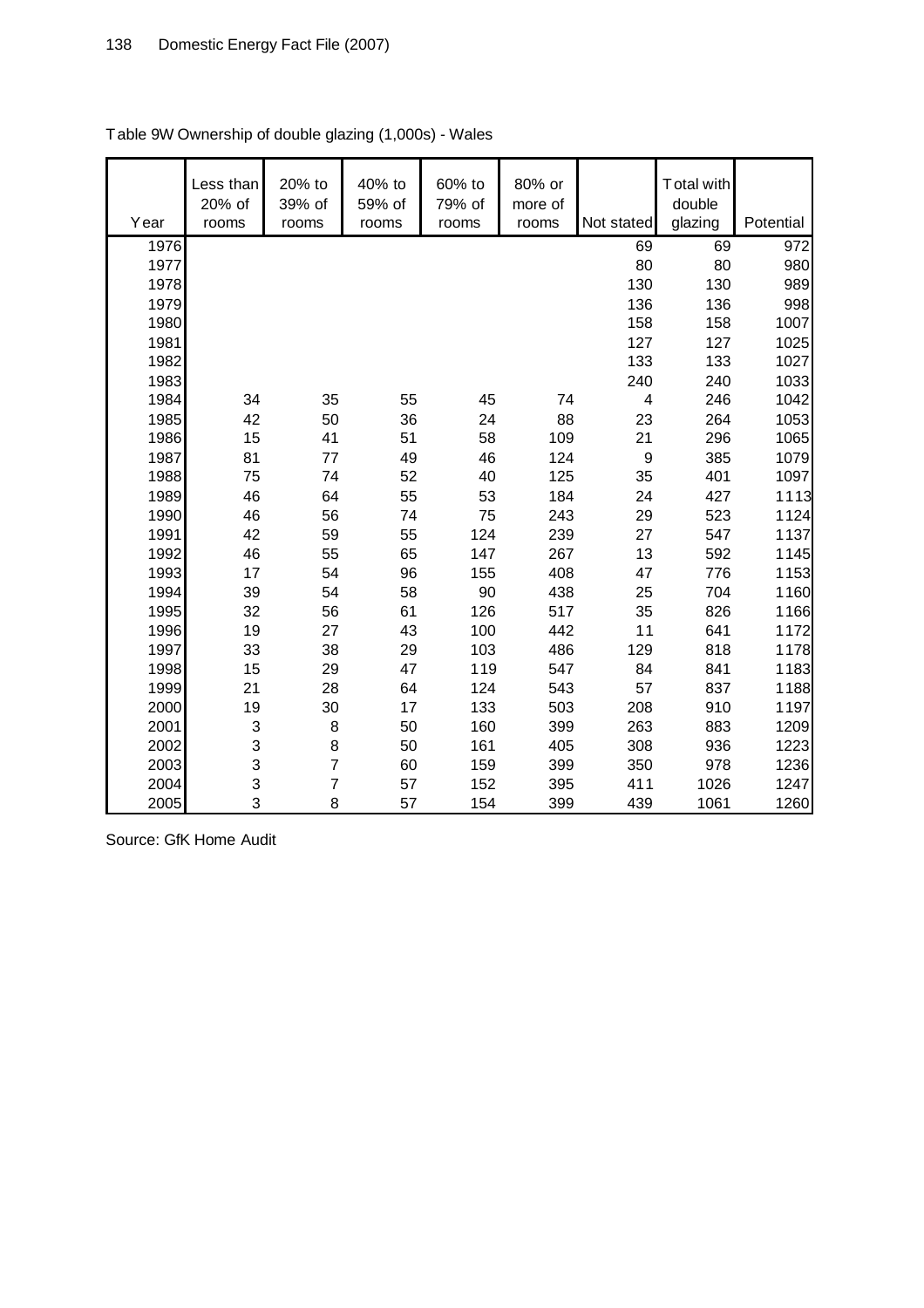Table 9W Ownership of double glazing (1,000s) - Wales

| Year | Less than 20% of rooms | 20% to 39% of rooms | 40% to 59% of rooms | 60% to 79% of rooms | 80% or more of rooms | Not stated | Total with double glazing | Potential |
|---|---|---|---|---|---|---|---|---|
| 1976 | | | | | | 69 | 69 | 972 |
| 1977 | | | | | | 80 | 80 | 980 |
| 1978 | | | | | | 130 | 130 | 989 |
| 1979 | | | | | | 136 | 136 | 998 |
| 1980 | | | | | | 158 | 158 | 1007 |
| 1981 | | | | | | 127 | 127 | 1025 |
| 1982 | | | | | | 133 | 133 | 1027 |
| 1983 | | | | | | 240 | 240 | 1033 |
| 1984 | 34 | 35 | 55 | 45 | 74 | 4 | 246 | 1042 |
| 1985 | 42 | 50 | 36 | 24 | 88 | 23 | 264 | 1053 |
| 1986 | 15 | 41 | 51 | 58 | 109 | 21 | 296 | 1065 |
| 1987 | 81 | 77 | 49 | 46 | 124 | 9 | 385 | 1079 |
| 1988 | 75 | 74 | 52 | 40 | 125 | 35 | 401 | 1097 |
| 1989 | 46 | 64 | 55 | 53 | 184 | 24 | 427 | 1113 |
| 1990 | 46 | 56 | 74 | 75 | 243 | 29 | 523 | 1124 |
| 1991 | 42 | 59 | 55 | 124 | 239 | 27 | 547 | 1137 |
| 1992 | 46 | 55 | 65 | 147 | 267 | 13 | 592 | 1145 |
| 1993 | 17 | 54 | 96 | 155 | 408 | 47 | 776 | 1153 |
| 1994 | 39 | 54 | 58 | 90 | 438 | 25 | 704 | 1160 |
| 1995 | 32 | 56 | 61 | 126 | 517 | 35 | 826 | 1166 |
| 1996 | 19 | 27 | 43 | 100 | 442 | 11 | 641 | 1172 |
| 1997 | 33 | 38 | 29 | 103 | 486 | 129 | 818 | 1178 |
| 1998 | 15 | 29 | 47 | 119 | 547 | 84 | 841 | 1183 |
| 1999 | 21 | 28 | 64 | 124 | 543 | 57 | 837 | 1188 |
| 2000 | 19 | 30 | 17 | 133 | 503 | 208 | 910 | 1197 |
| 2001 | 3 | 8 | 50 | 160 | 399 | 263 | 883 | 1209 |
| 2002 | 3 | 8 | 50 | 161 | 405 | 308 | 936 | 1223 |
| 2003 | 3 | 7 | 60 | 159 | 399 | 350 | 978 | 1236 |
| 2004 | 3 | 7 | 57 | 152 | 395 | 411 | 1026 | 1247 |
| 2005 | 3 | 8 | 57 | 154 | 399 | 439 | 1061 | 1260 |

Source: GfK Home Audit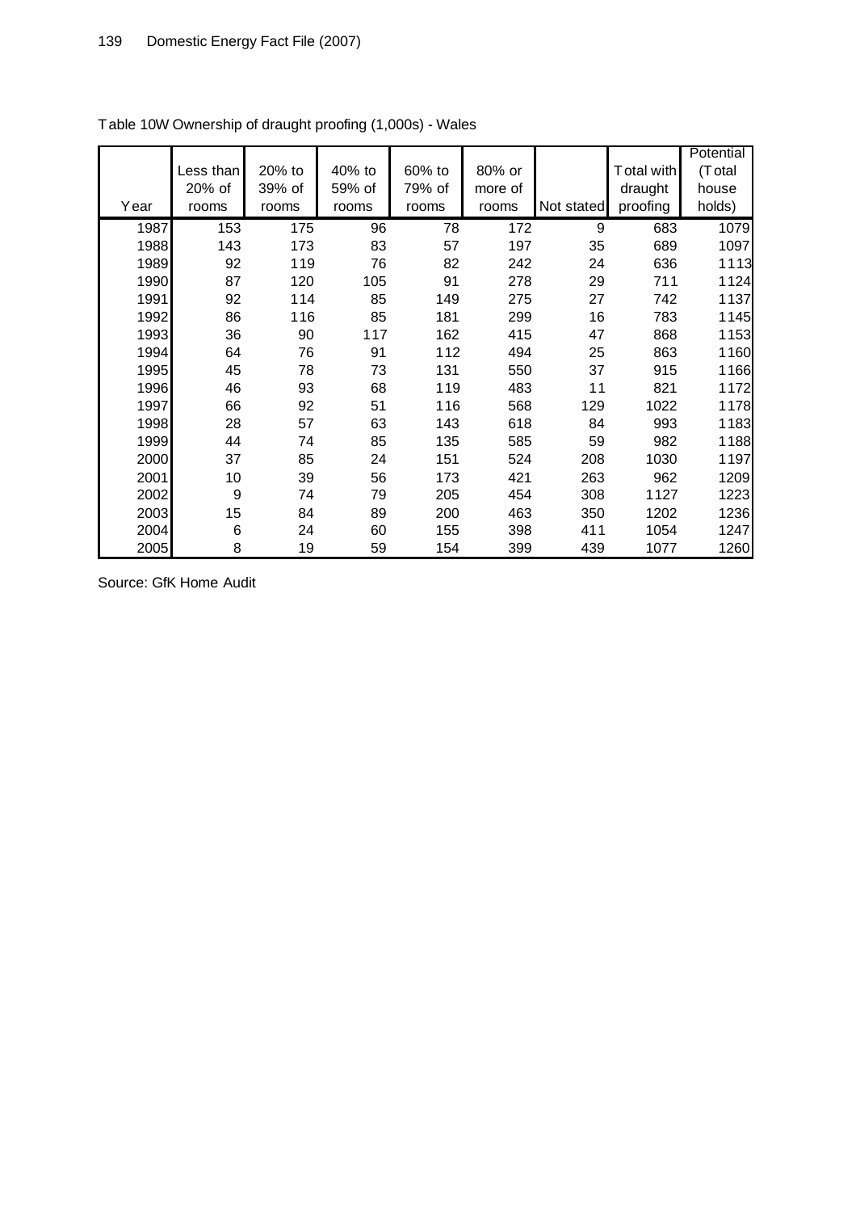Table 10W Ownership of draught proofing (1,000s) - Wales

| Year | Less than 20% of rooms | 20% to 39% of rooms | 40% to 59% of rooms | 60% to 79% of rooms | 80% or more of rooms | Not stated | Total with draught proofing | Potential (Total house holds) |
|---|---|---|---|---|---|---|---|---|
| 1987 | 153 | 175 | 96 | 78 | 172 | 9 | 683 | 1079 |
| 1988 | 143 | 173 | 83 | 57 | 197 | 35 | 689 | 1097 |
| 1989 | 92 | 119 | 76 | 82 | 242 | 24 | 636 | 1113 |
| 1990 | 87 | 120 | 105 | 91 | 278 | 29 | 711 | 1124 |
| 1991 | 92 | 114 | 85 | 149 | 275 | 27 | 742 | 1137 |
| 1992 | 86 | 116 | 85 | 181 | 299 | 16 | 783 | 1145 |
| 1993 | 36 | 90 | 117 | 162 | 415 | 47 | 868 | 1153 |
| 1994 | 64 | 76 | 91 | 112 | 494 | 25 | 863 | 1160 |
| 1995 | 45 | 78 | 73 | 131 | 550 | 37 | 915 | 1166 |
| 1996 | 46 | 93 | 68 | 119 | 483 | 11 | 821 | 1172 |
| 1997 | 66 | 92 | 51 | 116 | 568 | 129 | 1022 | 1178 |
| 1998 | 28 | 57 | 63 | 143 | 618 | 84 | 993 | 1183 |
| 1999 | 44 | 74 | 85 | 135 | 585 | 59 | 982 | 1188 |
| 2000 | 37 | 85 | 24 | 151 | 524 | 208 | 1030 | 1197 |
| 2001 | 10 | 39 | 56 | 173 | 421 | 263 | 962 | 1209 |
| 2002 | 9 | 74 | 79 | 205 | 454 | 308 | 1127 | 1223 |
| 2003 | 15 | 84 | 89 | 200 | 463 | 350 | 1202 | 1236 |
| 2004 | 6 | 24 | 60 | 155 | 398 | 411 | 1054 | 1247 |
| 2005 | 8 | 19 | 59 | 154 | 399 | 439 | 1077 | 1260 |

Source: GfK Home Audit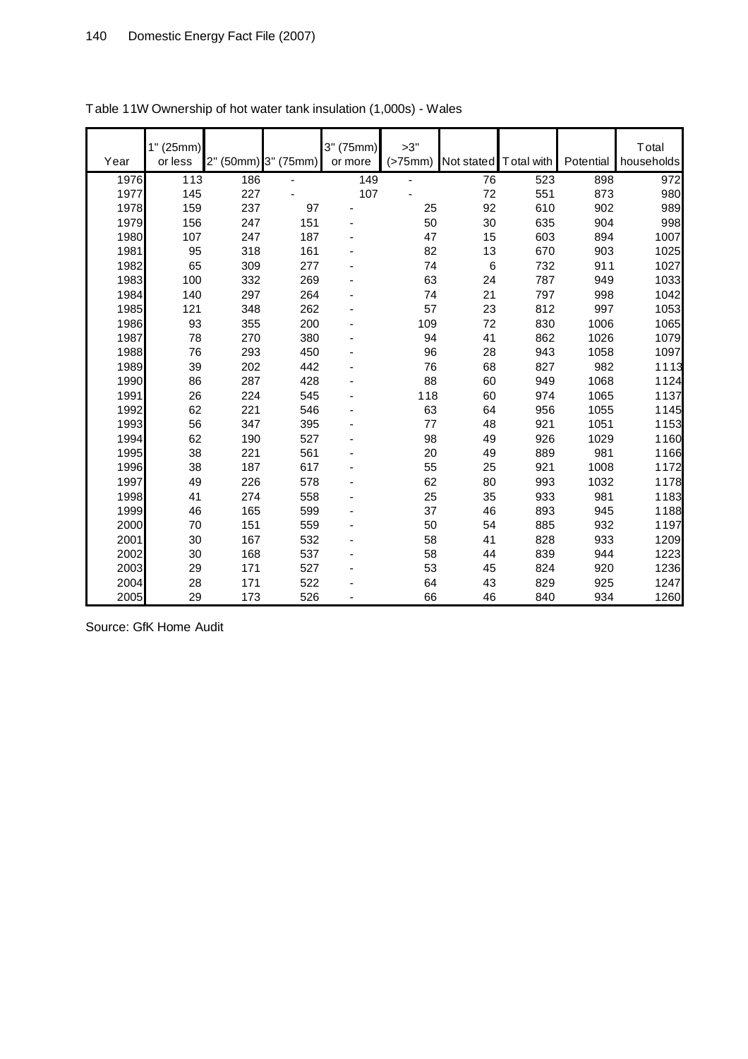Table 11W Ownership of hot water tank insulation (1,000s) - Wales

| Year | 1" (25mm) or less | 2" (50mm) | 3" (75mm) | 3" (75mm) or more | >3" (>75mm) | Not stated | Total with | Potential | Total households |
|---|---|---|---|---|---|---|---|---|---|
| 1976 | 113 | 186 | - | 149 | - | 76 | 523 | 898 | 972 |
| 1977 | 145 | 227 | - | 107 | - | 72 | 551 | 873 | 980 |
| 1978 | 159 | 237 | 97 | - | 25 | 92 | 610 | 902 | 989 |
| 1979 | 156 | 247 | 151 | - | 50 | 30 | 635 | 904 | 998 |
| 1980 | 107 | 247 | 187 | - | 47 | 15 | 603 | 894 | 1007 |
| 1981 | 95 | 318 | 161 | - | 82 | 13 | 670 | 903 | 1025 |
| 1982 | 65 | 309 | 277 | - | 74 | 6 | 732 | 911 | 1027 |
| 1983 | 100 | 332 | 269 | - | 63 | 24 | 787 | 949 | 1033 |
| 1984 | 140 | 297 | 264 | - | 74 | 21 | 797 | 998 | 1042 |
| 1985 | 121 | 348 | 262 | - | 57 | 23 | 812 | 997 | 1053 |
| 1986 | 93 | 355 | 200 | - | 109 | 72 | 830 | 1006 | 1065 |
| 1987 | 78 | 270 | 380 | - | 94 | 41 | 862 | 1026 | 1079 |
| 1988 | 76 | 293 | 450 | - | 96 | 28 | 943 | 1058 | 1097 |
| 1989 | 39 | 202 | 442 | - | 76 | 68 | 827 | 982 | 1113 |
| 1990 | 86 | 287 | 428 | - | 88 | 60 | 949 | 1068 | 1124 |
| 1991 | 26 | 224 | 545 | - | 118 | 60 | 974 | 1065 | 1137 |
| 1992 | 62 | 221 | 546 | - | 63 | 64 | 956 | 1055 | 1145 |
| 1993 | 56 | 347 | 395 | - | 77 | 48 | 921 | 1051 | 1153 |
| 1994 | 62 | 190 | 527 | - | 98 | 49 | 926 | 1029 | 1160 |
| 1995 | 38 | 221 | 561 | - | 20 | 49 | 889 | 981 | 1166 |
| 1996 | 38 | 187 | 617 | - | 55 | 25 | 921 | 1008 | 1172 |
| 1997 | 49 | 226 | 578 | - | 62 | 80 | 993 | 1032 | 1178 |
| 1998 | 41 | 274 | 558 | - | 25 | 35 | 933 | 981 | 1183 |
| 1999 | 46 | 165 | 599 | - | 37 | 46 | 893 | 945 | 1188 |
| 2000 | 70 | 151 | 559 | - | 50 | 54 | 885 | 932 | 1197 |
| 2001 | 30 | 167 | 532 | - | 58 | 41 | 828 | 933 | 1209 |
| 2002 | 30 | 168 | 537 | - | 58 | 44 | 839 | 944 | 1223 |
| 2003 | 29 | 171 | 527 | - | 53 | 45 | 824 | 920 | 1236 |
| 2004 | 28 | 171 | 522 | - | 64 | 43 | 829 | 925 | 1247 |
| 2005 | 29 | 173 | 526 | - | 66 | 46 | 840 | 934 | 1260 |

Source: GfK Home Audit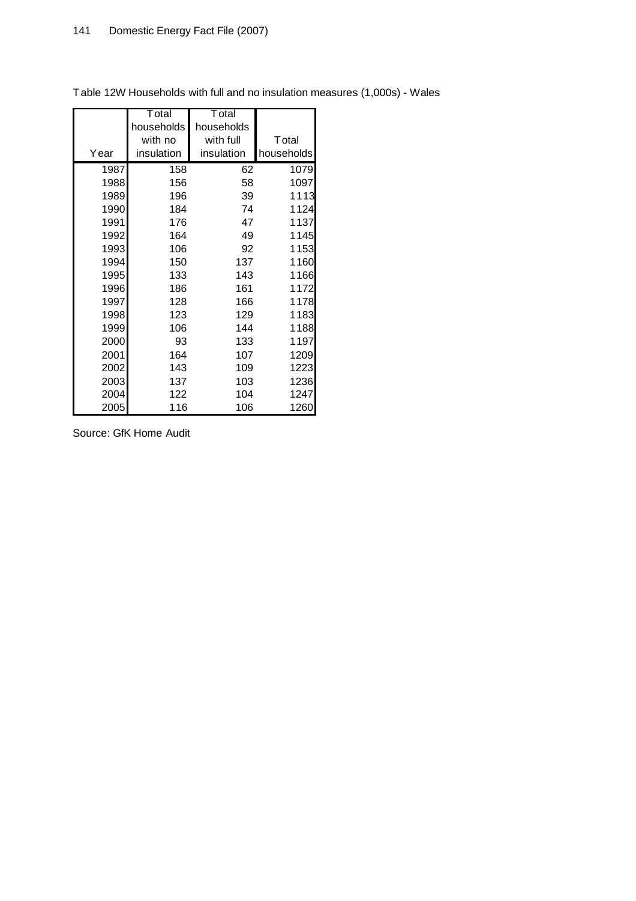Table 12W Households with full and no insulation measures (1,000s) - Wales

| Year | Total households with no insulation | Total households with full insulation | Total households |
|---|---|---|---|
| 1987 | 158 | 62 | 1079 |
| 1988 | 156 | 58 | 1097 |
| 1989 | 196 | 39 | 1113 |
| 1990 | 184 | 74 | 1124 |
| 1991 | 176 | 47 | 1137 |
| 1992 | 164 | 49 | 1145 |
| 1993 | 106 | 92 | 1153 |
| 1994 | 150 | 137 | 1160 |
| 1995 | 133 | 143 | 1166 |
| 1996 | 186 | 161 | 1172 |
| 1997 | 128 | 166 | 1178 |
| 1998 | 123 | 129 | 1183 |
| 1999 | 106 | 144 | 1188 |
| 2000 | 93 | 133 | 1197 |
| 2001 | 164 | 107 | 1209 |
| 2002 | 143 | 109 | 1223 |
| 2003 | 137 | 103 | 1236 |
| 2004 | 122 | 104 | 1247 |
| 2005 | 116 | 106 | 1260 |

Source: GfK Home Audit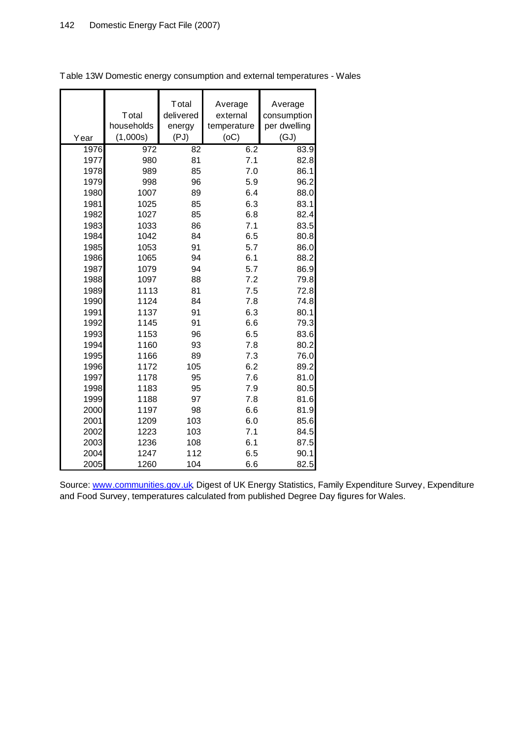Table 13W Domestic energy consumption and external temperatures - Wales

| Year | Total households (1,000s) | Total delivered energy (PJ) | Average external temperature (oC) | Average consumption per dwelling (GJ) |
|---|---|---|---|---|
| 1976 | 972 | 82 | 6.2 | 83.9 |
| 1977 | 980 | 81 | 7.1 | 82.8 |
| 1978 | 989 | 85 | 7.0 | 86.1 |
| 1979 | 998 | 96 | 5.9 | 96.2 |
| 1980 | 1007 | 89 | 6.4 | 88.0 |
| 1981 | 1025 | 85 | 6.3 | 83.1 |
| 1982 | 1027 | 85 | 6.8 | 82.4 |
| 1983 | 1033 | 86 | 7.1 | 83.5 |
| 1984 | 1042 | 84 | 6.5 | 80.8 |
| 1985 | 1053 | 91 | 5.7 | 86.0 |
| 1986 | 1065 | 94 | 6.1 | 88.2 |
| 1987 | 1079 | 94 | 5.7 | 86.9 |
| 1988 | 1097 | 88 | 7.2 | 79.8 |
| 1989 | 1113 | 81 | 7.5 | 72.8 |
| 1990 | 1124 | 84 | 7.8 | 74.8 |
| 1991 | 1137 | 91 | 6.3 | 80.1 |
| 1992 | 1145 | 91 | 6.6 | 79.3 |
| 1993 | 1153 | 96 | 6.5 | 83.6 |
| 1994 | 1160 | 93 | 7.8 | 80.2 |
| 1995 | 1166 | 89 | 7.3 | 76.0 |
| 1996 | 1172 | 105 | 6.2 | 89.2 |
| 1997 | 1178 | 95 | 7.6 | 81.0 |
| 1998 | 1183 | 95 | 7.9 | 80.5 |
| 1999 | 1188 | 97 | 7.8 | 81.6 |
| 2000 | 1197 | 98 | 6.6 | 81.9 |
| 2001 | 1209 | 103 | 6.0 | 85.6 |
| 2002 | 1223 | 103 | 7.1 | 84.5 |
| 2003 | 1236 | 108 | 6.1 | 87.5 |
| 2004 | 1247 | 112 | 6.5 | 90.1 |
| 2005 | 1260 | 104 | 6.6 | 82.5 |

Source: www.communities.gov.uk, Digest of UK Energy Statistics, Family Expenditure Survey, Expenditure and Food Survey, temperatures calculated from published Degree Day figures for Wales.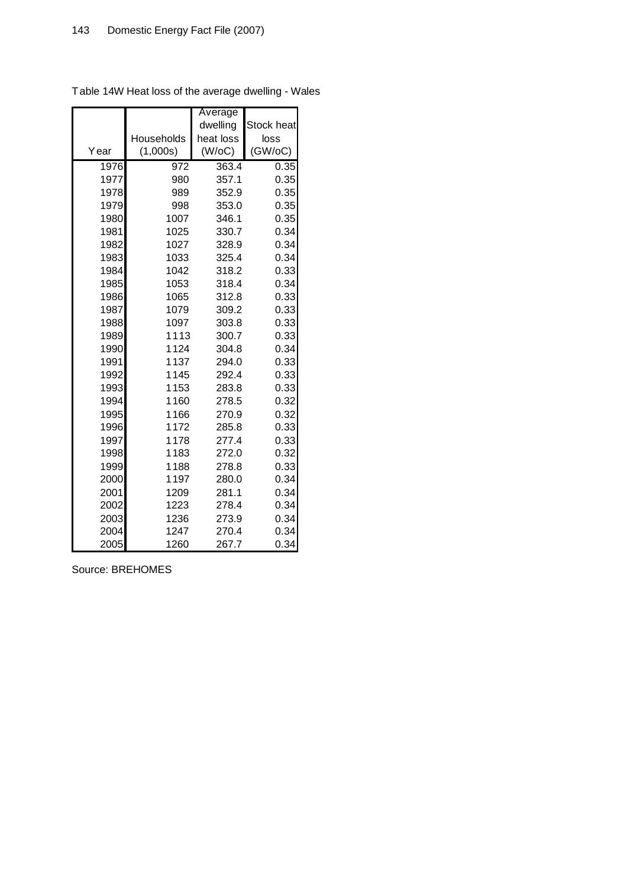Table 14W Heat loss of the average dwelling - Wales

| Year | Households (1,000s) | Average dwelling heat loss (W/oC) | Stock heat loss (GW/oC) |
|---|---|---|---|
| 1976 | 972 | 363.4 | 0.35 |
| 1977 | 980 | 357.1 | 0.35 |
| 1978 | 989 | 352.9 | 0.35 |
| 1979 | 998 | 353.0 | 0.35 |
| 1980 | 1007 | 346.1 | 0.35 |
| 1981 | 1025 | 330.7 | 0.34 |
| 1982 | 1027 | 328.9 | 0.34 |
| 1983 | 1033 | 325.4 | 0.34 |
| 1984 | 1042 | 318.2 | 0.33 |
| 1985 | 1053 | 318.4 | 0.34 |
| 1986 | 1065 | 312.8 | 0.33 |
| 1987 | 1079 | 309.2 | 0.33 |
| 1988 | 1097 | 303.8 | 0.33 |
| 1989 | 1113 | 300.7 | 0.33 |
| 1990 | 1124 | 304.8 | 0.34 |
| 1991 | 1137 | 294.0 | 0.33 |
| 1992 | 1145 | 292.4 | 0.33 |
| 1993 | 1153 | 283.8 | 0.33 |
| 1994 | 1160 | 278.5 | 0.32 |
| 1995 | 1166 | 270.9 | 0.32 |
| 1996 | 1172 | 285.8 | 0.33 |
| 1997 | 1178 | 277.4 | 0.33 |
| 1998 | 1183 | 272.0 | 0.32 |
| 1999 | 1188 | 278.8 | 0.33 |
| 2000 | 1197 | 280.0 | 0.34 |
| 2001 | 1209 | 281.1 | 0.34 |
| 2002 | 1223 | 278.4 | 0.34 |
| 2003 | 1236 | 273.9 | 0.34 |
| 2004 | 1247 | 270.4 | 0.34 |
| 2005 | 1260 | 267.7 | 0.34 |

Source: BREHOMES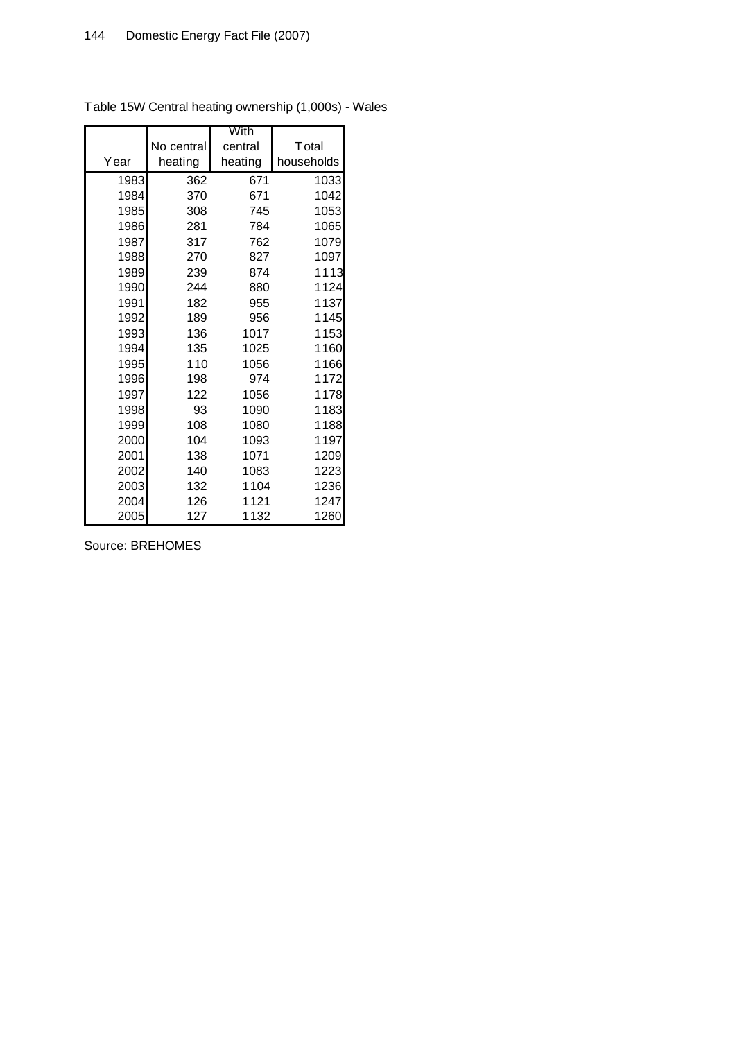Table 15W Central heating ownership (1,000s) - Wales

| Year | No central heating | With central heating | Total households |
|---|---|---|---|
| 1983 | 362 | 671 | 1033 |
| 1984 | 370 | 671 | 1042 |
| 1985 | 308 | 745 | 1053 |
| 1986 | 281 | 784 | 1065 |
| 1987 | 317 | 762 | 1079 |
| 1988 | 270 | 827 | 1097 |
| 1989 | 239 | 874 | 1113 |
| 1990 | 244 | 880 | 1124 |
| 1991 | 182 | 955 | 1137 |
| 1992 | 189 | 956 | 1145 |
| 1993 | 136 | 1017 | 1153 |
| 1994 | 135 | 1025 | 1160 |
| 1995 | 110 | 1056 | 1166 |
| 1996 | 198 | 974 | 1172 |
| 1997 | 122 | 1056 | 1178 |
| 1998 | 93 | 1090 | 1183 |
| 1999 | 108 | 1080 | 1188 |
| 2000 | 104 | 1093 | 1197 |
| 2001 | 138 | 1071 | 1209 |
| 2002 | 140 | 1083 | 1223 |
| 2003 | 132 | 1104 | 1236 |
| 2004 | 126 | 1121 | 1247 |
| 2005 | 127 | 1132 | 1260 |

Source: BREHOMES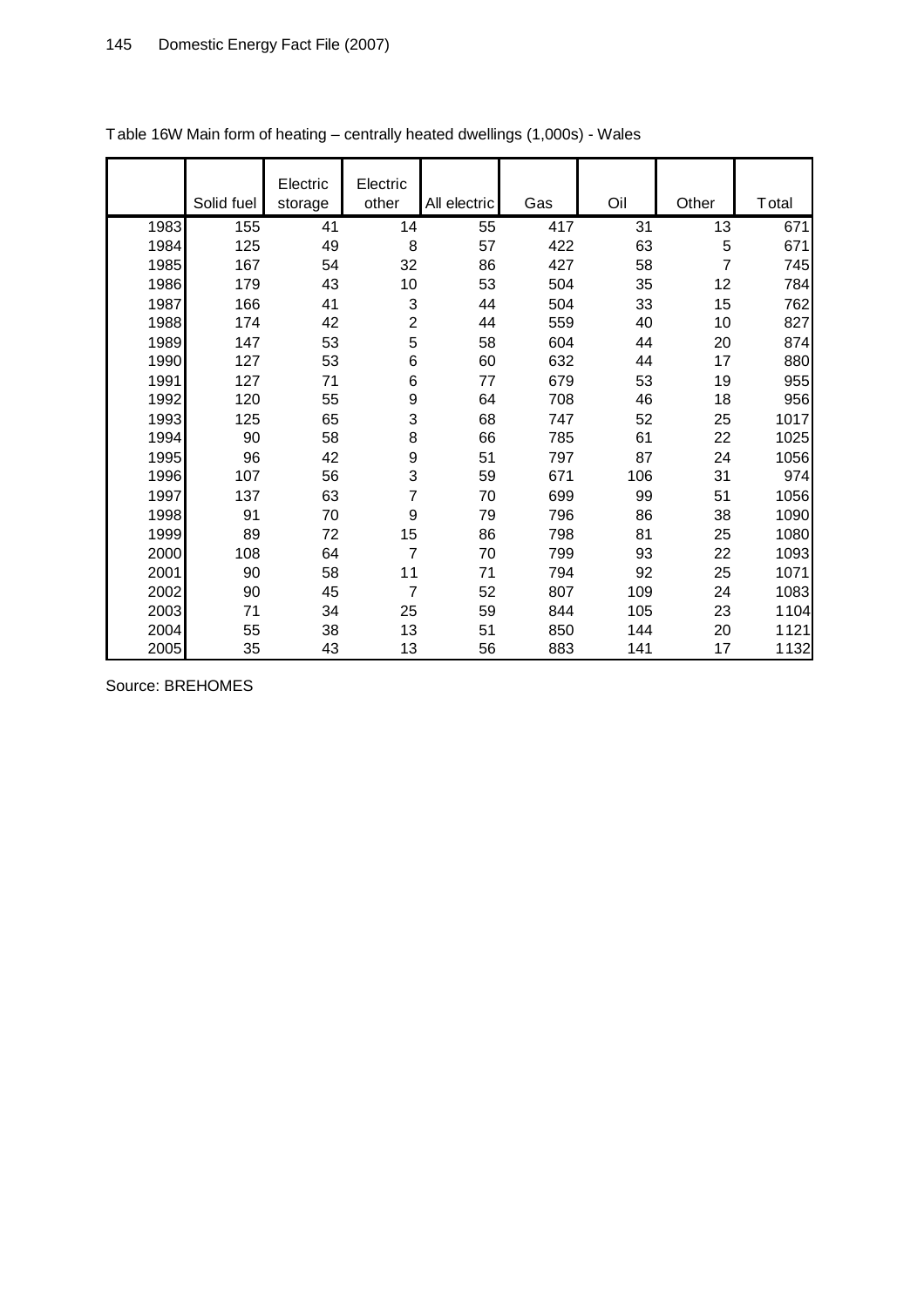Table 16W Main form of heating – centrally heated dwellings (1,000s) - Wales

| | Solid fuel | Electric storage | Electric other | All electric | Gas | Oil | Other | Total |
|---|---|---|---|---|---|---|---|---|
| 1983 | 155 | 41 | 14 | 55 | 417 | 31 | 13 | 671 |
| 1984 | 125 | 49 | 8 | 57 | 422 | 63 | 5 | 671 |
| 1985 | 167 | 54 | 32 | 86 | 427 | 58 | 7 | 745 |
| 1986 | 179 | 43 | 10 | 53 | 504 | 35 | 12 | 784 |
| 1987 | 166 | 41 | 3 | 44 | 504 | 33 | 15 | 762 |
| 1988 | 174 | 42 | 2 | 44 | 559 | 40 | 10 | 827 |
| 1989 | 147 | 53 | 5 | 58 | 604 | 44 | 20 | 874 |
| 1990 | 127 | 53 | 6 | 60 | 632 | 44 | 17 | 880 |
| 1991 | 127 | 71 | 6 | 77 | 679 | 53 | 19 | 955 |
| 1992 | 120 | 55 | 9 | 64 | 708 | 46 | 18 | 956 |
| 1993 | 125 | 65 | 3 | 68 | 747 | 52 | 25 | 1017 |
| 1994 | 90 | 58 | 8 | 66 | 785 | 61 | 22 | 1025 |
| 1995 | 96 | 42 | 9 | 51 | 797 | 87 | 24 | 1056 |
| 1996 | 107 | 56 | 3 | 59 | 671 | 106 | 31 | 974 |
| 1997 | 137 | 63 | 7 | 70 | 699 | 99 | 51 | 1056 |
| 1998 | 91 | 70 | 9 | 79 | 796 | 86 | 38 | 1090 |
| 1999 | 89 | 72 | 15 | 86 | 798 | 81 | 25 | 1080 |
| 2000 | 108 | 64 | 7 | 70 | 799 | 93 | 22 | 1093 |
| 2001 | 90 | 58 | 11 | 71 | 794 | 92 | 25 | 1071 |
| 2002 | 90 | 45 | 7 | 52 | 807 | 109 | 24 | 1083 |
| 2003 | 71 | 34 | 25 | 59 | 844 | 105 | 23 | 1104 |
| 2004 | 55 | 38 | 13 | 51 | 850 | 144 | 20 | 1121 |
| 2005 | 35 | 43 | 13 | 56 | 883 | 141 | 17 | 1132 |

Source: BREHOMES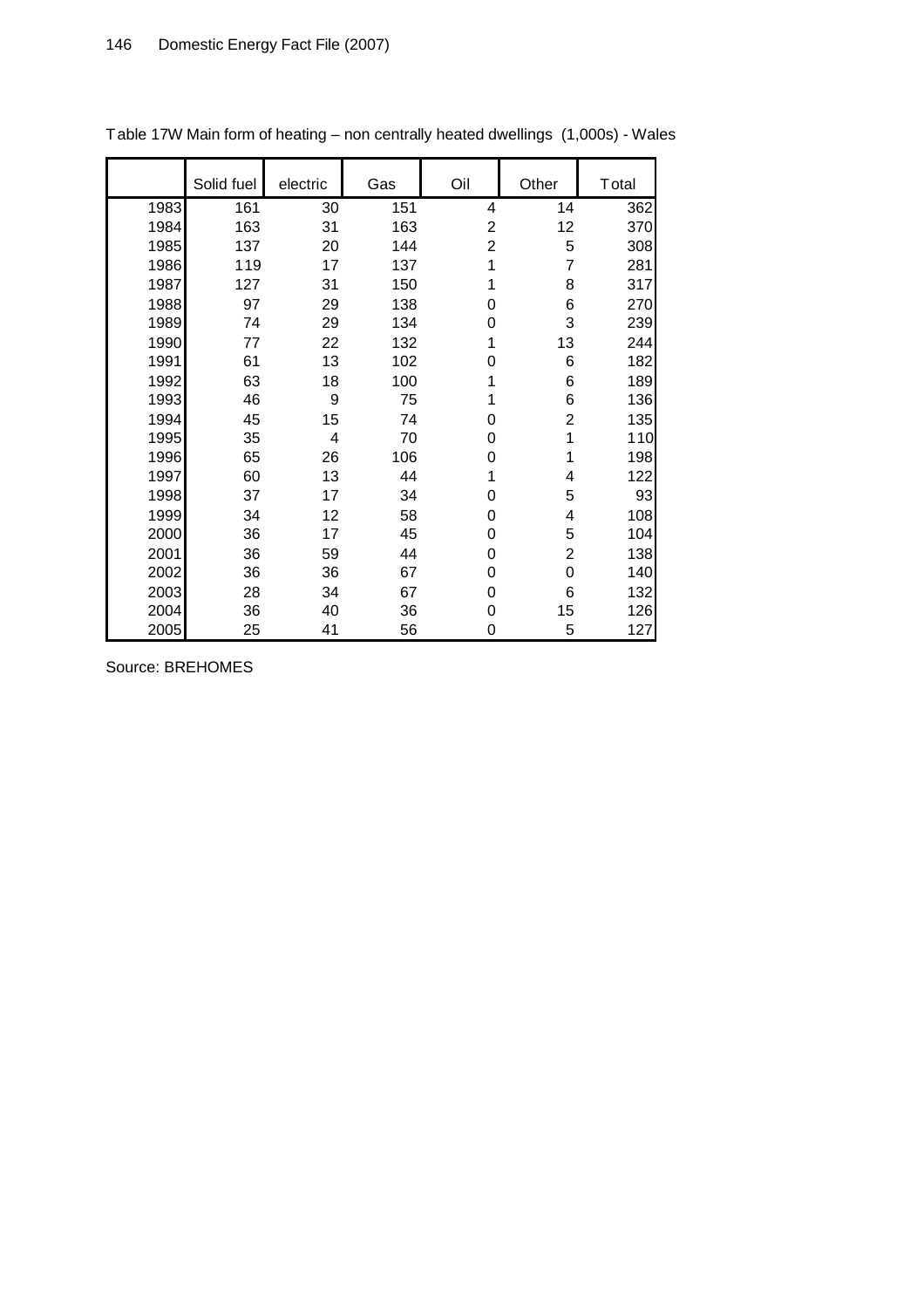Table 17W Main form of heating – non centrally heated dwellings (1,000s) - Wales

| | Solid fuel | electric | Gas | Oil | Other | Total |
|---|---|---|---|---|---|---|
| 1983 | 161 | 30 | 151 | 4 | 14 | 362 |
| 1984 | 163 | 31 | 163 | 2 | 12 | 370 |
| 1985 | 137 | 20 | 144 | 2 | 5 | 308 |
| 1986 | 119 | 17 | 137 | 1 | 7 | 281 |
| 1987 | 127 | 31 | 150 | 1 | 8 | 317 |
| 1988 | 97 | 29 | 138 | 0 | 6 | 270 |
| 1989 | 74 | 29 | 134 | 0 | 3 | 239 |
| 1990 | 77 | 22 | 132 | 1 | 13 | 244 |
| 1991 | 61 | 13 | 102 | 0 | 6 | 182 |
| 1992 | 63 | 18 | 100 | 1 | 6 | 189 |
| 1993 | 46 | 9 | 75 | 1 | 6 | 136 |
| 1994 | 45 | 15 | 74 | 0 | 2 | 135 |
| 1995 | 35 | 4 | 70 | 0 | 1 | 110 |
| 1996 | 65 | 26 | 106 | 0 | 1 | 198 |
| 1997 | 60 | 13 | 44 | 1 | 4 | 122 |
| 1998 | 37 | 17 | 34 | 0 | 5 | 93 |
| 1999 | 34 | 12 | 58 | 0 | 4 | 108 |
| 2000 | 36 | 17 | 45 | 0 | 5 | 104 |
| 2001 | 36 | 59 | 44 | 0 | 2 | 138 |
| 2002 | 36 | 36 | 67 | 0 | 0 | 140 |
| 2003 | 28 | 34 | 67 | 0 | 6 | 132 |
| 2004 | 36 | 40 | 36 | 0 | 15 | 126 |
| 2005 | 25 | 41 | 56 | 0 | 5 | 127 |

Source: BREHOMES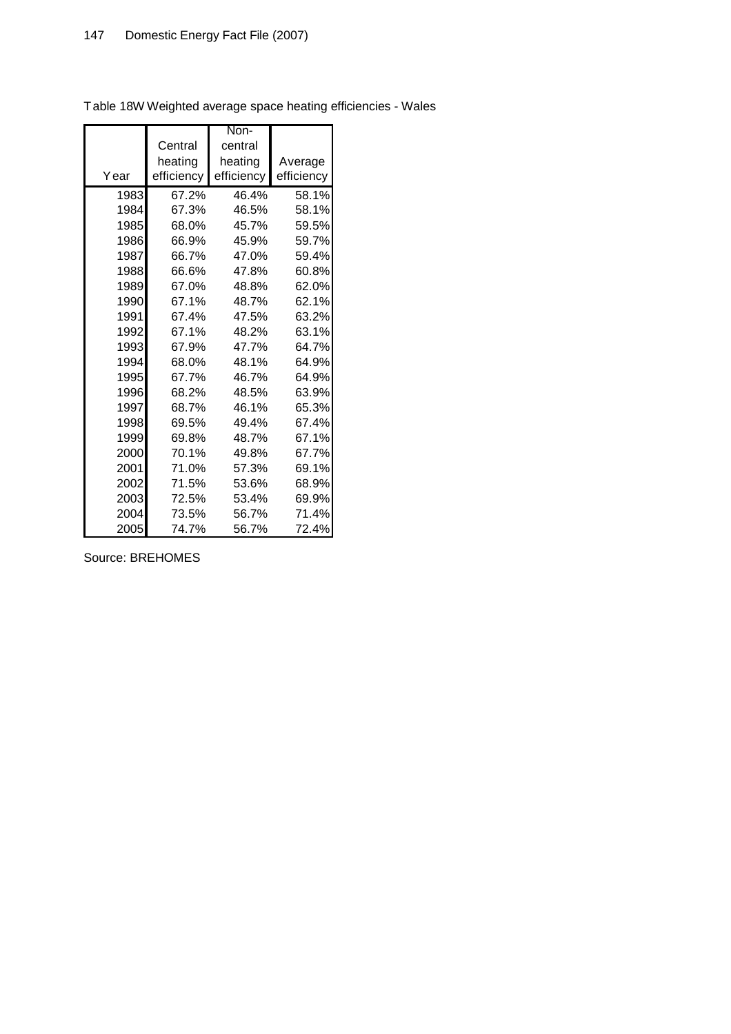Table 18W Weighted average space heating efficiencies - Wales

| Year | Central heating efficiency | Non-central heating efficiency | Average efficiency |
|---|---|---|---|
| 1983 | 67.2% | 46.4% | 58.1% |
| 1984 | 67.3% | 46.5% | 58.1% |
| 1985 | 68.0% | 45.7% | 59.5% |
| 1986 | 66.9% | 45.9% | 59.7% |
| 1987 | 66.7% | 47.0% | 59.4% |
| 1988 | 66.6% | 47.8% | 60.8% |
| 1989 | 67.0% | 48.8% | 62.0% |
| 1990 | 67.1% | 48.7% | 62.1% |
| 1991 | 67.4% | 47.5% | 63.2% |
| 1992 | 67.1% | 48.2% | 63.1% |
| 1993 | 67.9% | 47.7% | 64.7% |
| 1994 | 68.0% | 48.1% | 64.9% |
| 1995 | 67.7% | 46.7% | 64.9% |
| 1996 | 68.2% | 48.5% | 63.9% |
| 1997 | 68.7% | 46.1% | 65.3% |
| 1998 | 69.5% | 49.4% | 67.4% |
| 1999 | 69.8% | 48.7% | 67.1% |
| 2000 | 70.1% | 49.8% | 67.7% |
| 2001 | 71.0% | 57.3% | 69.1% |
| 2002 | 71.5% | 53.6% | 68.9% |
| 2003 | 72.5% | 53.4% | 69.9% |
| 2004 | 73.5% | 56.7% | 71.4% |
| 2005 | 74.7% | 56.7% | 72.4% |

Source: BREHOMES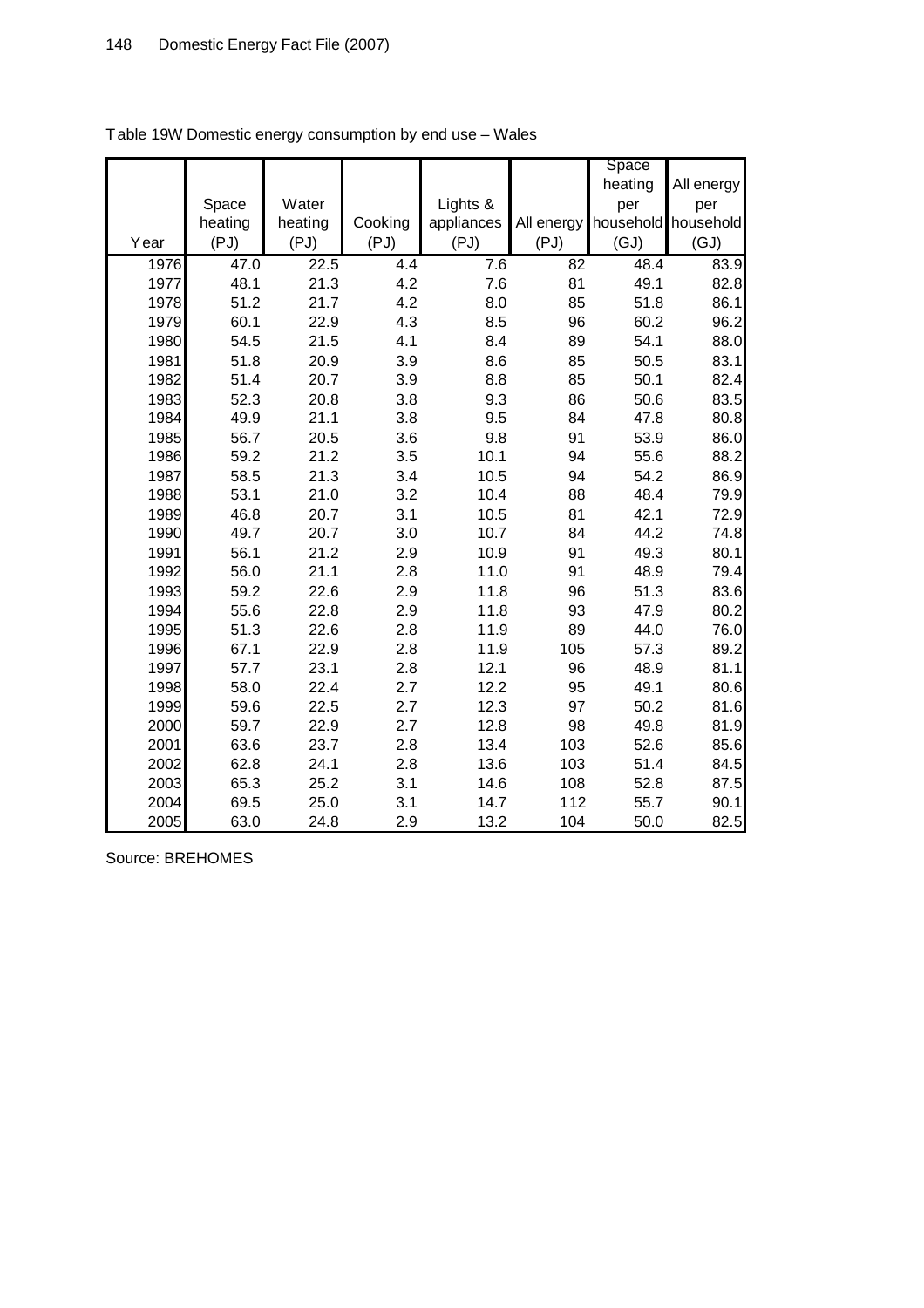Table 19W Domestic energy consumption by end use – Wales

| Year | Space heating (PJ) | Water heating (PJ) | Cooking (PJ) | Lights & appliances (PJ) | All energy (PJ) | Space heating per household (GJ) | All energy per household (GJ) |
|---|---|---|---|---|---|---|---|
| 1976 | 47.0 | 22.5 | 4.4 | 7.6 | 82 | 48.4 | 83.9 |
| 1977 | 48.1 | 21.3 | 4.2 | 7.6 | 81 | 49.1 | 82.8 |
| 1978 | 51.2 | 21.7 | 4.2 | 8.0 | 85 | 51.8 | 86.1 |
| 1979 | 60.1 | 22.9 | 4.3 | 8.5 | 96 | 60.2 | 96.2 |
| 1980 | 54.5 | 21.5 | 4.1 | 8.4 | 89 | 54.1 | 88.0 |
| 1981 | 51.8 | 20.9 | 3.9 | 8.6 | 85 | 50.5 | 83.1 |
| 1982 | 51.4 | 20.7 | 3.9 | 8.8 | 85 | 50.1 | 82.4 |
| 1983 | 52.3 | 20.8 | 3.8 | 9.3 | 86 | 50.6 | 83.5 |
| 1984 | 49.9 | 21.1 | 3.8 | 9.5 | 84 | 47.8 | 80.8 |
| 1985 | 56.7 | 20.5 | 3.6 | 9.8 | 91 | 53.9 | 86.0 |
| 1986 | 59.2 | 21.2 | 3.5 | 10.1 | 94 | 55.6 | 88.2 |
| 1987 | 58.5 | 21.3 | 3.4 | 10.5 | 94 | 54.2 | 86.9 |
| 1988 | 53.1 | 21.0 | 3.2 | 10.4 | 88 | 48.4 | 79.9 |
| 1989 | 46.8 | 20.7 | 3.1 | 10.5 | 81 | 42.1 | 72.9 |
| 1990 | 49.7 | 20.7 | 3.0 | 10.7 | 84 | 44.2 | 74.8 |
| 1991 | 56.1 | 21.2 | 2.9 | 10.9 | 91 | 49.3 | 80.1 |
| 1992 | 56.0 | 21.1 | 2.8 | 11.0 | 91 | 48.9 | 79.4 |
| 1993 | 59.2 | 22.6 | 2.9 | 11.8 | 96 | 51.3 | 83.6 |
| 1994 | 55.6 | 22.8 | 2.9 | 11.8 | 93 | 47.9 | 80.2 |
| 1995 | 51.3 | 22.6 | 2.8 | 11.9 | 89 | 44.0 | 76.0 |
| 1996 | 67.1 | 22.9 | 2.8 | 11.9 | 105 | 57.3 | 89.2 |
| 1997 | 57.7 | 23.1 | 2.8 | 12.1 | 96 | 48.9 | 81.1 |
| 1998 | 58.0 | 22.4 | 2.7 | 12.2 | 95 | 49.1 | 80.6 |
| 1999 | 59.6 | 22.5 | 2.7 | 12.3 | 97 | 50.2 | 81.6 |
| 2000 | 59.7 | 22.9 | 2.7 | 12.8 | 98 | 49.8 | 81.9 |
| 2001 | 63.6 | 23.7 | 2.8 | 13.4 | 103 | 52.6 | 85.6 |
| 2002 | 62.8 | 24.1 | 2.8 | 13.6 | 103 | 51.4 | 84.5 |
| 2003 | 65.3 | 25.2 | 3.1 | 14.6 | 108 | 52.8 | 87.5 |
| 2004 | 69.5 | 25.0 | 3.1 | 14.7 | 112 | 55.7 | 90.1 |
| 2005 | 63.0 | 24.8 | 2.9 | 13.2 | 104 | 50.0 | 82.5 |

Source: BREHOMES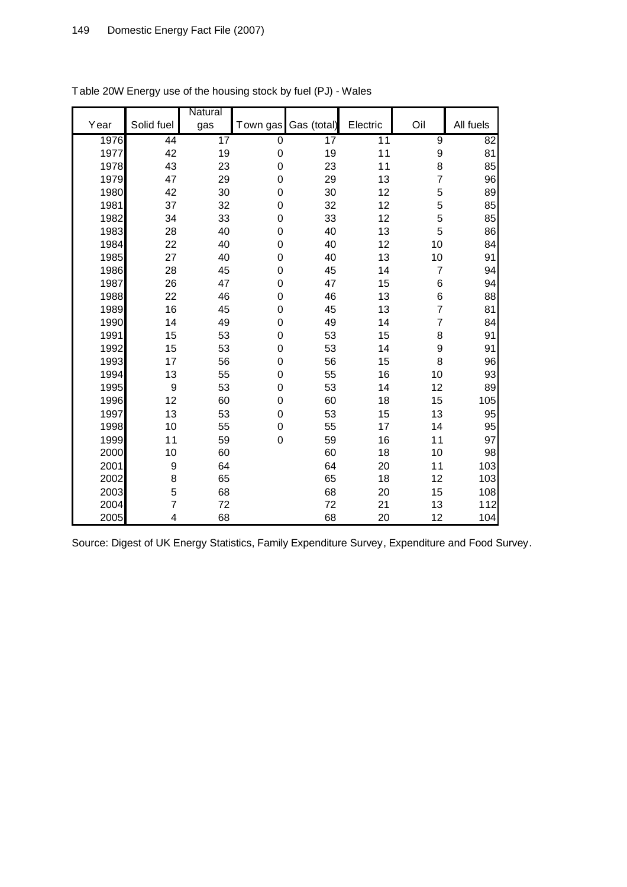Table 20W Energy use of the housing stock by fuel (PJ) - Wales

| Year | Solid fuel | Natural gas | Town gas | Gas (total) | Electric | Oil | All fuels |
|---|---|---|---|---|---|---|---|
| 1976 | 44 | 17 | 0 | 17 | 11 | 9 | 82 |
| 1977 | 42 | 19 | 0 | 19 | 11 | 9 | 81 |
| 1978 | 43 | 23 | 0 | 23 | 11 | 8 | 85 |
| 1979 | 47 | 29 | 0 | 29 | 13 | 7 | 96 |
| 1980 | 42 | 30 | 0 | 30 | 12 | 5 | 89 |
| 1981 | 37 | 32 | 0 | 32 | 12 | 5 | 85 |
| 1982 | 34 | 33 | 0 | 33 | 12 | 5 | 85 |
| 1983 | 28 | 40 | 0 | 40 | 13 | 5 | 86 |
| 1984 | 22 | 40 | 0 | 40 | 12 | 10 | 84 |
| 1985 | 27 | 40 | 0 | 40 | 13 | 10 | 91 |
| 1986 | 28 | 45 | 0 | 45 | 14 | 7 | 94 |
| 1987 | 26 | 47 | 0 | 47 | 15 | 6 | 94 |
| 1988 | 22 | 46 | 0 | 46 | 13 | 6 | 88 |
| 1989 | 16 | 45 | 0 | 45 | 13 | 7 | 81 |
| 1990 | 14 | 49 | 0 | 49 | 14 | 7 | 84 |
| 1991 | 15 | 53 | 0 | 53 | 15 | 8 | 91 |
| 1992 | 15 | 53 | 0 | 53 | 14 | 9 | 91 |
| 1993 | 17 | 56 | 0 | 56 | 15 | 8 | 96 |
| 1994 | 13 | 55 | 0 | 55 | 16 | 10 | 93 |
| 1995 | 9 | 53 | 0 | 53 | 14 | 12 | 89 |
| 1996 | 12 | 60 | 0 | 60 | 18 | 15 | 105 |
| 1997 | 13 | 53 | 0 | 53 | 15 | 13 | 95 |
| 1998 | 10 | 55 | 0 | 55 | 17 | 14 | 95 |
| 1999 | 11 | 59 | 0 | 59 | 16 | 11 | 97 |
| 2000 | 10 | 60 | | 60 | 18 | 10 | 98 |
| 2001 | 9 | 64 | | 64 | 20 | 11 | 103 |
| 2002 | 8 | 65 | | 65 | 18 | 12 | 103 |
| 2003 | 5 | 68 | | 68 | 20 | 15 | 108 |
| 2004 | 7 | 72 | | 72 | 21 | 13 | 112 |
| 2005 | 4 | 68 | | 68 | 20 | 12 | 104 |

Source: Digest of UK Energy Statistics, Family Expenditure Survey, Expenditure and Food Survey.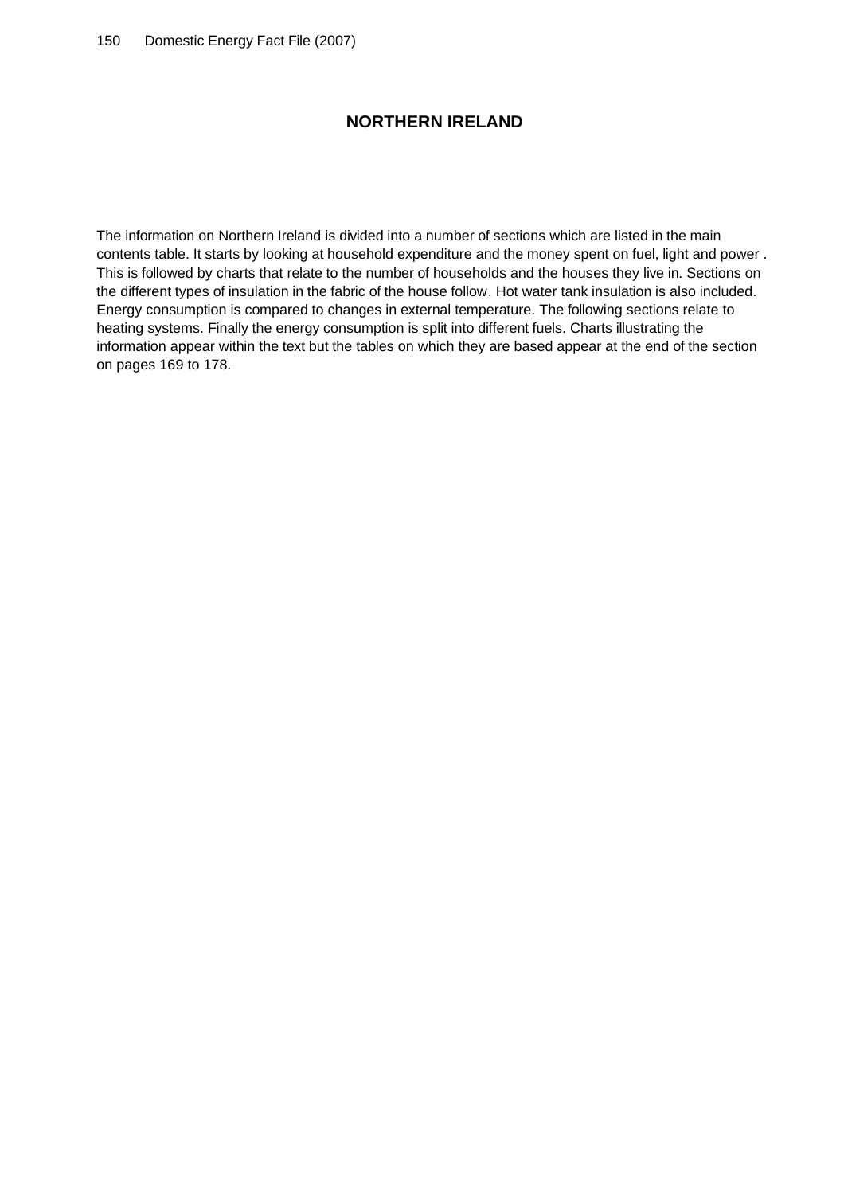# NORTHERN IRELAND

The information on Northern Ireland is divided into a number of sections which are listed in the main contents table. It starts by looking at household expenditure and the money spent on fuel, light and power . This is followed by charts that relate to the number of households and the houses they live in. Sections on the different types of insulation in the fabric of the house follow. Hot water tank insulation is also included. Energy consumption is compared to changes in external temperature. The following sections relate to heating systems. Finally the energy consumption is split into different fuels. Charts illustrating the information appear within the text but the tables on which they are based appear at the end of the section on pages 169 to 178.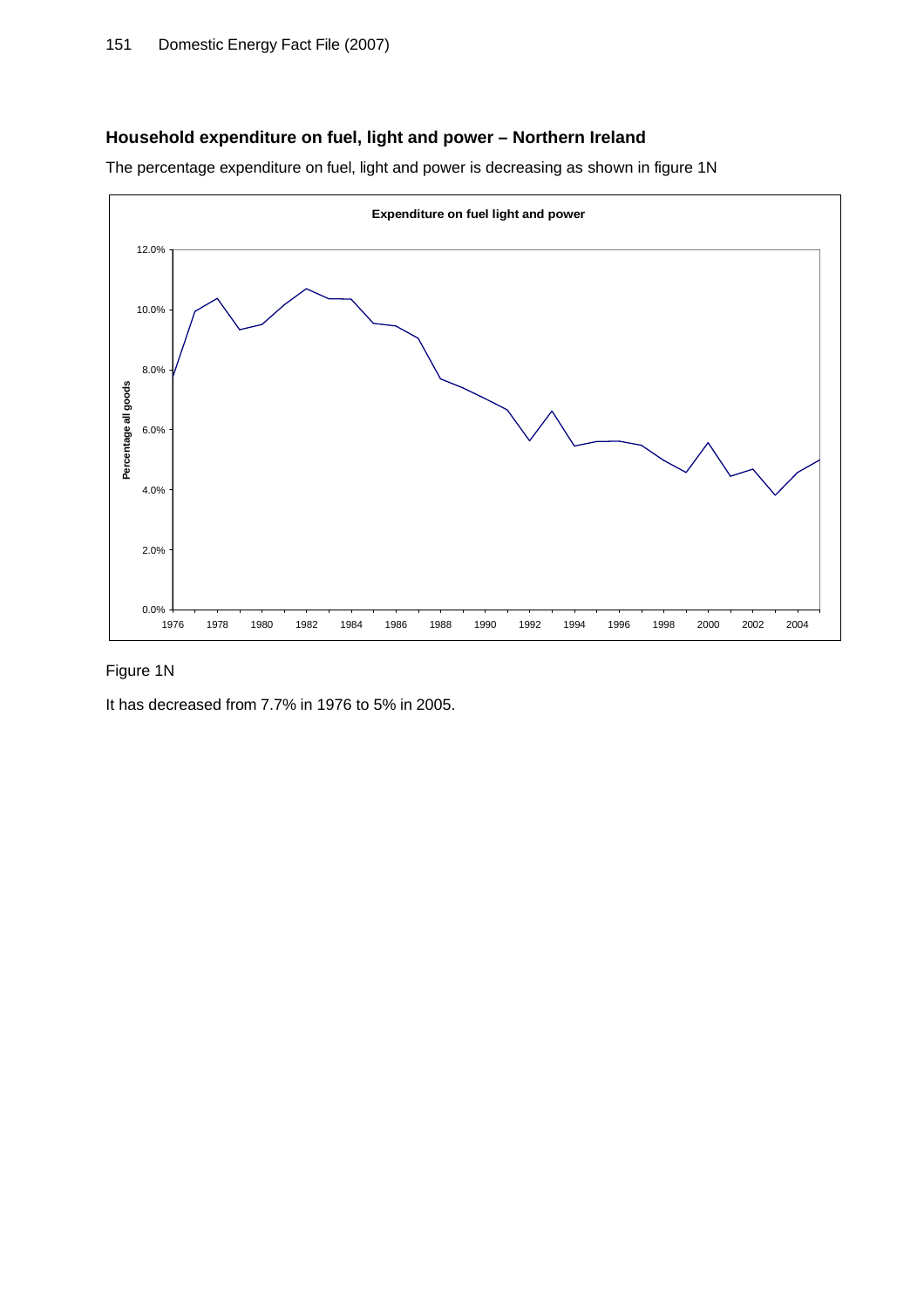## Household expenditure on fuel, light and power – Northern Ireland

The percentage expenditure on fuel, light and power is decreasing as shown in figure 1N

Figure 1N

It has decreased from 7.7% in 1976 to 5% in 2005.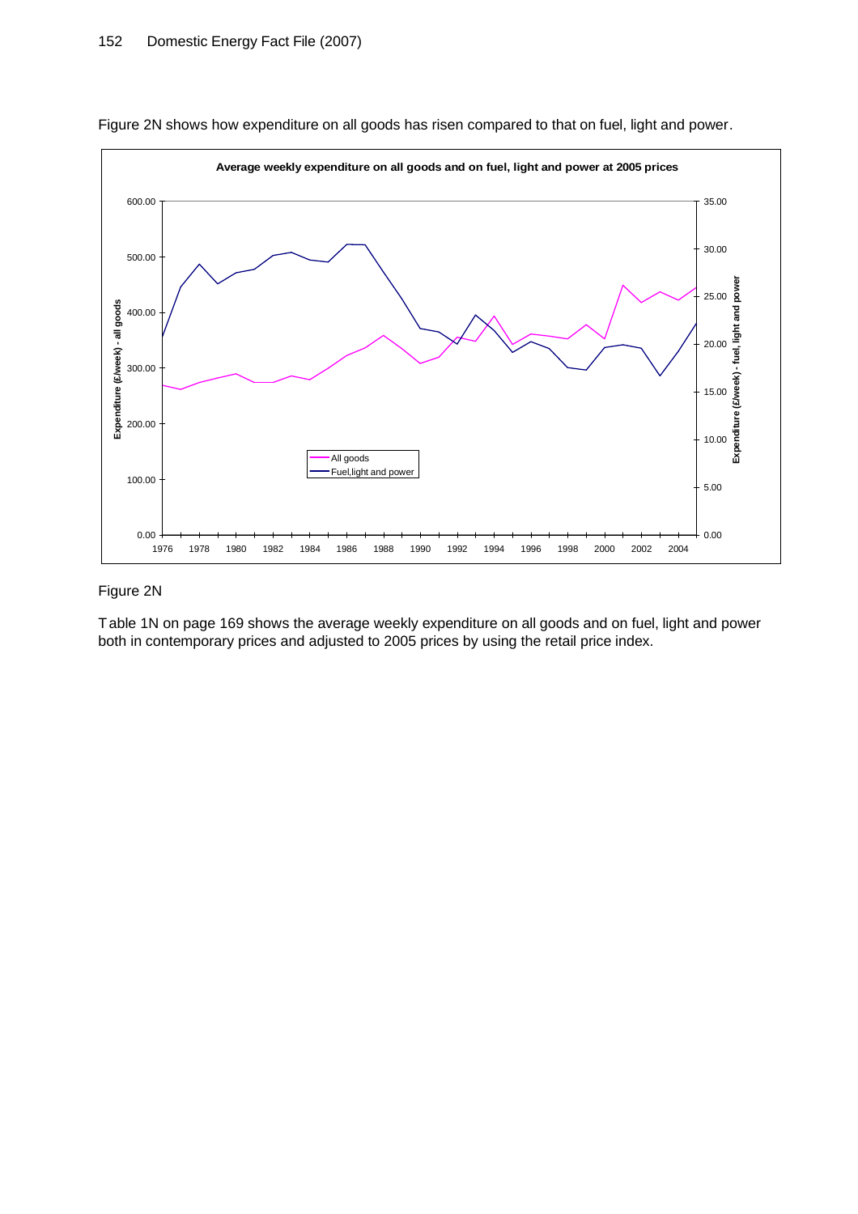Figure 2N shows how expenditure on all goods has risen compared to that on fuel, light and power.

**Average weekly expenditure on all goods and on fuel, light and power at 2005 prices**

Figure 2N

Table 1N on page 169 shows the average weekly expenditure on all goods and on fuel, light and power both in contemporary prices and adjusted to 2005 prices by using the retail price index.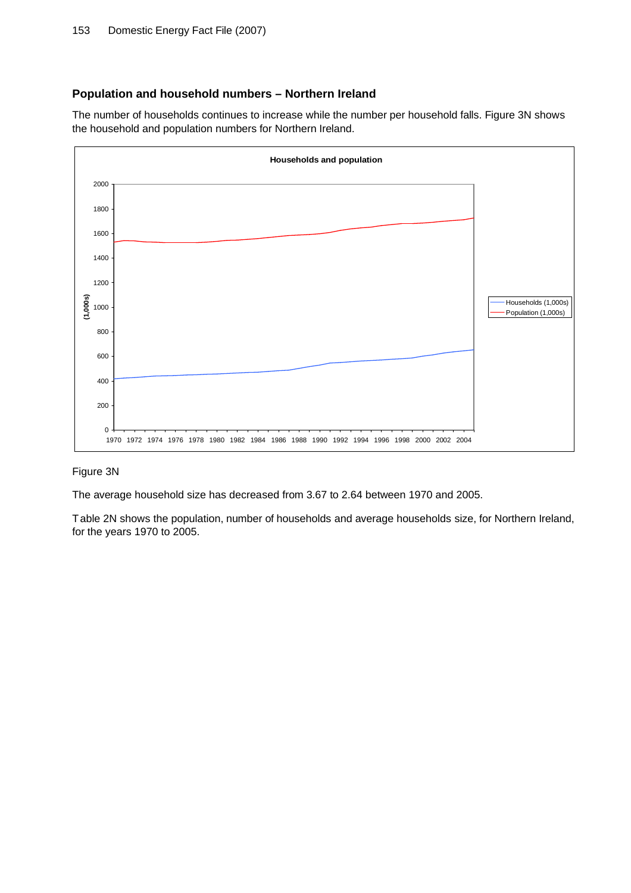## Population and household numbers – Northern Ireland

The number of households continues to increase while the number per household falls. Figure 3N shows the household and population numbers for Northern Ireland.

Figure 3N

The average household size has decreased from 3.67 to 2.64 between 1970 and 2005.

Table 2N shows the population, number of households and average households size, for Northern Ireland, for the years 1970 to 2005.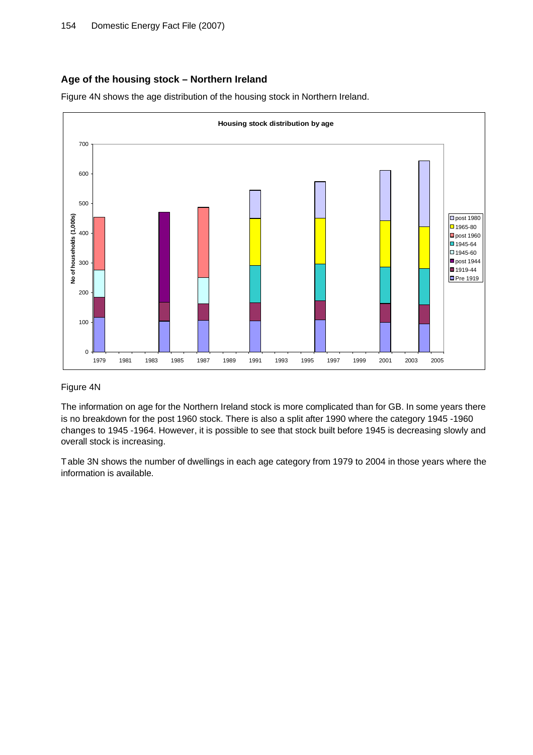## Age of the housing stock – Northern Ireland

Figure 4N shows the age distribution of the housing stock in Northern Ireland.

Figure 4N

The information on age for the Northern Ireland stock is more complicated than for GB. In some years there is no breakdown for the post 1960 stock. There is also a split after 1990 where the category 1945 -1960 changes to 1945 -1964. However, it is possible to see that stock built before 1945 is decreasing slowly and overall stock is increasing.

Table 3N shows the number of dwellings in each age category from 1979 to 2004 in those years where the information is available.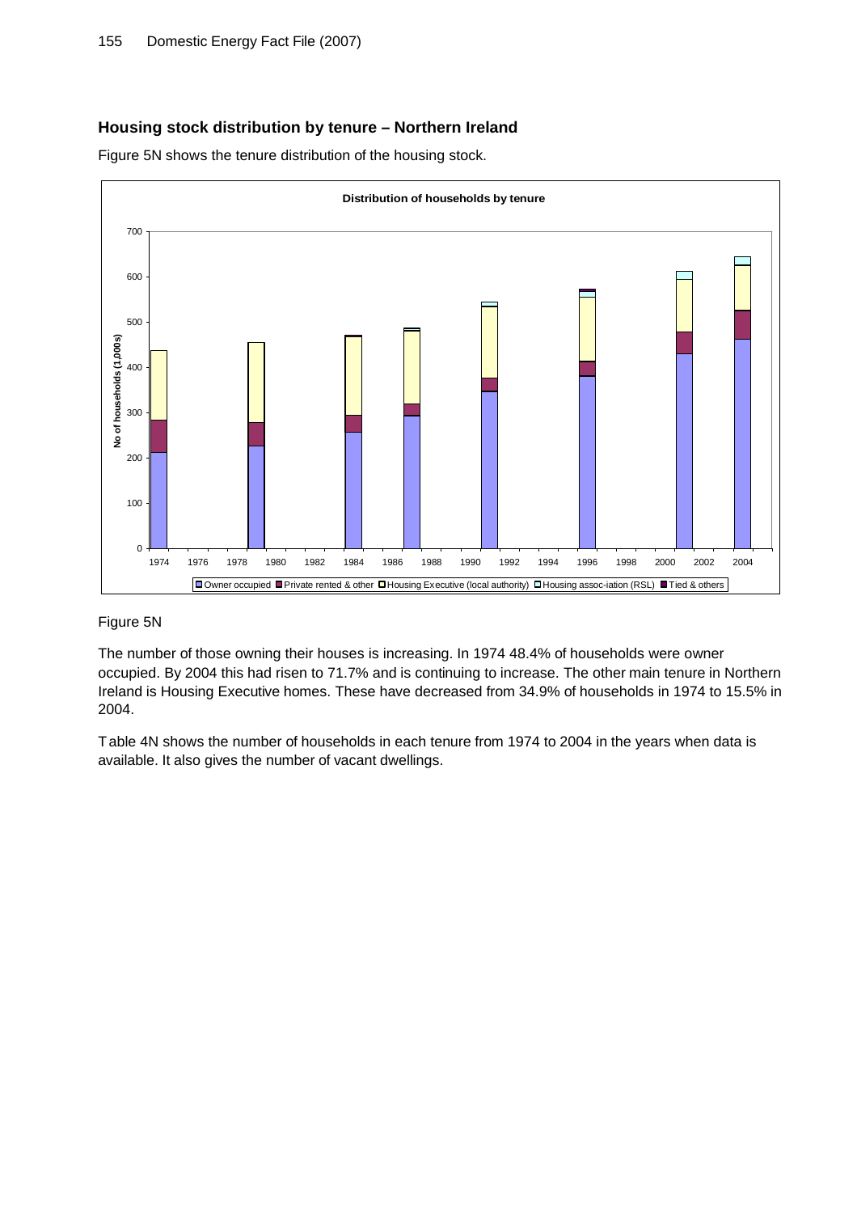## Housing stock distribution by tenure – Northern Ireland

Figure 5N shows the tenure distribution of the housing stock.

Figure 5N

The number of those owning their houses is increasing. In 1974 48.4% of households were owner occupied. By 2004 this had risen to 71.7% and is continuing to increase. The other main tenure in Northern Ireland is Housing Executive homes. These have decreased from 34.9% of households in 1974 to 15.5% in 2004.

Table 4N shows the number of households in each tenure from 1974 to 2004 in the years when data is available. It also gives the number of vacant dwellings.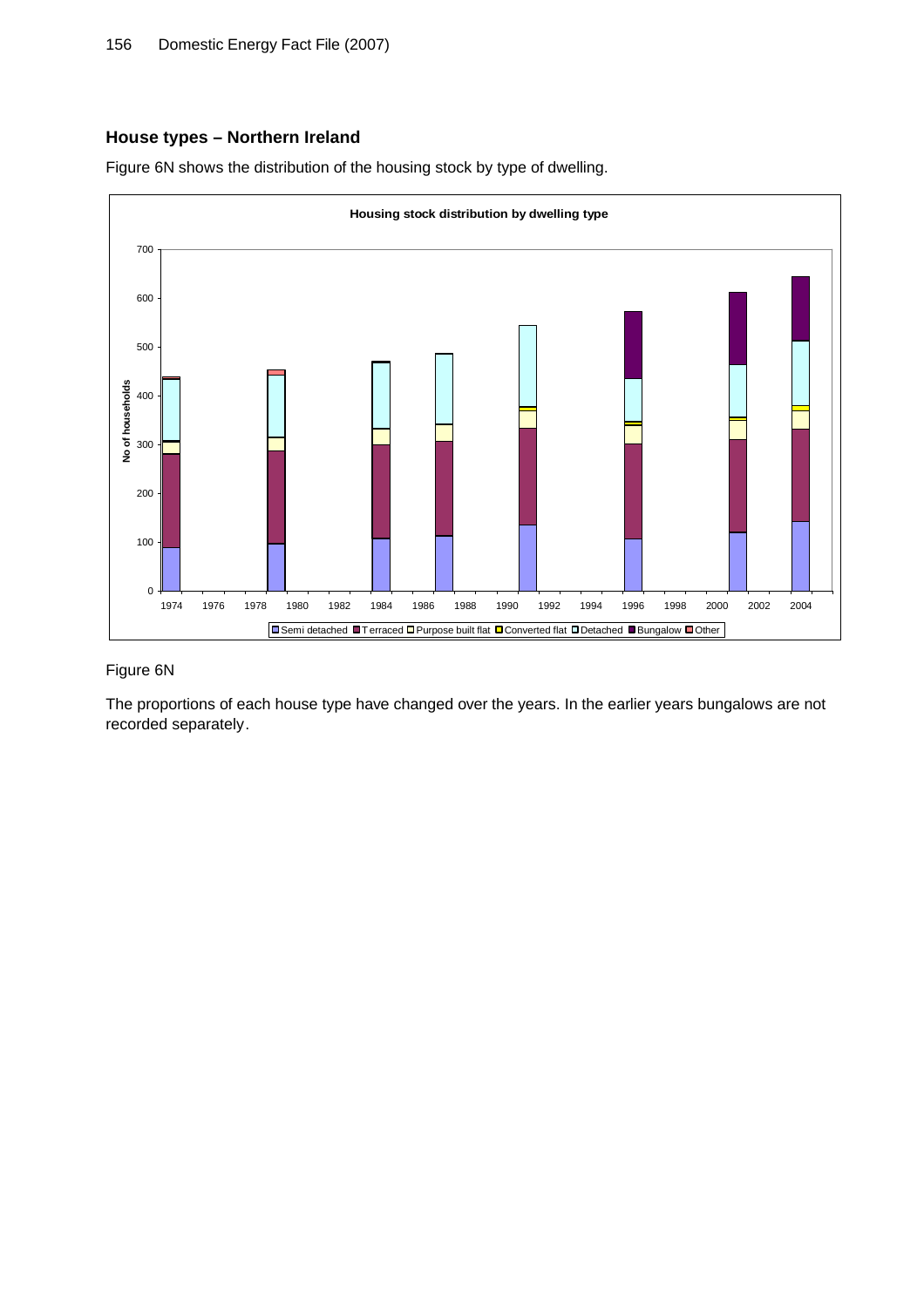## House types – Northern Ireland

Figure 6N shows the distribution of the housing stock by type of dwelling.

Figure 6N

The proportions of each house type have changed over the years. In the earlier years bungalows are not recorded separately.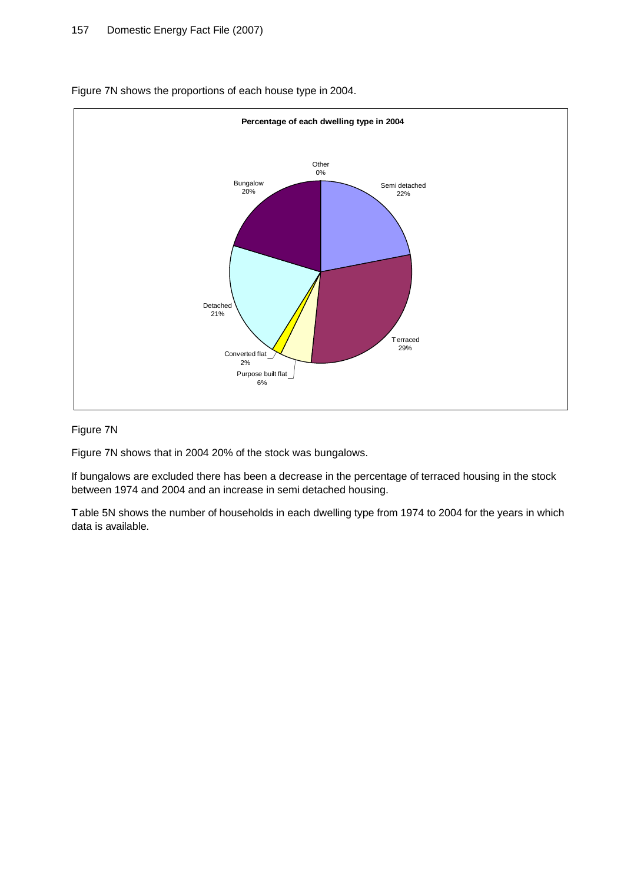Figure 7N shows the proportions of each house type in 2004.

**Percentage of each dwelling type in 2004**

| Dwelling type | Percentage |
| --- | --- |
| Semi detached | 22% |
| Terraced | 29% |
| Purpose built flat | 6% |
| Converted flat | 2% |
| Detached | 21% |
| Bungalow | 20% |
| Other | 0% |

Figure 7N

Figure 7N shows that in 2004 20% of the stock was bungalows.

If bungalows are excluded there has been a decrease in the percentage of terraced housing in the stock between 1974 and 2004 and an increase in semi detached housing.

Table 5N shows the number of households in each dwelling type from 1974 to 2004 for the years in which data is available.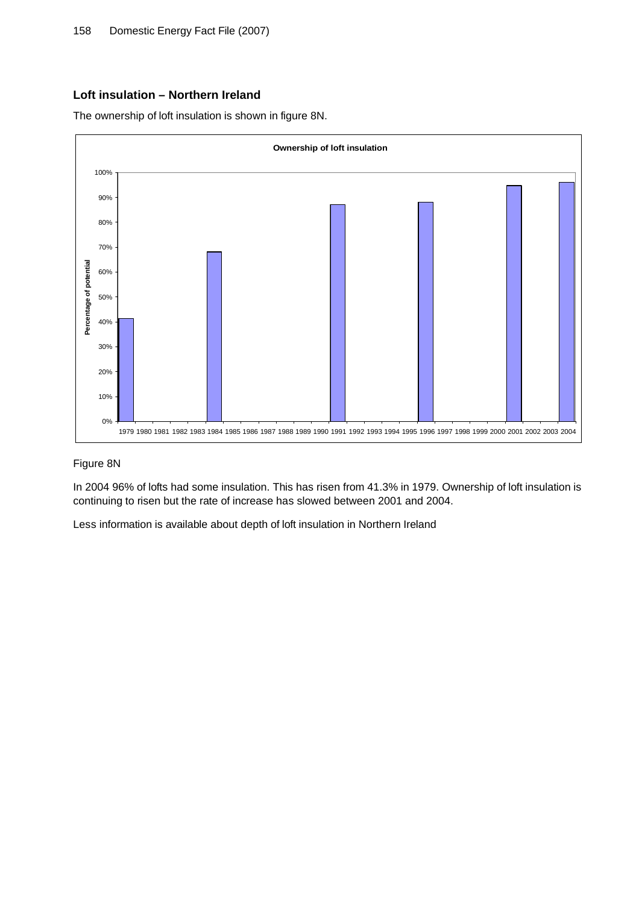## Loft insulation – Northern Ireland

The ownership of loft insulation is shown in figure 8N.

Figure 8N

In 2004 96% of lofts had some insulation. This has risen from 41.3% in 1979. Ownership of loft insulation is continuing to risen but the rate of increase has slowed between 2001 and 2004.

Less information is available about depth of loft insulation in Northern Ireland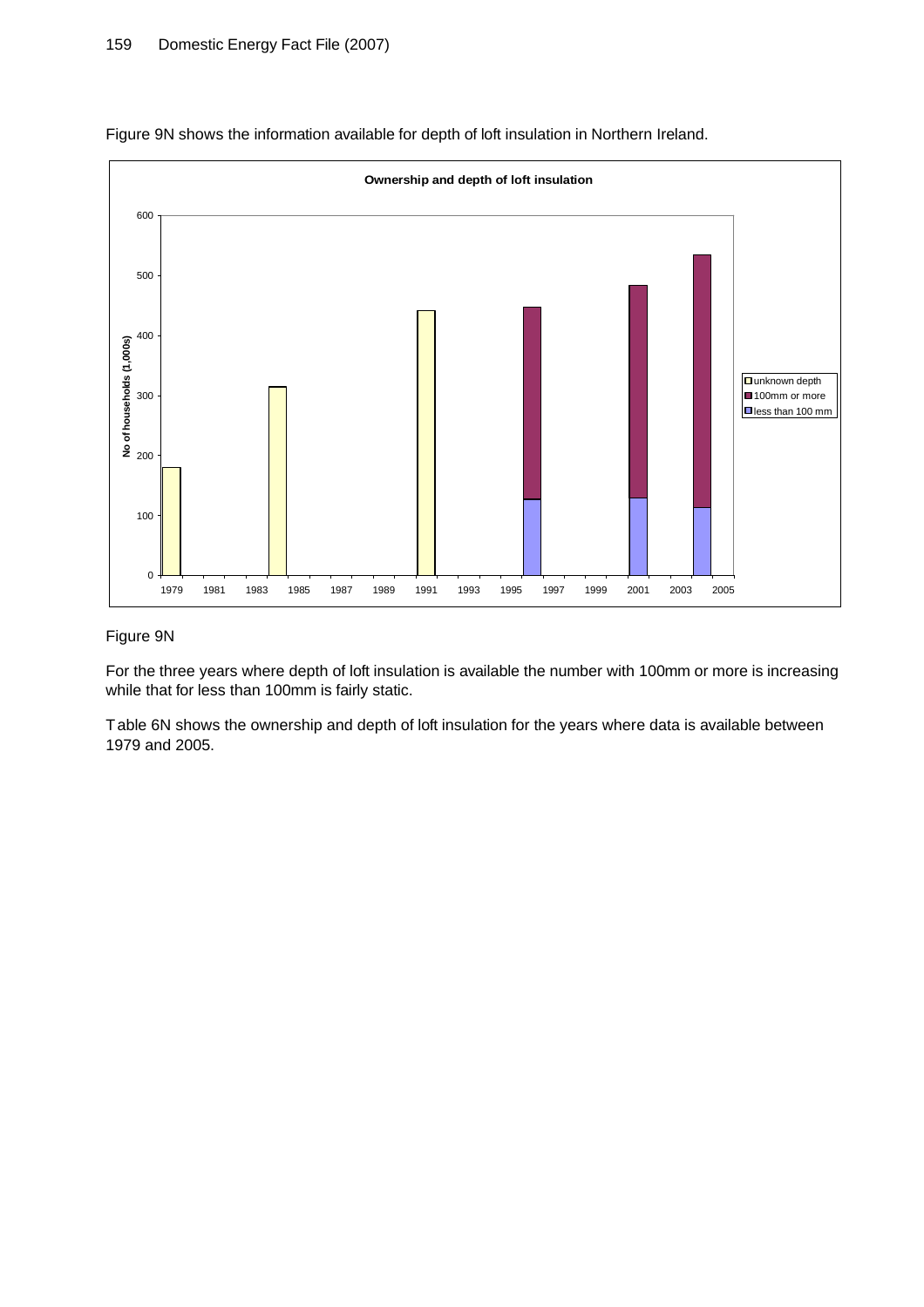Figure 9N shows the information available for depth of loft insulation in Northern Ireland.

Figure 9N

For the three years where depth of loft insulation is available the number with 100mm or more is increasing while that for less than 100mm is fairly static.

Table 6N shows the ownership and depth of loft insulation for the years where data is available between 1979 and 2005.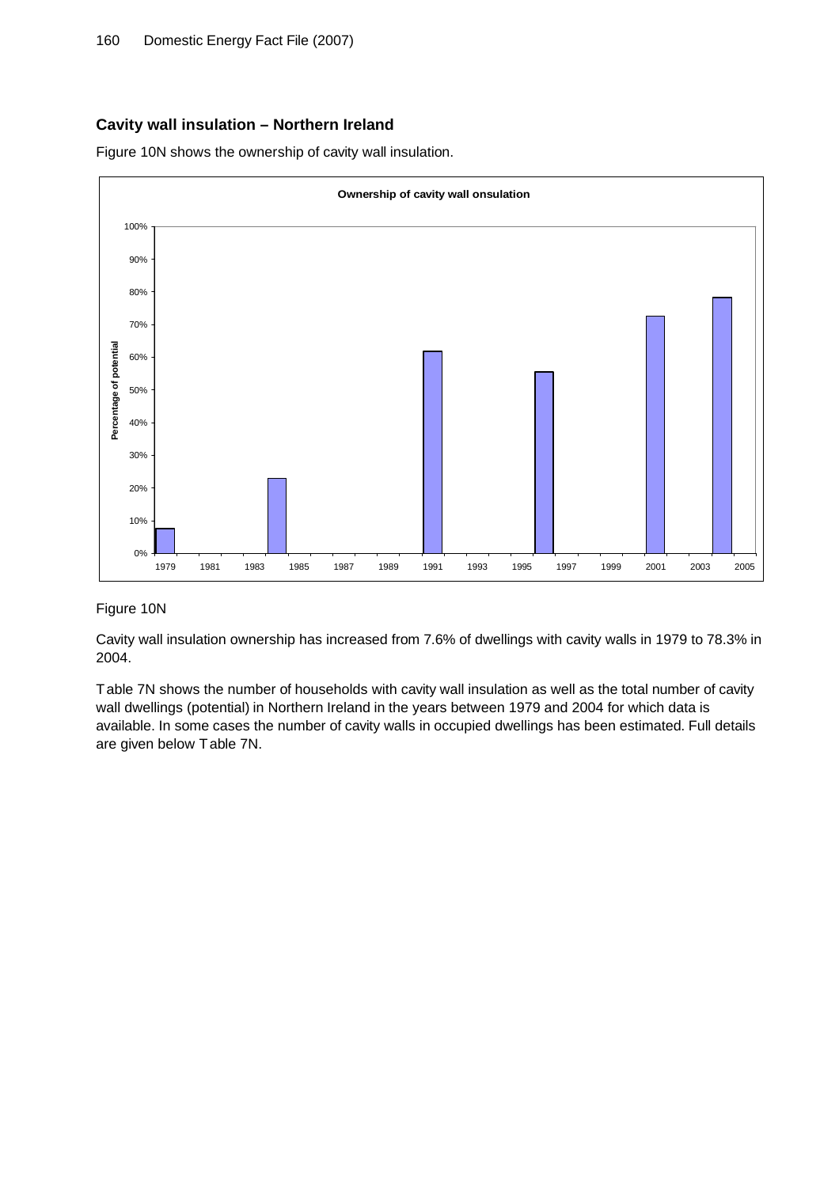## Cavity wall insulation – Northern Ireland

Figure 10N shows the ownership of cavity wall insulation.

Figure 10N

Cavity wall insulation ownership has increased from 7.6% of dwellings with cavity walls in 1979 to 78.3% in 2004.

Table 7N shows the number of households with cavity wall insulation as well as the total number of cavity wall dwellings (potential) in Northern Ireland in the years between 1979 and 2004 for which data is available. In some cases the number of cavity walls in occupied dwellings has been estimated. Full details are given below Table 7N.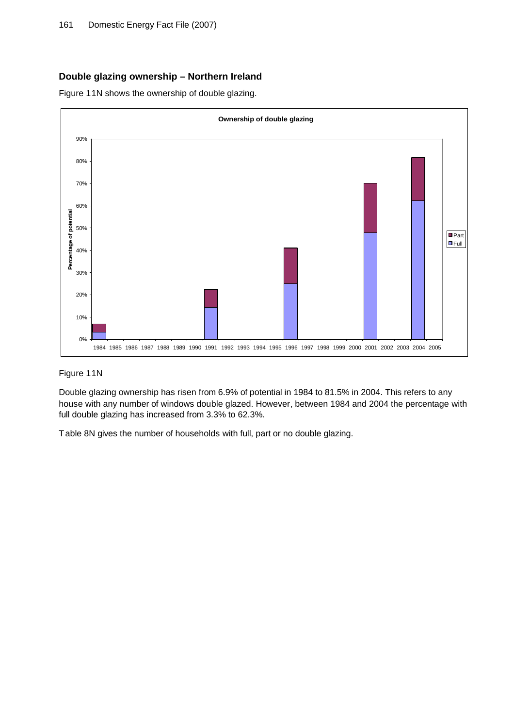## Double glazing ownership – Northern Ireland

Figure 11N shows the ownership of double glazing.

Figure 11N

Double glazing ownership has risen from 6.9% of potential in 1984 to 81.5% in 2004. This refers to any house with any number of windows double glazed. However, between 1984 and 2004 the percentage with full double glazing has increased from 3.3% to 62.3%.

Table 8N gives the number of households with full, part or no double glazing.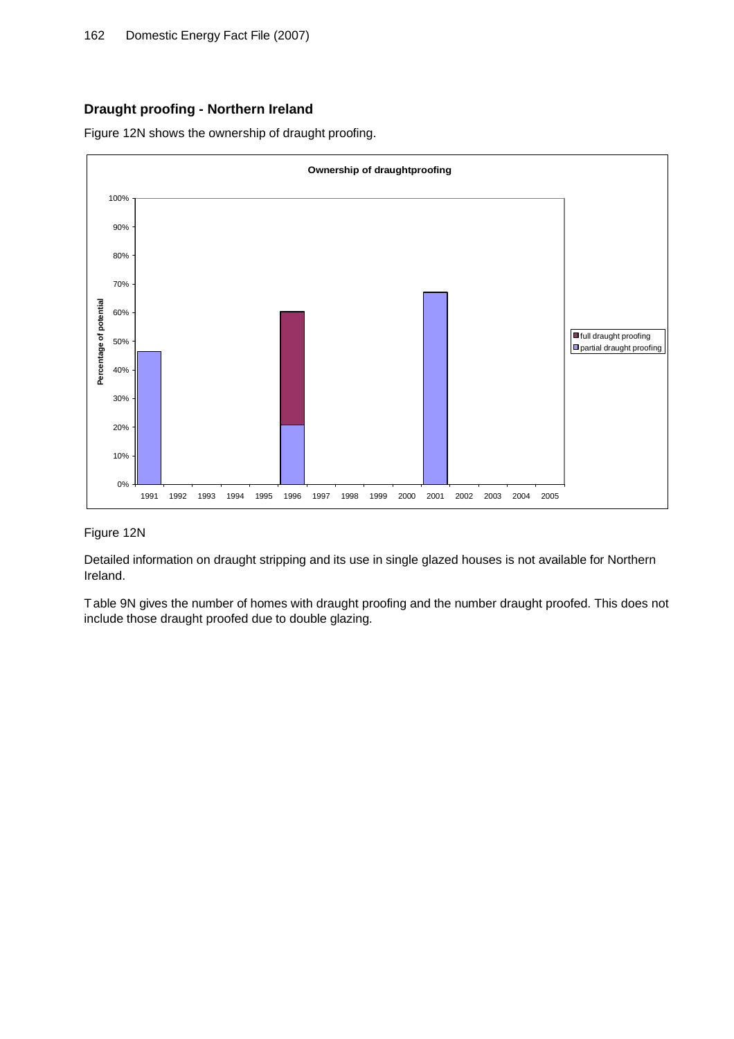## Draught proofing - Northern Ireland

Figure 12N shows the ownership of draught proofing.

Figure 12N

Detailed information on draught stripping and its use in single glazed houses is not available for Northern Ireland.

Table 9N gives the number of homes with draught proofing and the number draught proofed. This does not include those draught proofed due to double glazing.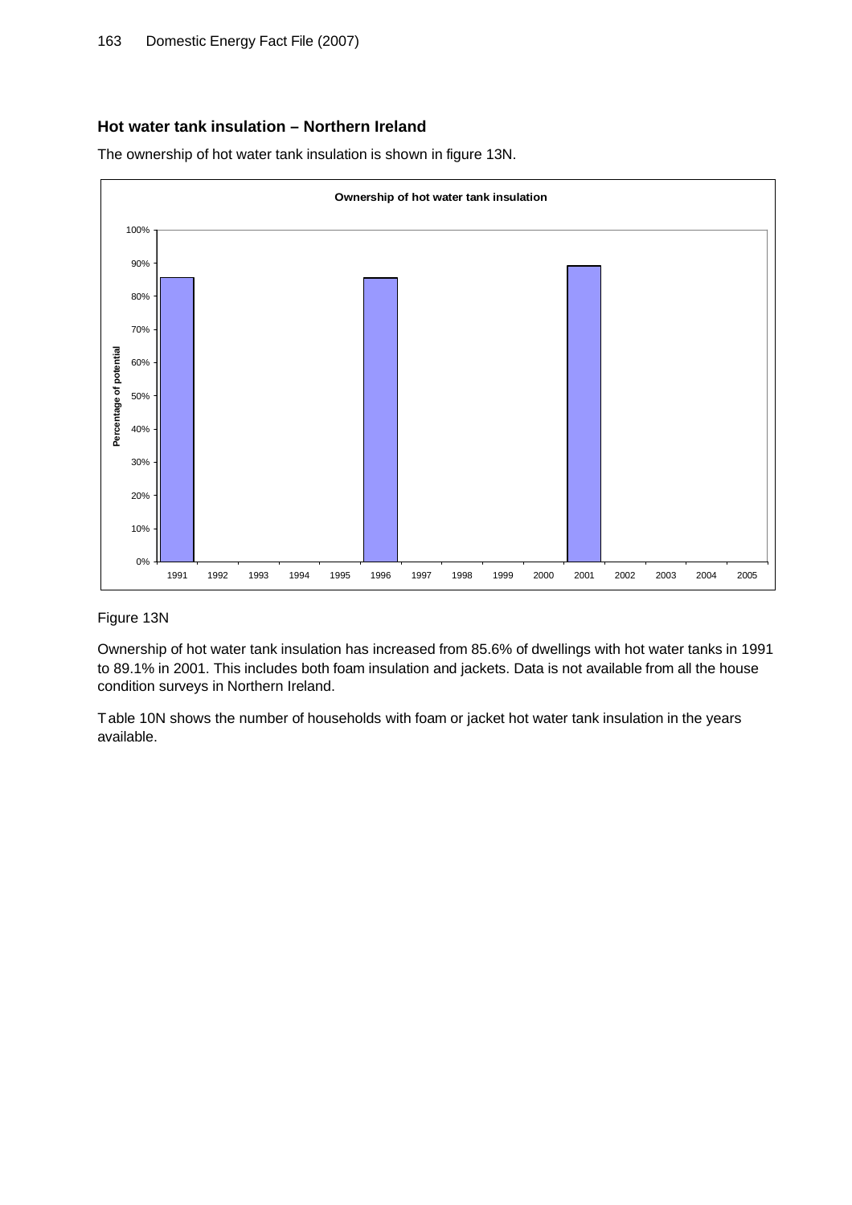## Hot water tank insulation – Northern Ireland

The ownership of hot water tank insulation is shown in figure 13N.

Figure 13N

Ownership of hot water tank insulation has increased from 85.6% of dwellings with hot water tanks in 1991 to 89.1% in 2001. This includes both foam insulation and jackets. Data is not available from all the house condition surveys in Northern Ireland.

Table 10N shows the number of households with foam or jacket hot water tank insulation in the years available.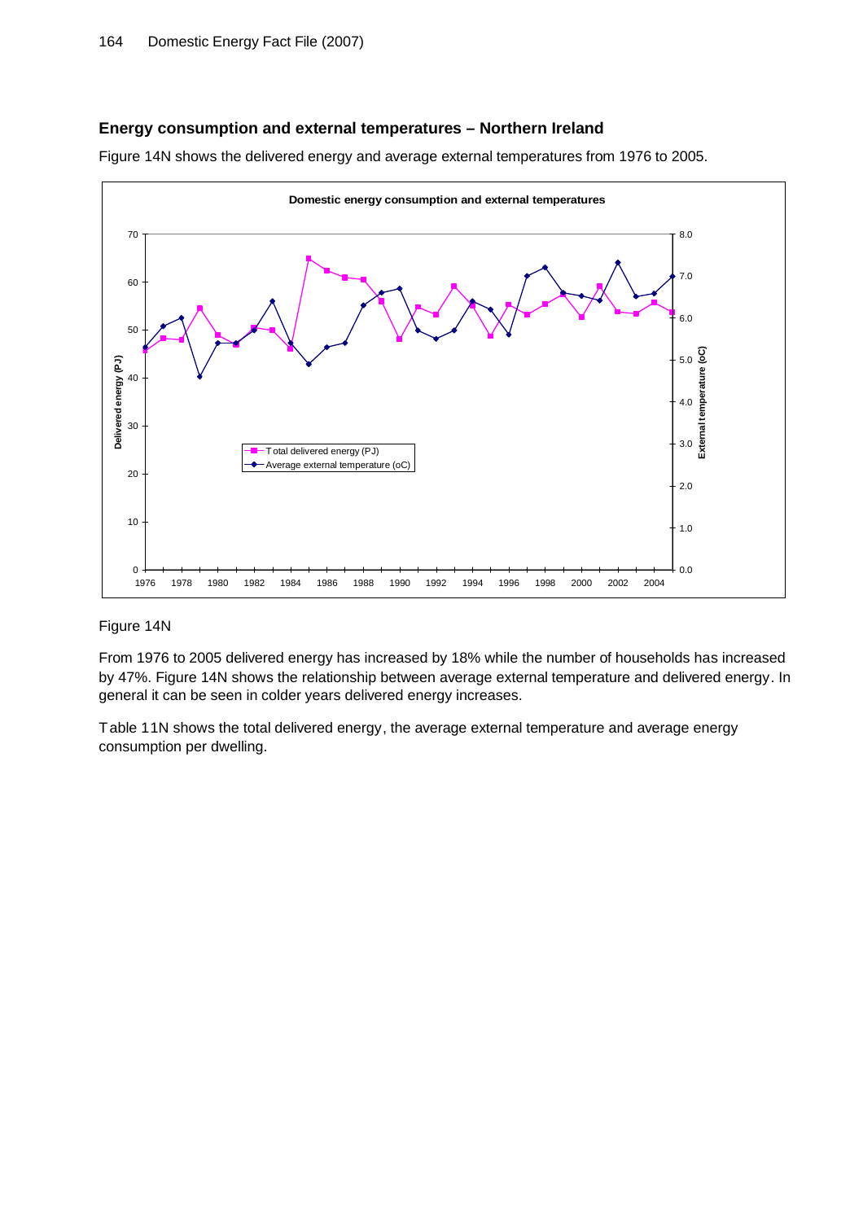## Energy consumption and external temperatures – Northern Ireland

Figure 14N shows the delivered energy and average external temperatures from 1976 to 2005.

Figure 14N

From 1976 to 2005 delivered energy has increased by 18% while the number of households has increased by 47%. Figure 14N shows the relationship between average external temperature and delivered energy. In general it can be seen in colder years delivered energy increases.

Table 11N shows the total delivered energy, the average external temperature and average energy consumption per dwelling.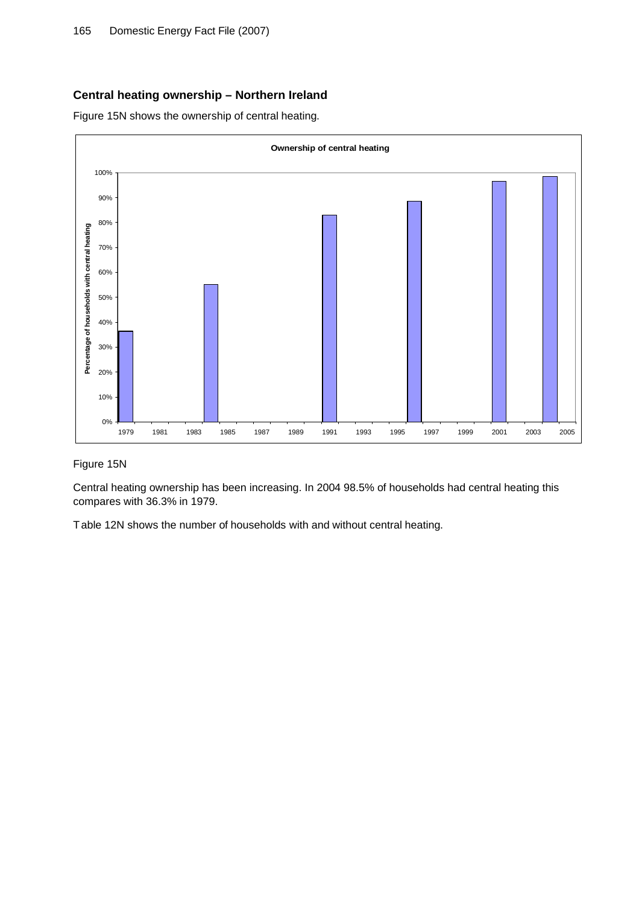## Central heating ownership – Northern Ireland

Figure 15N shows the ownership of central heating.

Figure 15N

Central heating ownership has been increasing. In 2004 98.5% of households had central heating this compares with 36.3% in 1979.

Table 12N shows the number of households with and without central heating.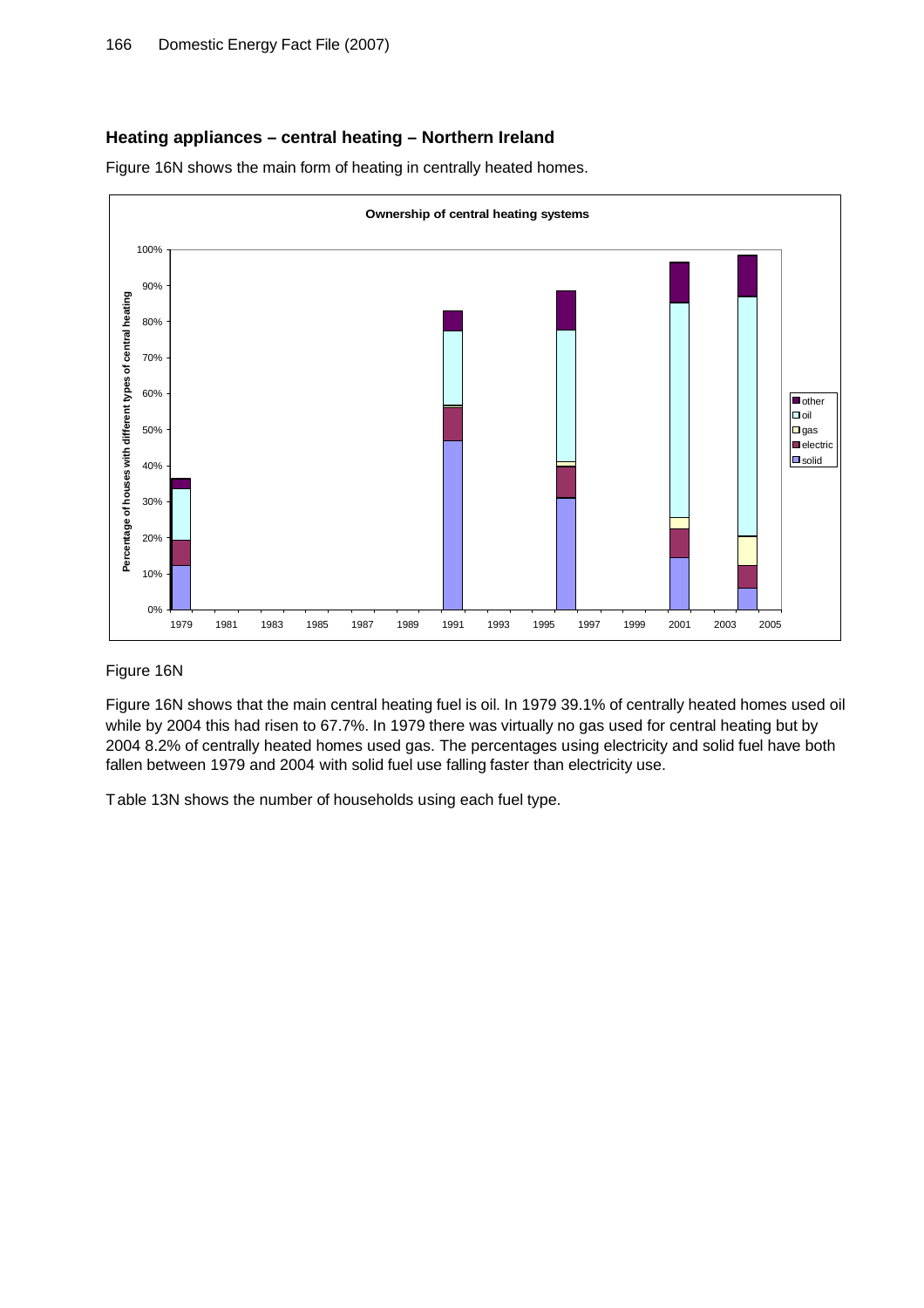### Heating appliances – central heating – Northern Ireland

Figure 16N shows the main form of heating in centrally heated homes.

Figure 16N

Figure 16N shows that the main central heating fuel is oil. In 1979 39.1% of centrally heated homes used oil while by 2004 this had risen to 67.7%. In 1979 there was virtually no gas used for central heating but by 2004 8.2% of centrally heated homes used gas. The percentages using electricity and solid fuel have both fallen between 1979 and 2004 with solid fuel use falling faster than electricity use.

Table 13N shows the number of households using each fuel type.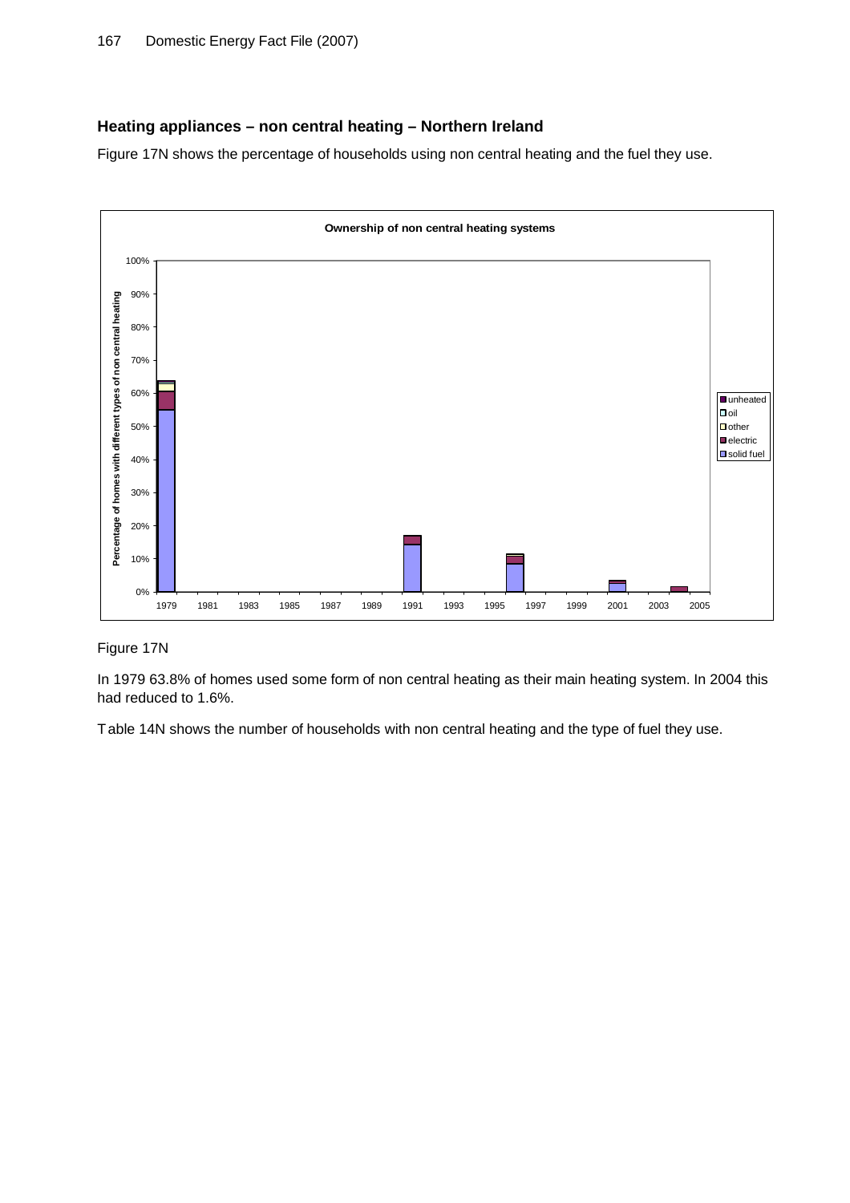## Heating appliances – non central heating – Northern Ireland

Figure 17N shows the percentage of households using non central heating and the fuel they use.

Figure 17N

In 1979 63.8% of homes used some form of non central heating as their main heating system. In 2004 this had reduced to 1.6%.

Table 14N shows the number of households with non central heating and the type of fuel they use.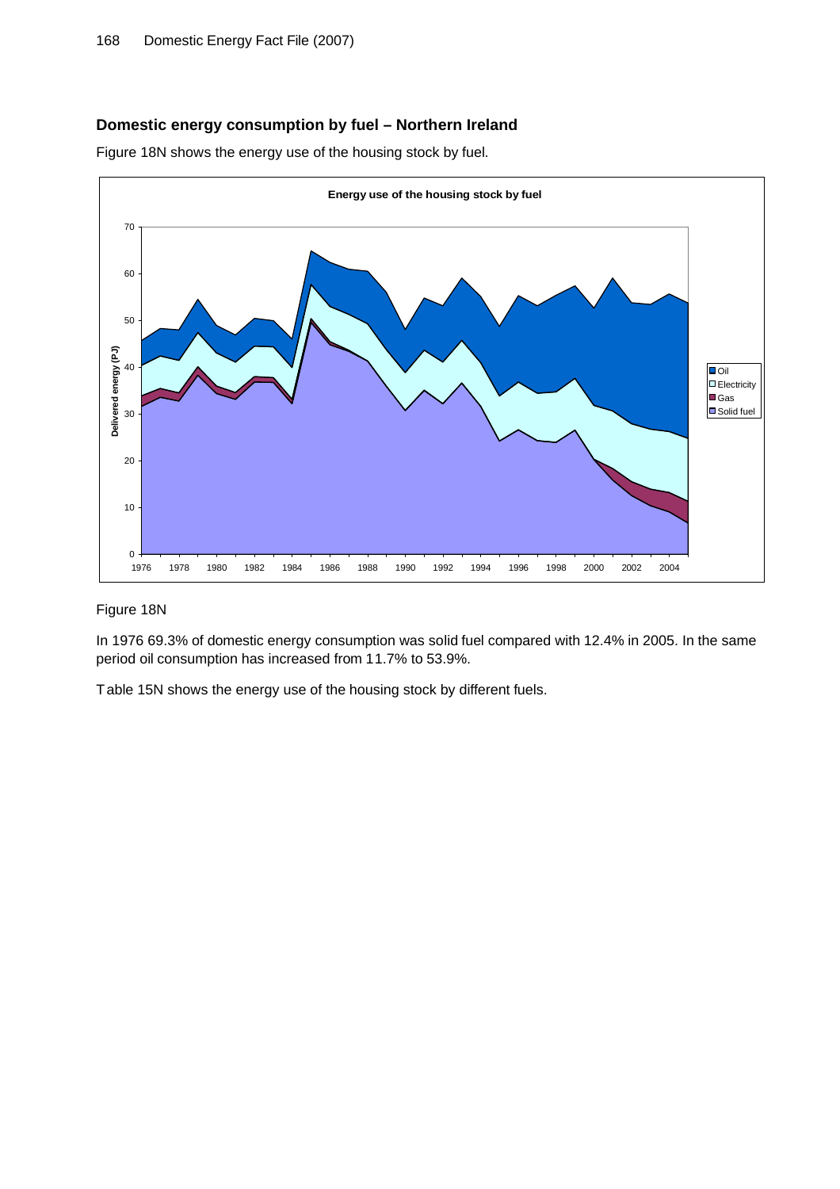## Domestic energy consumption by fuel – Northern Ireland

Figure 18N shows the energy use of the housing stock by fuel.

Figure 18N

In 1976 69.3% of domestic energy consumption was solid fuel compared with 12.4% in 2005. In the same period oil consumption has increased from 11.7% to 53.9%.

Table 15N shows the energy use of the housing stock by different fuels.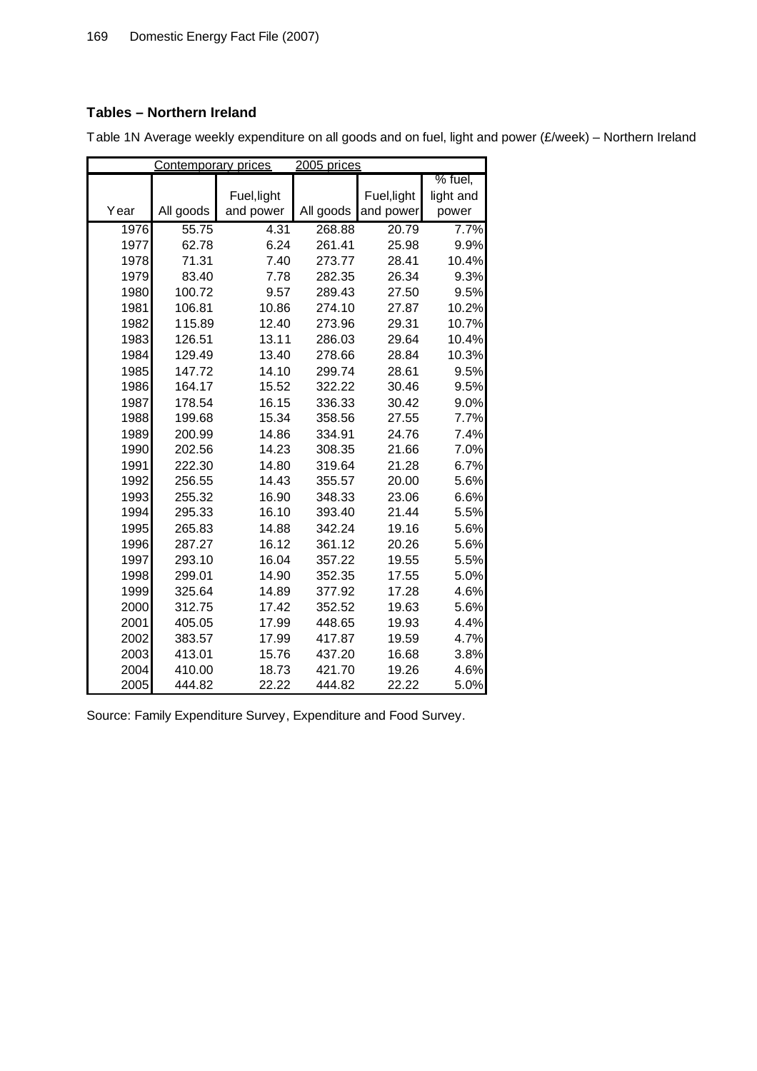## Tables – Northern Ireland

Table 1N Average weekly expenditure on all goods and on fuel, light and power (£/week) – Northern Ireland

| | Contemporary prices | | 2005 prices | | |
|---|---|---|---|---|---|
| Year | All goods | Fuel,light and power | All goods | Fuel,light and power | % fuel, light and power |
| 1976 | 55.75 | 4.31 | 268.88 | 20.79 | 7.7% |
| 1977 | 62.78 | 6.24 | 261.41 | 25.98 | 9.9% |
| 1978 | 71.31 | 7.40 | 273.77 | 28.41 | 10.4% |
| 1979 | 83.40 | 7.78 | 282.35 | 26.34 | 9.3% |
| 1980 | 100.72 | 9.57 | 289.43 | 27.50 | 9.5% |
| 1981 | 106.81 | 10.86 | 274.10 | 27.87 | 10.2% |
| 1982 | 115.89 | 12.40 | 273.96 | 29.31 | 10.7% |
| 1983 | 126.51 | 13.11 | 286.03 | 29.64 | 10.4% |
| 1984 | 129.49 | 13.40 | 278.66 | 28.84 | 10.3% |
| 1985 | 147.72 | 14.10 | 299.74 | 28.61 | 9.5% |
| 1986 | 164.17 | 15.52 | 322.22 | 30.46 | 9.5% |
| 1987 | 178.54 | 16.15 | 336.33 | 30.42 | 9.0% |
| 1988 | 199.68 | 15.34 | 358.56 | 27.55 | 7.7% |
| 1989 | 200.99 | 14.86 | 334.91 | 24.76 | 7.4% |
| 1990 | 202.56 | 14.23 | 308.35 | 21.66 | 7.0% |
| 1991 | 222.30 | 14.80 | 319.64 | 21.28 | 6.7% |
| 1992 | 256.55 | 14.43 | 355.57 | 20.00 | 5.6% |
| 1993 | 255.32 | 16.90 | 348.33 | 23.06 | 6.6% |
| 1994 | 295.33 | 16.10 | 393.40 | 21.44 | 5.5% |
| 1995 | 265.83 | 14.88 | 342.24 | 19.16 | 5.6% |
| 1996 | 287.27 | 16.12 | 361.12 | 20.26 | 5.6% |
| 1997 | 293.10 | 16.04 | 357.22 | 19.55 | 5.5% |
| 1998 | 299.01 | 14.90 | 352.35 | 17.55 | 5.0% |
| 1999 | 325.64 | 14.89 | 377.92 | 17.28 | 4.6% |
| 2000 | 312.75 | 17.42 | 352.52 | 19.63 | 5.6% |
| 2001 | 405.05 | 17.99 | 448.65 | 19.93 | 4.4% |
| 2002 | 383.57 | 17.99 | 417.87 | 19.59 | 4.7% |
| 2003 | 413.01 | 15.76 | 437.20 | 16.68 | 3.8% |
| 2004 | 410.00 | 18.73 | 421.70 | 19.26 | 4.6% |
| 2005 | 444.82 | 22.22 | 444.82 | 22.22 | 5.0% |

Source: Family Expenditure Survey, Expenditure and Food Survey.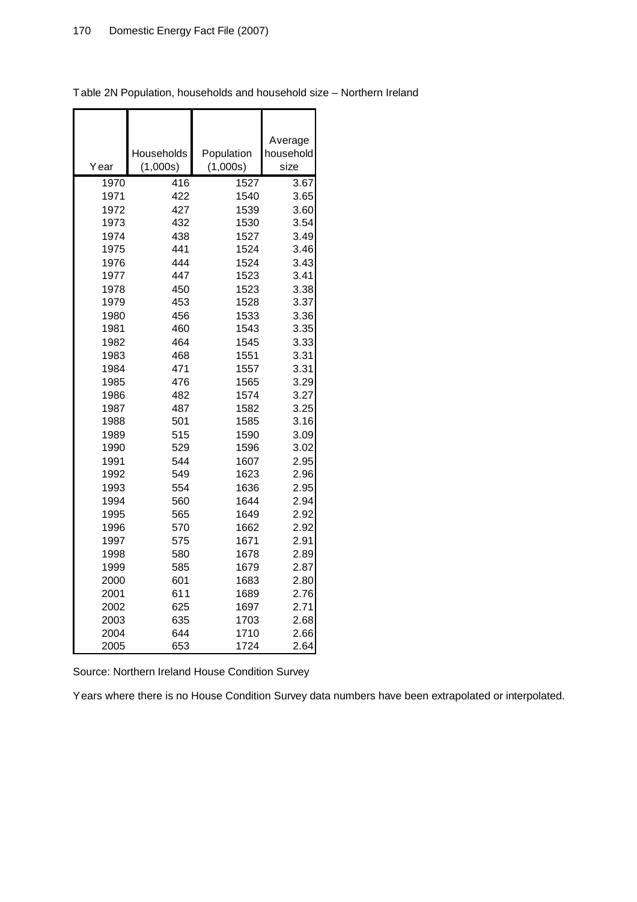Table 2N Population, households and household size – Northern Ireland

| Year | Households (1,000s) | Population (1,000s) | Average household size |
|---|---|---|---|
| 1970 | 416 | 1527 | 3.67 |
| 1971 | 422 | 1540 | 3.65 |
| 1972 | 427 | 1539 | 3.60 |
| 1973 | 432 | 1530 | 3.54 |
| 1974 | 438 | 1527 | 3.49 |
| 1975 | 441 | 1524 | 3.46 |
| 1976 | 444 | 1524 | 3.43 |
| 1977 | 447 | 1523 | 3.41 |
| 1978 | 450 | 1523 | 3.38 |
| 1979 | 453 | 1528 | 3.37 |
| 1980 | 456 | 1533 | 3.36 |
| 1981 | 460 | 1543 | 3.35 |
| 1982 | 464 | 1545 | 3.33 |
| 1983 | 468 | 1551 | 3.31 |
| 1984 | 471 | 1557 | 3.31 |
| 1985 | 476 | 1565 | 3.29 |
| 1986 | 482 | 1574 | 3.27 |
| 1987 | 487 | 1582 | 3.25 |
| 1988 | 501 | 1585 | 3.16 |
| 1989 | 515 | 1590 | 3.09 |
| 1990 | 529 | 1596 | 3.02 |
| 1991 | 544 | 1607 | 2.95 |
| 1992 | 549 | 1623 | 2.96 |
| 1993 | 554 | 1636 | 2.95 |
| 1994 | 560 | 1644 | 2.94 |
| 1995 | 565 | 1649 | 2.92 |
| 1996 | 570 | 1662 | 2.92 |
| 1997 | 575 | 1671 | 2.91 |
| 1998 | 580 | 1678 | 2.89 |
| 1999 | 585 | 1679 | 2.87 |
| 2000 | 601 | 1683 | 2.80 |
| 2001 | 611 | 1689 | 2.76 |
| 2002 | 625 | 1697 | 2.71 |
| 2003 | 635 | 1703 | 2.68 |
| 2004 | 644 | 1710 | 2.66 |
| 2005 | 653 | 1724 | 2.64 |

Source: Northern Ireland House Condition Survey

Years where there is no House Condition Survey data numbers have been extrapolated or interpolated.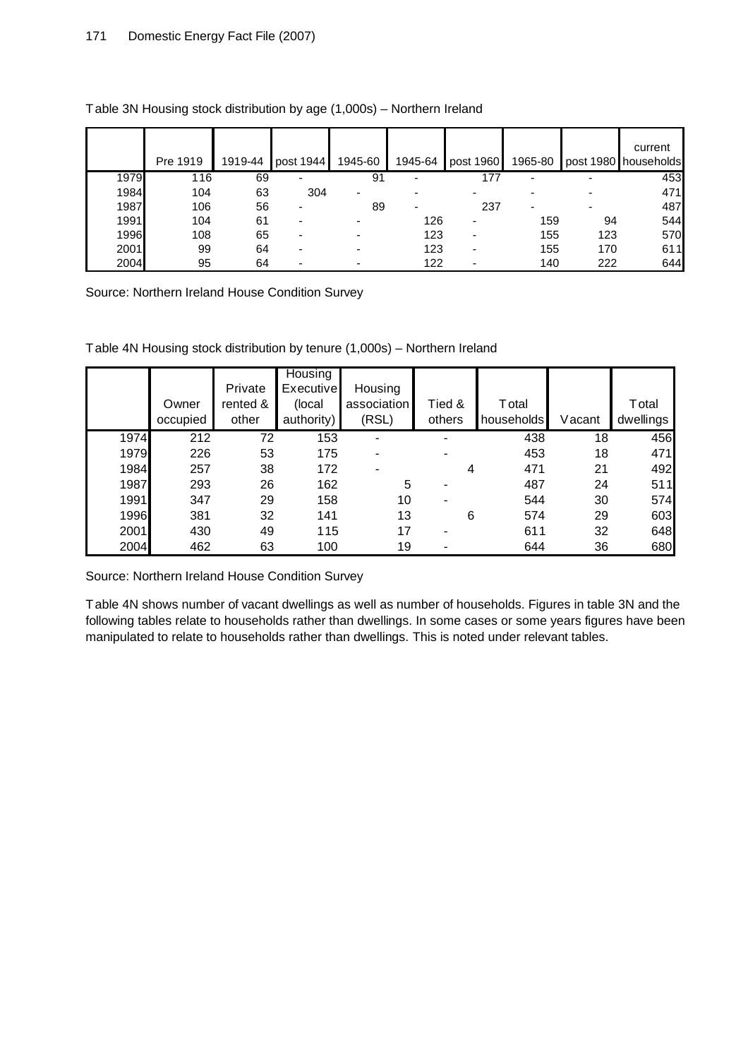Table 3N Housing stock distribution by age (1,000s) – Northern Ireland

| | Pre 1919 | 1919-44 | post 1944 | 1945-60 | 1945-64 | post 1960 | 1965-80 | post 1980 | current households |
|---|---|---|---|---|---|---|---|---|---|
| 1979 | 116 | 69 | - | 91 | - | 177 | - | - | 453 |
| 1984 | 104 | 63 | 304 | - | - | - | - | - | 471 |
| 1987 | 106 | 56 | - | 89 | - | 237 | - | - | 487 |
| 1991 | 104 | 61 | - | - | 126 | - | 159 | 94 | 544 |
| 1996 | 108 | 65 | - | - | 123 | - | 155 | 123 | 570 |
| 2001 | 99 | 64 | - | - | 123 | - | 155 | 170 | 611 |
| 2004 | 95 | 64 | - | - | 122 | - | 140 | 222 | 644 |

Source: Northern Ireland House Condition Survey

Table 4N Housing stock distribution by tenure (1,000s) – Northern Ireland

| | Owner occupied | Private rented & other | Housing Executive (local authority) | Housing association (RSL) | Tied & others | Total households | Vacant | Total dwellings |
|---|---|---|---|---|---|---|---|---|
| 1974 | 212 | 72 | 153 | - | - | 438 | 18 | 456 |
| 1979 | 226 | 53 | 175 | - | - | 453 | 18 | 471 |
| 1984 | 257 | 38 | 172 | - | 4 | 471 | 21 | 492 |
| 1987 | 293 | 26 | 162 | 5 | - | 487 | 24 | 511 |
| 1991 | 347 | 29 | 158 | 10 | - | 544 | 30 | 574 |
| 1996 | 381 | 32 | 141 | 13 | 6 | 574 | 29 | 603 |
| 2001 | 430 | 49 | 115 | 17 | - | 611 | 32 | 648 |
| 2004 | 462 | 63 | 100 | 19 | - | 644 | 36 | 680 |

Source: Northern Ireland House Condition Survey

Table 4N shows number of vacant dwellings as well as number of households. Figures in table 3N and the following tables relate to households rather than dwellings. In some cases or some years figures have been manipulated to relate to households rather than dwellings. This is noted under relevant tables.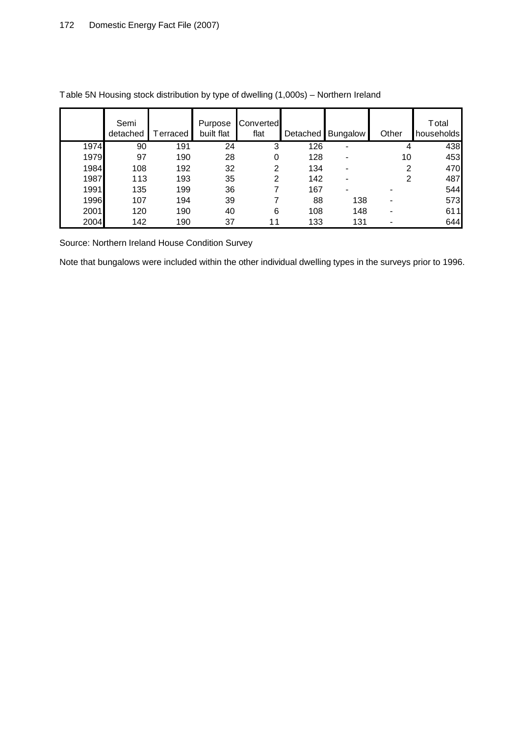Table 5N Housing stock distribution by type of dwelling (1,000s) – Northern Ireland

| | Semi detached | Terraced | Purpose built flat | Converted flat | Detached | Bungalow | Other | Total households |
|---|---|---|---|---|---|---|---|---|
| 1974 | 90 | 191 | 24 | 3 | 126 | - | 4 | 438 |
| 1979 | 97 | 190 | 28 | 0 | 128 | - | 10 | 453 |
| 1984 | 108 | 192 | 32 | 2 | 134 | - | 2 | 470 |
| 1987 | 113 | 193 | 35 | 2 | 142 | - | 2 | 487 |
| 1991 | 135 | 199 | 36 | 7 | 167 | - | - | 544 |
| 1996 | 107 | 194 | 39 | 7 | 88 | 138 | - | 573 |
| 2001 | 120 | 190 | 40 | 6 | 108 | 148 | - | 611 |
| 2004 | 142 | 190 | 37 | 11 | 133 | 131 | - | 644 |

Source: Northern Ireland House Condition Survey

Note that bungalows were included within the other individual dwelling types in the surveys prior to 1996.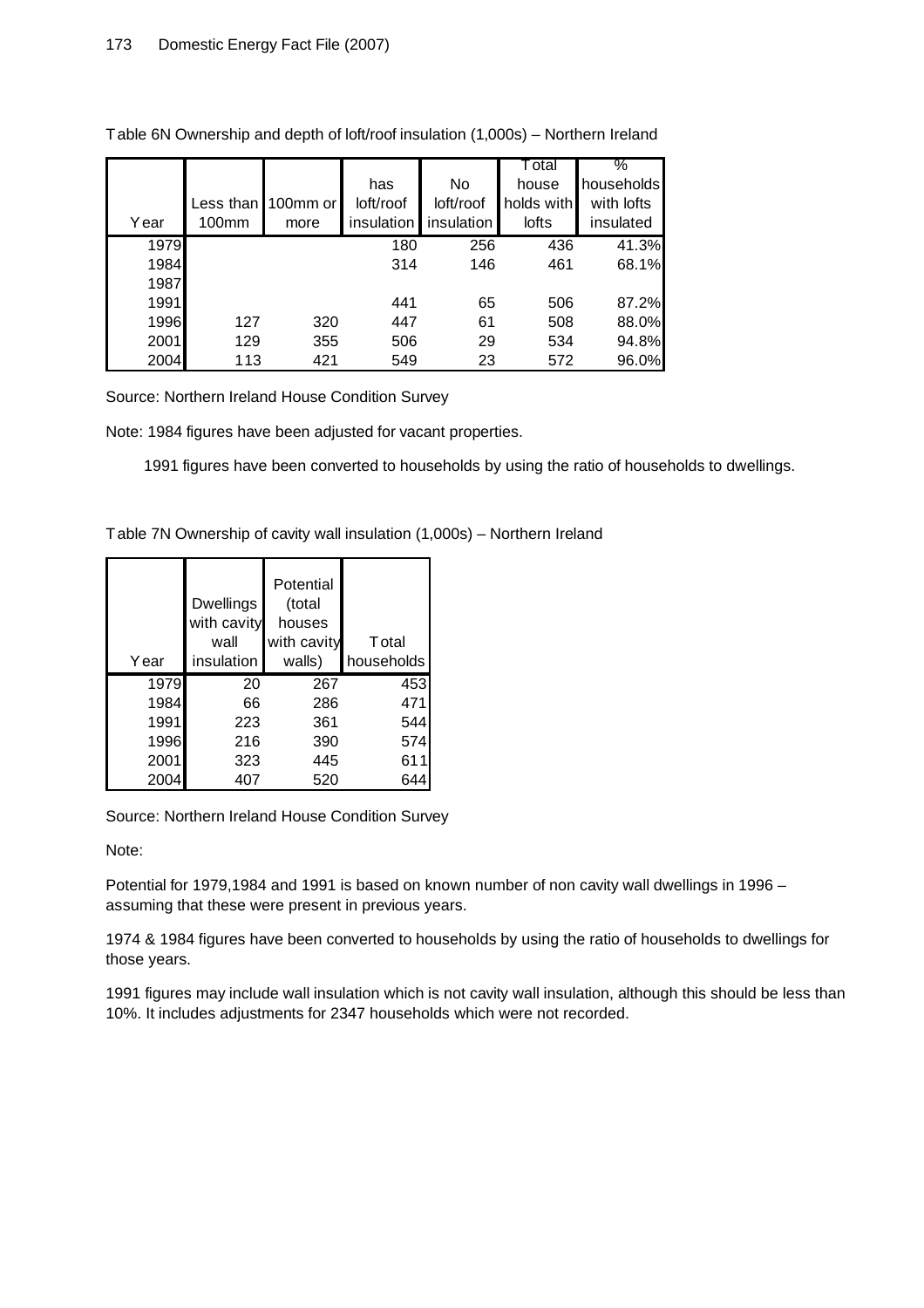Table 6N Ownership and depth of loft/roof insulation (1,000s) – Northern Ireland

| Year | Less than 100mm | 100mm or more | has loft/roof insulation | No loft/roof insulation | Total house holds with lofts | % households with lofts insulated |
|---|---|---|---|---|---|---|
| 1979 | | | 180 | 256 | 436 | 41.3% |
| 1984 | | | 314 | 146 | 461 | 68.1% |
| 1987 | | | | | | |
| 1991 | | | 441 | 65 | 506 | 87.2% |
| 1996 | 127 | 320 | 447 | 61 | 508 | 88.0% |
| 2001 | 129 | 355 | 506 | 29 | 534 | 94.8% |
| 2004 | 113 | 421 | 549 | 23 | 572 | 96.0% |

Source: Northern Ireland House Condition Survey

Note: 1984 figures have been adjusted for vacant properties.

1991 figures have been converted to households by using the ratio of households to dwellings.

Table 7N Ownership of cavity wall insulation (1,000s) – Northern Ireland

| Year | Dwellings with cavity wall insulation | Potential (total houses with cavity walls) | Total households |
|---|---|---|---|
| 1979 | 20 | 267 | 453 |
| 1984 | 66 | 286 | 471 |
| 1991 | 223 | 361 | 544 |
| 1996 | 216 | 390 | 574 |
| 2001 | 323 | 445 | 611 |
| 2004 | 407 | 520 | 644 |

Source: Northern Ireland House Condition Survey

Note:

Potential for 1979,1984 and 1991 is based on known number of non cavity wall dwellings in 1996 – assuming that these were present in previous years.

1974 & 1984 figures have been converted to households by using the ratio of households to dwellings for those years.

1991 figures may include wall insulation which is not cavity wall insulation, although this should be less than 10%. It includes adjustments for 2347 households which were not recorded.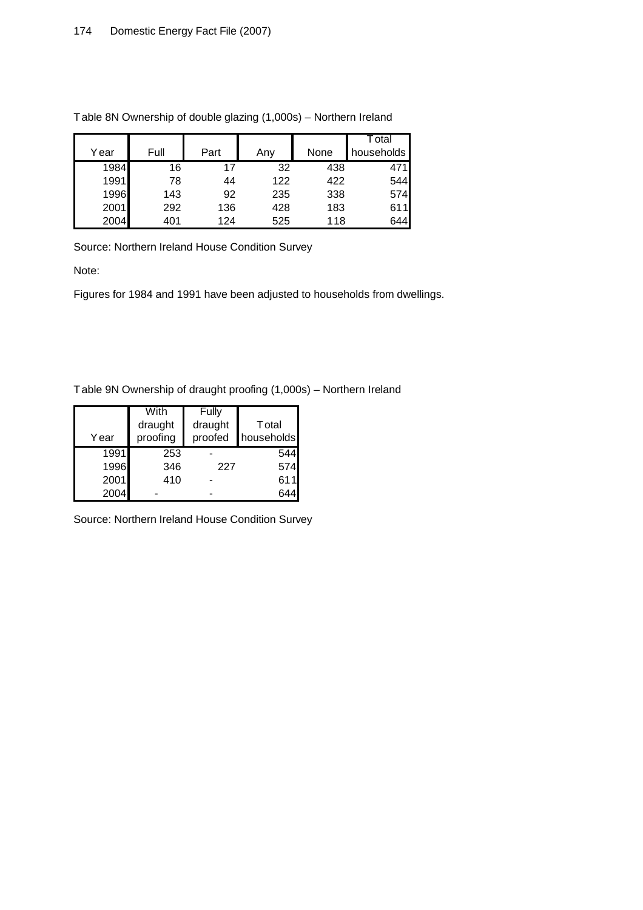Table 8N Ownership of double glazing (1,000s) – Northern Ireland

| Year | Full | Part | Any | None | Total households |
|---|---|---|---|---|---|
| 1984 | 16 | 17 | 32 | 438 | 471 |
| 1991 | 78 | 44 | 122 | 422 | 544 |
| 1996 | 143 | 92 | 235 | 338 | 574 |
| 2001 | 292 | 136 | 428 | 183 | 611 |
| 2004 | 401 | 124 | 525 | 118 | 644 |

Source: Northern Ireland House Condition Survey

Note:

Figures for 1984 and 1991 have been adjusted to households from dwellings.

Table 9N Ownership of draught proofing (1,000s) – Northern Ireland

| Year | With draught proofing | Fully draught proofed | Total households |
|---|---|---|---|
| 1991 | 253 | - | 544 |
| 1996 | 346 | 227 | 574 |
| 2001 | 410 | - | 611 |
| 2004 | - | - | 644 |

Source: Northern Ireland House Condition Survey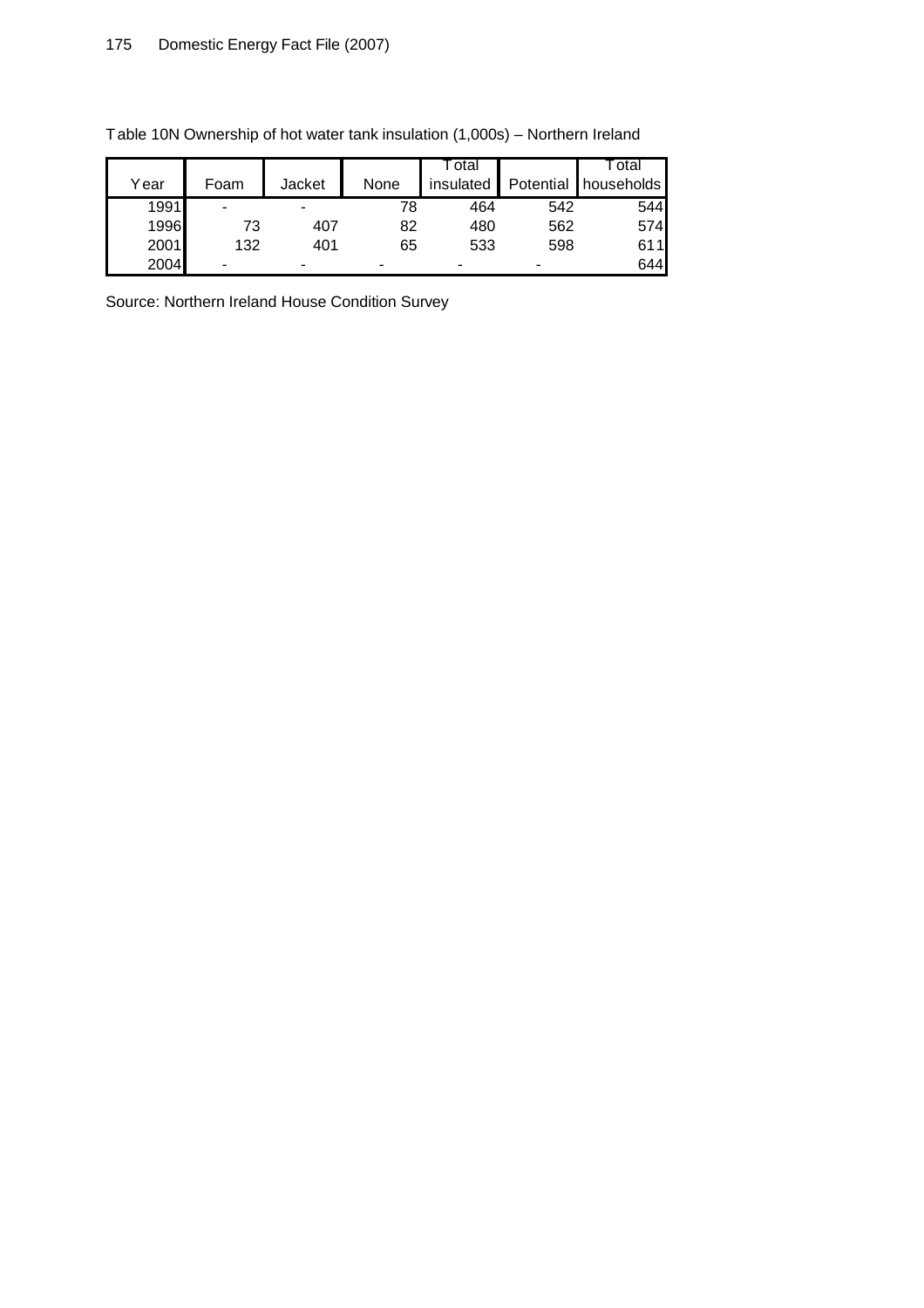Table 10N Ownership of hot water tank insulation (1,000s) – Northern Ireland

| Year | Foam | Jacket | None | Total insulated | Potential | Total households |
|---|---|---|---|---|---|---|
| 1991 | - | - | 78 | 464 | 542 | 544 |
| 1996 | 73 | 407 | 82 | 480 | 562 | 574 |
| 2001 | 132 | 401 | 65 | 533 | 598 | 611 |
| 2004 | - | - | - | - | - | 644 |

Source: Northern Ireland House Condition Survey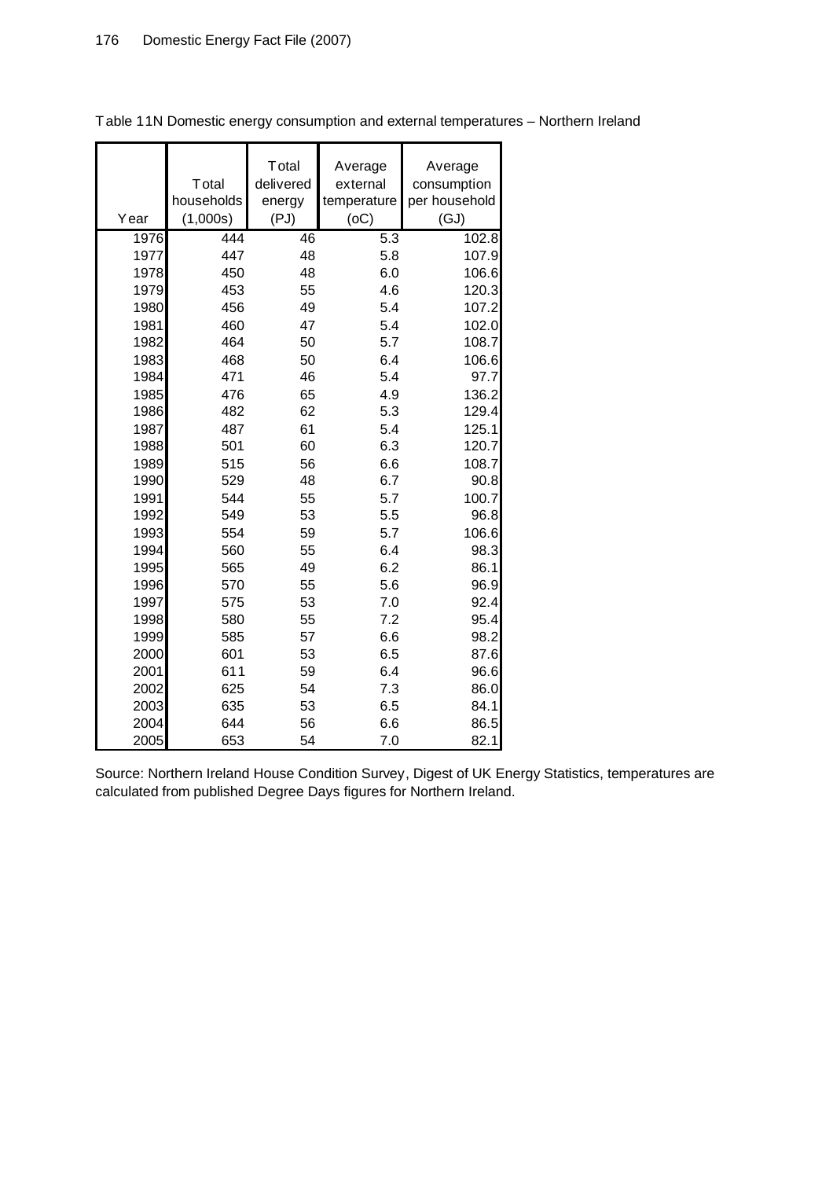Table 11N Domestic energy consumption and external temperatures – Northern Ireland

| Year | Total households (1,000s) | Total delivered energy (PJ) | Average external temperature (oC) | Average consumption per household (GJ) |
|---|---|---|---|---|
| 1976 | 444 | 46 | 5.3 | 102.8 |
| 1977 | 447 | 48 | 5.8 | 107.9 |
| 1978 | 450 | 48 | 6.0 | 106.6 |
| 1979 | 453 | 55 | 4.6 | 120.3 |
| 1980 | 456 | 49 | 5.4 | 107.2 |
| 1981 | 460 | 47 | 5.4 | 102.0 |
| 1982 | 464 | 50 | 5.7 | 108.7 |
| 1983 | 468 | 50 | 6.4 | 106.6 |
| 1984 | 471 | 46 | 5.4 | 97.7 |
| 1985 | 476 | 65 | 4.9 | 136.2 |
| 1986 | 482 | 62 | 5.3 | 129.4 |
| 1987 | 487 | 61 | 5.4 | 125.1 |
| 1988 | 501 | 60 | 6.3 | 120.7 |
| 1989 | 515 | 56 | 6.6 | 108.7 |
| 1990 | 529 | 48 | 6.7 | 90.8 |
| 1991 | 544 | 55 | 5.7 | 100.7 |
| 1992 | 549 | 53 | 5.5 | 96.8 |
| 1993 | 554 | 59 | 5.7 | 106.6 |
| 1994 | 560 | 55 | 6.4 | 98.3 |
| 1995 | 565 | 49 | 6.2 | 86.1 |
| 1996 | 570 | 55 | 5.6 | 96.9 |
| 1997 | 575 | 53 | 7.0 | 92.4 |
| 1998 | 580 | 55 | 7.2 | 95.4 |
| 1999 | 585 | 57 | 6.6 | 98.2 |
| 2000 | 601 | 53 | 6.5 | 87.6 |
| 2001 | 611 | 59 | 6.4 | 96.6 |
| 2002 | 625 | 54 | 7.3 | 86.0 |
| 2003 | 635 | 53 | 6.5 | 84.1 |
| 2004 | 644 | 56 | 6.6 | 86.5 |
| 2005 | 653 | 54 | 7.0 | 82.1 |

Source: Northern Ireland House Condition Survey, Digest of UK Energy Statistics, temperatures are calculated from published Degree Days figures for Northern Ireland.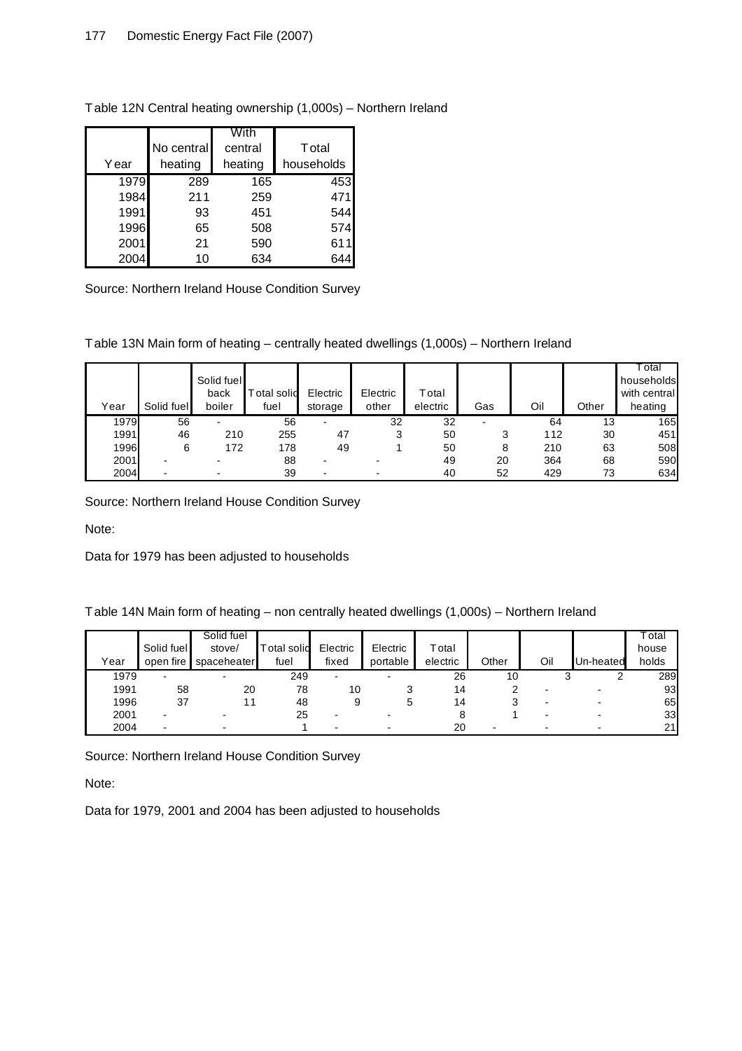Table 12N Central heating ownership (1,000s) – Northern Ireland

| Year | No central heating | With central heating | Total households |
|---|---|---|---|
| 1979 | 289 | 165 | 453 |
| 1984 | 211 | 259 | 471 |
| 1991 | 93 | 451 | 544 |
| 1996 | 65 | 508 | 574 |
| 2001 | 21 | 590 | 611 |
| 2004 | 10 | 634 | 644 |

Source: Northern Ireland House Condition Survey

Table 13N Main form of heating – centrally heated dwellings (1,000s) – Northern Ireland

| Year | Solid fuel | Solid fuel back boiler | Total solid fuel | Electric storage | Electric other | Total electric | Gas | Oil | Other | Total households with central heating |
|---|---|---|---|---|---|---|---|---|---|---|
| 1979 | 56 | - | 56 | - | 32 | 32 | - | 64 | 13 | 165 |
| 1991 | 46 | 210 | 255 | 47 | 3 | 50 | 3 | 112 | 30 | 451 |
| 1996 | 6 | 172 | 178 | 49 | 1 | 50 | 8 | 210 | 63 | 508 |
| 2001 | - | - | 88 | - | - | 49 | 20 | 364 | 68 | 590 |
| 2004 | - | - | 39 | - | - | 40 | 52 | 429 | 73 | 634 |

Source: Northern Ireland House Condition Survey

Note:

Data for 1979 has been adjusted to households

Table 14N Main form of heating – non centrally heated dwellings (1,000s) – Northern Ireland

| Year | Solid fuel open fire | Solid fuel stove/ spaceheater | Total solid fuel | Electric fixed | Electric portable | Total electric | Other | Oil | Un-heated | Total house holds |
|---|---|---|---|---|---|---|---|---|---|---|
| 1979 | - | - | 249 | - | - | 26 | 10 | 3 | 2 | 289 |
| 1991 | 58 | 20 | 78 | 10 | 3 | 14 | 2 | - | - | 93 |
| 1996 | 37 | 11 | 48 | 9 | 5 | 14 | 3 | - | - | 65 |
| 2001 | - | - | 25 | - | - | 8 | 1 | - | - | 33 |
| 2004 | - | - | 1 | - | - | 20 | - | - | - | 21 |

Source: Northern Ireland House Condition Survey

Note:

Data for 1979, 2001 and 2004 has been adjusted to households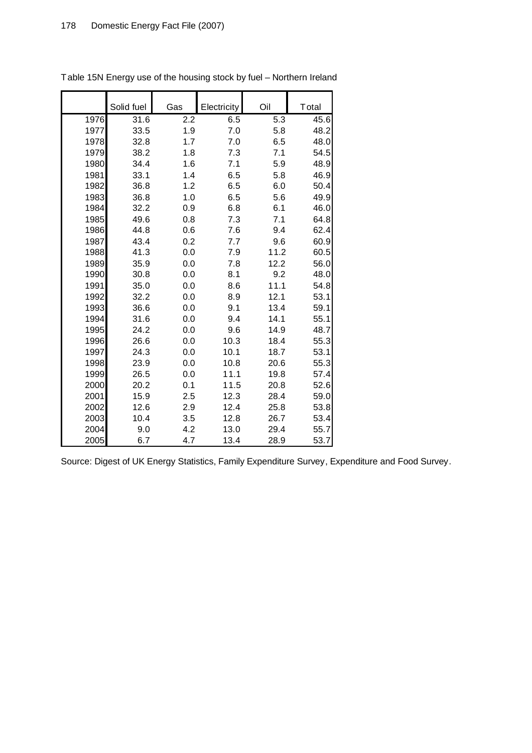Table 15N Energy use of the housing stock by fuel – Northern Ireland

| | Solid fuel | Gas | Electricity | Oil | Total |
|---|---|---|---|---|---|
| 1976 | 31.6 | 2.2 | 6.5 | 5.3 | 45.6 |
| 1977 | 33.5 | 1.9 | 7.0 | 5.8 | 48.2 |
| 1978 | 32.8 | 1.7 | 7.0 | 6.5 | 48.0 |
| 1979 | 38.2 | 1.8 | 7.3 | 7.1 | 54.5 |
| 1980 | 34.4 | 1.6 | 7.1 | 5.9 | 48.9 |
| 1981 | 33.1 | 1.4 | 6.5 | 5.8 | 46.9 |
| 1982 | 36.8 | 1.2 | 6.5 | 6.0 | 50.4 |
| 1983 | 36.8 | 1.0 | 6.5 | 5.6 | 49.9 |
| 1984 | 32.2 | 0.9 | 6.8 | 6.1 | 46.0 |
| 1985 | 49.6 | 0.8 | 7.3 | 7.1 | 64.8 |
| 1986 | 44.8 | 0.6 | 7.6 | 9.4 | 62.4 |
| 1987 | 43.4 | 0.2 | 7.7 | 9.6 | 60.9 |
| 1988 | 41.3 | 0.0 | 7.9 | 11.2 | 60.5 |
| 1989 | 35.9 | 0.0 | 7.8 | 12.2 | 56.0 |
| 1990 | 30.8 | 0.0 | 8.1 | 9.2 | 48.0 |
| 1991 | 35.0 | 0.0 | 8.6 | 11.1 | 54.8 |
| 1992 | 32.2 | 0.0 | 8.9 | 12.1 | 53.1 |
| 1993 | 36.6 | 0.0 | 9.1 | 13.4 | 59.1 |
| 1994 | 31.6 | 0.0 | 9.4 | 14.1 | 55.1 |
| 1995 | 24.2 | 0.0 | 9.6 | 14.9 | 48.7 |
| 1996 | 26.6 | 0.0 | 10.3 | 18.4 | 55.3 |
| 1997 | 24.3 | 0.0 | 10.1 | 18.7 | 53.1 |
| 1998 | 23.9 | 0.0 | 10.8 | 20.6 | 55.3 |
| 1999 | 26.5 | 0.0 | 11.1 | 19.8 | 57.4 |
| 2000 | 20.2 | 0.1 | 11.5 | 20.8 | 52.6 |
| 2001 | 15.9 | 2.5 | 12.3 | 28.4 | 59.0 |
| 2002 | 12.6 | 2.9 | 12.4 | 25.8 | 53.8 |
| 2003 | 10.4 | 3.5 | 12.8 | 26.7 | 53.4 |
| 2004 | 9.0 | 4.2 | 13.0 | 29.4 | 55.7 |
| 2005 | 6.7 | 4.7 | 13.4 | 28.9 | 53.7 |

Source: Digest of UK Energy Statistics, Family Expenditure Survey, Expenditure and Food Survey.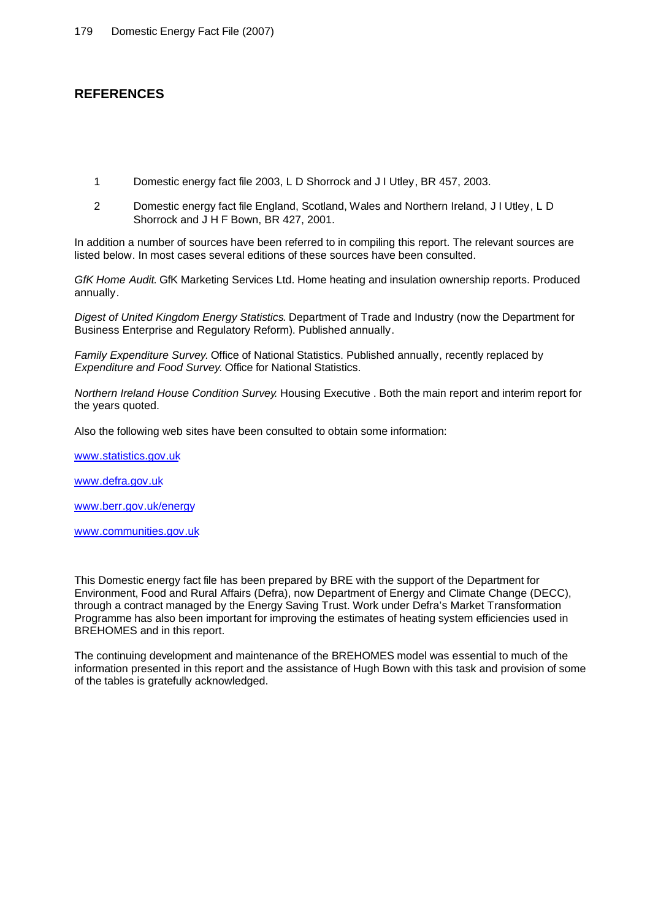## REFERENCES

1. Domestic energy fact file 2003, L D Shorrock and J I Utley, BR 457, 2003.

2. Domestic energy fact file England, Scotland, Wales and Northern Ireland, J I Utley, L D Shorrock and J H F Bown, BR 427, 2001.

In addition a number of sources have been referred to in compiling this report. The relevant sources are listed below. In most cases several editions of these sources have been consulted.

*GfK Home Audit*. GfK Marketing Services Ltd. Home heating and insulation ownership reports. Produced annually.

*Digest of United Kingdom Energy Statistics*. Department of Trade and Industry (now the Department for Business Enterprise and Regulatory Reform). Published annually.

*Family Expenditure Survey.* Office of National Statistics. Published annually, recently replaced by *Expenditure and Food Survey.* Office for National Statistics.

*Northern Ireland House Condition Survey.* Housing Executive . Both the main report and interim report for the years quoted.

Also the following web sites have been consulted to obtain some information:

www.statistics.gov.uk

www.defra.gov.uk

www.berr.gov.uk/energy

www.communities.gov.uk

This Domestic energy fact file has been prepared by BRE with the support of the Department for Environment, Food and Rural Affairs (Defra), now Department of Energy and Climate Change (DECC), through a contract managed by the Energy Saving Trust. Work under Defra's Market Transformation Programme has also been important for improving the estimates of heating system efficiencies used in BREHOMES and in this report.

The continuing development and maintenance of the BREHOMES model was essential to much of the information presented in this report and the assistance of Hugh Bown with this task and provision of some of the tables is gratefully acknowledged.